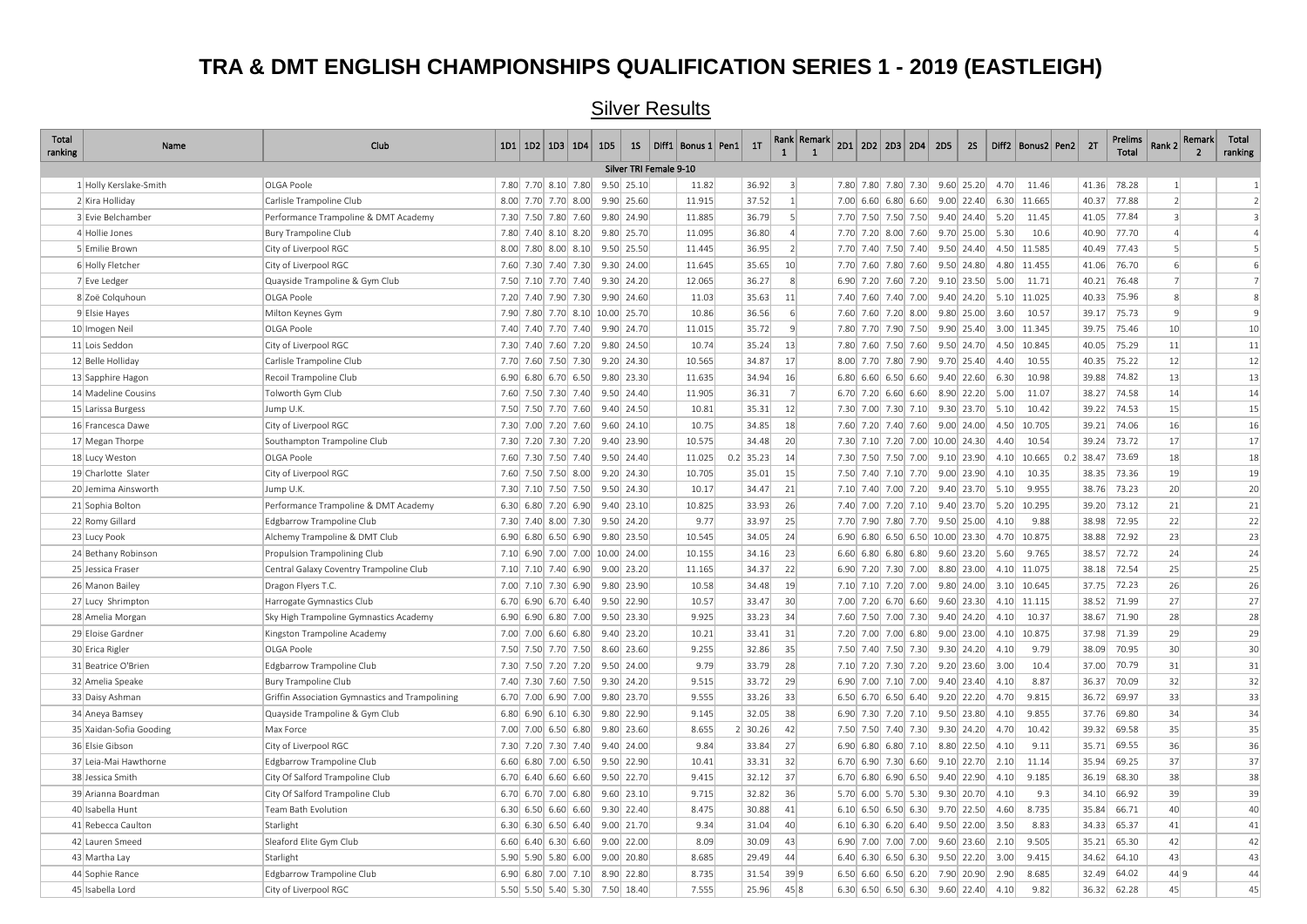# TRA & DMT ENGLISH CHAMPIONSHIPS QUALIFICATION SERIES 1 - 2019 (EASTLEIGH)

## Silver Results

| Total ranking | Name | Club | 1D1 | 1D2 | 1D3 | 1D4 | 1D5 | 1S | Diff1 | Bonus 1 | Pen1 | 1T | Rank 1 | Remark 1 | 2D1 | 2D2 | 2D3 | 2D4 | 2D5 | 2S | Diff2 | Bonus2 | Pen2 | 2T | Prelims Total | Rank 2 | Remark 2 | Total ranking |
|---|---|---|---|---|---|---|---|---|---|---|---|---|---|---|---|---|---|---|---|---|---|---|---|---|---|---|---|---|
| | | | | | | | | | | Silver TRI Female 9-10 | | | | | | | | | | | | | | | | | | |
| 1 | Holly Kerslake-Smith | OLGA Poole | 7.80 | 7.70 | 8.10 | 7.80 | 9.50 | 25.10 | | 11.82 | | 36.92 | 3 | | 7.80 | 7.80 | 7.80 | 7.30 | 9.60 | 25.20 | 4.70 | 11.46 | | 41.36 | 78.28 | 1 | | 1 |
| 2 | Kira Holliday | Carlisle Trampoline Club | 8.00 | 7.70 | 7.70 | 8.00 | 9.90 | 25.60 | | 11.915 | | 37.52 | 1 | | 7.00 | 6.60 | 6.80 | 6.60 | 9.00 | 22.40 | 6.30 | 11.665 | | 40.37 | 77.88 | 2 | | 2 |
| 3 | Evie Belchamber | Performance Trampoline & DMT Academy | 7.30 | 7.50 | 7.80 | 7.60 | 9.80 | 24.90 | | 11.885 | | 36.79 | 5 | | 7.70 | 7.50 | 7.50 | 7.50 | 9.40 | 24.40 | 5.20 | 11.45 | | 41.05 | 77.84 | 3 | | 3 |
| 4 | Hollie Jones | Bury Trampoline Club | 7.80 | 7.40 | 8.10 | 8.20 | 9.80 | 25.70 | | 11.095 | | 36.80 | 4 | | 7.70 | 7.20 | 8.00 | 7.60 | 9.70 | 25.00 | 5.30 | 10.6 | | 40.90 | 77.70 | 4 | | 4 |
| 5 | Emilie Brown | City of Liverpool RGC | 8.00 | 7.80 | 8.00 | 8.10 | 9.50 | 25.50 | | 11.445 | | 36.95 | 2 | | 7.70 | 7.40 | 7.50 | 7.40 | 9.50 | 24.40 | 4.50 | 11.585 | | 40.49 | 77.43 | 5 | | 5 |
| 6 | Holly Fletcher | City of Liverpool RGC | 7.60 | 7.30 | 7.40 | 7.30 | 9.30 | 24.00 | | 11.645 | | 35.65 | 10 | | 7.70 | 7.60 | 7.80 | 7.60 | 9.50 | 24.80 | 4.80 | 11.455 | | 41.06 | 76.70 | 6 | | 6 |
| 7 | Eve Ledger | Quayside Trampoline & Gym Club | 7.50 | 7.10 | 7.70 | 7.40 | 9.30 | 24.20 | | 12.065 | | 36.27 | 8 | | 6.90 | 7.20 | 7.60 | 7.20 | 9.10 | 23.50 | 5.00 | 11.71 | | 40.21 | 76.48 | 7 | | 7 |
| 8 | Zoë Colquhoun | OLGA Poole | 7.20 | 7.40 | 7.90 | 7.30 | 9.90 | 24.60 | | 11.03 | | 35.63 | 11 | | 7.40 | 7.60 | 7.40 | 7.00 | 9.40 | 24.20 | 5.10 | 11.025 | | 40.33 | 75.96 | 8 | | 8 |
| 9 | Elsie Hayes | Milton Keynes Gym | 7.90 | 7.80 | 7.70 | 8.10 | 10.00 | 25.70 | | 10.86 | | 36.56 | 6 | | 7.60 | 7.60 | 7.20 | 8.00 | 9.80 | 25.00 | 3.60 | 10.57 | | 39.17 | 75.73 | 9 | | 9 |
| 10 | Imogen Neil | OLGA Poole | 7.40 | 7.40 | 7.70 | 7.40 | 9.90 | 24.70 | | 11.015 | | 35.72 | 9 | | 7.80 | 7.70 | 7.90 | 7.50 | 9.90 | 25.40 | 3.00 | 11.345 | | 39.75 | 75.46 | 10 | | 10 |
| 11 | Lois Seddon | City of Liverpool RGC | 7.30 | 7.40 | 7.60 | 7.20 | 9.80 | 24.50 | | 10.74 | | 35.24 | 13 | | 7.80 | 7.60 | 7.50 | 7.60 | 9.50 | 24.70 | 4.50 | 10.845 | | 40.05 | 75.29 | 11 | | 11 |
| 12 | Belle Holliday | Carlisle Trampoline Club | 7.70 | 7.60 | 7.50 | 7.30 | 9.20 | 24.30 | | 10.565 | | 34.87 | 17 | | 8.00 | 7.70 | 7.80 | 7.90 | 9.70 | 25.40 | 4.40 | 10.55 | | 40.35 | 75.22 | 12 | | 12 |
| 13 | Sapphire Hagon | Recoil Trampoline Club | 6.90 | 6.80 | 6.70 | 6.50 | 9.80 | 23.30 | | 11.635 | | 34.94 | 16 | | 6.80 | 6.60 | 6.50 | 6.60 | 9.40 | 22.60 | 6.30 | 10.98 | | 39.88 | 74.82 | 13 | | 13 |
| 14 | Madeline Cousins | Tolworth Gym Club | 7.60 | 7.50 | 7.30 | 7.40 | 9.50 | 24.40 | | 11.905 | | 36.31 | 7 | | 6.70 | 7.20 | 6.60 | 6.60 | 8.90 | 22.20 | 5.00 | 11.07 | | 38.27 | 74.58 | 14 | | 14 |
| 15 | Larissa Burgess | Jump U.K. | 7.50 | 7.50 | 7.70 | 7.60 | 9.40 | 24.50 | | 10.81 | | 35.31 | 12 | | 7.30 | 7.00 | 7.30 | 7.10 | 9.30 | 23.70 | 5.10 | 10.42 | | 39.22 | 74.53 | 15 | | 15 |
| 16 | Francesca Dawe | City of Liverpool RGC | 7.30 | 7.00 | 7.20 | 7.60 | 9.60 | 24.10 | | 10.75 | | 34.85 | 18 | | 7.60 | 7.20 | 7.40 | 7.60 | 9.00 | 24.00 | 4.50 | 10.705 | | 39.21 | 74.06 | 16 | | 16 |
| 17 | Megan Thorpe | Southampton Trampoline Club | 7.30 | 7.20 | 7.30 | 7.20 | 9.40 | 23.90 | | 10.575 | | 34.48 | 20 | | 7.30 | 7.10 | 7.20 | 7.00 | 10.00 | 24.30 | 4.40 | 10.54 | | 39.24 | 73.72 | 17 | | 17 |
| 18 | Lucy Weston | OLGA Poole | 7.60 | 7.30 | 7.50 | 7.40 | 9.50 | 24.40 | | 11.025 | 0.2 | 35.23 | 14 | | 7.30 | 7.50 | 7.50 | 7.00 | 9.10 | 23.90 | 4.10 | 10.665 | 0.2 | 38.47 | 73.69 | 18 | | 18 |
| 19 | Charlotte Slater | City of Liverpool RGC | 7.60 | 7.50 | 7.50 | 8.00 | 9.20 | 24.30 | | 10.705 | | 35.01 | 15 | | 7.50 | 7.40 | 7.10 | 7.70 | 9.00 | 23.90 | 4.10 | 10.35 | | 38.35 | 73.36 | 19 | | 19 |
| 20 | Jemima Ainsworth | Jump U.K. | 7.30 | 7.10 | 7.50 | 7.50 | 9.50 | 24.30 | | 10.17 | | 34.47 | 21 | | 7.10 | 7.40 | 7.00 | 7.20 | 9.40 | 23.70 | 5.10 | 9.955 | | 38.76 | 73.23 | 20 | | 20 |
| 21 | Sophia Bolton | Performance Trampoline & DMT Academy | 6.30 | 6.80 | 7.20 | 6.90 | 9.40 | 23.10 | | 10.825 | | 33.93 | 26 | | 7.40 | 7.00 | 7.20 | 7.10 | 9.40 | 23.70 | 5.20 | 10.295 | | 39.20 | 73.12 | 21 | | 21 |
| 22 | Romy Gillard | Edgbarrow Trampoline Club | 7.30 | 7.40 | 8.00 | 7.30 | 9.50 | 24.20 | | 9.77 | | 33.97 | 25 | | 7.70 | 7.90 | 7.80 | 7.70 | 9.50 | 25.00 | 4.10 | 9.88 | | 38.98 | 72.95 | 22 | | 22 |
| 23 | Lucy Pook | Alchemy Trampoline & DMT Club | 6.90 | 6.80 | 6.50 | 6.90 | 9.80 | 23.50 | | 10.545 | | 34.05 | 24 | | 6.90 | 6.80 | 6.50 | 6.50 | 10.00 | 23.30 | 4.70 | 10.875 | | 38.88 | 72.92 | 23 | | 23 |
| 24 | Bethany Robinson | Propulsion Trampolining Club | 7.10 | 6.90 | 7.00 | 7.00 | 10.00 | 24.00 | | 10.155 | | 34.16 | 23 | | 6.60 | 6.80 | 6.80 | 6.80 | 9.60 | 23.20 | 5.60 | 9.765 | | 38.57 | 72.72 | 24 | | 24 |
| 25 | Jessica Fraser | Central Galaxy Coventry Trampoline Club | 7.10 | 7.10 | 7.40 | 6.90 | 9.00 | 23.20 | | 11.165 | | 34.37 | 22 | | 6.90 | 7.20 | 7.30 | 7.00 | 8.80 | 23.00 | 4.10 | 11.075 | | 38.18 | 72.54 | 25 | | 25 |
| 26 | Manon Bailey | Dragon Flyers T.C. | 7.00 | 7.10 | 7.30 | 6.90 | 9.80 | 23.90 | | 10.58 | | 34.48 | 19 | | 7.10 | 7.10 | 7.20 | 7.00 | 9.80 | 24.00 | 3.10 | 10.645 | | 37.75 | 72.23 | 26 | | 26 |
| 27 | Lucy Shrimpton | Harrogate Gymnastics Club | 6.70 | 6.90 | 6.70 | 6.40 | 9.50 | 22.90 | | 10.57 | | 33.47 | 30 | | 7.00 | 7.20 | 6.70 | 6.60 | 9.60 | 23.30 | 4.10 | 11.115 | | 38.52 | 71.99 | 27 | | 27 |
| 28 | Amelia Morgan | Sky High Trampoline Gymnastics Academy | 6.90 | 6.90 | 6.80 | 7.00 | 9.50 | 23.30 | | 9.925 | | 33.23 | 34 | | 7.60 | 7.50 | 7.00 | 7.30 | 9.40 | 24.20 | 4.10 | 10.37 | | 38.67 | 71.90 | 28 | | 28 |
| 29 | Eloise Gardner | Kingston Trampoline Academy | 7.00 | 7.00 | 6.60 | 6.80 | 9.40 | 23.20 | | 10.21 | | 33.41 | 31 | | 7.20 | 7.00 | 7.00 | 6.80 | 9.00 | 23.00 | 4.10 | 10.875 | | 37.98 | 71.39 | 29 | | 29 |
| 30 | Erica Rigler | OLGA Poole | 7.50 | 7.50 | 7.70 | 7.50 | 8.60 | 23.60 | | 9.255 | | 32.86 | 35 | | 7.50 | 7.40 | 7.50 | 7.30 | 9.30 | 24.20 | 4.10 | 9.79 | | 38.09 | 70.95 | 30 | | 30 |
| 31 | Beatrice O'Brien | Edgbarrow Trampoline Club | 7.30 | 7.50 | 7.20 | 7.20 | 9.50 | 24.00 | | 9.79 | | 33.79 | 28 | | 7.10 | 7.20 | 7.30 | 7.20 | 9.20 | 23.60 | 3.00 | 10.4 | | 37.00 | 70.79 | 31 | | 31 |
| 32 | Amelia Speake | Bury Trampoline Club | 7.40 | 7.30 | 7.60 | 7.50 | 9.30 | 24.20 | | 9.515 | | 33.72 | 29 | | 6.90 | 7.00 | 7.10 | 7.00 | 9.40 | 23.40 | 4.10 | 8.87 | | 36.37 | 70.09 | 32 | | 32 |
| 33 | Daisy Ashman | Griffin Association Gymnastics and Trampolining | 6.70 | 7.00 | 6.90 | 7.00 | 9.80 | 23.70 | | 9.555 | | 33.26 | 33 | | 6.50 | 6.70 | 6.50 | 6.40 | 9.20 | 22.20 | 4.70 | 9.815 | | 36.72 | 69.97 | 33 | | 33 |
| 34 | Aneya Bamsey | Quayside Trampoline & Gym Club | 6.80 | 6.90 | 6.10 | 6.30 | 9.80 | 22.90 | | 9.145 | | 32.05 | 38 | | 6.90 | 7.30 | 7.20 | 7.10 | 9.50 | 23.80 | 4.10 | 9.855 | | 37.76 | 69.80 | 34 | | 34 |
| 35 | Xaidan-Sofia Gooding | Max Force | 7.00 | 7.00 | 6.50 | 6.80 | 9.80 | 23.60 | | 8.655 | 2 | 30.26 | 42 | | 7.50 | 7.50 | 7.40 | 7.30 | 9.30 | 24.20 | 4.70 | 10.42 | | 39.32 | 69.58 | 35 | | 35 |
| 36 | Elsie Gibson | City of Liverpool RGC | 7.30 | 7.20 | 7.30 | 7.40 | 9.40 | 24.00 | | 9.84 | | 33.84 | 27 | | 6.90 | 6.80 | 6.80 | 7.10 | 8.80 | 22.50 | 4.10 | 9.11 | | 35.71 | 69.55 | 36 | | 36 |
| 37 | Leia-Mai Hawthorne | Edgbarrow Trampoline Club | 6.60 | 6.80 | 7.00 | 6.50 | 9.50 | 22.90 | | 10.41 | | 33.31 | 32 | | 6.70 | 6.90 | 7.30 | 6.60 | 9.10 | 22.70 | 2.10 | 11.14 | | 35.94 | 69.25 | 37 | | 37 |
| 38 | Jessica Smith | City Of Salford Trampoline Club | 6.70 | 6.40 | 6.60 | 6.60 | 9.50 | 22.70 | | 9.415 | | 32.12 | 37 | | 6.70 | 6.80 | 6.90 | 6.50 | 9.40 | 22.90 | 4.10 | 9.185 | | 36.19 | 68.30 | 38 | | 38 |
| 39 | Arianna Boardman | City Of Salford Trampoline Club | 6.70 | 6.70 | 7.00 | 6.80 | 9.60 | 23.10 | | 9.715 | | 32.82 | 36 | | 5.70 | 6.00 | 5.70 | 5.30 | 9.30 | 20.70 | 4.10 | 9.3 | | 34.10 | 66.92 | 39 | | 39 |
| 40 | Isabella Hunt | Team Bath Evolution | 6.30 | 6.50 | 6.60 | 6.60 | 9.30 | 22.40 | | 8.475 | | 30.88 | 41 | | 6.10 | 6.50 | 6.50 | 6.30 | 9.70 | 22.50 | 4.60 | 8.735 | | 35.84 | 66.71 | 40 | | 40 |
| 41 | Rebecca Caulton | Starlight | 6.30 | 6.30 | 6.50 | 6.40 | 9.00 | 21.70 | | 9.34 | | 31.04 | 40 | | 6.10 | 6.30 | 6.20 | 6.40 | 9.50 | 22.00 | 3.50 | 8.83 | | 34.33 | 65.37 | 41 | | 41 |
| 42 | Lauren Smeed | Sleaford Elite Gym Club | 6.60 | 6.40 | 6.30 | 6.60 | 9.00 | 22.00 | | 8.09 | | 30.09 | 43 | | 6.90 | 7.00 | 7.00 | 7.00 | 9.60 | 23.60 | 2.10 | 9.505 | | 35.21 | 65.30 | 42 | | 42 |
| 43 | Martha Lay | Starlight | 5.90 | 5.90 | 5.80 | 6.00 | 9.00 | 20.80 | | 8.685 | | 29.49 | 44 | | 6.40 | 6.30 | 6.50 | 6.30 | 9.50 | 22.20 | 3.00 | 9.415 | | 34.62 | 64.10 | 43 | | 43 |
| 44 | Sophie Rance | Edgbarrow Trampoline Club | 6.90 | 6.80 | 7.00 | 7.10 | 8.90 | 22.80 | | 8.735 | | 31.54 | 39 | 9 | 6.50 | 6.60 | 6.50 | 6.20 | 7.90 | 20.90 | 2.90 | 8.685 | | 32.49 | 64.02 | 44 | 9 | 44 |
| 45 | Isabella Lord | City of Liverpool RGC | 5.50 | 5.50 | 5.40 | 5.30 | 7.50 | 18.40 | | 7.555 | | 25.96 | 45 | 8 | 6.30 | 6.50 | 6.50 | 6.30 | 9.60 | 22.40 | 4.10 | 9.82 | | 36.32 | 62.28 | 45 | | 45 |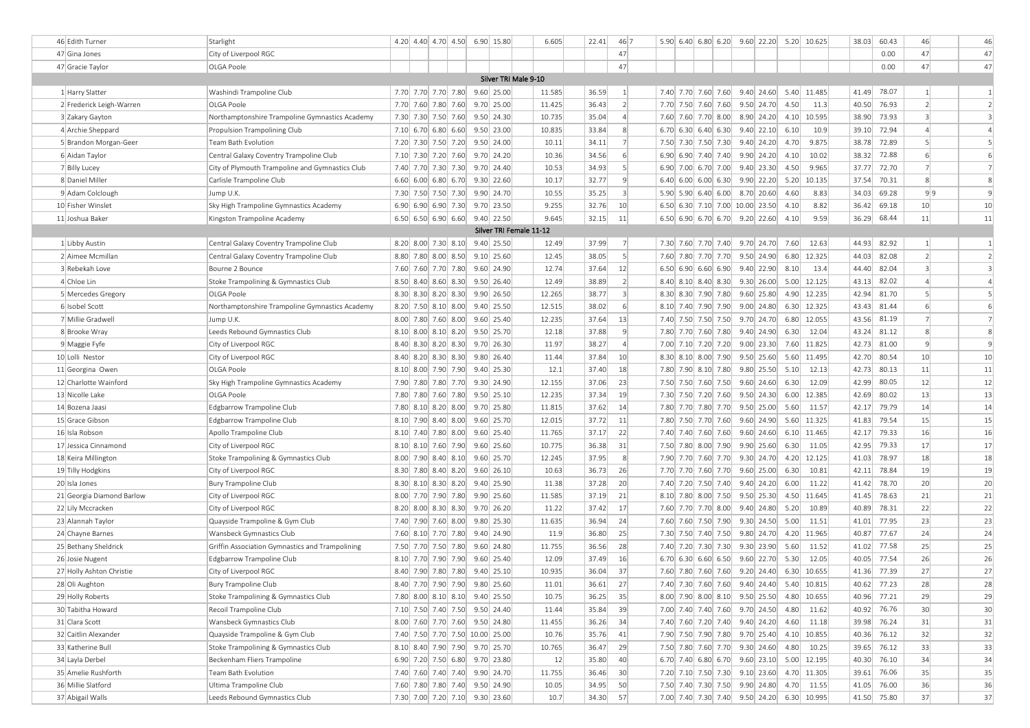| | | | | | | | | | | | | | | | | | | | | | | | | | |
|---|---|---|---|---|---|---|---|---|---|---|---|---|---|---|---|---|---|---|---|---|---|---|---|---|---|
| 46 | Edith Turner | Starlight | 4.20 | 4.40 | 4.70 | 4.50 | 6.90 | 15.80 | 6.605 | 22.41 | 46 | 7 | 5.90 | 6.40 | 6.80 | 6.20 | 9.60 | 22.20 | 5.20 | 10.625 | 38.03 | 60.43 | 46 | | 46 |
| 47 | Gina Jones | City of Liverpool RGC | | | | | | | | | 47 | | | | | | | | | | | 0.00 | 47 | | 47 |
| 47 | Gracie Taylor | OLGA Poole | | | | | | | | | 47 | | | | | | | | | | | 0.00 | 47 | | 47 |
| | **Silver TRI Male 9-10** | | | | | | | | | | | | | | | | | | | | | | | | |
| 1 | Harry Slatter | Washindi Trampoline Club | 7.70 | 7.70 | 7.70 | 7.80 | 9.60 | 25.00 | 11.585 | 36.59 | 1 | | 7.40 | 7.70 | 7.60 | 7.60 | 9.40 | 24.60 | 5.40 | 11.485 | 41.49 | 78.07 | 1 | | 1 |
| 2 | Frederick Leigh-Warren | OLGA Poole | 7.70 | 7.60 | 7.80 | 7.60 | 9.70 | 25.00 | 11.425 | 36.43 | 2 | | 7.70 | 7.50 | 7.60 | 7.60 | 9.50 | 24.70 | 4.50 | 11.3 | 40.50 | 76.93 | 2 | | 2 |
| 3 | Zakary Gayton | Northamptonshire Trampoline Gymnastics Academy | 7.30 | 7.30 | 7.50 | 7.60 | 9.50 | 24.30 | 10.735 | 35.04 | 4 | | 7.60 | 7.60 | 7.70 | 8.00 | 8.90 | 24.20 | 4.10 | 10.595 | 38.90 | 73.93 | 3 | | 3 |
| 4 | Archie Sheppard | Propulsion Trampolining Club | 7.10 | 6.70 | 6.80 | 6.60 | 9.50 | 23.00 | 10.835 | 33.84 | 8 | | 6.70 | 6.30 | 6.40 | 6.30 | 9.40 | 22.10 | 6.10 | 10.9 | 39.10 | 72.94 | 4 | | 4 |
| 5 | Brandon Morgan-Geer | Team Bath Evolution | 7.20 | 7.30 | 7.50 | 7.20 | 9.50 | 24.00 | 10.11 | 34.11 | 7 | | 7.50 | 7.30 | 7.50 | 7.30 | 9.40 | 24.40 | 4.70 | 9.875 | 38.78 | 72.89 | 5 | | 5 |
| 6 | Aidan Taylor | Central Galaxy Coventry Trampoline Club | 7.10 | 7.30 | 7.20 | 7.60 | 9.70 | 24.20 | 10.36 | 34.56 | 6 | | 6.90 | 6.90 | 7.40 | 7.40 | 9.90 | 24.20 | 4.10 | 10.02 | 38.32 | 72.88 | 6 | | 6 |
| 7 | Billy Lucey | City of Plymouth Trampoline and Gymnastics Club | 7.40 | 7.70 | 7.30 | 7.30 | 9.70 | 24.40 | 10.53 | 34.93 | 5 | | 6.90 | 7.00 | 6.70 | 7.00 | 9.40 | 23.30 | 4.50 | 9.965 | 37.77 | 72.70 | 7 | | 7 |
| 8 | Daniel Miller | Carlisle Trampoline Club | 6.60 | 6.00 | 6.80 | 6.70 | 9.30 | 22.60 | 10.17 | 32.77 | 9 | | 6.40 | 6.00 | 6.00 | 6.30 | 9.90 | 22.20 | 5.20 | 10.135 | 37.54 | 70.31 | 8 | | 8 |
| 9 | Adam Colclough | Jump U.K. | 7.30 | 7.50 | 7.50 | 7.30 | 9.90 | 24.70 | 10.55 | 35.25 | 3 | | 5.90 | 5.90 | 6.40 | 6.00 | 8.70 | 20.60 | 4.60 | 8.83 | 34.03 | 69.28 | 9 | 9 | 9 |
| 10 | Fisher Winslet | Sky High Trampoline Gymnastics Academy | 6.90 | 6.90 | 6.90 | 7.30 | 9.70 | 23.50 | 9.255 | 32.76 | 10 | | 6.50 | 6.30 | 7.10 | 7.00 | 10.00 | 23.50 | 4.10 | 8.82 | 36.42 | 69.18 | 10 | | 10 |
| 11 | Joshua Baker | Kingston Trampoline Academy | 6.50 | 6.50 | 6.90 | 6.60 | 9.40 | 22.50 | 9.645 | 32.15 | 11 | | 6.50 | 6.90 | 6.70 | 6.70 | 9.20 | 22.60 | 4.10 | 9.59 | 36.29 | 68.44 | 11 | | 11 |
| | **Silver TRI Female 11-12** | | | | | | | | | | | | | | | | | | | | | | | | |
| 1 | Libby Austin | Central Galaxy Coventry Trampoline Club | 8.20 | 8.00 | 7.30 | 8.10 | 9.40 | 25.50 | 12.49 | 37.99 | 7 | | 7.30 | 7.60 | 7.70 | 7.40 | 9.70 | 24.70 | 7.60 | 12.63 | 44.93 | 82.92 | 1 | | 1 |
| 2 | Aimee Mcmillan | Central Galaxy Coventry Trampoline Club | 8.80 | 7.80 | 8.00 | 8.50 | 9.10 | 25.60 | 12.45 | 38.05 | 5 | | 7.60 | 7.80 | 7.70 | 7.70 | 9.50 | 24.90 | 6.80 | 12.325 | 44.03 | 82.08 | 2 | | 2 |
| 3 | Rebekah Love | Bourne 2 Bounce | 7.60 | 7.60 | 7.70 | 7.80 | 9.60 | 24.90 | 12.74 | 37.64 | 12 | | 6.50 | 6.90 | 6.60 | 6.90 | 9.40 | 22.90 | 8.10 | 13.4 | 44.40 | 82.04 | 3 | | 3 |
| 4 | Chloe Lin | Stoke Trampolining & Gymnastics Club | 8.50 | 8.40 | 8.60 | 8.30 | 9.50 | 26.40 | 12.49 | 38.89 | 2 | | 8.40 | 8.10 | 8.40 | 8.30 | 9.30 | 26.00 | 5.00 | 12.125 | 43.13 | 82.02 | 4 | | 4 |
| 5 | Mercedes Gregory | OLGA Poole | 8.30 | 8.30 | 8.20 | 8.30 | 9.90 | 26.50 | 12.265 | 38.77 | 3 | | 8.30 | 8.30 | 7.90 | 7.80 | 9.60 | 25.80 | 4.90 | 12.235 | 42.94 | 81.70 | 5 | | 5 |
| 6 | Isobel Scott | Northamptonshire Trampoline Gymnastics Academy | 8.20 | 7.50 | 8.10 | 8.00 | 9.40 | 25.50 | 12.515 | 38.02 | 6 | | 8.10 | 7.40 | 7.90 | 7.90 | 9.00 | 24.80 | 6.30 | 12.325 | 43.43 | 81.44 | 6 | | 6 |
| 7 | Millie Gradwell | Jump U.K. | 8.00 | 7.80 | 7.60 | 8.00 | 9.60 | 25.40 | 12.235 | 37.64 | 13 | | 7.40 | 7.50 | 7.50 | 7.50 | 9.70 | 24.70 | 6.80 | 12.055 | 43.56 | 81.19 | 7 | | 7 |
| 8 | Brooke Wray | Leeds Rebound Gymnastics Club | 8.10 | 8.00 | 8.10 | 8.20 | 9.50 | 25.70 | 12.18 | 37.88 | 9 | | 7.80 | 7.70 | 7.60 | 7.80 | 9.40 | 24.90 | 6.30 | 12.04 | 43.24 | 81.12 | 8 | | 8 |
| 9 | Maggie Fyfe | City of Liverpool RGC | 8.40 | 8.30 | 8.20 | 8.30 | 9.70 | 26.30 | 11.97 | 38.27 | 4 | | 7.00 | 7.10 | 7.20 | 7.20 | 9.00 | 23.30 | 7.60 | 11.825 | 42.73 | 81.00 | 9 | | 9 |
| 10 | Lolli Nestor | City of Liverpool RGC | 8.40 | 8.20 | 8.30 | 8.30 | 9.80 | 26.40 | 11.44 | 37.84 | 10 | | 8.30 | 8.10 | 8.00 | 7.90 | 9.50 | 25.60 | 5.60 | 11.495 | 42.70 | 80.54 | 10 | | 10 |
| 11 | Georgina Owen | OLGA Poole | 8.10 | 8.00 | 7.90 | 7.90 | 9.40 | 25.30 | 12.1 | 37.40 | 18 | | 7.80 | 7.90 | 8.10 | 7.80 | 9.80 | 25.50 | 5.10 | 12.13 | 42.73 | 80.13 | 11 | | 11 |
| 12 | Charlotte Wainford | Sky High Trampoline Gymnastics Academy | 7.90 | 7.80 | 7.80 | 7.70 | 9.30 | 24.90 | 12.155 | 37.06 | 23 | | 7.50 | 7.50 | 7.60 | 7.50 | 9.60 | 24.60 | 6.30 | 12.09 | 42.99 | 80.05 | 12 | | 12 |
| 13 | Nicolle Lake | OLGA Poole | 7.80 | 7.80 | 7.60 | 7.80 | 9.50 | 25.10 | 12.235 | 37.34 | 19 | | 7.30 | 7.50 | 7.20 | 7.60 | 9.50 | 24.30 | 6.00 | 12.385 | 42.69 | 80.02 | 13 | | 13 |
| 14 | Bozena Jaasi | Edgbarrow Trampoline Club | 7.80 | 8.10 | 8.20 | 8.00 | 9.70 | 25.80 | 11.815 | 37.62 | 14 | | 7.80 | 7.70 | 7.80 | 7.70 | 9.50 | 25.00 | 5.60 | 11.57 | 42.17 | 79.79 | 14 | | 14 |
| 15 | Grace Gibson | Edgbarrow Trampoline Club | 8.10 | 7.90 | 8.40 | 8.00 | 9.60 | 25.70 | 12.015 | 37.72 | 11 | | 7.80 | 7.50 | 7.70 | 7.60 | 9.60 | 24.90 | 5.60 | 11.325 | 41.83 | 79.54 | 15 | | 15 |
| 16 | Isla Robson | Apollo Trampoline Club | 8.10 | 7.40 | 7.80 | 8.00 | 9.60 | 25.40 | 11.765 | 37.17 | 22 | | 7.40 | 7.40 | 7.60 | 7.60 | 9.60 | 24.60 | 6.10 | 11.465 | 42.17 | 79.33 | 16 | | 16 |
| 17 | Jessica Cinnamond | City of Liverpool RGC | 8.10 | 8.10 | 7.60 | 7.90 | 9.60 | 25.60 | 10.775 | 36.38 | 31 | | 7.50 | 7.80 | 8.00 | 7.90 | 9.90 | 25.60 | 6.30 | 11.05 | 42.95 | 79.33 | 17 | | 17 |
| 18 | Keira Millington | Stoke Trampolining & Gymnastics Club | 8.00 | 7.90 | 8.40 | 8.10 | 9.60 | 25.70 | 12.245 | 37.95 | 8 | | 7.90 | 7.70 | 7.60 | 7.70 | 9.30 | 24.70 | 4.20 | 12.125 | 41.03 | 78.97 | 18 | | 18 |
| 19 | Tilly Hodgkins | City of Liverpool RGC | 8.30 | 7.80 | 8.40 | 8.20 | 9.60 | 26.10 | 10.63 | 36.73 | 26 | | 7.70 | 7.70 | 7.60 | 7.70 | 9.60 | 25.00 | 6.30 | 10.81 | 42.11 | 78.84 | 19 | | 19 |
| 20 | Isla Jones | Bury Trampoline Club | 8.30 | 8.10 | 8.30 | 8.20 | 9.40 | 25.90 | 11.38 | 37.28 | 20 | | 7.40 | 7.20 | 7.50 | 7.40 | 9.40 | 24.20 | 6.00 | 11.22 | 41.42 | 78.70 | 20 | | 20 |
| 21 | Georgia Diamond Barlow | City of Liverpool RGC | 8.00 | 7.70 | 7.90 | 7.80 | 9.90 | 25.60 | 11.585 | 37.19 | 21 | | 8.10 | 7.80 | 8.00 | 7.50 | 9.50 | 25.30 | 4.50 | 11.645 | 41.45 | 78.63 | 21 | | 21 |
| 22 | Lily Mccracken | City of Liverpool RGC | 8.20 | 8.00 | 8.30 | 8.30 | 9.70 | 26.20 | 11.22 | 37.42 | 17 | | 7.60 | 7.70 | 7.70 | 8.00 | 9.40 | 24.80 | 5.20 | 10.89 | 40.89 | 78.31 | 22 | | 22 |
| 23 | Alannah Taylor | Quayside Trampoline & Gym Club | 7.40 | 7.90 | 7.60 | 8.00 | 9.80 | 25.30 | 11.635 | 36.94 | 24 | | 7.60 | 7.60 | 7.50 | 7.90 | 9.30 | 24.50 | 5.00 | 11.51 | 41.01 | 77.95 | 23 | | 23 |
| 24 | Chayne Barnes | Wansbeck Gymnastics Club | 7.60 | 8.10 | 7.70 | 7.80 | 9.40 | 24.90 | 11.9 | 36.80 | 25 | | 7.30 | 7.50 | 7.40 | 7.50 | 9.80 | 24.70 | 4.20 | 11.965 | 40.87 | 77.67 | 24 | | 24 |
| 25 | Bethany Sheldrick | Griffin Association Gymnastics and Trampolining | 7.50 | 7.70 | 7.50 | 7.80 | 9.60 | 24.80 | 11.755 | 36.56 | 28 | | 7.40 | 7.20 | 7.30 | 7.30 | 9.30 | 23.90 | 5.60 | 11.52 | 41.02 | 77.58 | 25 | | 25 |
| 26 | Josie Nugent | Edgbarrow Trampoline Club | 8.10 | 7.70 | 7.90 | 7.90 | 9.60 | 25.40 | 12.09 | 37.49 | 16 | | 6.70 | 6.30 | 6.60 | 6.50 | 9.60 | 22.70 | 5.30 | 12.05 | 40.05 | 77.54 | 26 | | 26 |
| 27 | Holly Ashton Christie | City of Liverpool RGC | 8.40 | 7.90 | 7.80 | 7.80 | 9.40 | 25.10 | 10.935 | 36.04 | 37 | | 7.60 | 7.80 | 7.60 | 7.60 | 9.20 | 24.40 | 6.30 | 10.655 | 41.36 | 77.39 | 27 | | 27 |
| 28 | Oli Aughton | Bury Trampoline Club | 8.40 | 7.70 | 7.90 | 7.90 | 9.80 | 25.60 | 11.01 | 36.61 | 27 | | 7.40 | 7.30 | 7.60 | 7.60 | 9.40 | 24.40 | 5.40 | 10.815 | 40.62 | 77.23 | 28 | | 28 |
| 29 | Holly Roberts | Stoke Trampolining & Gymnastics Club | 7.80 | 8.00 | 8.10 | 8.10 | 9.40 | 25.50 | 10.75 | 36.25 | 35 | | 8.00 | 7.90 | 8.00 | 8.10 | 9.50 | 25.50 | 4.80 | 10.655 | 40.96 | 77.21 | 29 | | 29 |
| 30 | Tabitha Howard | Recoil Trampoline Club | 7.10 | 7.50 | 7.40 | 7.50 | 9.50 | 24.40 | 11.44 | 35.84 | 39 | | 7.00 | 7.40 | 7.40 | 7.60 | 9.70 | 24.50 | 4.80 | 11.62 | 40.92 | 76.76 | 30 | | 30 |
| 31 | Clara Scott | Wansbeck Gymnastics Club | 8.00 | 7.60 | 7.70 | 7.60 | 9.50 | 24.80 | 11.455 | 36.26 | 34 | | 7.40 | 7.60 | 7.20 | 7.40 | 9.40 | 24.20 | 4.60 | 11.18 | 39.98 | 76.24 | 31 | | 31 |
| 32 | Caitlin Alexander | Quayside Trampoline & Gym Club | 7.40 | 7.50 | 7.70 | 7.50 | 10.00 | 25.00 | 10.76 | 35.76 | 41 | | 7.90 | 7.50 | 7.90 | 7.80 | 9.70 | 25.40 | 4.10 | 10.855 | 40.36 | 76.12 | 32 | | 32 |
| 33 | Katherine Bull | Stoke Trampolining & Gymnastics Club | 8.10 | 8.40 | 7.90 | 7.90 | 9.70 | 25.70 | 10.765 | 36.47 | 29 | | 7.50 | 7.80 | 7.60 | 7.70 | 9.30 | 24.60 | 4.80 | 10.25 | 39.65 | 76.12 | 33 | | 33 |
| 34 | Layla Derbel | Beckenham Fliers Trampoline | 6.90 | 7.20 | 7.50 | 6.80 | 9.70 | 23.80 | 12 | 35.80 | 40 | | 6.70 | 7.40 | 6.80 | 6.70 | 9.60 | 23.10 | 5.00 | 12.195 | 40.30 | 76.10 | 34 | | 34 |
| 35 | Amelie Rushforth | Team Bath Evolution | 7.40 | 7.60 | 7.40 | 7.40 | 9.90 | 24.70 | 11.755 | 36.46 | 30 | | 7.20 | 7.10 | 7.50 | 7.30 | 9.10 | 23.60 | 4.70 | 11.305 | 39.61 | 76.06 | 35 | | 35 |
| 36 | Millie Slatford | Ultima Trampoline Club | 7.60 | 7.80 | 7.80 | 7.40 | 9.50 | 24.90 | 10.05 | 34.95 | 50 | | 7.50 | 7.40 | 7.30 | 7.50 | 9.90 | 24.80 | 4.70 | 11.55 | 41.05 | 76.00 | 36 | | 36 |
| 37 | Abigail Walls | Leeds Rebound Gymnastics Club | 7.30 | 7.00 | 7.20 | 7.10 | 9.30 | 23.60 | 10.7 | 34.30 | 57 | | 7.00 | 7.40 | 7.30 | 7.40 | 9.50 | 24.20 | 6.30 | 10.995 | 41.50 | 75.80 | 37 | | 37 |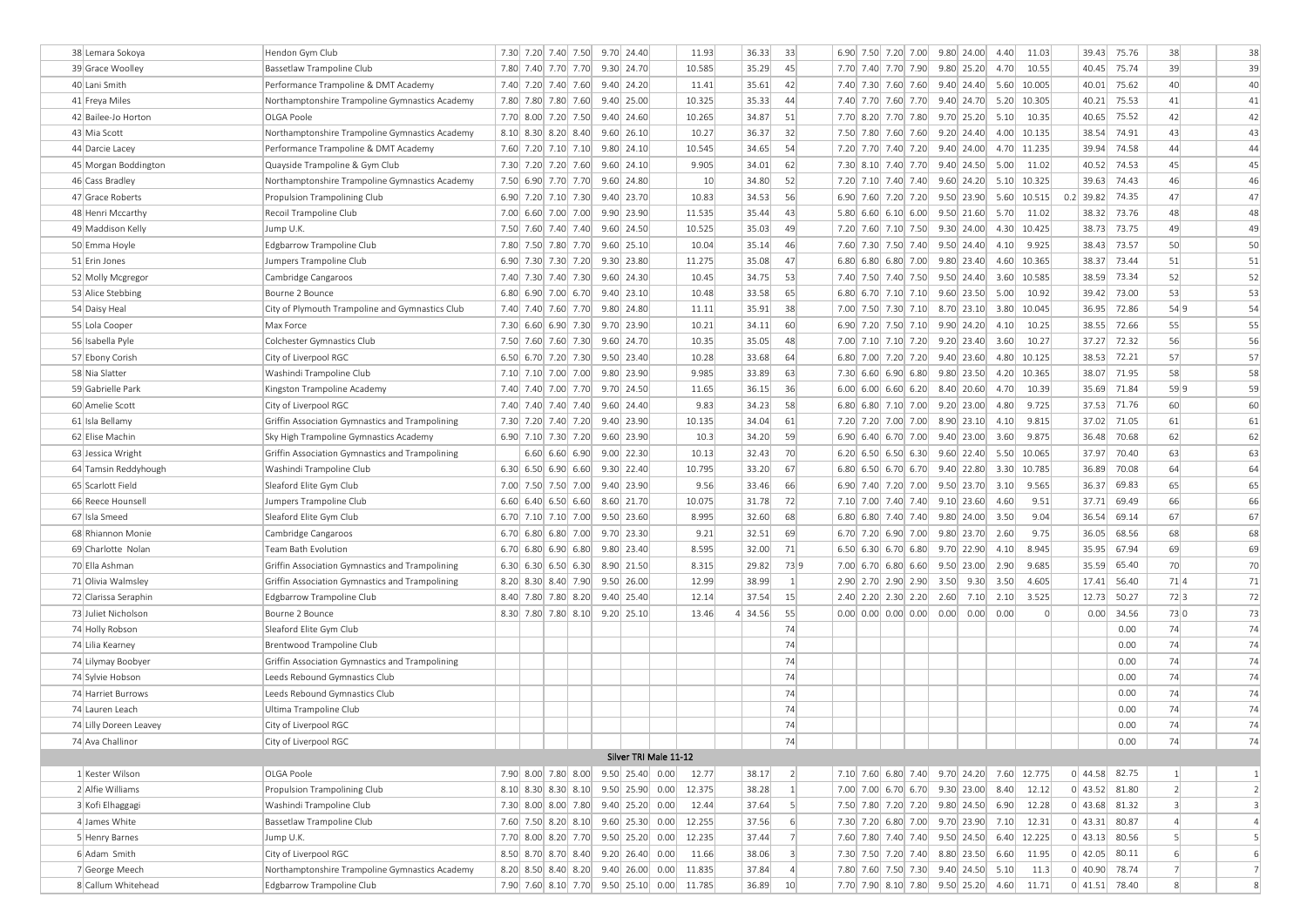| | | | | | | | | | | | | | | | | | | | | | | | | | | | | |
|---|---|---|---|---|---|---|---|---|---|---|---|---|---|---|---|---|---|---|---|---|---|---|---|---|---|---|---|---|
| 38 | Lemara Sokoya | Hendon Gym Club | 7.30 | 7.20 | 7.40 | 7.50 | 9.70 | 24.40 | | 11.93 | | 36.33 | 33 | | 6.90 | 7.50 | 7.20 | 7.00 | 9.80 | 24.00 | 4.40 | 11.03 | | 39.43 | 75.76 | 38 | | 38 |
| 39 | Grace Woolley | Bassetlaw Trampoline Club | 7.80 | 7.40 | 7.70 | 7.70 | 9.30 | 24.70 | | 10.585 | | 35.29 | 45 | | 7.70 | 7.40 | 7.70 | 7.90 | 9.80 | 25.20 | 4.70 | 10.55 | | 40.45 | 75.74 | 39 | | 39 |
| 40 | Lani Smith | Performance Trampoline & DMT Academy | 7.40 | 7.20 | 7.40 | 7.60 | 9.40 | 24.20 | | 11.41 | | 35.61 | 42 | | 7.40 | 7.30 | 7.60 | 7.60 | 9.40 | 24.40 | 5.60 | 10.005 | | 40.01 | 75.62 | 40 | | 40 |
| 41 | Freya Miles | Northamptonshire Trampoline Gymnastics Academy | 7.80 | 7.80 | 7.60 | 7.60 | 9.40 | 25.00 | | 10.325 | | 35.33 | 44 | | 7.40 | 7.70 | 7.60 | 7.70 | 9.40 | 24.70 | 5.20 | 10.305 | | 40.21 | 75.53 | 41 | | 41 |
| 42 | Bailee-Jo Horton | OLGA Poole | 7.70 | 8.00 | 7.20 | 7.50 | 9.40 | 24.60 | | 10.265 | | 34.87 | 51 | | 7.70 | 8.20 | 7.70 | 7.80 | 9.70 | 25.20 | 5.10 | 10.35 | | 40.65 | 75.52 | 42 | | 42 |
| 43 | Mia Scott | Northamptonshire Trampoline Gymnastics Academy | 8.10 | 8.30 | 8.20 | 8.40 | 9.60 | 26.10 | | 10.27 | | 36.37 | 32 | | 7.50 | 7.80 | 7.60 | 7.60 | 9.20 | 24.40 | 4.00 | 10.135 | | 38.54 | 74.91 | 43 | | 43 |
| 44 | Darcie Lacey | Performance Trampoline & DMT Academy | 7.60 | 7.20 | 7.10 | 7.10 | 9.80 | 24.10 | | 10.545 | | 34.65 | 54 | | 7.20 | 7.70 | 7.40 | 7.20 | 9.40 | 24.00 | 4.70 | 11.235 | | 39.94 | 74.58 | 44 | | 44 |
| 45 | Morgan Boddington | Quayside Trampoline & Gym Club | 7.30 | 7.20 | 7.20 | 7.60 | 9.60 | 24.10 | | 9.905 | | 34.01 | 62 | | 7.30 | 8.10 | 7.40 | 7.70 | 9.40 | 24.50 | 5.00 | 11.02 | | 40.52 | 74.53 | 45 | | 45 |
| 46 | Cass Bradley | Northamptonshire Trampoline Gymnastics Academy | 7.50 | 6.90 | 7.70 | 7.70 | 9.60 | 24.80 | | 10 | | 34.80 | 52 | | 7.20 | 7.10 | 7.40 | 7.40 | 9.60 | 24.20 | 5.10 | 10.325 | | 39.63 | 74.43 | 46 | | 46 |
| 47 | Grace Roberts | Propulsion Trampolining Club | 6.90 | 7.20 | 7.10 | 7.30 | 9.40 | 23.70 | | 10.83 | | 34.53 | 56 | | 6.90 | 7.60 | 7.20 | 7.20 | 9.50 | 23.90 | 5.60 | 10.515 | 0.2 | 39.82 | 74.35 | 47 | | 47 |
| 48 | Henri Mccarthy | Recoil Trampoline Club | 7.00 | 6.60 | 7.00 | 7.00 | 9.90 | 23.90 | | 11.535 | | 35.44 | 43 | | 5.80 | 6.60 | 6.10 | 6.00 | 9.50 | 21.60 | 5.70 | 11.02 | | 38.32 | 73.76 | 48 | | 48 |
| 49 | Maddison Kelly | Jump U.K. | 7.50 | 7.60 | 7.40 | 7.40 | 9.60 | 24.50 | | 10.525 | | 35.03 | 49 | | 7.20 | 7.60 | 7.10 | 7.50 | 9.30 | 24.00 | 4.30 | 10.425 | | 38.73 | 73.75 | 49 | | 49 |
| 50 | Emma Hoyle | Edgbarrow Trampoline Club | 7.80 | 7.50 | 7.80 | 7.70 | 9.60 | 25.10 | | 10.04 | | 35.14 | 46 | | 7.60 | 7.30 | 7.50 | 7.40 | 9.50 | 24.40 | 4.10 | 9.925 | | 38.43 | 73.57 | 50 | | 50 |
| 51 | Erin Jones | Jumpers Trampoline Club | 6.90 | 7.30 | 7.30 | 7.20 | 9.30 | 23.80 | | 11.275 | | 35.08 | 47 | | 6.80 | 6.80 | 6.80 | 7.00 | 9.80 | 23.40 | 4.60 | 10.365 | | 38.37 | 73.44 | 51 | | 51 |
| 52 | Molly Mcgregor | Cambridge Cangaroos | 7.40 | 7.30 | 7.40 | 7.30 | 9.60 | 24.30 | | 10.45 | | 34.75 | 53 | | 7.40 | 7.50 | 7.40 | 7.50 | 9.50 | 24.40 | 3.60 | 10.585 | | 38.59 | 73.34 | 52 | | 52 |
| 53 | Alice Stebbing | Bourne 2 Bounce | 6.80 | 6.90 | 7.00 | 6.70 | 9.40 | 23.10 | | 10.48 | | 33.58 | 65 | | 6.80 | 6.70 | 7.10 | 7.10 | 9.60 | 23.50 | 5.00 | 10.92 | | 39.42 | 73.00 | 53 | | 53 |
| 54 | Daisy Heal | City of Plymouth Trampoline and Gymnastics Club | 7.40 | 7.40 | 7.60 | 7.70 | 9.80 | 24.80 | | 11.11 | | 35.91 | 38 | | 7.00 | 7.50 | 7.30 | 7.10 | 8.70 | 23.10 | 3.80 | 10.045 | | 36.95 | 72.86 | 54 | 9 | 54 |
| 55 | Lola Cooper | Max Force | 7.30 | 6.60 | 6.90 | 7.30 | 9.70 | 23.90 | | 10.21 | | 34.11 | 60 | | 6.90 | 7.20 | 7.50 | 7.10 | 9.90 | 24.20 | 4.10 | 10.25 | | 38.55 | 72.66 | 55 | | 55 |
| 56 | Isabella Pyle | Colchester Gymnastics Club | 7.50 | 7.60 | 7.60 | 7.30 | 9.60 | 24.70 | | 10.35 | | 35.05 | 48 | | 7.00 | 7.10 | 7.10 | 7.20 | 9.20 | 23.40 | 3.60 | 10.27 | | 37.27 | 72.32 | 56 | | 56 |
| 57 | Ebony Corish | City of Liverpool RGC | 6.50 | 6.70 | 7.20 | 7.30 | 9.50 | 23.40 | | 10.28 | | 33.68 | 64 | | 6.80 | 7.00 | 7.20 | 7.20 | 9.40 | 23.60 | 4.80 | 10.125 | | 38.53 | 72.21 | 57 | | 57 |
| 58 | Nia Slatter | Washindi Trampoline Club | 7.10 | 7.10 | 7.00 | 7.00 | 9.80 | 23.90 | | 9.985 | | 33.89 | 63 | | 7.30 | 6.60 | 6.90 | 6.80 | 9.80 | 23.50 | 4.20 | 10.365 | | 38.07 | 71.95 | 58 | | 58 |
| 59 | Gabrielle Park | Kingston Trampoline Academy | 7.40 | 7.40 | 7.00 | 7.70 | 9.70 | 24.50 | | 11.65 | | 36.15 | 36 | | 6.00 | 6.00 | 6.60 | 6.20 | 8.40 | 20.60 | 4.70 | 10.39 | | 35.69 | 71.84 | 59 | 9 | 59 |
| 60 | Amelie Scott | City of Liverpool RGC | 7.40 | 7.40 | 7.40 | 7.40 | 9.60 | 24.40 | | 9.83 | | 34.23 | 58 | | 6.80 | 6.80 | 7.10 | 7.00 | 9.20 | 23.00 | 4.80 | 9.725 | | 37.53 | 71.76 | 60 | | 60 |
| 61 | Isla Bellamy | Griffin Association Gymnastics and Trampolining | 7.30 | 7.20 | 7.40 | 7.20 | 9.40 | 23.90 | | 10.135 | | 34.04 | 61 | | 7.20 | 7.20 | 7.00 | 7.00 | 8.90 | 23.10 | 4.10 | 9.815 | | 37.02 | 71.05 | 61 | | 61 |
| 62 | Elise Machin | Sky High Trampoline Gymnastics Academy | 6.90 | 7.10 | 7.30 | 7.20 | 9.60 | 23.90 | | 10.3 | | 34.20 | 59 | | 6.90 | 6.40 | 6.70 | 7.00 | 9.40 | 23.00 | 3.60 | 9.875 | | 36.48 | 70.68 | 62 | | 62 |
| 63 | Jessica Wright | Griffin Association Gymnastics and Trampolining | | 6.60 | 6.60 | 6.90 | 9.00 | 22.30 | | 10.13 | | 32.43 | 70 | | 6.20 | 6.50 | 6.50 | 6.30 | 9.60 | 22.40 | 5.50 | 10.065 | | 37.97 | 70.40 | 63 | | 63 |
| 64 | Tamsin Reddyhough | Washindi Trampoline Club | 6.30 | 6.50 | 6.90 | 6.60 | 9.30 | 22.40 | | 10.795 | | 33.20 | 67 | | 6.80 | 6.50 | 6.70 | 6.70 | 9.40 | 22.80 | 3.30 | 10.785 | | 36.89 | 70.08 | 64 | | 64 |
| 65 | Scarlott Field | Sleaford Elite Gym Club | 7.00 | 7.50 | 7.50 | 7.00 | 9.40 | 23.90 | | 9.56 | | 33.46 | 66 | | 6.90 | 7.40 | 7.20 | 7.00 | 9.50 | 23.70 | 3.10 | 9.565 | | 36.37 | 69.83 | 65 | | 65 |
| 66 | Reece Hounsell | Jumpers Trampoline Club | 6.60 | 6.40 | 6.50 | 6.60 | 8.60 | 21.70 | | 10.075 | | 31.78 | 72 | | 7.10 | 7.00 | 7.40 | 7.40 | 9.10 | 23.60 | 4.60 | 9.51 | | 37.71 | 69.49 | 66 | | 66 |
| 67 | Isla Smeed | Sleaford Elite Gym Club | 6.70 | 7.10 | 7.10 | 7.00 | 9.50 | 23.60 | | 8.995 | | 32.60 | 68 | | 6.80 | 6.80 | 7.40 | 7.40 | 9.80 | 24.00 | 3.50 | 9.04 | | 36.54 | 69.14 | 67 | | 67 |
| 68 | Rhiannon Monie | Cambridge Cangaroos | 6.70 | 6.80 | 6.80 | 7.00 | 9.70 | 23.30 | | 9.21 | | 32.51 | 69 | | 6.70 | 7.20 | 6.90 | 7.00 | 9.80 | 23.70 | 2.60 | 9.75 | | 36.05 | 68.56 | 68 | | 68 |
| 69 | Charlotte Nolan | Team Bath Evolution | 6.70 | 6.80 | 6.90 | 6.80 | 9.80 | 23.40 | | 8.595 | | 32.00 | 71 | | 6.50 | 6.30 | 6.70 | 6.80 | 9.70 | 22.90 | 4.10 | 8.945 | | 35.95 | 67.94 | 69 | | 69 |
| 70 | Ella Ashman | Griffin Association Gymnastics and Trampolining | 6.30 | 6.30 | 6.50 | 6.30 | 8.90 | 21.50 | | 8.315 | | 29.82 | 73 | 9 | 7.00 | 6.70 | 6.80 | 6.60 | 9.50 | 23.00 | 2.90 | 9.685 | | 35.59 | 65.40 | 70 | | 70 |
| 71 | Olivia Walmsley | Griffin Association Gymnastics and Trampolining | 8.20 | 8.30 | 8.40 | 7.90 | 9.50 | 26.00 | | 12.99 | | 38.99 | 1 | | 2.90 | 2.70 | 2.90 | 2.90 | 3.50 | 9.30 | 3.50 | 4.605 | | 17.41 | 56.40 | 71 | 4 | 71 |
| 72 | Clarissa Seraphin | Edgbarrow Trampoline Club | 8.40 | 7.80 | 7.80 | 8.20 | 9.40 | 25.40 | | 12.14 | | 37.54 | 15 | | 2.40 | 2.20 | 2.30 | 2.20 | 2.60 | 7.10 | 2.10 | 3.525 | | 12.73 | 50.27 | 72 | 3 | 72 |
| 73 | Juliet Nicholson | Bourne 2 Bounce | 8.30 | 7.80 | 7.80 | 8.10 | 9.20 | 25.10 | | 13.46 | 4 | 34.56 | 55 | | 0.00 | 0.00 | 0.00 | 0.00 | 0.00 | 0.00 | 0.00 | 0 | | 0.00 | 34.56 | 73 | 0 | 73 |
| 74 | Holly Robson | Sleaford Elite Gym Club | | | | | | | | | | | 74 | | | | | | | | | | | | 0.00 | 74 | | 74 |
| 74 | Lilia Kearney | Brentwood Trampoline Club | | | | | | | | | | | 74 | | | | | | | | | | | | 0.00 | 74 | | 74 |
| 74 | Lilymay Boobyer | Griffin Association Gymnastics and Trampolining | | | | | | | | | | | 74 | | | | | | | | | | | | 0.00 | 74 | | 74 |
| 74 | Sylvie Hobson | Leeds Rebound Gymnastics Club | | | | | | | | | | | 74 | | | | | | | | | | | | 0.00 | 74 | | 74 |
| 74 | Harriet Burrows | Leeds Rebound Gymnastics Club | | | | | | | | | | | 74 | | | | | | | | | | | | 0.00 | 74 | | 74 |
| 74 | Lauren Leach | Ultima Trampoline Club | | | | | | | | | | | 74 | | | | | | | | | | | | 0.00 | 74 | | 74 |
| 74 | Lilly Doreen Leavey | City of Liverpool RGC | | | | | | | | | | | 74 | | | | | | | | | | | | 0.00 | 74 | | 74 |
| 74 | Ava Challinor | City of Liverpool RGC | | | | | | | | | | | 74 | | | | | | | | | | | | 0.00 | 74 | | 74 |
| | | | | | | | **Silver TRI Male 11-12** | | | | | | | | | | | | | | | | | | | | | |
| 1 | Kester Wilson | OLGA Poole | 7.90 | 8.00 | 7.80 | 8.00 | 9.50 | 25.40 | 0.00 | 12.77 | | 38.17 | 2 | | 7.10 | 7.60 | 6.80 | 7.40 | 9.70 | 24.20 | 7.60 | 12.775 | 0 | 44.58 | 82.75 | 1 | | 1 |
| 2 | Alfie Williams | Propulsion Trampolining Club | 8.10 | 8.30 | 8.30 | 8.10 | 9.50 | 25.90 | 0.00 | 12.375 | | 38.28 | 1 | | 7.00 | 7.00 | 6.70 | 6.70 | 9.30 | 23.00 | 8.40 | 12.12 | 0 | 43.52 | 81.80 | 2 | | 2 |
| 3 | Kofi Elhaggagi | Washindi Trampoline Club | 7.30 | 8.00 | 8.00 | 7.80 | 9.40 | 25.20 | 0.00 | 12.44 | | 37.64 | 5 | | 7.50 | 7.80 | 7.20 | 7.20 | 9.80 | 24.50 | 6.90 | 12.28 | 0 | 43.68 | 81.32 | 3 | | 3 |
| 4 | James White | Bassetlaw Trampoline Club | 7.60 | 7.50 | 8.20 | 8.10 | 9.60 | 25.30 | 0.00 | 12.255 | | 37.56 | 6 | | 7.30 | 7.20 | 6.80 | 7.00 | 9.70 | 23.90 | 7.10 | 12.31 | 0 | 43.31 | 80.87 | 4 | | 4 |
| 5 | Henry Barnes | Jump U.K. | 7.70 | 8.00 | 8.20 | 7.70 | 9.50 | 25.20 | 0.00 | 12.235 | | 37.44 | 7 | | 7.60 | 7.80 | 7.40 | 7.40 | 9.50 | 24.50 | 6.40 | 12.225 | 0 | 43.13 | 80.56 | 5 | | 5 |
| 6 | Adam Smith | City of Liverpool RGC | 8.50 | 8.70 | 8.70 | 8.40 | 9.20 | 26.40 | 0.00 | 11.66 | | 38.06 | 3 | | 7.30 | 7.50 | 7.20 | 7.40 | 8.80 | 23.50 | 6.60 | 11.95 | 0 | 42.05 | 80.11 | 6 | | 6 |
| 7 | George Meech | Northamptonshire Trampoline Gymnastics Academy | 8.20 | 8.50 | 8.40 | 8.20 | 9.40 | 26.00 | 0.00 | 11.835 | | 37.84 | 4 | | 7.80 | 7.60 | 7.50 | 7.30 | 9.40 | 24.50 | 5.10 | 11.3 | 0 | 40.90 | 78.74 | 7 | | 7 |
| 8 | Callum Whitehead | Edgbarrow Trampoline Club | 7.90 | 7.60 | 8.10 | 7.70 | 9.50 | 25.10 | 0.00 | 11.785 | | 36.89 | 10 | | 7.70 | 7.90 | 8.10 | 7.80 | 9.50 | 25.20 | 4.60 | 11.71 | 0 | 41.51 | 78.40 | 8 | | 8 |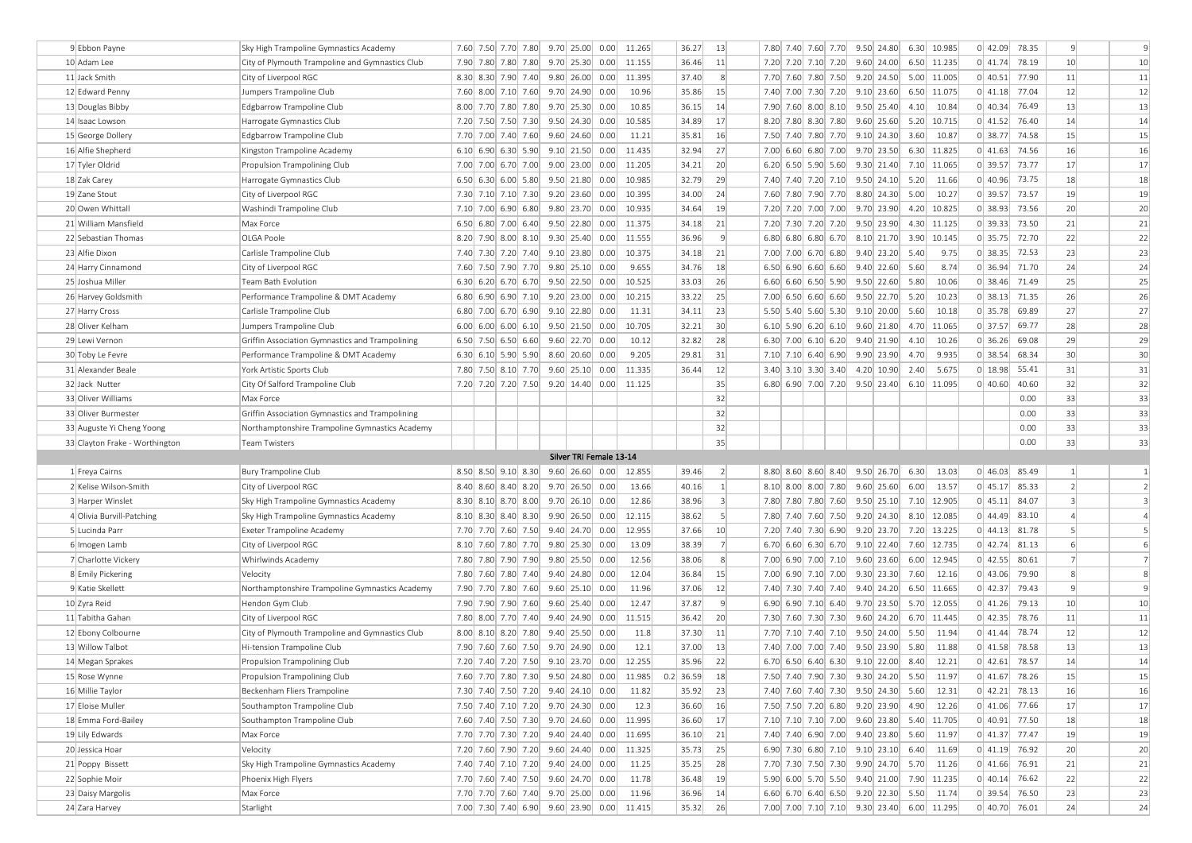| | | | | | | | | | | | | | | | | | | | | | | | | | | | |
|---|---|---|---|---|---|---|---|---|---|---|---|---|---|---|---|---|---|---|---|---|---|---|---|---|---|---|---|
| 9 | Ebbon Payne | Sky High Trampoline Gymnastics Academy | 7.60 | 7.50 | 7.70 | 7.80 | 9.70 | 25.00 | 0.00 | 11.265 | | 36.27 | 13 | 7.80 | 7.40 | 7.60 | 7.70 | 9.50 | 24.80 | 6.30 | 10.985 | 0 | 42.09 | 78.35 | 9 | | 9 |
| 10 | Adam Lee | City of Plymouth Trampoline and Gymnastics Club | 7.90 | 7.80 | 7.80 | 7.80 | 9.70 | 25.30 | 0.00 | 11.155 | | 36.46 | 11 | 7.20 | 7.20 | 7.10 | 7.20 | 9.60 | 24.00 | 6.50 | 11.235 | 0 | 41.74 | 78.19 | 10 | | 10 |
| 11 | Jack Smith | City of Liverpool RGC | 8.30 | 8.30 | 7.90 | 7.40 | 9.80 | 26.00 | 0.00 | 11.395 | | 37.40 | 8 | 7.70 | 7.60 | 7.80 | 7.50 | 9.20 | 24.50 | 5.00 | 11.005 | 0 | 40.51 | 77.90 | 11 | | 11 |
| 12 | Edward Penny | Jumpers Trampoline Club | 7.60 | 8.00 | 7.10 | 7.60 | 9.70 | 24.90 | 0.00 | 10.96 | | 35.86 | 15 | 7.40 | 7.00 | 7.30 | 7.20 | 9.10 | 23.60 | 6.50 | 11.075 | 0 | 41.18 | 77.04 | 12 | | 12 |
| 13 | Douglas Bibby | Edgbarrow Trampoline Club | 8.00 | 7.70 | 7.80 | 7.80 | 9.70 | 25.30 | 0.00 | 10.85 | | 36.15 | 14 | 7.90 | 7.60 | 8.00 | 8.10 | 9.50 | 25.40 | 4.10 | 10.84 | 0 | 40.34 | 76.49 | 13 | | 13 |
| 14 | Isaac Lowson | Harrogate Gymnastics Club | 7.20 | 7.50 | 7.50 | 7.30 | 9.50 | 24.30 | 0.00 | 10.585 | | 34.89 | 17 | 8.20 | 7.80 | 8.30 | 7.80 | 9.60 | 25.60 | 5.20 | 10.715 | 0 | 41.52 | 76.40 | 14 | | 14 |
| 15 | George Dollery | Edgbarrow Trampoline Club | 7.70 | 7.00 | 7.40 | 7.60 | 9.60 | 24.60 | 0.00 | 11.21 | | 35.81 | 16 | 7.50 | 7.40 | 7.80 | 7.70 | 9.10 | 24.30 | 3.60 | 10.87 | 0 | 38.77 | 74.58 | 15 | | 15 |
| 16 | Alfie Shepherd | Kingston Trampoline Academy | 6.10 | 6.90 | 6.30 | 5.90 | 9.10 | 21.50 | 0.00 | 11.435 | | 32.94 | 27 | 7.00 | 6.60 | 6.80 | 7.00 | 9.70 | 23.50 | 6.30 | 11.825 | 0 | 41.63 | 74.56 | 16 | | 16 |
| 17 | Tyler Oldrid | Propulsion Trampolining Club | 7.00 | 7.00 | 6.70 | 7.00 | 9.00 | 23.00 | 0.00 | 11.205 | | 34.21 | 20 | 6.20 | 6.50 | 5.90 | 5.60 | 9.30 | 21.40 | 7.10 | 11.065 | 0 | 39.57 | 73.77 | 17 | | 17 |
| 18 | Zak Carey | Harrogate Gymnastics Club | 6.50 | 6.30 | 6.00 | 5.80 | 9.50 | 21.80 | 0.00 | 10.985 | | 32.79 | 29 | 7.40 | 7.40 | 7.20 | 7.10 | 9.50 | 24.10 | 5.20 | 11.66 | 0 | 40.96 | 73.75 | 18 | | 18 |
| 19 | Zane Stout | City of Liverpool RGC | 7.30 | 7.10 | 7.10 | 7.30 | 9.20 | 23.60 | 0.00 | 10.395 | | 34.00 | 24 | 7.60 | 7.80 | 7.90 | 7.70 | 8.80 | 24.30 | 5.00 | 10.27 | 0 | 39.57 | 73.57 | 19 | | 19 |
| 20 | Owen Whittall | Washindi Trampoline Club | 7.10 | 7.00 | 6.90 | 6.80 | 9.80 | 23.70 | 0.00 | 10.935 | | 34.64 | 19 | 7.20 | 7.20 | 7.00 | 7.00 | 9.70 | 23.90 | 4.20 | 10.825 | 0 | 38.93 | 73.56 | 20 | | 20 |
| 21 | William Mansfield | Max Force | 6.50 | 6.80 | 7.00 | 6.40 | 9.50 | 22.80 | 0.00 | 11.375 | | 34.18 | 21 | 7.20 | 7.30 | 7.20 | 7.20 | 9.50 | 23.90 | 4.30 | 11.125 | 0 | 39.33 | 73.50 | 21 | | 21 |
| 22 | Sebastian Thomas | OLGA Poole | 8.20 | 7.90 | 8.00 | 8.10 | 9.30 | 25.40 | 0.00 | 11.555 | | 36.96 | 9 | 6.80 | 6.80 | 6.80 | 6.70 | 8.10 | 21.70 | 3.90 | 10.145 | 0 | 35.75 | 72.70 | 22 | | 22 |
| 23 | Alfie Dixon | Carlisle Trampoline Club | 7.40 | 7.30 | 7.20 | 7.40 | 9.10 | 23.80 | 0.00 | 10.375 | | 34.18 | 21 | 7.00 | 7.00 | 6.70 | 6.80 | 9.40 | 23.20 | 5.40 | 9.75 | 0 | 38.35 | 72.53 | 23 | | 23 |
| 24 | Harry Cinnamond | City of Liverpool RGC | 7.60 | 7.50 | 7.90 | 7.70 | 9.80 | 25.10 | 0.00 | 9.655 | | 34.76 | 18 | 6.50 | 6.90 | 6.60 | 6.60 | 9.40 | 22.60 | 5.60 | 8.74 | 0 | 36.94 | 71.70 | 24 | | 24 |
| 25 | Joshua Miller | Team Bath Evolution | 6.30 | 6.20 | 6.70 | 6.70 | 9.50 | 22.50 | 0.00 | 10.525 | | 33.03 | 26 | 6.60 | 6.60 | 6.50 | 5.90 | 9.50 | 22.60 | 5.80 | 10.06 | 0 | 38.46 | 71.49 | 25 | | 25 |
| 26 | Harvey Goldsmith | Performance Trampoline & DMT Academy | 6.80 | 6.90 | 6.90 | 7.10 | 9.20 | 23.00 | 0.00 | 10.215 | | 33.22 | 25 | 7.00 | 6.50 | 6.60 | 6.60 | 9.50 | 22.70 | 5.20 | 10.23 | 0 | 38.13 | 71.35 | 26 | | 26 |
| 27 | Harry Cross | Carlisle Trampoline Club | 6.80 | 7.00 | 6.70 | 6.90 | 9.10 | 22.80 | 0.00 | 11.31 | | 34.11 | 23 | 5.50 | 5.40 | 5.60 | 5.30 | 9.10 | 20.00 | 5.60 | 10.18 | 0 | 35.78 | 69.89 | 27 | | 27 |
| 28 | Oliver Kelham | Jumpers Trampoline Club | 6.00 | 6.00 | 6.00 | 6.10 | 9.50 | 21.50 | 0.00 | 10.705 | | 32.21 | 30 | 6.10 | 5.90 | 6.20 | 6.10 | 9.60 | 21.80 | 4.70 | 11.065 | 0 | 37.57 | 69.77 | 28 | | 28 |
| 29 | Lewi Vernon | Griffin Association Gymnastics and Trampolining | 6.50 | 7.50 | 6.50 | 6.60 | 9.60 | 22.70 | 0.00 | 10.12 | | 32.82 | 28 | 6.30 | 7.00 | 6.10 | 6.20 | 9.40 | 21.90 | 4.10 | 10.26 | 0 | 36.26 | 69.08 | 29 | | 29 |
| 30 | Toby Le Fevre | Performance Trampoline & DMT Academy | 6.30 | 6.10 | 5.90 | 5.90 | 8.60 | 20.60 | 0.00 | 9.205 | | 29.81 | 31 | 7.10 | 7.10 | 6.40 | 6.90 | 9.90 | 23.90 | 4.70 | 9.935 | 0 | 38.54 | 68.34 | 30 | | 30 |
| 31 | Alexander Beale | York Artistic Sports Club | 7.80 | 7.50 | 8.10 | 7.70 | 9.60 | 25.10 | 0.00 | 11.335 | | 36.44 | 12 | 3.40 | 3.10 | 3.30 | 3.40 | 4.20 | 10.90 | 2.40 | 5.675 | 0 | 18.98 | 55.41 | 31 | | 31 |
| 32 | Jack Nutter | City Of Salford Trampoline Club | 7.20 | 7.20 | 7.20 | 7.50 | 9.20 | 14.40 | 0.00 | 11.125 | | | 35 | 6.80 | 6.90 | 7.00 | 7.20 | 9.50 | 23.40 | 6.10 | 11.095 | 0 | 40.60 | 40.60 | 32 | | 32 |
| 33 | Oliver Williams | Max Force | | | | | | | | | | | 32 | | | | | | | | | | | 0.00 | 33 | | 33 |
| 33 | Oliver Burmester | Griffin Association Gymnastics and Trampolining | | | | | | | | | | | 32 | | | | | | | | | | | 0.00 | 33 | | 33 |
| 33 | Auguste Yi Cheng Yoong | Northamptonshire Trampoline Gymnastics Academy | | | | | | | | | | | 32 | | | | | | | | | | | 0.00 | 33 | | 33 |
| 33 | Clayton Frake - Worthington | Team Twisters | | | | | | | | | | | 35 | | | | | | | | | | | 0.00 | 33 | | 33 |
| | | | | | | | | Silver TRI Female 13-14 | | | | | | | | | | | | | | | | | | | |
| 1 | Freya Cairns | Bury Trampoline Club | 8.50 | 8.50 | 9.10 | 8.30 | 9.60 | 26.60 | 0.00 | 12.855 | | 39.46 | 2 | 8.80 | 8.60 | 8.60 | 8.40 | 9.50 | 26.70 | 6.30 | 13.03 | 0 | 46.03 | 85.49 | 1 | | 1 |
| 2 | Kelise Wilson-Smith | City of Liverpool RGC | 8.40 | 8.60 | 8.40 | 8.20 | 9.70 | 26.50 | 0.00 | 13.66 | | 40.16 | 1 | 8.10 | 8.00 | 8.00 | 7.80 | 9.60 | 25.60 | 6.00 | 13.57 | 0 | 45.17 | 85.33 | 2 | | 2 |
| 3 | Harper Winslet | Sky High Trampoline Gymnastics Academy | 8.30 | 8.10 | 8.70 | 8.00 | 9.70 | 26.10 | 0.00 | 12.86 | | 38.96 | 3 | 7.80 | 7.80 | 7.80 | 7.60 | 9.50 | 25.10 | 7.10 | 12.905 | 0 | 45.11 | 84.07 | 3 | | 3 |
| 4 | Olivia Burvill-Patching | Sky High Trampoline Gymnastics Academy | 8.10 | 8.30 | 8.40 | 8.30 | 9.90 | 26.50 | 0.00 | 12.115 | | 38.62 | 5 | 7.80 | 7.40 | 7.60 | 7.50 | 9.20 | 24.30 | 8.10 | 12.085 | 0 | 44.49 | 83.10 | 4 | | 4 |
| 5 | Lucinda Parr | Exeter Trampoline Academy | 7.70 | 7.70 | 7.60 | 7.50 | 9.40 | 24.70 | 0.00 | 12.955 | | 37.66 | 10 | 7.20 | 7.40 | 7.30 | 6.90 | 9.20 | 23.70 | 7.20 | 13.225 | 0 | 44.13 | 81.78 | 5 | | 5 |
| 6 | Imogen Lamb | City of Liverpool RGC | 8.10 | 7.60 | 7.80 | 7.70 | 9.80 | 25.30 | 0.00 | 13.09 | | 38.39 | 7 | 6.70 | 6.60 | 6.30 | 6.70 | 9.10 | 22.40 | 7.60 | 12.735 | 0 | 42.74 | 81.13 | 6 | | 6 |
| 7 | Charlotte Vickery | Whirlwinds Academy | 7.80 | 7.80 | 7.90 | 7.90 | 9.80 | 25.50 | 0.00 | 12.56 | | 38.06 | 8 | 7.00 | 6.90 | 7.00 | 7.10 | 9.60 | 23.60 | 6.00 | 12.945 | 0 | 42.55 | 80.61 | 7 | | 7 |
| 8 | Emily Pickering | Velocity | 7.80 | 7.60 | 7.80 | 7.40 | 9.40 | 24.80 | 0.00 | 12.04 | | 36.84 | 15 | 7.00 | 6.90 | 7.10 | 7.00 | 9.30 | 23.30 | 7.60 | 12.16 | 0 | 43.06 | 79.90 | 8 | | 8 |
| 9 | Katie Skellett | Northamptonshire Trampoline Gymnastics Academy | 7.90 | 7.70 | 7.80 | 7.60 | 9.60 | 25.10 | 0.00 | 11.96 | | 37.06 | 12 | 7.40 | 7.30 | 7.40 | 7.40 | 9.40 | 24.20 | 6.50 | 11.665 | 0 | 42.37 | 79.43 | 9 | | 9 |
| 10 | Zyra Reid | Hendon Gym Club | 7.90 | 7.90 | 7.90 | 7.60 | 9.60 | 25.40 | 0.00 | 12.47 | | 37.87 | 9 | 6.90 | 6.90 | 7.10 | 6.40 | 9.70 | 23.50 | 5.70 | 12.055 | 0 | 41.26 | 79.13 | 10 | | 10 |
| 11 | Tabitha Gahan | City of Liverpool RGC | 7.80 | 8.00 | 7.70 | 7.40 | 9.40 | 24.90 | 0.00 | 11.515 | | 36.42 | 20 | 7.30 | 7.60 | 7.30 | 7.30 | 9.60 | 24.20 | 6.70 | 11.445 | 0 | 42.35 | 78.76 | 11 | | 11 |
| 12 | Ebony Colbourne | City of Plymouth Trampoline and Gymnastics Club | 8.00 | 8.10 | 8.20 | 7.80 | 9.40 | 25.50 | 0.00 | 11.8 | | 37.30 | 11 | 7.70 | 7.10 | 7.40 | 7.10 | 9.50 | 24.00 | 5.50 | 11.94 | 0 | 41.44 | 78.74 | 12 | | 12 |
| 13 | Willow Talbot | Hi-tension Trampoline Club | 7.90 | 7.60 | 7.60 | 7.50 | 9.70 | 24.90 | 0.00 | 12.1 | | 37.00 | 13 | 7.40 | 7.00 | 7.00 | 7.40 | 9.50 | 23.90 | 5.80 | 11.88 | 0 | 41.58 | 78.58 | 13 | | 13 |
| 14 | Megan Sprakes | Propulsion Trampolining Club | 7.20 | 7.40 | 7.20 | 7.50 | 9.10 | 23.70 | 0.00 | 12.255 | | 35.96 | 22 | 6.70 | 6.50 | 6.40 | 6.30 | 9.10 | 22.00 | 8.40 | 12.21 | 0 | 42.61 | 78.57 | 14 | | 14 |
| 15 | Rose Wynne | Propulsion Trampolining Club | 7.60 | 7.70 | 7.80 | 7.30 | 9.50 | 24.80 | 0.00 | 11.985 | 0.2 | 36.59 | 18 | 7.50 | 7.40 | 7.90 | 7.30 | 9.30 | 24.20 | 5.50 | 11.97 | 0 | 41.67 | 78.26 | 15 | | 15 |
| 16 | Millie Taylor | Beckenham Fliers Trampoline | 7.30 | 7.40 | 7.50 | 7.20 | 9.40 | 24.10 | 0.00 | 11.82 | | 35.92 | 23 | 7.40 | 7.60 | 7.40 | 7.30 | 9.50 | 24.30 | 5.60 | 12.31 | 0 | 42.21 | 78.13 | 16 | | 16 |
| 17 | Eloise Muller | Southampton Trampoline Club | 7.50 | 7.40 | 7.10 | 7.20 | 9.70 | 24.30 | 0.00 | 12.3 | | 36.60 | 16 | 7.50 | 7.50 | 7.20 | 6.80 | 9.20 | 23.90 | 4.90 | 12.26 | 0 | 41.06 | 77.66 | 17 | | 17 |
| 18 | Emma Ford-Bailey | Southampton Trampoline Club | 7.60 | 7.40 | 7.50 | 7.30 | 9.70 | 24.60 | 0.00 | 11.995 | | 36.60 | 17 | 7.10 | 7.10 | 7.10 | 7.00 | 9.60 | 23.80 | 5.40 | 11.705 | 0 | 40.91 | 77.50 | 18 | | 18 |
| 19 | Lily Edwards | Max Force | 7.70 | 7.70 | 7.30 | 7.20 | 9.40 | 24.40 | 0.00 | 11.695 | | 36.10 | 21 | 7.40 | 7.40 | 6.90 | 7.00 | 9.40 | 23.80 | 5.60 | 11.97 | 0 | 41.37 | 77.47 | 19 | | 19 |
| 20 | Jessica Hoar | Velocity | 7.20 | 7.60 | 7.90 | 7.20 | 9.60 | 24.40 | 0.00 | 11.325 | | 35.73 | 25 | 6.90 | 7.30 | 6.80 | 7.10 | 9.10 | 23.10 | 6.40 | 11.69 | 0 | 41.19 | 76.92 | 20 | | 20 |
| 21 | Poppy Bissett | Sky High Trampoline Gymnastics Academy | 7.40 | 7.40 | 7.10 | 7.20 | 9.40 | 24.00 | 0.00 | 11.25 | | 35.25 | 28 | 7.70 | 7.30 | 7.50 | 7.30 | 9.90 | 24.70 | 5.70 | 11.26 | 0 | 41.66 | 76.91 | 21 | | 21 |
| 22 | Sophie Moir | Phoenix High Flyers | 7.70 | 7.60 | 7.40 | 7.50 | 9.60 | 24.70 | 0.00 | 11.78 | | 36.48 | 19 | 5.90 | 6.00 | 5.70 | 5.50 | 9.40 | 21.00 | 7.90 | 11.235 | 0 | 40.14 | 76.62 | 22 | | 22 |
| 23 | Daisy Margolis | Max Force | 7.70 | 7.70 | 7.60 | 7.40 | 9.70 | 25.00 | 0.00 | 11.96 | | 36.96 | 14 | 6.60 | 6.70 | 6.40 | 6.50 | 9.20 | 22.30 | 5.50 | 11.74 | 0 | 39.54 | 76.50 | 23 | | 23 |
| 24 | Zara Harvey | Starlight | 7.00 | 7.30 | 7.40 | 6.90 | 9.60 | 23.90 | 0.00 | 11.415 | | 35.32 | 26 | 7.00 | 7.00 | 7.10 | 7.10 | 9.30 | 23.40 | 6.00 | 11.295 | 0 | 40.70 | 76.01 | 24 | | 24 |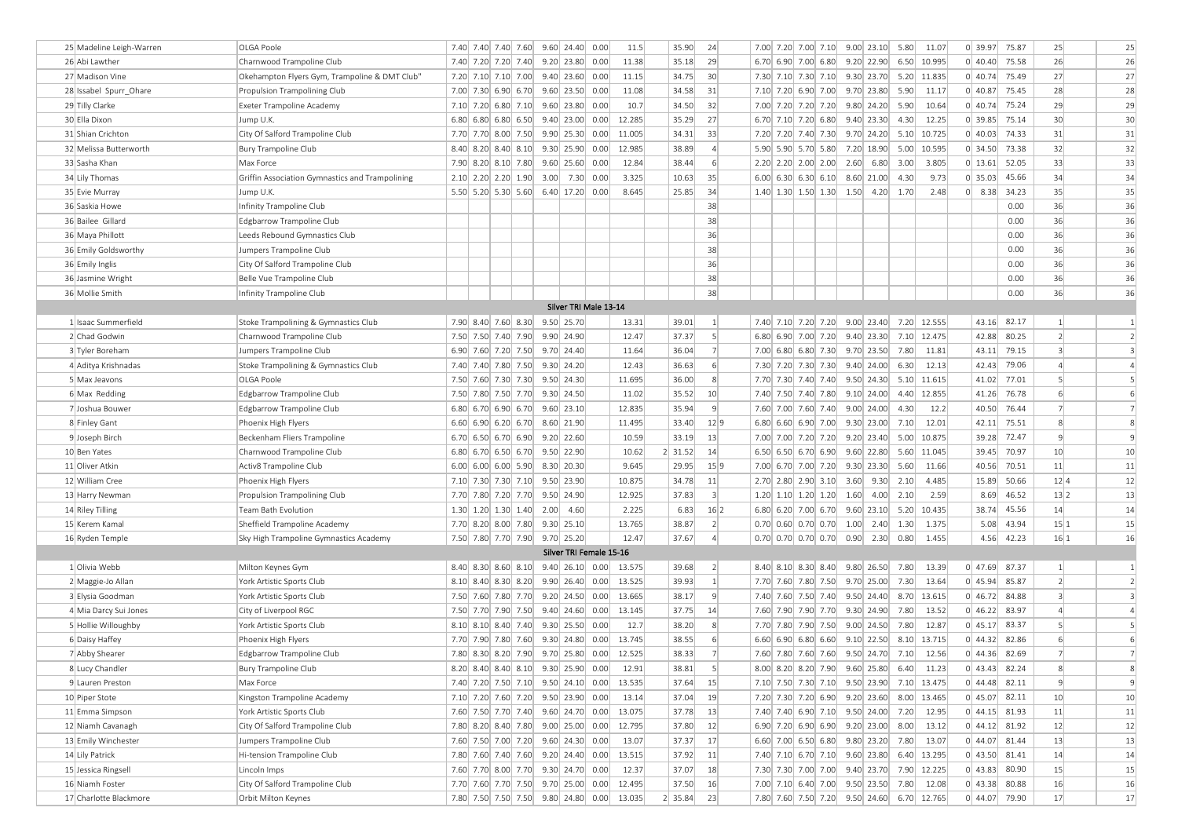| | | | | | | | | | | | | | | | | | | | | | | | | | | | | |
|---|---|---|---|---|---|---|---|---|---|---|---|---|---|---|---|---|---|---|---|---|---|---|---|---|---|---|---|---|
| 25 | Madeline Leigh-Warren | OLGA Poole | 7.40 | 7.40 | 7.40 | 7.60 | 9.60 | 24.40 | 0.00 | 11.5 | | 35.90 | 24 | | 7.00 | 7.20 | 7.00 | 7.10 | 9.00 | 23.10 | 5.80 | 11.07 | 0 | 39.97 | 75.87 | 25 | | 25 |
| 26 | Abi Lawther | Charnwood Trampoline Club | 7.40 | 7.20 | 7.20 | 7.40 | 9.20 | 23.80 | 0.00 | 11.38 | | 35.18 | 29 | | 6.70 | 6.90 | 7.00 | 6.80 | 9.20 | 22.90 | 6.50 | 10.995 | 0 | 40.40 | 75.58 | 26 | | 26 |
| 27 | Madison Vine | Okehampton Flyers Gym, Trampoline & DMT Club" | 7.20 | 7.10 | 7.10 | 7.00 | 9.40 | 23.60 | 0.00 | 11.15 | | 34.75 | 30 | | 7.30 | 7.10 | 7.30 | 7.10 | 9.30 | 23.70 | 5.20 | 11.835 | 0 | 40.74 | 75.49 | 27 | | 27 |
| 28 | Issabel Spurr_Ohare | Propulsion Trampolining Club | 7.00 | 7.30 | 6.90 | 6.70 | 9.60 | 23.50 | 0.00 | 11.08 | | 34.58 | 31 | | 7.10 | 7.20 | 6.90 | 7.00 | 9.70 | 23.80 | 5.90 | 11.17 | 0 | 40.87 | 75.45 | 28 | | 28 |
| 29 | Tilly Clarke | Exeter Trampoline Academy | 7.10 | 7.20 | 6.80 | 7.10 | 9.60 | 23.80 | 0.00 | 10.7 | | 34.50 | 32 | | 7.00 | 7.20 | 7.20 | 7.20 | 9.80 | 24.20 | 5.90 | 10.64 | 0 | 40.74 | 75.24 | 29 | | 29 |
| 30 | Ella Dixon | Jump U.K. | 6.80 | 6.80 | 6.80 | 6.50 | 9.40 | 23.00 | 0.00 | 12.285 | | 35.29 | 27 | | 6.70 | 7.10 | 7.20 | 6.80 | 9.40 | 23.30 | 4.30 | 12.25 | 0 | 39.85 | 75.14 | 30 | | 30 |
| 31 | Shian Crichton | City Of Salford Trampoline Club | 7.70 | 7.70 | 8.00 | 7.50 | 9.90 | 25.30 | 0.00 | 11.005 | | 34.31 | 33 | | 7.20 | 7.20 | 7.40 | 7.30 | 9.70 | 24.20 | 5.10 | 10.725 | 0 | 40.03 | 74.33 | 31 | | 31 |
| 32 | Melissa Butterworth | Bury Trampoline Club | 8.40 | 8.20 | 8.40 | 8.10 | 9.30 | 25.90 | 0.00 | 12.985 | | 38.89 | 4 | | 5.90 | 5.90 | 5.70 | 5.80 | 7.20 | 18.90 | 5.00 | 10.595 | 0 | 34.50 | 73.38 | 32 | | 32 |
| 33 | Sasha Khan | Max Force | 7.90 | 8.20 | 8.10 | 7.80 | 9.60 | 25.60 | 0.00 | 12.84 | | 38.44 | 6 | | 2.20 | 2.20 | 2.00 | 2.00 | 2.60 | 6.80 | 3.00 | 3.805 | 0 | 13.61 | 52.05 | 33 | | 33 |
| 34 | Lily Thomas | Griffin Association Gymnastics and Trampolining | 2.10 | 2.20 | 2.20 | 1.90 | 3.00 | 7.30 | 0.00 | 3.325 | | 10.63 | 35 | | 6.00 | 6.30 | 6.30 | 6.10 | 8.60 | 21.00 | 4.30 | 9.73 | 0 | 35.03 | 45.66 | 34 | | 34 |
| 35 | Evie Murray | Jump U.K. | 5.50 | 5.20 | 5.30 | 5.60 | 6.40 | 17.20 | 0.00 | 8.645 | | 25.85 | 34 | | 1.40 | 1.30 | 1.50 | 1.30 | 1.50 | 4.20 | 1.70 | 2.48 | 0 | 8.38 | 34.23 | 35 | | 35 |
| 36 | Saskia Howe | Infinity Trampoline Club | | | | | | | | | | | 38 | | | | | | | | | | | | 0.00 | 36 | | 36 |
| 36 | Bailee Gillard | Edgbarrow Trampoline Club | | | | | | | | | | | 38 | | | | | | | | | | | | 0.00 | 36 | | 36 |
| 36 | Maya Phillott | Leeds Rebound Gymnastics Club | | | | | | | | | | | 36 | | | | | | | | | | | | 0.00 | 36 | | 36 |
| 36 | Emily Goldsworthy | Jumpers Trampoline Club | | | | | | | | | | | 38 | | | | | | | | | | | | 0.00 | 36 | | 36 |
| 36 | Emily Inglis | City Of Salford Trampoline Club | | | | | | | | | | | 36 | | | | | | | | | | | | 0.00 | 36 | | 36 |
| 36 | Jasmine Wright | Belle Vue Trampoline Club | | | | | | | | | | | 38 | | | | | | | | | | | | 0.00 | 36 | | 36 |
| 36 | Mollie Smith | Infinity Trampoline Club | | | | | | | | | | | 38 | | | | | | | | | | | | 0.00 | 36 | | 36 |
| | | | | | | | Silver TRI Male 13-14 | | | | | | | | | | | | | | | | | | | | | |
| 1 | Isaac Summerfield | Stoke Trampolining & Gymnastics Club | 7.90 | 8.40 | 7.60 | 8.30 | 9.50 | 25.70 | | 13.31 | | 39.01 | 1 | | 7.40 | 7.10 | 7.20 | 7.20 | 9.00 | 23.40 | 7.20 | 12.555 | | 43.16 | 82.17 | 1 | | 1 |
| 2 | Chad Godwin | Charnwood Trampoline Club | 7.50 | 7.50 | 7.40 | 7.90 | 9.90 | 24.90 | | 12.47 | | 37.37 | 5 | | 6.80 | 6.90 | 7.00 | 7.20 | 9.40 | 23.30 | 7.10 | 12.475 | | 42.88 | 80.25 | 2 | | 2 |
| 3 | Tyler Boreham | Jumpers Trampoline Club | 6.90 | 7.60 | 7.20 | 7.50 | 9.70 | 24.40 | | 11.64 | | 36.04 | 7 | | 7.00 | 6.80 | 6.80 | 7.30 | 9.70 | 23.50 | 7.80 | 11.81 | | 43.11 | 79.15 | 3 | | 3 |
| 4 | Aditya Krishnadas | Stoke Trampolining & Gymnastics Club | 7.40 | 7.40 | 7.80 | 7.50 | 9.30 | 24.20 | | 12.43 | | 36.63 | 6 | | 7.30 | 7.20 | 7.30 | 7.30 | 9.40 | 24.00 | 6.30 | 12.13 | | 42.43 | 79.06 | 4 | | 4 |
| 5 | Max Jeavons | OLGA Poole | 7.50 | 7.60 | 7.30 | 7.30 | 9.50 | 24.30 | | 11.695 | | 36.00 | 8 | | 7.70 | 7.30 | 7.40 | 7.40 | 9.50 | 24.30 | 5.10 | 11.615 | | 41.02 | 77.01 | 5 | | 5 |
| 6 | Max Redding | Edgbarrow Trampoline Club | 7.50 | 7.80 | 7.50 | 7.70 | 9.30 | 24.50 | | 11.02 | | 35.52 | 10 | | 7.40 | 7.50 | 7.40 | 7.80 | 9.10 | 24.00 | 4.40 | 12.855 | | 41.26 | 76.78 | 6 | | 6 |
| 7 | Joshua Bouwer | Edgbarrow Trampoline Club | 6.80 | 6.70 | 6.90 | 6.70 | 9.60 | 23.10 | | 12.835 | | 35.94 | 9 | | 7.60 | 7.00 | 7.60 | 7.40 | 9.00 | 24.00 | 4.30 | 12.2 | | 40.50 | 76.44 | 7 | | 7 |
| 8 | Finley Gant | Phoenix High Flyers | 6.60 | 6.90 | 6.20 | 6.70 | 8.60 | 21.90 | | 11.495 | | 33.40 | 12 | 9 | 6.80 | 6.60 | 6.90 | 7.00 | 9.30 | 23.00 | 7.10 | 12.01 | | 42.11 | 75.51 | 8 | | 8 |
| 9 | Joseph Birch | Beckenham Fliers Trampoline | 6.70 | 6.50 | 6.70 | 6.90 | 9.20 | 22.60 | | 10.59 | | 33.19 | 13 | | 7.00 | 7.00 | 7.20 | 7.20 | 9.20 | 23.40 | 5.00 | 10.875 | | 39.28 | 72.47 | 9 | | 9 |
| 10 | Ben Yates | Charnwood Trampoline Club | 6.80 | 6.70 | 6.50 | 6.70 | 9.50 | 22.90 | | 10.62 | 2 | 31.52 | 14 | | 6.50 | 6.50 | 6.70 | 6.90 | 9.60 | 22.80 | 5.60 | 11.045 | | 39.45 | 70.97 | 10 | | 10 |
| 11 | Oliver Atkin | Activ8 Trampoline Club | 6.00 | 6.00 | 6.00 | 5.90 | 8.30 | 20.30 | | 9.645 | | 29.95 | 15 | 9 | 7.00 | 6.70 | 7.00 | 7.20 | 9.30 | 23.30 | 5.60 | 11.66 | | 40.56 | 70.51 | 11 | | 11 |
| 12 | William Cree | Phoenix High Flyers | 7.10 | 7.30 | 7.30 | 7.10 | 9.50 | 23.90 | | 10.875 | | 34.78 | 11 | | 2.70 | 2.80 | 2.90 | 3.10 | 3.60 | 9.30 | 2.10 | 4.485 | | 15.89 | 50.66 | 12 | 4 | 12 |
| 13 | Harry Newman | Propulsion Trampolining Club | 7.70 | 7.80 | 7.20 | 7.70 | 9.50 | 24.90 | | 12.925 | | 37.83 | 3 | | 1.20 | 1.10 | 1.20 | 1.20 | 1.60 | 4.00 | 2.10 | 2.59 | | 8.69 | 46.52 | 13 | 2 | 13 |
| 14 | Riley Tilling | Team Bath Evolution | 1.30 | 1.20 | 1.30 | 1.40 | 2.00 | 4.60 | | 2.225 | | 6.83 | 16 | 2 | 6.80 | 6.20 | 7.00 | 6.70 | 9.60 | 23.10 | 5.20 | 10.435 | | 38.74 | 45.56 | 14 | | 14 |
| 15 | Kerem Kamal | Sheffield Trampoline Academy | 7.70 | 8.20 | 8.00 | 7.80 | 9.30 | 25.10 | | 13.765 | | 38.87 | 2 | | 0.70 | 0.60 | 0.70 | 0.70 | 1.00 | 2.40 | 1.30 | 1.375 | | 5.08 | 43.94 | 15 | 1 | 15 |
| 16 | Ryden Temple | Sky High Trampoline Gymnastics Academy | 7.50 | 7.80 | 7.70 | 7.90 | 9.70 | 25.20 | | 12.47 | | 37.67 | 4 | | 0.70 | 0.70 | 0.70 | 0.70 | 0.90 | 2.30 | 0.80 | 1.455 | | 4.56 | 42.23 | 16 | 1 | 16 |
| | | | | | | | Silver TRI Female 15-16 | | | | | | | | | | | | | | | | | | | | | |
| 1 | Olivia Webb | Milton Keynes Gym | 8.40 | 8.30 | 8.60 | 8.10 | 9.40 | 26.10 | 0.00 | 13.575 | | 39.68 | 2 | | 8.40 | 8.10 | 8.30 | 8.40 | 9.80 | 26.50 | 7.80 | 13.39 | 0 | 47.69 | 87.37 | 1 | | 1 |
| 2 | Maggie-Jo Allan | York Artistic Sports Club | 8.10 | 8.40 | 8.30 | 8.20 | 9.90 | 26.40 | 0.00 | 13.525 | | 39.93 | 1 | | 7.70 | 7.60 | 7.80 | 7.50 | 9.70 | 25.00 | 7.30 | 13.64 | 0 | 45.94 | 85.87 | 2 | | 2 |
| 3 | Elysia Goodman | York Artistic Sports Club | 7.50 | 7.60 | 7.80 | 7.70 | 9.20 | 24.50 | 0.00 | 13.665 | | 38.17 | 9 | | 7.40 | 7.60 | 7.50 | 7.40 | 9.50 | 24.40 | 8.70 | 13.615 | 0 | 46.72 | 84.88 | 3 | | 3 |
| 4 | Mia Darcy Sui Jones | City of Liverpool RGC | 7.50 | 7.70 | 7.90 | 7.50 | 9.40 | 24.60 | 0.00 | 13.145 | | 37.75 | 14 | | 7.60 | 7.90 | 7.90 | 7.70 | 9.30 | 24.90 | 7.80 | 13.52 | 0 | 46.22 | 83.97 | 4 | | 4 |
| 5 | Hollie Willoughby | York Artistic Sports Club | 8.10 | 8.10 | 8.40 | 7.40 | 9.30 | 25.50 | 0.00 | 12.7 | | 38.20 | 8 | | 7.70 | 7.80 | 7.90 | 7.50 | 9.00 | 24.50 | 7.80 | 12.87 | 0 | 45.17 | 83.37 | 5 | | 5 |
| 6 | Daisy Haffey | Phoenix High Flyers | 7.70 | 7.90 | 7.80 | 7.60 | 9.30 | 24.80 | 0.00 | 13.745 | | 38.55 | 6 | | 6.60 | 6.90 | 6.80 | 6.60 | 9.10 | 22.50 | 8.10 | 13.715 | 0 | 44.32 | 82.86 | 6 | | 6 |
| 7 | Abby Shearer | Edgbarrow Trampoline Club | 7.80 | 8.30 | 8.20 | 7.90 | 9.70 | 25.80 | 0.00 | 12.525 | | 38.33 | 7 | | 7.60 | 7.80 | 7.60 | 7.60 | 9.50 | 24.70 | 7.10 | 12.56 | 0 | 44.36 | 82.69 | 7 | | 7 |
| 8 | Lucy Chandler | Bury Trampoline Club | 8.20 | 8.40 | 8.40 | 8.10 | 9.30 | 25.90 | 0.00 | 12.91 | | 38.81 | 5 | | 8.00 | 8.20 | 8.20 | 7.90 | 9.60 | 25.80 | 6.40 | 11.23 | 0 | 43.43 | 82.24 | 8 | | 8 |
| 9 | Lauren Preston | Max Force | 7.40 | 7.20 | 7.50 | 7.10 | 9.50 | 24.10 | 0.00 | 13.535 | | 37.64 | 15 | | 7.10 | 7.50 | 7.30 | 7.10 | 9.50 | 23.90 | 7.10 | 13.475 | 0 | 44.48 | 82.11 | 9 | | 9 |
| 10 | Piper Stote | Kingston Trampoline Academy | 7.10 | 7.20 | 7.60 | 7.20 | 9.50 | 23.90 | 0.00 | 13.14 | | 37.04 | 19 | | 7.20 | 7.30 | 7.20 | 6.90 | 9.20 | 23.60 | 8.00 | 13.465 | 0 | 45.07 | 82.11 | 10 | | 10 |
| 11 | Emma Simpson | York Artistic Sports Club | 7.60 | 7.50 | 7.70 | 7.40 | 9.60 | 24.70 | 0.00 | 13.075 | | 37.78 | 13 | | 7.40 | 7.40 | 6.90 | 7.10 | 9.50 | 24.00 | 7.20 | 12.95 | 0 | 44.15 | 81.93 | 11 | | 11 |
| 12 | Niamh Cavanagh | City Of Salford Trampoline Club | 7.80 | 8.20 | 8.40 | 7.80 | 9.00 | 25.00 | 0.00 | 12.795 | | 37.80 | 12 | | 6.90 | 7.20 | 6.90 | 6.90 | 9.20 | 23.00 | 8.00 | 13.12 | 0 | 44.12 | 81.92 | 12 | | 12 |
| 13 | Emily Winchester | Jumpers Trampoline Club | 7.60 | 7.50 | 7.00 | 7.20 | 9.60 | 24.30 | 0.00 | 13.07 | | 37.37 | 17 | | 6.60 | 7.00 | 6.50 | 6.80 | 9.80 | 23.20 | 7.80 | 13.07 | 0 | 44.07 | 81.44 | 13 | | 13 |
| 14 | Lily Patrick | Hi-tension Trampoline Club | 7.80 | 7.60 | 7.40 | 7.60 | 9.20 | 24.40 | 0.00 | 13.515 | | 37.92 | 11 | | 7.40 | 7.10 | 6.70 | 7.10 | 9.60 | 23.80 | 6.40 | 13.295 | 0 | 43.50 | 81.41 | 14 | | 14 |
| 15 | Jessica Ringsell | Lincoln Imps | 7.60 | 7.70 | 8.00 | 7.70 | 9.30 | 24.70 | 0.00 | 12.37 | | 37.07 | 18 | | 7.30 | 7.30 | 7.00 | 7.00 | 9.40 | 23.70 | 7.90 | 12.225 | 0 | 43.83 | 80.90 | 15 | | 15 |
| 16 | Niamh Foster | City Of Salford Trampoline Club | 7.70 | 7.60 | 7.70 | 7.50 | 9.70 | 25.00 | 0.00 | 12.495 | | 37.50 | 16 | | 7.00 | 7.10 | 6.40 | 7.00 | 9.50 | 23.50 | 7.80 | 12.08 | 0 | 43.38 | 80.88 | 16 | | 16 |
| 17 | Charlotte Blackmore | Orbit Milton Keynes | 7.80 | 7.50 | 7.50 | 7.50 | 9.80 | 24.80 | 0.00 | 13.035 | 2 | 35.84 | 23 | | 7.80 | 7.60 | 7.50 | 7.20 | 9.50 | 24.60 | 6.70 | 12.765 | 0 | 44.07 | 79.90 | 17 | | 17 |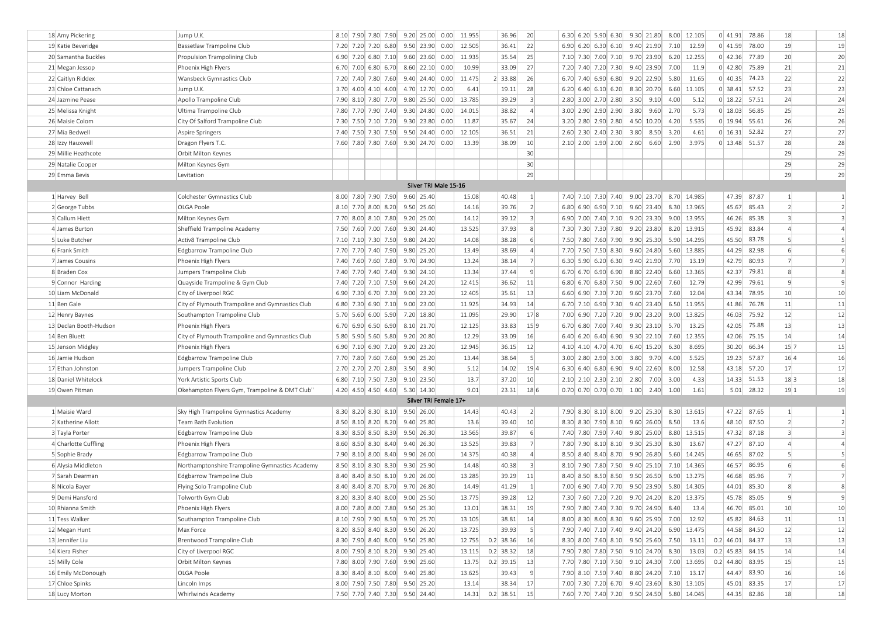| | | | | | | | | | | | | | | | | | | | | | | | | | | | | |
|---|---|---|---|---|---|---|---|---|---|---|---|---|---|---|---|---|---|---|---|---|---|---|---|---|---|---|---|---|
| 18 | Amy Pickering | Jump U.K. | 8.10 | 7.90 | 7.80 | 7.90 | 9.20 | 25.00 | 0.00 | 11.955 | | 36.96 | 20 | | 6.30 | 6.20 | 5.90 | 6.30 | 9.30 | 21.80 | 8.00 | 12.105 | 0 | 41.91 | 78.86 | 18 | | 18 |
| 19 | Katie Beveridge | Bassetlaw Trampoline Club | 7.20 | 7.20 | 7.20 | 6.80 | 9.50 | 23.90 | 0.00 | 12.505 | | 36.41 | 22 | | 6.90 | 6.20 | 6.30 | 6.10 | 9.40 | 21.90 | 7.10 | 12.59 | 0 | 41.59 | 78.00 | 19 | | 19 |
| 20 | Samantha Buckles | Propulsion Trampolining Club | 6.90 | 7.20 | 6.80 | 7.10 | 9.60 | 23.60 | 0.00 | 11.935 | | 35.54 | 25 | | 7.10 | 7.30 | 7.00 | 7.10 | 9.70 | 23.90 | 6.20 | 12.255 | 0 | 42.36 | 77.89 | 20 | | 20 |
| 21 | Megan Jessop | Phoenix High Flyers | 6.70 | 7.00 | 6.80 | 6.70 | 8.60 | 22.10 | 0.00 | 10.99 | | 33.09 | 27 | | 7.20 | 7.40 | 7.20 | 7.30 | 9.40 | 23.90 | 7.00 | 11.9 | 0 | 42.80 | 75.89 | 21 | | 21 |
| 22 | Caitlyn Riddex | Wansbeck Gymnastics Club | 7.20 | 7.40 | 7.80 | 7.60 | 9.40 | 24.40 | 0.00 | 11.475 | 2 | 33.88 | 26 | | 6.70 | 7.40 | 6.90 | 6.80 | 9.20 | 22.90 | 5.80 | 11.65 | 0 | 40.35 | 74.23 | 22 | | 22 |
| 23 | Chloe Cattanach | Jump U.K. | 3.70 | 4.00 | 4.10 | 4.00 | 4.70 | 12.70 | 0.00 | 6.41 | | 19.11 | 28 | | 6.20 | 6.40 | 6.10 | 6.20 | 8.30 | 20.70 | 6.60 | 11.105 | 0 | 38.41 | 57.52 | 23 | | 23 |
| 24 | Jazmine Pease | Apollo Trampoline Club | 7.90 | 8.10 | 7.80 | 7.70 | 9.80 | 25.50 | 0.00 | 13.785 | | 39.29 | 3 | | 2.80 | 3.00 | 2.70 | 2.80 | 3.50 | 9.10 | 4.00 | 5.12 | 0 | 18.22 | 57.51 | 24 | | 24 |
| 25 | Melissa Knight | Ultima Trampoline Club | 7.80 | 7.70 | 7.90 | 7.40 | 9.30 | 24.80 | 0.00 | 14.015 | | 38.82 | 4 | | 3.00 | 2.90 | 2.90 | 2.90 | 3.80 | 9.60 | 2.70 | 5.73 | 0 | 18.03 | 56.85 | 25 | | 25 |
| 26 | Maisie Colom | City Of Salford Trampoline Club | 7.30 | 7.50 | 7.10 | 7.20 | 9.30 | 23.80 | 0.00 | 11.87 | | 35.67 | 24 | | 3.20 | 2.80 | 2.90 | 2.80 | 4.50 | 10.20 | 4.20 | 5.535 | 0 | 19.94 | 55.61 | 26 | | 26 |
| 27 | Mia Bedwell | Aspire Springers | 7.40 | 7.50 | 7.30 | 7.50 | 9.50 | 24.40 | 0.00 | 12.105 | | 36.51 | 21 | | 2.60 | 2.30 | 2.40 | 2.30 | 3.80 | 8.50 | 3.20 | 4.61 | 0 | 16.31 | 52.82 | 27 | | 27 |
| 28 | Izzy Hauxwell | Dragon Flyers T.C. | 7.60 | 7.80 | 7.80 | 7.60 | 9.30 | 24.70 | 0.00 | 13.39 | | 38.09 | 10 | | 2.10 | 2.00 | 1.90 | 2.00 | 2.60 | 6.60 | 2.90 | 3.975 | 0 | 13.48 | 51.57 | 28 | | 28 |
| 29 | Millie Heathcote | Orbit Milton Keynes | | | | | | | | | | | 30 | | | | | | | | | | | | | 29 | | 29 |
| 29 | Natalie Cooper | Milton Keynes Gym | | | | | | | | | | | 30 | | | | | | | | | | | | | 29 | | 29 |
| 29 | Emma Bevis | Levitation | | | | | | | | | | | 29 | | | | | | | | | | | | | 29 | | 29 |
| | | | | | | | | Silver TRI Male 15-16 | | | | | | | | | | | | | | | | | | | | |
| 1 | Harvey Bell | Colchester Gymnastics Club | 8.00 | 7.80 | 7.90 | 7.90 | 9.60 | 25.40 | | 15.08 | | 40.48 | 1 | | 7.40 | 7.10 | 7.30 | 7.40 | 9.00 | 23.70 | 8.70 | 14.985 | | 47.39 | 87.87 | 1 | | 1 |
| 2 | George Tubbs | OLGA Poole | 8.10 | 7.70 | 8.00 | 8.20 | 9.50 | 25.60 | | 14.16 | | 39.76 | 2 | | 6.80 | 6.90 | 6.90 | 7.10 | 9.60 | 23.40 | 8.30 | 13.965 | | 45.67 | 85.43 | 2 | | 2 |
| 3 | Callum Hiett | Milton Keynes Gym | 7.70 | 8.00 | 8.10 | 7.80 | 9.20 | 25.00 | | 14.12 | | 39.12 | 3 | | 6.90 | 7.00 | 7.40 | 7.10 | 9.20 | 23.30 | 9.00 | 13.955 | | 46.26 | 85.38 | 3 | | 3 |
| 4 | James Burton | Sheffield Trampoline Academy | 7.50 | 7.60 | 7.00 | 7.60 | 9.30 | 24.40 | | 13.525 | | 37.93 | 8 | | 7.30 | 7.30 | 7.30 | 7.80 | 9.20 | 23.80 | 8.20 | 13.915 | | 45.92 | 83.84 | 4 | | 4 |
| 5 | Luke Butcher | Activ8 Trampoline Club | 7.10 | 7.10 | 7.30 | 7.50 | 9.80 | 24.20 | | 14.08 | | 38.28 | 6 | | 7.50 | 7.80 | 7.60 | 7.90 | 9.90 | 25.30 | 5.90 | 14.295 | | 45.50 | 83.78 | 5 | | 5 |
| 6 | Frank Smith | Edgbarrow Trampoline Club | 7.70 | 7.70 | 7.40 | 7.90 | 9.80 | 25.20 | | 13.49 | | 38.69 | 4 | | 7.70 | 7.50 | 7.50 | 8.30 | 9.60 | 24.80 | 5.60 | 13.885 | | 44.29 | 82.98 | 6 | | 6 |
| 7 | James Cousins | Phoenix High Flyers | 7.40 | 7.60 | 7.60 | 7.80 | 9.70 | 24.90 | | 13.24 | | 38.14 | 7 | | 6.30 | 5.90 | 6.20 | 6.30 | 9.40 | 21.90 | 7.70 | 13.19 | | 42.79 | 80.93 | 7 | | 7 |
| 8 | Braden Cox | Jumpers Trampoline Club | 7.40 | 7.70 | 7.40 | 7.40 | 9.30 | 24.10 | | 13.34 | | 37.44 | 9 | | 6.70 | 6.70 | 6.90 | 6.90 | 8.80 | 22.40 | 6.60 | 13.365 | | 42.37 | 79.81 | 8 | | 8 |
| 9 | Connor Harding | Quayside Trampoline & Gym Club | 7.40 | 7.20 | 7.10 | 7.50 | 9.60 | 24.20 | | 12.415 | | 36.62 | 11 | | 6.80 | 6.70 | 6.80 | 7.50 | 9.00 | 22.60 | 7.60 | 12.79 | | 42.99 | 79.61 | 9 | | 9 |
| 10 | Liam McDonald | City of Liverpool RGC | 6.90 | 7.30 | 6.70 | 7.30 | 9.00 | 23.20 | | 12.405 | | 35.61 | 13 | | 6.60 | 6.90 | 7.30 | 7.20 | 9.60 | 23.70 | 7.60 | 12.04 | | 43.34 | 78.95 | 10 | | 10 |
| 11 | Ben Gale | City of Plymouth Trampoline and Gymnastics Club | 6.80 | 7.30 | 6.90 | 7.10 | 9.00 | 23.00 | | 11.925 | | 34.93 | 14 | | 6.70 | 7.10 | 6.90 | 7.30 | 9.40 | 23.40 | 6.50 | 11.955 | | 41.86 | 76.78 | 11 | | 11 |
| 12 | Henry Baynes | Southampton Trampoline Club | 5.70 | 5.60 | 6.00 | 5.90 | 7.20 | 18.80 | | 11.095 | | 29.90 | 17 | 8 | 7.00 | 6.90 | 7.20 | 7.20 | 9.00 | 23.20 | 9.00 | 13.825 | | 46.03 | 75.92 | 12 | | 12 |
| 13 | Declan Booth-Hudson | Phoenix High Flyers | 6.70 | 6.90 | 6.50 | 6.90 | 8.10 | 21.70 | | 12.125 | | 33.83 | 15 | 9 | 6.70 | 6.80 | 7.00 | 7.40 | 9.30 | 23.10 | 5.70 | 13.25 | | 42.05 | 75.88 | 13 | | 13 |
| 14 | Ben Bluett | City of Plymouth Trampoline and Gymnastics Club | 5.80 | 5.90 | 5.60 | 5.80 | 9.20 | 20.80 | | 12.29 | | 33.09 | 16 | | 6.40 | 6.20 | 6.40 | 6.90 | 9.30 | 22.10 | 7.60 | 12.355 | | 42.06 | 75.15 | 14 | | 14 |
| 15 | Jenson Midgley | Phoenix High Flyers | 6.90 | 7.10 | 6.90 | 7.20 | 9.20 | 23.20 | | 12.945 | | 36.15 | 12 | | 4.10 | 4.10 | 4.70 | 4.70 | 6.40 | 15.20 | 6.30 | 8.695 | | 30.20 | 66.34 | 15 | 7 | 15 |
| 16 | Jamie Hudson | Edgbarrow Trampoline Club | 7.70 | 7.80 | 7.60 | 7.60 | 9.90 | 25.20 | | 13.44 | | 38.64 | 5 | | 3.00 | 2.80 | 2.90 | 3.00 | 3.80 | 9.70 | 4.00 | 5.525 | | 19.23 | 57.87 | 16 | 4 | 16 |
| 17 | Ethan Johnston | Jumpers Trampoline Club | 2.70 | 2.70 | 2.70 | 2.80 | 3.50 | 8.90 | | 5.12 | | 14.02 | 19 | 4 | 6.30 | 6.40 | 6.80 | 6.90 | 9.40 | 22.60 | 8.00 | 12.58 | | 43.18 | 57.20 | 17 | | 17 |
| 18 | Daniel Whitelock | York Artistic Sports Club | 6.80 | 7.10 | 7.50 | 7.30 | 9.10 | 23.50 | | 13.7 | | 37.20 | 10 | | 2.10 | 2.10 | 2.30 | 2.10 | 2.80 | 7.00 | 3.00 | 4.33 | | 14.33 | 51.53 | 18 | 3 | 18 |
| 19 | Owen Pitman | Okehampton Flyers Gym, Trampoline & DMT Club" | 4.20 | 4.50 | 4.50 | 4.60 | 5.30 | 14.30 | | 9.01 | | 23.31 | 18 | 6 | 0.70 | 0.70 | 0.70 | 0.70 | 1.00 | 2.40 | 1.00 | 1.61 | | 5.01 | 28.32 | 19 | 1 | 19 |
| | | | | | | | | Silver TRI Female 17+ | | | | | | | | | | | | | | | | | | | | |
| 1 | Maisie Ward | Sky High Trampoline Gymnastics Academy | 8.30 | 8.20 | 8.30 | 8.10 | 9.50 | 26.00 | | 14.43 | | 40.43 | 2 | | 7.90 | 8.30 | 8.10 | 8.00 | 9.20 | 25.30 | 8.30 | 13.615 | | 47.22 | 87.65 | 1 | | 1 |
| 2 | Katherine Allott | Team Bath Evolution | 8.50 | 8.10 | 8.20 | 8.20 | 9.40 | 25.80 | | 13.6 | | 39.40 | 10 | | 8.30 | 8.30 | 7.90 | 8.10 | 9.60 | 26.00 | 8.50 | 13.6 | | 48.10 | 87.50 | 2 | | 2 |
| 3 | Tayla Porter | Edgbarrow Trampoline Club | 8.30 | 8.50 | 8.50 | 8.30 | 9.50 | 26.30 | | 13.565 | | 39.87 | 6 | | 7.40 | 7.80 | 7.90 | 7.40 | 9.80 | 25.00 | 8.80 | 13.515 | | 47.32 | 87.18 | 3 | | 3 |
| 4 | Charlotte Cuffling | Phoenix High Flyers | 8.60 | 8.50 | 8.30 | 8.40 | 9.40 | 26.30 | | 13.525 | | 39.83 | 7 | | 7.80 | 7.90 | 8.10 | 8.10 | 9.30 | 25.30 | 8.30 | 13.67 | | 47.27 | 87.10 | 4 | | 4 |
| 5 | Sophie Brady | Edgbarrow Trampoline Club | 7.90 | 8.10 | 8.00 | 8.40 | 9.90 | 26.00 | | 14.375 | | 40.38 | 4 | | 8.50 | 8.40 | 8.40 | 8.70 | 9.90 | 26.80 | 5.60 | 14.245 | | 46.65 | 87.02 | 5 | | 5 |
| 6 | Alysia Middleton | Northamptonshire Trampoline Gymnastics Academy | 8.50 | 8.10 | 8.30 | 8.30 | 9.30 | 25.90 | | 14.48 | | 40.38 | 3 | | 8.10 | 7.90 | 7.80 | 7.50 | 9.40 | 25.10 | 7.10 | 14.365 | | 46.57 | 86.95 | 6 | | 6 |
| 7 | Sarah Dearman | Edgbarrow Trampoline Club | 8.40 | 8.40 | 8.50 | 8.10 | 9.20 | 26.00 | | 13.285 | | 39.29 | 11 | | 8.40 | 8.50 | 8.50 | 8.50 | 9.50 | 26.50 | 6.90 | 13.275 | | 46.68 | 85.96 | 7 | | 7 |
| 8 | Nicola Bayer | Flying Solo Trampoline Club | 8.40 | 8.40 | 8.70 | 8.70 | 9.70 | 26.80 | | 14.49 | | 41.29 | 1 | | 7.00 | 6.90 | 7.40 | 7.70 | 9.50 | 23.90 | 5.80 | 14.305 | | 44.01 | 85.30 | 8 | | 8 |
| 9 | Demi Hansford | Tolworth Gym Club | 8.20 | 8.30 | 8.40 | 8.00 | 9.00 | 25.50 | | 13.775 | | 39.28 | 12 | | 7.30 | 7.60 | 7.20 | 7.20 | 9.70 | 24.20 | 8.20 | 13.375 | | 45.78 | 85.05 | 9 | | 9 |
| 10 | Rhianna Smith | Phoenix High Flyers | 8.00 | 7.80 | 8.00 | 7.80 | 9.50 | 25.30 | | 13.01 | | 38.31 | 19 | | 7.90 | 7.80 | 7.40 | 7.30 | 9.70 | 24.90 | 8.40 | 13.4 | | 46.70 | 85.01 | 10 | | 10 |
| 11 | Tess Walker | Southampton Trampoline Club | 8.10 | 7.90 | 7.90 | 8.50 | 9.70 | 25.70 | | 13.105 | | 38.81 | 14 | | 8.00 | 8.30 | 8.00 | 8.30 | 9.60 | 25.90 | 7.00 | 12.92 | | 45.82 | 84.63 | 11 | | 11 |
| 12 | Megan Hunt | Max Force | 8.20 | 8.50 | 8.40 | 8.30 | 9.50 | 26.20 | | 13.725 | | 39.93 | 5 | | 7.90 | 7.40 | 7.10 | 7.40 | 9.40 | 24.20 | 6.90 | 13.475 | | 44.58 | 84.50 | 12 | | 12 |
| 13 | Jennifer Liu | Brentwood Trampoline Club | 8.30 | 7.90 | 8.40 | 8.00 | 9.50 | 25.80 | | 12.755 | 0.2 | 38.36 | 16 | | 8.30 | 8.00 | 7.60 | 8.10 | 9.50 | 25.60 | 7.50 | 13.11 | 0.2 | 46.01 | 84.37 | 13 | | 13 |
| 14 | Kiera Fisher | City of Liverpool RGC | 8.00 | 7.90 | 8.10 | 8.20 | 9.30 | 25.40 | | 13.115 | 0.2 | 38.32 | 18 | | 7.90 | 7.80 | 7.80 | 7.50 | 9.10 | 24.70 | 8.30 | 13.03 | 0.2 | 45.83 | 84.15 | 14 | | 14 |
| 15 | Milly Cole | Orbit Milton Keynes | 7.80 | 8.00 | 7.90 | 7.60 | 9.90 | 25.60 | | 13.75 | 0.2 | 39.15 | 13 | | 7.70 | 7.80 | 7.10 | 7.50 | 9.10 | 24.30 | 7.00 | 13.695 | 0.2 | 44.80 | 83.95 | 15 | | 15 |
| 16 | Emily McDonough | OLGA Poole | 8.30 | 8.40 | 8.10 | 8.00 | 9.40 | 25.80 | | 13.625 | | 39.43 | 9 | | 7.90 | 8.10 | 7.50 | 7.40 | 8.80 | 24.20 | 7.10 | 13.17 | | 44.47 | 83.90 | 16 | | 16 |
| 17 | Chloe Spinks | Lincoln Imps | 8.00 | 7.90 | 7.50 | 7.80 | 9.50 | 25.20 | | 13.14 | | 38.34 | 17 | | 7.00 | 7.30 | 7.20 | 6.70 | 9.40 | 23.60 | 8.30 | 13.105 | | 45.01 | 83.35 | 17 | | 17 |
| 18 | Lucy Morton | Whirlwinds Academy | 7.50 | 7.70 | 7.40 | 7.30 | 9.50 | 24.40 | | 14.31 | 0.2 | 38.51 | 15 | | 7.60 | 7.70 | 7.40 | 7.20 | 9.50 | 24.50 | 5.80 | 14.045 | | 44.35 | 82.86 | 18 | | 18 |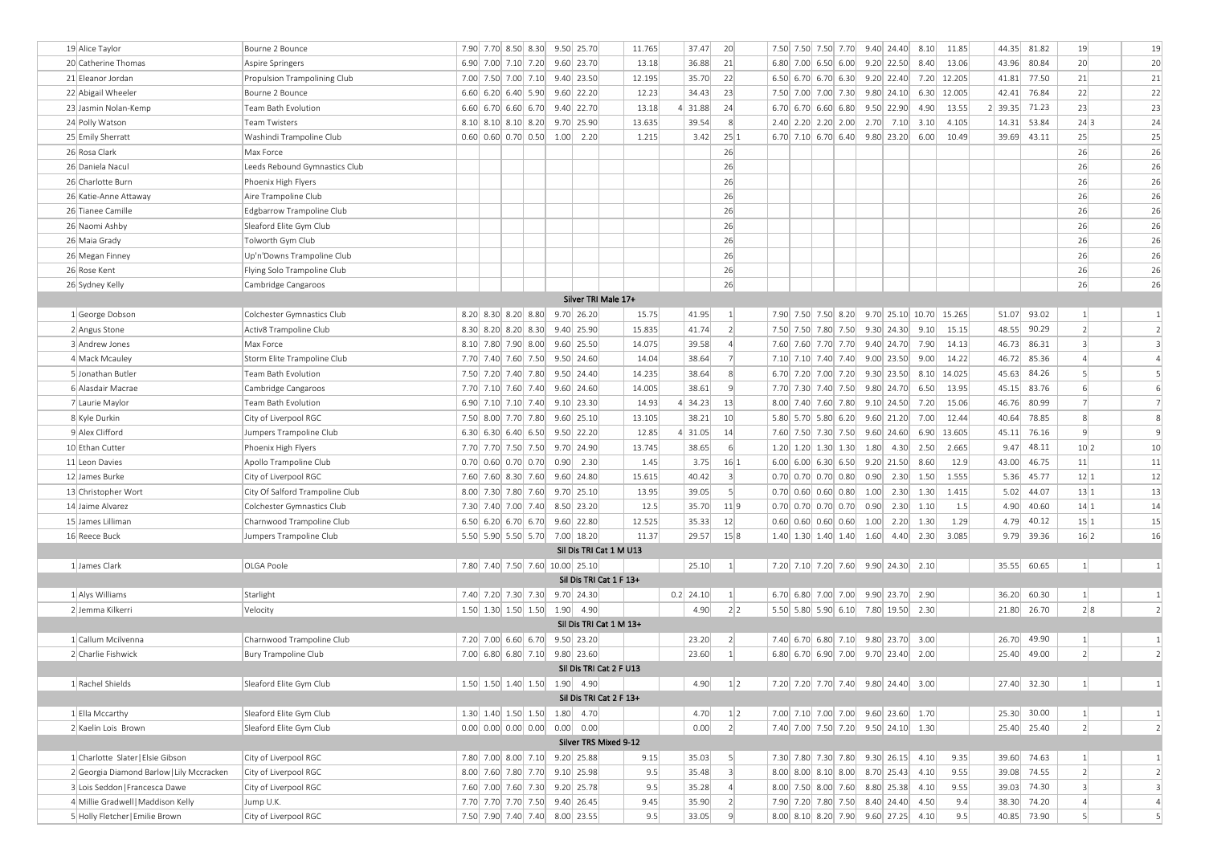| | | | | | | | | | | | | | | | | | | | | | | | | | | | |
|---|---|---|---|---|---|---|---|---|---|---|---|---|---|---|---|---|---|---|---|---|---|---|---|---|---|---|---|
| 19 | Alice Taylor | Bourne 2 Bounce | 7.90 | 7.70 | 8.50 | 8.30 | 9.50 | 25.70 | 11.765 | | 37.47 | 20 | | 7.50 | 7.50 | 7.50 | 7.70 | 9.40 | 24.40 | 8.10 | 11.85 | | 44.35 | 81.82 | 19 | | 19 |
| 20 | Catherine Thomas | Aspire Springers | 6.90 | 7.00 | 7.10 | 7.20 | 9.60 | 23.70 | 13.18 | | 36.88 | 21 | | 6.80 | 7.00 | 6.50 | 6.00 | 9.20 | 22.50 | 8.40 | 13.06 | | 43.96 | 80.84 | 20 | | 20 |
| 21 | Eleanor Jordan | Propulsion Trampolining Club | 7.00 | 7.50 | 7.00 | 7.10 | 9.40 | 23.50 | 12.195 | | 35.70 | 22 | | 6.50 | 6.70 | 6.70 | 6.30 | 9.20 | 22.40 | 7.20 | 12.205 | | 41.81 | 77.50 | 21 | | 21 |
| 22 | Abigail Wheeler | Bourne 2 Bounce | 6.60 | 6.20 | 6.40 | 5.90 | 9.60 | 22.20 | 12.23 | | 34.43 | 23 | | 7.50 | 7.00 | 7.00 | 7.30 | 9.80 | 24.10 | 6.30 | 12.005 | | 42.41 | 76.84 | 22 | | 22 |
| 23 | Jasmin Nolan-Kemp | Team Bath Evolution | 6.60 | 6.70 | 6.60 | 6.70 | 9.40 | 22.70 | 13.18 | 4 | 31.88 | 24 | | 6.70 | 6.70 | 6.60 | 6.80 | 9.50 | 22.90 | 4.90 | 13.55 | 2 | 39.35 | 71.23 | 23 | | 23 |
| 24 | Polly Watson | Team Twisters | 8.10 | 8.10 | 8.10 | 8.20 | 9.70 | 25.90 | 13.635 | | 39.54 | 8 | | 2.40 | 2.20 | 2.20 | 2.00 | 2.70 | 7.10 | 3.10 | 4.105 | | 14.31 | 53.84 | 24 | 3 | 24 |
| 25 | Emily Sherratt | Washindi Trampoline Club | 0.60 | 0.60 | 0.70 | 0.50 | 1.00 | 2.20 | 1.215 | | 3.42 | 25 | 1 | 6.70 | 7.10 | 6.70 | 6.40 | 9.80 | 23.20 | 6.00 | 10.49 | | 39.69 | 43.11 | 25 | | 25 |
| 26 | Rosa Clark | Max Force | | | | | | | | | | 26 | | | | | | | | | | | | | 26 | | 26 |
| 26 | Daniela Nacul | Leeds Rebound Gymnastics Club | | | | | | | | | | 26 | | | | | | | | | | | | | 26 | | 26 |
| 26 | Charlotte Burn | Phoenix High Flyers | | | | | | | | | | 26 | | | | | | | | | | | | | 26 | | 26 |
| 26 | Katie-Anne Attaway | Aire Trampoline Club | | | | | | | | | | 26 | | | | | | | | | | | | | 26 | | 26 |
| 26 | Tianee Camille | Edgbarrow Trampoline Club | | | | | | | | | | 26 | | | | | | | | | | | | | 26 | | 26 |
| 26 | Naomi Ashby | Sleaford Elite Gym Club | | | | | | | | | | 26 | | | | | | | | | | | | | 26 | | 26 |
| 26 | Maia Grady | Tolworth Gym Club | | | | | | | | | | 26 | | | | | | | | | | | | | 26 | | 26 |
| 26 | Megan Finney | Up'n'Downs Trampoline Club | | | | | | | | | | 26 | | | | | | | | | | | | | 26 | | 26 |
| 26 | Rose Kent | Flying Solo Trampoline Club | | | | | | | | | | 26 | | | | | | | | | | | | | 26 | | 26 |
| 26 | Sydney Kelly | Cambridge Cangaroos | | | | | | | | | | 26 | | | | | | | | | | | | | 26 | | 26 |
| | **Silver TRI Male 17+** | | | | | | | | | | | | | | | | | | | | | | | | | | |
| 1 | George Dobson | Colchester Gymnastics Club | 8.20 | 8.30 | 8.20 | 8.80 | 9.70 | 26.20 | 15.75 | | 41.95 | 1 | | 7.90 | 7.50 | 7.50 | 8.20 | 9.70 | 25.10 | 10.70 | 15.265 | | 51.07 | 93.02 | 1 | | 1 |
| 2 | Angus Stone | Activ8 Trampoline Club | 8.30 | 8.20 | 8.20 | 8.30 | 9.40 | 25.90 | 15.835 | | 41.74 | 2 | | 7.50 | 7.50 | 7.80 | 7.50 | 9.30 | 24.30 | 9.10 | 15.15 | | 48.55 | 90.29 | 2 | | 2 |
| 3 | Andrew Jones | Max Force | 8.10 | 7.80 | 7.90 | 8.00 | 9.60 | 25.50 | 14.075 | | 39.58 | 4 | | 7.60 | 7.60 | 7.70 | 7.70 | 9.40 | 24.70 | 7.90 | 14.13 | | 46.73 | 86.31 | 3 | | 3 |
| 4 | Mack Mcauley | Storm Elite Trampoline Club | 7.70 | 7.40 | 7.60 | 7.50 | 9.50 | 24.60 | 14.04 | | 38.64 | 7 | | 7.10 | 7.10 | 7.40 | 7.40 | 9.00 | 23.50 | 9.00 | 14.22 | | 46.72 | 85.36 | 4 | | 4 |
| 5 | Jonathan Butler | Team Bath Evolution | 7.50 | 7.20 | 7.40 | 7.80 | 9.50 | 24.40 | 14.235 | | 38.64 | 8 | | 6.70 | 7.20 | 7.00 | 7.20 | 9.30 | 23.50 | 8.10 | 14.025 | | 45.63 | 84.26 | 5 | | 5 |
| 6 | Alasdair Macrae | Cambridge Cangaroos | 7.70 | 7.10 | 7.60 | 7.40 | 9.60 | 24.60 | 14.005 | | 38.61 | 9 | | 7.70 | 7.30 | 7.40 | 7.50 | 9.80 | 24.70 | 6.50 | 13.95 | | 45.15 | 83.76 | 6 | | 6 |
| 7 | Laurie Maylor | Team Bath Evolution | 6.90 | 7.10 | 7.10 | 7.40 | 9.10 | 23.30 | 14.93 | 4 | 34.23 | 13 | | 8.00 | 7.40 | 7.60 | 7.80 | 9.10 | 24.50 | 7.20 | 15.06 | | 46.76 | 80.99 | 7 | | 7 |
| 8 | Kyle Durkin | City of Liverpool RGC | 7.50 | 8.00 | 7.70 | 7.80 | 9.60 | 25.10 | 13.105 | | 38.21 | 10 | | 5.80 | 5.70 | 5.80 | 6.20 | 9.60 | 21.20 | 7.00 | 12.44 | | 40.64 | 78.85 | 8 | | 8 |
| 9 | Alex Clifford | Jumpers Trampoline Club | 6.30 | 6.30 | 6.40 | 6.50 | 9.50 | 22.20 | 12.85 | 4 | 31.05 | 14 | | 7.60 | 7.50 | 7.30 | 7.50 | 9.60 | 24.60 | 6.90 | 13.605 | | 45.11 | 76.16 | 9 | | 9 |
| 10 | Ethan Cutter | Phoenix High Flyers | 7.70 | 7.70 | 7.50 | 7.50 | 9.70 | 24.90 | 13.745 | | 38.65 | 6 | | 1.20 | 1.20 | 1.30 | 1.30 | 1.80 | 4.30 | 2.50 | 2.665 | | 9.47 | 48.11 | 10 | 2 | 10 |
| 11 | Leon Davies | Apollo Trampoline Club | 0.70 | 0.60 | 0.70 | 0.70 | 0.90 | 2.30 | 1.45 | | 3.75 | 16 | 1 | 6.00 | 6.00 | 6.30 | 6.50 | 9.20 | 21.50 | 8.60 | 12.9 | | 43.00 | 46.75 | 11 | | 11 |
| 12 | James Burke | City of Liverpool RGC | 7.60 | 7.60 | 8.30 | 7.60 | 9.60 | 24.80 | 15.615 | | 40.42 | 3 | | 0.70 | 0.70 | 0.70 | 0.80 | 0.90 | 2.30 | 1.50 | 1.555 | | 5.36 | 45.77 | 12 | 1 | 12 |
| 13 | Christopher Wort | City Of Salford Trampoline Club | 8.00 | 7.30 | 7.80 | 7.60 | 9.70 | 25.10 | 13.95 | | 39.05 | 5 | | 0.70 | 0.60 | 0.60 | 0.80 | 1.00 | 2.30 | 1.30 | 1.415 | | 5.02 | 44.07 | 13 | 1 | 13 |
| 14 | Jaime Alvarez | Colchester Gymnastics Club | 7.30 | 7.40 | 7.00 | 7.40 | 8.50 | 23.20 | 12.5 | | 35.70 | 11 | 9 | 0.70 | 0.70 | 0.70 | 0.70 | 0.90 | 2.30 | 1.10 | 1.5 | | 4.90 | 40.60 | 14 | 1 | 14 |
| 15 | James Lilliman | Charnwood Trampoline Club | 6.50 | 6.20 | 6.70 | 6.70 | 9.60 | 22.20 | 12.525 | | 35.33 | 12 | | 0.60 | 0.60 | 0.60 | 0.60 | 1.00 | 2.20 | 1.30 | 1.29 | | 4.79 | 40.12 | 15 | 1 | 15 |
| 16 | Reece Buck | Jumpers Trampoline Club | 5.50 | 5.90 | 5.50 | 5.70 | 7.00 | 18.20 | 11.37 | | 29.57 | 15 | 8 | 1.40 | 1.30 | 1.40 | 1.40 | 1.60 | 4.40 | 2.30 | 3.085 | | 9.79 | 39.36 | 16 | 2 | 16 |
| | **Sil Dis TRI Cat 1 M U13** | | | | | | | | | | | | | | | | | | | | | | | | | | |
| 1 | James Clark | OLGA Poole | 7.80 | 7.40 | 7.50 | 7.60 | 10.00 | 25.10 | | | 25.10 | 1 | | 7.20 | 7.10 | 7.20 | 7.60 | 9.90 | 24.30 | 2.10 | | | 35.55 | 60.65 | 1 | | 1 |
| | **Sil Dis TRI Cat 1 F 13+** | | | | | | | | | | | | | | | | | | | | | | | | | | |
| 1 | Alys Williams | Starlight | 7.40 | 7.20 | 7.30 | 7.30 | 9.70 | 24.30 | | 0.2 | 24.10 | 1 | | 6.70 | 6.80 | 7.00 | 7.00 | 9.90 | 23.70 | 2.90 | | | 36.20 | 60.30 | 1 | | 1 |
| 2 | Jemma Kilkerri | Velocity | 1.50 | 1.30 | 1.50 | 1.50 | 1.90 | 4.90 | | | 4.90 | 2 | 2 | 5.50 | 5.80 | 5.90 | 6.10 | 7.80 | 19.50 | 2.30 | | | 21.80 | 26.70 | 2 | 8 | 2 |
| | **Sil Dis TRI Cat 1 M 13+** | | | | | | | | | | | | | | | | | | | | | | | | | | |
| 1 | Callum Mcilvenna | Charnwood Trampoline Club | 7.20 | 7.00 | 6.60 | 6.70 | 9.50 | 23.20 | | | 23.20 | 2 | | 7.40 | 6.70 | 6.80 | 7.10 | 9.80 | 23.70 | 3.00 | | | 26.70 | 49.90 | 1 | | 1 |
| 2 | Charlie Fishwick | Bury Trampoline Club | 7.00 | 6.80 | 6.80 | 7.10 | 9.80 | 23.60 | | | 23.60 | 1 | | 6.80 | 6.70 | 6.90 | 7.00 | 9.70 | 23.40 | 2.00 | | | 25.40 | 49.00 | 2 | | 2 |
| | **Sil Dis TRI Cat 2 F U13** | | | | | | | | | | | | | | | | | | | | | | | | | | |
| 1 | Rachel Shields | Sleaford Elite Gym Club | 1.50 | 1.50 | 1.40 | 1.50 | 1.90 | 4.90 | | | 4.90 | 1 | 2 | 7.20 | 7.20 | 7.70 | 7.40 | 9.80 | 24.40 | 3.00 | | | 27.40 | 32.30 | 1 | | 1 |
| | **Sil Dis TRI Cat 2 F 13+** | | | | | | | | | | | | | | | | | | | | | | | | | | |
| 1 | Ella Mccarthy | Sleaford Elite Gym Club | 1.30 | 1.40 | 1.50 | 1.50 | 1.80 | 4.70 | | | 4.70 | 1 | 2 | 7.00 | 7.10 | 7.00 | 7.00 | 9.60 | 23.60 | 1.70 | | | 25.30 | 30.00 | 1 | | 1 |
| 2 | Kaelin Lois Brown | Sleaford Elite Gym Club | 0.00 | 0.00 | 0.00 | 0.00 | 0.00 | 0.00 | | | 0.00 | 2 | | 7.40 | 7.00 | 7.50 | 7.20 | 9.50 | 24.10 | 1.30 | | | 25.40 | 25.40 | 2 | | 2 |
| | **Silver TRS Mixed 9-12** | | | | | | | | | | | | | | | | | | | | | | | | | | |
| 1 | Charlotte Slater \| Elsie Gibson | City of Liverpool RGC | 7.80 | 7.00 | 8.00 | 7.10 | 9.20 | 25.88 | 9.15 | | 35.03 | 5 | | 7.30 | 7.80 | 7.30 | 7.80 | 9.30 | 26.15 | 4.10 | 9.35 | | 39.60 | 74.63 | 1 | | 1 |
| 2 | Georgia Diamond Barlow \| Lily Mccracken | City of Liverpool RGC | 8.00 | 7.60 | 7.80 | 7.70 | 9.10 | 25.98 | 9.5 | | 35.48 | 3 | | 8.00 | 8.00 | 8.10 | 8.00 | 8.70 | 25.43 | 4.10 | 9.55 | | 39.08 | 74.55 | 2 | | 2 |
| 3 | Lois Seddon \| Francesca Dawe | City of Liverpool RGC | 7.60 | 7.00 | 7.60 | 7.30 | 9.20 | 25.78 | 9.5 | | 35.28 | 4 | | 8.00 | 7.50 | 8.00 | 7.60 | 8.80 | 25.38 | 4.10 | 9.55 | | 39.03 | 74.30 | 3 | | 3 |
| 4 | Millie Gradwell \| Maddison Kelly | Jump U.K. | 7.70 | 7.70 | 7.70 | 7.50 | 9.40 | 26.45 | 9.45 | | 35.90 | 2 | | 7.90 | 7.20 | 7.80 | 7.50 | 8.40 | 24.40 | 4.50 | 9.4 | | 38.30 | 74.20 | 4 | | 4 |
| 5 | Holly Fletcher \| Emilie Brown | City of Liverpool RGC | 7.50 | 7.90 | 7.40 | 7.40 | 8.00 | 23.55 | 9.5 | | 33.05 | 9 | | 8.00 | 8.10 | 8.20 | 7.90 | 9.60 | 27.25 | 4.10 | 9.5 | | 40.85 | 73.90 | 5 | | 5 |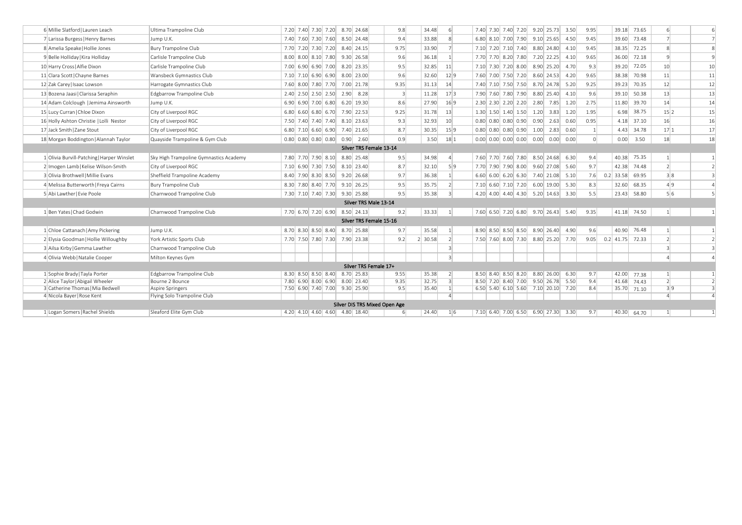| | | | | | | | | | | | | | | | | | | | | | | | | | | | |
|---|---|---|---|---|---|---|---|---|---|---|---|---|---|---|---|---|---|---|---|---|---|---|---|---|---|---|---|
| 6 | Millie Slatford\|Lauren Leach | Ultima Trampoline Club | 7.20 | 7.40 | 7.30 | 7.20 | 8.70 | 24.68 | 9.8 | | 34.48 | 6 | | 7.40 | 7.30 | 7.40 | 7.20 | 9.20 | 25.73 | 3.50 | 9.95 | | 39.18 | 73.65 | 6 | | 6 |
| 7 | Larissa Burgess\|Henry Barnes | Jump U.K. | 7.40 | 7.60 | 7.30 | 7.60 | 8.50 | 24.48 | 9.4 | | 33.88 | 8 | | 6.80 | 8.10 | 7.00 | 7.90 | 9.10 | 25.65 | 4.50 | 9.45 | | 39.60 | 73.48 | 7 | | 7 |
| 8 | Amelia Speake\|Hollie Jones | Bury Trampoline Club | 7.70 | 7.20 | 7.30 | 7.20 | 8.40 | 24.15 | 9.75 | | 33.90 | 7 | | 7.10 | 7.20 | 7.10 | 7.40 | 8.80 | 24.80 | 4.10 | 9.45 | | 38.35 | 72.25 | 8 | | 8 |
| 9 | Belle Holliday\|Kira Holliday | Carlisle Trampoline Club | 8.00 | 8.00 | 8.10 | 7.80 | 9.30 | 26.58 | 9.6 | | 36.18 | 1 | | 7.70 | 7.70 | 8.20 | 7.80 | 7.20 | 22.25 | 4.10 | 9.65 | | 36.00 | 72.18 | 9 | | 9 |
| 10 | Harry Cross\|Alfie Dixon | Carlisle Trampoline Club | 7.00 | 6.90 | 6.90 | 7.00 | 8.20 | 23.35 | 9.5 | | 32.85 | 11 | | 7.10 | 7.30 | 7.20 | 8.00 | 8.90 | 25.20 | 4.70 | 9.3 | | 39.20 | 72.05 | 10 | | 10 |
| 11 | Clara Scott\|Chayne Barnes | Wansbeck Gymnastics Club | 7.10 | 7.10 | 6.90 | 6.90 | 8.00 | 23.00 | 9.6 | | 32.60 | 12 | 9 | 7.60 | 7.00 | 7.50 | 7.20 | 8.60 | 24.53 | 4.20 | 9.65 | | 38.38 | 70.98 | 11 | | 11 |
| 12 | Zak Carey\|Isaac Lowson | Harrogate Gymnastics Club | 7.60 | 8.00 | 7.80 | 7.70 | 7.00 | 21.78 | 9.35 | | 31.13 | 14 | | 7.40 | 7.10 | 7.50 | 7.50 | 8.70 | 24.78 | 5.20 | 9.25 | | 39.23 | 70.35 | 12 | | 12 |
| 13 | Bozena Jaasi\|Clarissa Seraphin | Edgbarrow Trampoline Club | 2.40 | 2.50 | 2.50 | 2.50 | 2.90 | 8.28 | 3 | | 11.28 | 17 | 3 | 7.90 | 7.60 | 7.80 | 7.90 | 8.80 | 25.40 | 4.10 | 9.6 | | 39.10 | 50.38 | 13 | | 13 |
| 14 | Adam Colclough \|Jemima Ainsworth | Jump U.K. | 6.90 | 6.90 | 7.00 | 6.80 | 6.20 | 19.30 | 8.6 | | 27.90 | 16 | 9 | 2.30 | 2.30 | 2.20 | 2.20 | 2.80 | 7.85 | 1.20 | 2.75 | | 11.80 | 39.70 | 14 | | 14 |
| 15 | Lucy Curran\|Chloe Dixon | City of Liverpool RGC | 6.80 | 6.60 | 6.80 | 6.70 | 7.90 | 22.53 | 9.25 | | 31.78 | 13 | | 1.30 | 1.50 | 1.40 | 1.50 | 1.20 | 3.83 | 1.20 | 1.95 | | 6.98 | 38.75 | 15 | 2 | 15 |
| 16 | Holly Ashton Christie \|Lolli Nestor | City of Liverpool RGC | 7.50 | 7.40 | 7.40 | 7.40 | 8.10 | 23.63 | 9.3 | | 32.93 | 10 | | 0.80 | 0.80 | 0.80 | 0.90 | 0.90 | 2.63 | 0.60 | 0.95 | | 4.18 | 37.10 | 16 | | 16 |
| 17 | Jack Smith\|Zane Stout | City of Liverpool RGC | 6.80 | 7.10 | 6.60 | 6.90 | 7.40 | 21.65 | 8.7 | | 30.35 | 15 | 9 | 0.80 | 0.80 | 0.80 | 0.90 | 1.00 | 2.83 | 0.60 | 1 | | 4.43 | 34.78 | 17 | 1 | 17 |
| 18 | Morgan Boddington\|Alannah Taylor | Quayside Trampoline & Gym Club | 0.80 | 0.80 | 0.80 | 0.80 | 0.90 | 2.60 | 0.9 | | 3.50 | 18 | 1 | 0.00 | 0.00 | 0.00 | 0.00 | 0.00 | 0.00 | 0.00 | 0 | | 0.00 | 3.50 | 18 | | 18 |
| | | | | | | | Silver TRS Female 13-14 | | | | | | | | | | | | | | | | | | | | |
| 1 | Olivia Burvill-Patching\|Harper Winslet | Sky High Trampoline Gymnastics Academy | 7.80 | 7.70 | 7.90 | 8.10 | 8.80 | 25.48 | 9.5 | | 34.98 | 4 | | 7.60 | 7.70 | 7.60 | 7.80 | 8.50 | 24.68 | 6.30 | 9.4 | | 40.38 | 75.35 | 1 | | 1 |
| 2 | Imogen Lamb\|Kelise Wilson-Smith | City of Liverpool RGC | 7.10 | 6.90 | 7.30 | 7.50 | 8.10 | 23.40 | 8.7 | | 32.10 | 5 | 9 | 7.70 | 7.90 | 7.90 | 8.00 | 9.60 | 27.08 | 5.60 | 9.7 | | 42.38 | 74.48 | 2 | | 2 |
| 3 | Olivia Brothwell\|Millie Evans | Sheffield Trampoline Academy | 8.40 | 7.90 | 8.30 | 8.50 | 9.20 | 26.68 | 9.7 | | 36.38 | 1 | | 6.60 | 6.00 | 6.20 | 6.30 | 7.40 | 21.08 | 5.10 | 7.6 | 0.2 | 33.58 | 69.95 | 3 | 8 | 3 |
| 4 | Melissa Butterworth\|Freya Cairns | Bury Trampoline Club | 8.30 | 7.80 | 8.40 | 7.70 | 9.10 | 26.25 | 9.5 | | 35.75 | 2 | | 7.10 | 6.60 | 7.10 | 7.20 | 6.00 | 19.00 | 5.30 | 8.3 | | 32.60 | 68.35 | 4 | 9 | 4 |
| 5 | Abi Lawther\|Evie Poole | Charnwood Trampoline Club | 7.30 | 7.10 | 7.40 | 7.30 | 9.30 | 25.88 | 9.5 | | 35.38 | 3 | | 4.20 | 4.00 | 4.40 | 4.30 | 5.20 | 14.63 | 3.30 | 5.5 | | 23.43 | 58.80 | 5 | 6 | 5 |
| | | | | | | | Silver TRS Male 13-14 | | | | | | | | | | | | | | | | | | | | |
| 1 | Ben Yates\|Chad Godwin | Charnwood Trampoline Club | 7.70 | 6.70 | 7.20 | 6.90 | 8.50 | 24.13 | 9.2 | | 33.33 | 1 | | 7.60 | 6.50 | 7.20 | 6.80 | 9.70 | 26.43 | 5.40 | 9.35 | | 41.18 | 74.50 | 1 | | 1 |
| | | | | | | | Silver TRS Female 15-16 | | | | | | | | | | | | | | | | | | | | |
| 1 | Chloe Cattanach\|Amy Pickering | Jump U.K. | 8.70 | 8.30 | 8.50 | 8.40 | 8.70 | 25.88 | 9.7 | | 35.58 | 1 | | 8.90 | 8.50 | 8.50 | 8.50 | 8.90 | 26.40 | 4.90 | 9.6 | | 40.90 | 76.48 | 1 | | 1 |
| 2 | Elysia Goodman\|Hollie Willoughby | York Artistic Sports Club | 7.70 | 7.50 | 7.80 | 7.30 | 7.90 | 23.38 | 9.2 | 2 | 30.58 | 2 | | 7.50 | 7.60 | 8.00 | 7.30 | 8.80 | 25.20 | 7.70 | 9.05 | 0.2 | 41.75 | 72.33 | 2 | | 2 |
| 3 | Ailsa Kirby\|Gemma Lawther | Charnwood Trampoline Club | | | | | | | | | | 3 | | | | | | | | | | | | | 3 | | 3 |
| 4 | Olivia Webb\|Natalie Cooper | Milton Keynes Gym | | | | | | | | | | 3 | | | | | | | | | | | | | 4 | | 4 |
| | | | | | | | Silver TRS Female 17+ | | | | | | | | | | | | | | | | | | | | |
| 1 | Sophie Brady\|Tayla Porter | Edgbarrow Trampoline Club | 8.30 | 8.50 | 8.50 | 8.40 | 8.70 | 25.83 | 9.55 | | 35.38 | 2 | | 8.50 | 8.40 | 8.50 | 8.20 | 8.80 | 26.00 | 6.30 | 9.7 | | 42.00 | 77.38 | 1 | | 1 |
| 2 | Alice Taylor\|Abigail Wheeler | Bourne 2 Bounce | 7.80 | 6.90 | 8.00 | 6.90 | 8.00 | 23.40 | 9.35 | | 32.75 | 3 | | 8.50 | 7.20 | 8.40 | 7.00 | 9.50 | 26.78 | 5.50 | 9.4 | | 41.68 | 74.43 | 2 | | 2 |
| 3 | Catherine Thomas\|Mia Bedwell | Aspire Springers | 7.50 | 6.90 | 7.40 | 7.00 | 9.30 | 25.90 | 9.5 | | 35.40 | 1 | | 6.50 | 5.40 | 6.10 | 5.60 | 7.10 | 20.10 | 7.20 | 8.4 | | 35.70 | 71.10 | 3 | 9 | 3 |
| 4 | Nicola Bayer\|Rose Kent | Flying Solo Trampoline Club | | | | | | | | | | 4 | | | | | | | | | | | | | 4 | | 4 |
| | | | | | | | Silver DIS TRS Mixed Open Age | | | | | | | | | | | | | | | | | | | | |
| 1 | Logan Somers\|Rachel Shields | Sleaford Elite Gym Club | 4.20 | 4.10 | 4.60 | 4.60 | 4.80 | 18.40 | 6 | | 24.40 | 1 | 6 | 7.10 | 6.40 | 7.00 | 6.50 | 6.90 | 27.30 | 3.30 | 9.7 | | 40.30 | 64.70 | 1 | | 1 |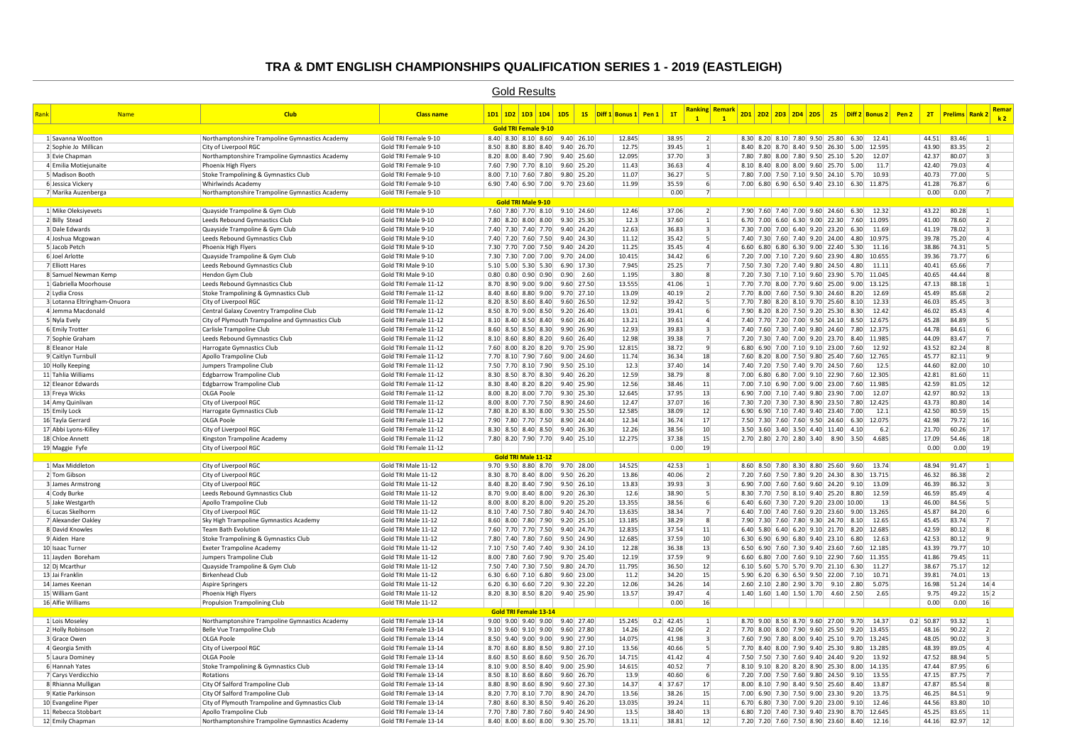# TRA & DMT ENGLISH CHAMPIONSHIPS QUALIFICATION SERIES 1 - 2019 (EASTLEIGH)

## Gold Results

| Rank | Name | Club | Class name | 1D1 | 1D2 | 1D3 | 1D4 | 1D5 | 1S | Diff 1 | Bonus 1 | Pen 1 | 1T | Ranking 1 | Remark 1 | 2D1 | 2D2 | 2D3 | 2D4 | 2D5 | 2S | Diff 2 | Bonus 2 | Pen 2 | 2T | Prelims | Rank 2 | Remark 2 |
|---|---|---|---|---|---|---|---|---|---|---|---|---|---|---|---|---|---|---|---|---|---|---|---|---|---|---|---|---|
| | | | **Gold TRI Female 9-10** | | | | | | | | | | | | | | | | | | | | | | | | | |
| 1 | Savanna Wootton | Northamptonshire Trampoline Gymnastics Academy | Gold TRI Female 9-10 | 8.40 | 8.30 | 8.10 | 8.60 | 9.40 | 26.10 | | 12.845 | | 38.95 | 2 | | 8.30 | 8.20 | 8.10 | 7.80 | 9.50 | 25.80 | 6.30 | 12.41 | | 44.51 | 83.46 | 1 | |
| 2 | Sophie Jo Millican | City of Liverpool RGC | Gold TRI Female 9-10 | 8.50 | 8.80 | 8.80 | 8.40 | 9.40 | 26.70 | | 12.75 | | 39.45 | 1 | | 8.40 | 8.20 | 8.70 | 8.40 | 9.50 | 26.30 | 5.00 | 12.595 | | 43.90 | 83.35 | 2 | |
| 3 | Evie Chapman | Northamptonshire Trampoline Gymnastics Academy | Gold TRI Female 9-10 | 8.20 | 8.00 | 8.40 | 7.90 | 9.40 | 25.60 | | 12.095 | | 37.70 | 3 | | 7.80 | 7.80 | 8.00 | 7.80 | 9.50 | 25.10 | 5.20 | 12.07 | | 42.37 | 80.07 | 3 | |
| 4 | Emilia Motiejunaite | Phoenix High Flyers | Gold TRI Female 9-10 | 7.60 | 7.90 | 7.70 | 8.10 | 9.60 | 25.20 | | 11.43 | | 36.63 | 4 | | 8.10 | 8.40 | 8.00 | 8.00 | 9.60 | 25.70 | 5.00 | 11.7 | | 42.40 | 79.03 | 4 | |
| 5 | Madison Booth | Stoke Trampolining & Gymnastics Club | Gold TRI Female 9-10 | 8.00 | 7.10 | 7.60 | 7.80 | 9.80 | 25.20 | | 11.07 | | 36.27 | 5 | | 7.80 | 7.00 | 7.50 | 7.10 | 9.50 | 24.10 | 5.70 | 10.93 | | 40.73 | 77.00 | 5 | |
| 6 | Jessica Vickery | Whirlwinds Academy | Gold TRI Female 9-10 | 6.90 | 7.40 | 6.90 | 7.00 | 9.70 | 23.60 | | 11.99 | | 35.59 | 6 | | 7.00 | 6.80 | 6.90 | 6.50 | 9.40 | 23.10 | 6.30 | 11.875 | | 41.28 | 76.87 | 6 | |
| 7 | Marika Auzenberga | Northamptonshire Trampoline Gymnastics Academy | Gold TRI Female 9-10 | | | | | | | | | | 0.00 | 7 | | | | | | | | | | | 0.00 | 0.00 | 7 | |
| | | | **Gold TRI Male 9-10** | | | | | | | | | | | | | | | | | | | | | | | | | |
| 1 | Mike Oleksiyevets | Quayside Trampoline & Gym Club | Gold TRI Male 9-10 | 7.60 | 7.80 | 7.70 | 8.10 | 9.10 | 24.60 | | 12.46 | | 37.06 | 2 | | 7.90 | 7.60 | 7.40 | 7.00 | 9.60 | 24.60 | 6.30 | 12.32 | | 43.22 | 80.28 | 1 | |
| 2 | Billy Stead | Leeds Rebound Gymnastics Club | Gold TRI Male 9-10 | 7.80 | 8.20 | 8.00 | 8.00 | 9.30 | 25.30 | | 12.3 | | 37.60 | 1 | | 6.70 | 7.00 | 6.60 | 6.30 | 9.00 | 22.30 | 7.60 | 11.095 | | 41.00 | 78.60 | 2 | |
| 3 | Dale Edwards | Quayside Trampoline & Gym Club | Gold TRI Male 9-10 | 7.40 | 7.30 | 7.40 | 7.70 | 9.40 | 24.20 | | 12.63 | | 36.83 | 3 | | 7.30 | 7.00 | 7.00 | 6.40 | 9.20 | 23.20 | 6.30 | 11.69 | | 41.19 | 78.02 | 3 | |
| 4 | Joshua Mcgowan | Leeds Rebound Gymnastics Club | Gold TRI Male 9-10 | 7.40 | 7.20 | 7.60 | 7.50 | 9.40 | 24.30 | | 11.12 | | 35.42 | 5 | | 7.40 | 7.30 | 7.60 | 7.40 | 9.20 | 24.00 | 4.80 | 10.975 | | 39.78 | 75.20 | 4 | |
| 5 | Jacob Petch | Phoenix High Flyers | Gold TRI Male 9-10 | 7.30 | 7.70 | 7.00 | 7.50 | 9.40 | 24.20 | | 11.25 | | 35.45 | 4 | | 6.60 | 6.80 | 6.80 | 6.30 | 9.00 | 22.40 | 5.30 | 11.16 | | 38.86 | 74.31 | 5 | |
| 6 | Joel Arlotte | Quayside Trampoline & Gym Club | Gold TRI Male 9-10 | 7.30 | 7.30 | 7.00 | 7.00 | 9.70 | 24.00 | | 10.415 | | 34.42 | 6 | | 7.20 | 7.00 | 7.10 | 7.20 | 9.60 | 23.90 | 4.80 | 10.655 | | 39.36 | 73.77 | 6 | |
| 7 | Elliott Hares | Leeds Rebound Gymnastics Club | Gold TRI Male 9-10 | 5.10 | 5.00 | 5.30 | 5.30 | 6.90 | 17.30 | | 7.945 | | 25.25 | 7 | | 7.50 | 7.30 | 7.20 | 7.40 | 9.80 | 24.50 | 4.80 | 11.11 | | 40.41 | 65.66 | 7 | |
| 8 | Samuel Newman Kemp | Hendon Gym Club | Gold TRI Male 9-10 | 0.80 | 0.80 | 0.90 | 0.90 | 0.90 | 2.60 | | 1.195 | | 3.80 | 8 | | 7.20 | 7.30 | 7.10 | 7.10 | 9.60 | 23.90 | 5.70 | 11.045 | | 40.65 | 44.44 | 8 | |
| | | | **Gold TRI Female 11-12** | | | | | | | | | | | | | | | | | | | | | | | | | |
| 1 | Gabriella Moorhouse | Leeds Rebound Gymnastics Club | Gold TRI Female 11-12 | 8.70 | 8.90 | 9.00 | 9.00 | 9.60 | 27.50 | | 13.555 | | 41.06 | 1 | | 7.70 | 7.70 | 8.00 | 7.70 | 9.60 | 25.00 | 9.00 | 13.125 | | 47.13 | 88.18 | 1 | |
| 2 | Lydia Cross | Stoke Trampolining & Gymnastics Club | Gold TRI Female 11-12 | 8.40 | 8.60 | 8.80 | 9.00 | 9.70 | 27.10 | | 13.09 | | 40.19 | 2 | | 7.70 | 8.00 | 7.60 | 7.50 | 9.30 | 24.60 | 8.20 | 12.69 | | 45.49 | 85.68 | 2 | |
| 3 | Lotanna Eltringham-Onuora | City of Liverpool RGC | Gold TRI Female 11-12 | 8.20 | 8.50 | 8.60 | 8.40 | 9.60 | 26.50 | | 12.92 | | 39.42 | 5 | | 7.70 | 7.80 | 8.20 | 8.10 | 9.70 | 25.60 | 8.10 | 12.33 | | 46.03 | 85.45 | 3 | |
| 4 | Jemma Macdonald | Central Galaxy Coventry Trampoline Club | Gold TRI Female 11-12 | 8.50 | 8.70 | 9.00 | 8.50 | 9.20 | 26.40 | | 13.01 | | 39.41 | 6 | | 7.90 | 8.20 | 8.20 | 7.50 | 9.20 | 25.30 | 8.30 | 12.42 | | 46.02 | 85.43 | 4 | |
| 5 | Nyla Evely | City of Plymouth Trampoline and Gymnastics Club | Gold TRI Female 11-12 | 8.10 | 8.40 | 8.50 | 8.40 | 9.60 | 26.40 | | 13.21 | | 39.61 | 4 | | 7.40 | 7.70 | 7.20 | 7.00 | 9.50 | 24.10 | 8.50 | 12.675 | | 45.28 | 84.89 | 5 | |
| 6 | Emily Trotter | Carlisle Trampoline Club | Gold TRI Female 11-12 | 8.60 | 8.50 | 8.50 | 8.30 | 9.90 | 26.90 | | 12.93 | | 39.83 | 3 | | 7.40 | 7.60 | 7.30 | 7.40 | 9.80 | 24.60 | 7.80 | 12.375 | | 44.78 | 84.61 | 6 | |
| 7 | Sophie Graham | Leeds Rebound Gymnastics Club | Gold TRI Female 11-12 | 8.10 | 8.60 | 8.40 | 8.20 | 9.60 | 26.40 | | 12.98 | | 39.38 | 7 | | 7.20 | 7.30 | 7.40 | 7.00 | 9.20 | 23.70 | 8.40 | 11.985 | | 44.09 | 83.47 | 7 | |
| 8 | Eleanor Hale | Harrogate Gymnastics Club | Gold TRI Female 11-12 | 7.60 | 8.00 | 8.20 | 8.20 | 9.70 | 25.90 | | 12.815 | | 38.72 | 9 | | 6.80 | 6.90 | 7.00 | 7.10 | 9.10 | 23.00 | 7.60 | 12.92 | | 43.52 | 82.24 | 8 | |
| 9 | Caitlyn Turnbull | Apollo Trampoline Club | Gold TRI Female 11-12 | 7.70 | 8.10 | 7.90 | 7.60 | 9.00 | 24.60 | | 11.74 | | 36.34 | 18 | | 7.60 | 8.20 | 8.00 | 7.50 | 9.80 | 25.40 | 7.60 | 12.765 | | 45.77 | 82.11 | 9 | |
| 10 | Holly Keeping | Jumpers Trampoline Club | Gold TRI Female 11-12 | 7.50 | 7.70 | 8.10 | 7.90 | 9.50 | 25.10 | | 12.3 | | 37.40 | 14 | | 7.40 | 7.20 | 7.50 | 7.40 | 9.70 | 24.50 | 7.60 | 12.5 | | 44.60 | 82.00 | 10 | |
| 11 | Tahlia Williams | Edgbarrow Trampoline Club | Gold TRI Female 11-12 | 8.30 | 8.50 | 8.70 | 8.30 | 9.40 | 26.20 | | 12.59 | | 38.79 | 8 | | 7.00 | 6.80 | 6.80 | 7.00 | 9.10 | 22.90 | 7.60 | 12.305 | | 42.81 | 81.60 | 11 | |
| 12 | Eleanor Edwards | Edgbarrow Trampoline Club | Gold TRI Female 11-12 | 8.30 | 8.40 | 8.20 | 8.20 | 9.40 | 25.90 | | 12.56 | | 38.46 | 11 | | 7.00 | 7.10 | 6.90 | 7.00 | 9.00 | 23.00 | 7.60 | 11.985 | | 42.59 | 81.05 | 12 | |
| 13 | Freya Wicks | OLGA Poole | Gold TRI Female 11-12 | 8.00 | 8.20 | 8.00 | 7.70 | 9.30 | 25.30 | | 12.645 | | 37.95 | 13 | | 6.90 | 7.00 | 7.10 | 7.40 | 9.80 | 23.90 | 7.00 | 12.07 | | 42.97 | 80.92 | 13 | |
| 14 | Amy Quinlivan | City of Liverpool RGC | Gold TRI Female 11-12 | 8.00 | 8.00 | 7.70 | 7.50 | 8.90 | 24.60 | | 12.47 | | 37.07 | 16 | | 7.30 | 7.20 | 7.30 | 7.30 | 8.90 | 23.50 | 7.80 | 12.425 | | 43.73 | 80.80 | 14 | |
| 15 | Emily Lock | Harrogate Gymnastics Club | Gold TRI Female 11-12 | 7.80 | 8.20 | 8.30 | 8.00 | 9.30 | 25.50 | | 12.585 | | 38.09 | 12 | | 6.90 | 6.90 | 7.10 | 7.40 | 9.40 | 23.40 | 7.00 | 12.1 | | 42.50 | 80.59 | 15 | |
| 16 | Tayla Gerrard | OLGA Poole | Gold TRI Female 11-12 | 7.90 | 7.80 | 7.70 | 7.70 | 8.90 | 24.40 | | 12.34 | | 36.74 | 17 | | 7.50 | 7.30 | 7.60 | 7.60 | 9.50 | 24.60 | 6.30 | 12.075 | | 42.98 | 79.72 | 16 | |
| 17 | Abbi Lyons-Killey | City of Liverpool RGC | Gold TRI Female 11-12 | 8.30 | 8.50 | 8.40 | 8.50 | 9.40 | 26.30 | | 12.26 | | 38.56 | 10 | | 3.50 | 3.60 | 3.40 | 3.50 | 4.40 | 11.40 | 4.10 | 6.2 | | 21.70 | 60.26 | 17 | |
| 18 | Chloe Annett | Kingston Trampoline Academy | Gold TRI Female 11-12 | 7.80 | 8.20 | 7.90 | 7.70 | 9.40 | 25.10 | | 12.275 | | 37.38 | 15 | | 2.70 | 2.80 | 2.70 | 2.80 | 3.40 | 8.90 | 3.50 | 4.685 | | 17.09 | 54.46 | 18 | |
| 19 | Maggie Fyfe | City of Liverpool RGC | Gold TRI Female 11-12 | | | | | | | | | | 0.00 | 19 | | | | | | | | | | | 0.00 | 0.00 | 19 | |
| | | | **Gold TRI Male 11-12** | | | | | | | | | | | | | | | | | | | | | | | | | |
| 1 | Max Middleton | City of Liverpool RGC | Gold TRI Male 11-12 | 9.70 | 9.50 | 8.80 | 8.70 | 9.70 | 28.00 | | 14.525 | | 42.53 | 1 | | 8.60 | 8.50 | 7.80 | 8.30 | 8.80 | 25.60 | 9.60 | 13.74 | | 48.94 | 91.47 | 1 | |
| 2 | Tom Gibson | City of Liverpool RGC | Gold TRI Male 11-12 | 8.30 | 8.70 | 8.40 | 8.00 | 9.50 | 26.20 | | 13.86 | | 40.06 | 2 | | 7.20 | 7.60 | 7.50 | 7.80 | 9.20 | 24.30 | 8.30 | 13.715 | | 46.32 | 86.38 | 2 | |
| 3 | James Armstrong | City of Liverpool RGC | Gold TRI Male 11-12 | 8.40 | 8.20 | 8.40 | 7.90 | 9.50 | 26.10 | | 13.83 | | 39.93 | 3 | | 6.90 | 7.00 | 7.60 | 7.60 | 9.60 | 24.20 | 9.10 | 13.09 | | 46.39 | 86.32 | 3 | |
| 4 | Cody Burke | Leeds Rebound Gymnastics Club | Gold TRI Male 11-12 | 8.70 | 9.00 | 8.40 | 8.00 | 9.20 | 26.30 | | 12.6 | | 38.90 | 5 | | 8.30 | 7.70 | 7.50 | 8.10 | 9.40 | 25.20 | 8.80 | 12.59 | | 46.59 | 85.49 | 4 | |
| 5 | Jake Westgarth | Apollo Trampoline Club | Gold TRI Male 11-12 | 8.00 | 8.00 | 8.20 | 8.00 | 9.20 | 25.20 | | 13.355 | | 38.56 | 6 | | 6.40 | 6.60 | 7.30 | 7.20 | 9.20 | 23.00 | 10.00 | 13 | | 46.00 | 84.56 | 5 | |
| 6 | Lucas Skelhorn | City of Liverpool RGC | Gold TRI Male 11-12 | 8.10 | 7.40 | 7.50 | 7.80 | 9.40 | 24.70 | | 13.635 | | 38.34 | 7 | | 6.40 | 7.00 | 7.40 | 7.60 | 9.20 | 23.60 | 9.00 | 13.265 | | 45.87 | 84.20 | 6 | |
| 7 | Alexander Oakley | Sky High Trampoline Gymnastics Academy | Gold TRI Male 11-12 | 8.60 | 8.00 | 7.80 | 7.90 | 9.20 | 25.10 | | 13.185 | | 38.29 | 8 | | 7.90 | 7.30 | 7.60 | 7.80 | 9.30 | 24.70 | 8.10 | 12.65 | | 45.45 | 83.74 | 7 | |
| 8 | David Knowles | Team Bath Evolution | Gold TRI Male 11-12 | 7.60 | 7.70 | 7.70 | 7.50 | 9.40 | 24.70 | | 12.835 | | 37.54 | 11 | | 6.40 | 5.80 | 6.40 | 6.20 | 9.10 | 21.70 | 8.20 | 12.685 | | 42.59 | 80.12 | 8 | |
| 9 | Aiden Hare | Stoke Trampolining & Gymnastics Club | Gold TRI Male 11-12 | 7.80 | 7.40 | 7.80 | 7.60 | 9.50 | 24.90 | | 12.685 | | 37.59 | 10 | | 6.30 | 6.90 | 6.90 | 6.80 | 9.40 | 23.10 | 6.80 | 12.63 | | 42.53 | 80.12 | 9 | |
| 10 | Isaac Turner | Exeter Trampoline Academy | Gold TRI Male 11-12 | 7.10 | 7.50 | 7.40 | 7.40 | 9.30 | 24.10 | | 12.28 | | 36.38 | 13 | | 6.50 | 6.90 | 7.60 | 7.30 | 9.40 | 23.60 | 7.60 | 12.185 | | 43.39 | 79.77 | 10 | |
| 11 | Jayden Boreham | Jumpers Trampoline Club | Gold TRI Male 11-12 | 8.00 | 7.80 | 7.60 | 7.90 | 9.70 | 25.40 | | 12.19 | | 37.59 | 9 | | 6.60 | 6.80 | 7.00 | 7.60 | 9.10 | 22.90 | 7.60 | 11.355 | | 41.86 | 79.45 | 11 | |
| 12 | Dj Mcarthur | Quayside Trampoline & Gym Club | Gold TRI Male 11-12 | 7.50 | 7.40 | 7.30 | 7.50 | 9.80 | 24.70 | | 11.795 | | 36.50 | 12 | | 6.10 | 5.60 | 5.70 | 5.70 | 9.70 | 21.10 | 6.30 | 11.27 | | 38.67 | 75.17 | 12 | |
| 13 | Jai Franklin | Birkenhead Club | Gold TRI Male 11-12 | 6.30 | 6.60 | 7.10 | 6.80 | 9.60 | 23.00 | | 11.2 | | 34.20 | 15 | | 5.90 | 6.20 | 6.30 | 6.50 | 9.50 | 22.00 | 7.10 | 10.71 | | 39.81 | 74.01 | 13 | |
| 14 | James Keenan | Aspire Springers | Gold TRI Male 11-12 | 6.20 | 6.30 | 6.60 | 7.20 | 9.30 | 22.20 | | 12.06 | | 34.26 | 14 | | 2.60 | 2.10 | 2.80 | 2.90 | 3.70 | 9.10 | 2.80 | 5.075 | | 16.98 | 51.24 | 14 | 4 |
| 15 | William Gant | Phoenix High Flyers | Gold TRI Male 11-12 | 8.20 | 8.30 | 8.50 | 8.20 | 9.40 | 25.90 | | 13.57 | | 39.47 | 4 | | 1.40 | 1.60 | 1.40 | 1.50 | 1.70 | 4.60 | 2.50 | 2.65 | | 9.75 | 49.22 | 15 | 2 |
| 16 | Alfie Williams | Propulsion Trampolining Club | Gold TRI Male 11-12 | | | | | | | | | | 0.00 | 16 | | | | | | | | | | | 0.00 | 0.00 | 16 | |
| | | | **Gold TRI Female 13-14** | | | | | | | | | | | | | | | | | | | | | | | | | |
| 1 | Lois Moseley | Northamptonshire Trampoline Gymnastics Academy | Gold TRI Female 13-14 | 9.00 | 9.00 | 9.40 | 9.00 | 9.40 | 27.40 | | 15.245 | 0.2 | 42.45 | 1 | | 8.70 | 9.00 | 8.50 | 8.70 | 9.60 | 27.00 | 9.70 | 14.37 | 0.2 | 50.87 | 93.32 | 1 | |
| 2 | Holly Robinson | Belle Vue Trampoline Club | Gold TRI Female 13-14 | 9.10 | 9.60 | 9.10 | 9.00 | 9.60 | 27.80 | | 14.26 | | 42.06 | 2 | | 7.70 | 8.00 | 8.00 | 7.90 | 9.60 | 25.50 | 9.20 | 13.455 | | 48.16 | 90.22 | 2 | |
| 3 | Grace Owen | OLGA Poole | Gold TRI Female 13-14 | 8.50 | 9.40 | 9.00 | 9.00 | 9.90 | 27.90 | | 14.075 | | 41.98 | 3 | | 7.60 | 7.90 | 7.80 | 8.00 | 9.40 | 25.10 | 9.70 | 13.245 | | 48.05 | 90.02 | 3 | |
| 4 | Georgia Smith | City of Liverpool RGC | Gold TRI Female 13-14 | 8.70 | 8.60 | 8.80 | 8.50 | 9.80 | 27.10 | | 13.56 | | 40.66 | 5 | | 7.70 | 8.40 | 8.00 | 7.90 | 9.40 | 25.30 | 9.80 | 13.285 | | 48.39 | 89.05 | 4 | |
| 5 | Laura Dominey | OLGA Poole | Gold TRI Female 13-14 | 8.60 | 8.50 | 8.60 | 8.60 | 9.50 | 26.70 | | 14.715 | | 41.42 | 4 | | 7.50 | 7.50 | 7.30 | 7.60 | 9.40 | 24.40 | 9.20 | 13.92 | | 47.52 | 88.94 | 5 | |
| 6 | Hannah Yates | Stoke Trampolining & Gymnastics Club | Gold TRI Female 13-14 | 8.10 | 9.00 | 8.50 | 8.40 | 9.00 | 25.90 | | 14.615 | | 40.52 | 7 | | 8.10 | 9.10 | 8.20 | 8.20 | 8.90 | 25.30 | 8.00 | 14.135 | | 47.44 | 87.95 | 6 | |
| 7 | Carys Verdicchio | Rotations | Gold TRI Female 13-14 | 8.50 | 8.10 | 8.60 | 8.60 | 9.60 | 26.70 | | 13.9 | | 40.60 | 6 | | 7.20 | 7.00 | 7.50 | 7.60 | 9.80 | 24.50 | 9.10 | 13.55 | | 47.15 | 87.75 | 7 | |
| 8 | Rhianna Mulligan | City Of Salford Trampoline Club | Gold TRI Female 13-14 | 8.80 | 8.90 | 8.60 | 8.90 | 9.60 | 27.30 | | 14.37 | 4 | 37.67 | 17 | | 8.00 | 8.10 | 7.90 | 8.40 | 9.50 | 25.60 | 8.40 | 13.87 | | 47.87 | 85.54 | 8 | |
| 9 | Katie Parkinson | City Of Salford Trampoline Club | Gold TRI Female 13-14 | 8.20 | 7.70 | 8.10 | 7.70 | 8.90 | 24.70 | | 13.56 | | 38.26 | 15 | | 7.00 | 6.90 | 7.30 | 7.50 | 9.00 | 23.30 | 9.20 | 13.75 | | 46.25 | 84.51 | 9 | |
| 10 | Evangeline Piper | City of Plymouth Trampoline and Gymnastics Club | Gold TRI Female 13-14 | 7.80 | 8.60 | 8.30 | 8.50 | 9.40 | 26.20 | | 13.035 | | 39.24 | 11 | | 6.70 | 6.80 | 7.30 | 7.00 | 9.20 | 23.00 | 9.10 | 12.46 | | 44.56 | 83.80 | 10 | |
| 11 | Rebecca Stobbart | Apollo Trampoline Club | Gold TRI Female 13-14 | 7.70 | 7.80 | 7.80 | 7.60 | 9.40 | 24.90 | | 13.5 | | 38.40 | 13 | | 6.80 | 7.20 | 7.40 | 7.30 | 9.40 | 23.90 | 8.70 | 12.645 | | 45.25 | 83.65 | 11 | |
| 12 | Emily Chapman | Northamptonshire Trampoline Gymnastics Academy | Gold TRI Female 13-14 | 8.40 | 8.00 | 8.60 | 8.00 | 9.30 | 25.70 | | 13.11 | | 38.81 | 12 | | 7.20 | 7.20 | 7.60 | 7.50 | 8.90 | 23.60 | 8.40 | 12.16 | | 44.16 | 82.97 | 12 | |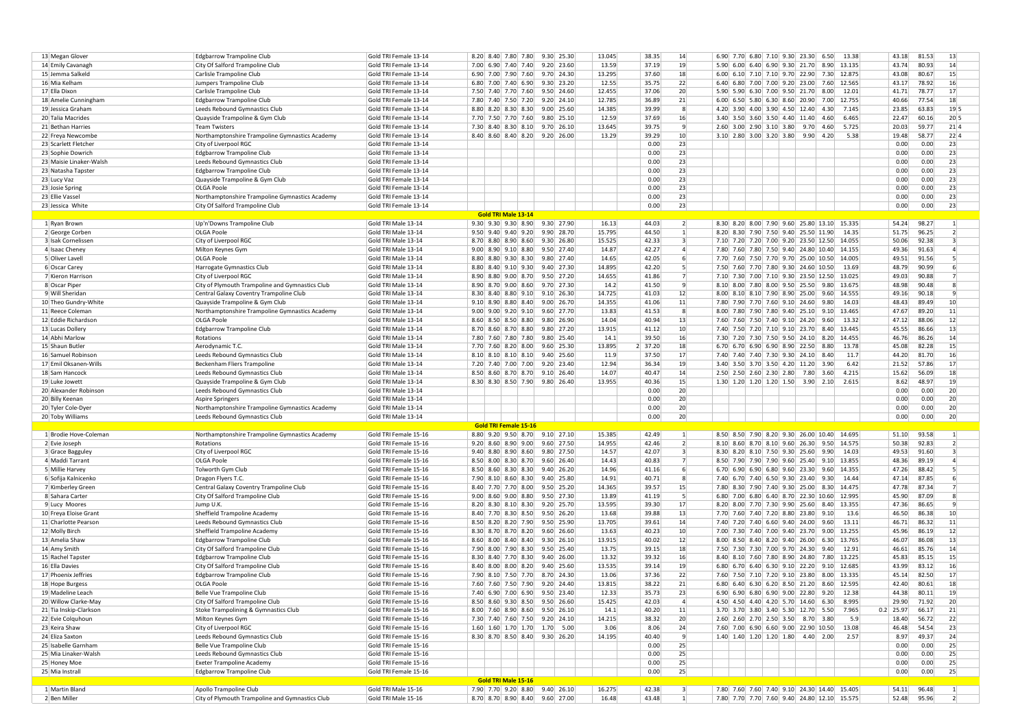| | | | | | | | | | | | | | | | | | | | | | | | | | | |
|---|---|---|---|---|---|---|---|---|---|---|---|---|---|---|---|---|---|---|---|---|---|---|---|---|---|---|
| 13 | Megan Glover | Edgbarrow Trampoline Club | Gold TRI Female 13-14 | 8.20 | 8.40 | 7.80 | 7.80 | 9.30 | 25.30 | 13.045 | | 38.35 | 14 | 6.90 | 7.70 | 6.80 | 7.10 | 9.30 | 23.30 | 6.50 | 13.38 | | 43.18 | 81.53 | 13 | |
| 14 | Emily Cavanagh | City of Salford Trampoline Club | Gold TRI Female 13-14 | 7.00 | 6.90 | 7.40 | 7.40 | 9.20 | 23.60 | 13.59 | | 37.19 | 19 | 5.90 | 6.00 | 6.40 | 6.90 | 9.30 | 21.70 | 8.90 | 13.135 | | 43.74 | 80.93 | 14 | |
| 15 | Jemma Salkeld | Carlisle Trampoline Club | Gold TRI Female 13-14 | 6.90 | 7.00 | 7.90 | 7.60 | 9.70 | 24.30 | 13.295 | | 37.60 | 18 | 6.00 | 6.10 | 7.10 | 7.10 | 9.70 | 22.90 | 7.30 | 12.875 | | 43.08 | 80.67 | 15 | |
| 16 | Mia Kelham | Jumpers Trampoline Club | Gold TRI Female 13-14 | 6.80 | 7.00 | 7.40 | 6.90 | 9.30 | 23.20 | 12.55 | | 35.75 | 22 | 6.40 | 6.80 | 7.00 | 7.00 | 9.20 | 23.00 | 7.60 | 12.565 | | 43.17 | 78.92 | 16 | |
| 17 | Ella Dixon | Carlisle Trampoline Club | Gold TRI Female 13-14 | 7.50 | 7.40 | 7.70 | 7.60 | 9.50 | 24.60 | 12.455 | | 37.06 | 20 | 5.90 | 5.90 | 6.30 | 7.00 | 9.50 | 21.70 | 8.00 | 12.01 | | 41.71 | 78.77 | 17 | |
| 18 | Amelie Cunningham | Edgbarrow Trampoline Club | Gold TRI Female 13-14 | 7.80 | 7.40 | 7.50 | 7.20 | 9.20 | 24.10 | 12.785 | | 36.89 | 21 | 6.00 | 6.50 | 5.80 | 6.30 | 8.60 | 20.90 | 7.00 | 12.755 | | 40.66 | 77.54 | 18 | |
| 19 | Jessica Graham | Leeds Rebound Gymnastics Club | Gold TRI Female 13-14 | 8.80 | 8.20 | 8.30 | 8.30 | 9.00 | 25.60 | 14.385 | | 39.99 | 8 | 4.20 | 3.90 | 4.00 | 3.90 | 4.50 | 12.40 | 4.30 | 7.145 | | 23.85 | 63.83 | 19 | 5 |
| 20 | Talia Macrides | Quayside Trampoline & Gym Club | Gold TRI Female 13-14 | 7.70 | 7.50 | 7.70 | 7.60 | 9.80 | 25.10 | 12.59 | | 37.69 | 16 | 3.40 | 3.50 | 3.60 | 3.50 | 4.40 | 11.40 | 4.60 | 6.465 | | 22.47 | 60.16 | 20 | 5 |
| 21 | Bethan Harries | Team Twisters | Gold TRI Female 13-14 | 7.30 | 8.40 | 8.30 | 8.10 | 9.70 | 26.10 | 13.645 | | 39.75 | 9 | 2.60 | 3.00 | 2.90 | 3.10 | 3.80 | 9.70 | 4.60 | 5.725 | | 20.03 | 59.77 | 21 | 4 |
| 22 | Freya Newcombe | Northamptonshire Trampoline Gymnastics Academy | Gold TRI Female 13-14 | 8.40 | 8.60 | 8.40 | 8.20 | 9.20 | 26.00 | 13.29 | | 39.29 | 10 | 3.10 | 2.80 | 3.00 | 3.20 | 3.80 | 9.90 | 4.20 | 5.38 | | 19.48 | 58.77 | 22 | 4 |
| 23 | Scarlett Fletcher | City of Liverpool RGC | Gold TRI Female 13-14 | | | | | | | | | 0.00 | 23 | | | | | | | | | | 0.00 | 0.00 | 23 | |
| 23 | Sophie Dowrich | Edgbarrow Trampoline Club | Gold TRI Female 13-14 | | | | | | | | | 0.00 | 23 | | | | | | | | | | 0.00 | 0.00 | 23 | |
| 23 | Maisie Linaker-Walsh | Leeds Rebound Gymnastics Club | Gold TRI Female 13-14 | | | | | | | | | 0.00 | 23 | | | | | | | | | | 0.00 | 0.00 | 23 | |
| 23 | Natasha Tapster | Edgbarrow Trampoline Club | Gold TRI Female 13-14 | | | | | | | | | 0.00 | 23 | | | | | | | | | | 0.00 | 0.00 | 23 | |
| 23 | Lucy Vaz | Quayside Trampoline & Gym Club | Gold TRI Female 13-14 | | | | | | | | | 0.00 | 23 | | | | | | | | | | 0.00 | 0.00 | 23 | |
| 23 | Josie Spring | OLGA Poole | Gold TRI Female 13-14 | | | | | | | | | 0.00 | 23 | | | | | | | | | | 0.00 | 0.00 | 23 | |
| 23 | Ellie Vassel | Northamptonshire Trampoline Gymnastics Academy | Gold TRI Female 13-14 | | | | | | | | | 0.00 | 23 | | | | | | | | | | 0.00 | 0.00 | 23 | |
| 23 | Jessica White | City Of Salford Trampoline Club | Gold TRI Female 13-14 | | | | | | | | | 0.00 | 23 | | | | | | | | | | 0.00 | 0.00 | 23 | |
| | | | **Gold TRI Male 13-14** | | | | | | | | | | | | | | | | | | | | | | | |
| 1 | Ryan Brown | Up'n'Downs Trampoline Club | Gold TRI Male 13-14 | 9.30 | 9.30 | 9.30 | 8.90 | 9.30 | 27.90 | 16.13 | | 44.03 | 2 | 8.30 | 8.20 | 8.00 | 7.90 | 9.60 | 25.80 | 13.10 | 15.335 | | 54.24 | 98.27 | 1 | |
| 2 | George Corben | OLGA Poole | Gold TRI Male 13-14 | 9.50 | 9.40 | 9.40 | 9.20 | 9.90 | 28.70 | 15.795 | | 44.50 | 1 | 8.20 | 8.30 | 7.90 | 7.50 | 9.40 | 25.50 | 11.90 | 14.35 | | 51.75 | 96.25 | 2 | |
| 3 | Isak Cornelissen | City of Liverpool RGC | Gold TRI Male 13-14 | 8.70 | 8.80 | 8.90 | 8.60 | 9.30 | 26.80 | 15.525 | | 42.33 | 3 | 7.10 | 7.20 | 7.20 | 7.00 | 9.20 | 23.50 | 12.50 | 14.055 | | 50.06 | 92.38 | 3 | |
| 4 | Isaac Cheney | Milton Keynes Gym | Gold TRI Male 13-14 | 9.00 | 8.90 | 9.10 | 8.80 | 9.50 | 27.40 | 14.87 | | 42.27 | 4 | 7.80 | 7.60 | 7.80 | 7.50 | 9.40 | 24.80 | 10.40 | 14.155 | | 49.36 | 91.63 | 4 | |
| 5 | Oliver Lavell | OLGA Poole | Gold TRI Male 13-14 | 8.80 | 8.80 | 9.30 | 8.30 | 9.80 | 27.40 | 14.65 | | 42.05 | 6 | 7.70 | 7.60 | 7.50 | 7.70 | 9.70 | 25.00 | 10.50 | 14.005 | | 49.51 | 91.56 | 5 | |
| 6 | Oscar Carey | Harrogate Gymnastics Club | Gold TRI Male 13-14 | 8.80 | 8.40 | 9.10 | 9.30 | 9.40 | 27.30 | 14.895 | | 42.20 | 5 | 7.50 | 7.60 | 7.70 | 7.80 | 9.30 | 24.60 | 10.50 | 13.69 | | 48.79 | 90.99 | 6 | |
| 7 | Kieron Harrison | City of Liverpool RGC | Gold TRI Male 13-14 | 8.90 | 8.80 | 9.00 | 8.70 | 9.50 | 27.20 | 14.655 | | 41.86 | 7 | 7.10 | 7.30 | 7.00 | 7.10 | 9.30 | 23.50 | 12.50 | 13.025 | | 49.03 | 90.88 | 7 | |
| 8 | Oscar Piper | City of Plymouth Trampoline and Gymnastics Club | Gold TRI Male 13-14 | 8.90 | 8.70 | 9.00 | 8.60 | 9.70 | 27.30 | 14.2 | | 41.50 | 9 | 8.10 | 8.00 | 7.80 | 8.00 | 9.50 | 25.50 | 9.80 | 13.675 | | 48.98 | 90.48 | 8 | |
| 9 | Will Sheridan | Central Galaxy Coventry Trampoline Club | Gold TRI Male 13-14 | 8.30 | 8.40 | 8.80 | 9.10 | 9.10 | 26.30 | 14.725 | | 41.03 | 12 | 8.00 | 8.10 | 8.10 | 7.90 | 8.90 | 25.00 | 9.60 | 14.555 | | 49.16 | 90.18 | 9 | |
| 10 | Theo Gundry-White | Quayside Trampoline & Gym Club | Gold TRI Male 13-14 | 9.10 | 8.90 | 8.80 | 8.40 | 9.00 | 26.70 | 14.355 | | 41.06 | 11 | 7.80 | 7.90 | 7.70 | 7.60 | 9.10 | 24.60 | 9.80 | 14.03 | | 48.43 | 89.49 | 10 | |
| 11 | Reece Coleman | Northamptonshire Trampoline Gymnastics Academy | Gold TRI Male 13-14 | 9.00 | 9.00 | 9.20 | 9.10 | 9.60 | 27.70 | 13.83 | | 41.53 | 8 | 8.00 | 7.80 | 7.90 | 7.80 | 9.40 | 25.10 | 9.10 | 13.465 | | 47.67 | 89.20 | 11 | |
| 12 | Eddie Richardson | OLGA Poole | Gold TRI Male 13-14 | 8.60 | 8.50 | 8.50 | 8.80 | 9.80 | 26.90 | 14.04 | | 40.94 | 13 | 7.60 | 7.60 | 7.50 | 7.40 | 9.10 | 24.20 | 9.60 | 13.32 | | 47.12 | 88.06 | 12 | |
| 13 | Lucas Dollery | Edgbarrow Trampoline Club | Gold TRI Male 13-14 | 8.70 | 8.60 | 8.70 | 8.80 | 9.80 | 27.20 | 13.915 | | 41.12 | 10 | 7.40 | 7.50 | 7.20 | 7.10 | 9.10 | 23.70 | 8.40 | 13.445 | | 45.55 | 86.66 | 13 | |
| 14 | Abhi Marlow | Rotations | Gold TRI Male 13-14 | 7.80 | 7.60 | 7.80 | 7.80 | 9.80 | 25.40 | 14.1 | | 39.50 | 16 | 7.30 | 7.20 | 7.30 | 7.50 | 9.50 | 24.10 | 8.20 | 14.455 | | 46.76 | 86.26 | 14 | |
| 15 | Shaun Butler | Aerodynamix T.C. | Gold TRI Male 13-14 | 7.70 | 7.60 | 8.20 | 8.00 | 9.60 | 25.30 | 13.895 | 2 | 37.20 | 18 | 6.70 | 6.70 | 6.90 | 6.90 | 8.90 | 22.50 | 8.80 | 13.78 | | 45.08 | 82.28 | 15 | |
| 16 | Samuel Robinson | Leeds Rebound Gymnastics Club | Gold TRI Male 13-14 | 8.10 | 8.10 | 8.10 | 8.10 | 9.40 | 25.60 | 11.9 | | 37.50 | 17 | 7.40 | 7.40 | 7.40 | 7.30 | 9.30 | 24.10 | 8.40 | 11.7 | | 44.20 | 81.70 | 16 | |
| 17 | Emil Oksanen-Wills | Beckenham Fliers Trampoline | Gold TRI Male 13-14 | 7.20 | 7.40 | 7.00 | 7.00 | 9.20 | 23.40 | 12.94 | | 36.34 | 19 | 3.40 | 3.50 | 3.70 | 3.50 | 4.20 | 11.20 | 3.90 | 6.42 | | 21.52 | 57.86 | 17 | |
| 18 | Sam Hancock | Leeds Rebound Gymnastics Club | Gold TRI Male 13-14 | 8.50 | 8.60 | 8.70 | 8.70 | 9.10 | 26.40 | 14.07 | | 40.47 | 14 | 2.50 | 2.50 | 2.60 | 2.30 | 2.80 | 7.80 | 3.60 | 4.215 | | 15.62 | 56.09 | 18 | |
| 19 | Luke Jowett | Quayside Trampoline & Gym Club | Gold TRI Male 13-14 | 8.30 | 8.30 | 8.50 | 7.90 | 9.80 | 26.40 | 13.955 | | 40.36 | 15 | 1.30 | 1.20 | 1.20 | 1.20 | 1.50 | 3.90 | 2.10 | 2.615 | | 8.62 | 48.97 | 19 | |
| 20 | Alexander Robinson | Leeds Rebound Gymnastics Club | Gold TRI Male 13-14 | | | | | | | | | 0.00 | 20 | | | | | | | | | | 0.00 | 0.00 | 20 | |
| 20 | Billy Keenan | Aspire Springers | Gold TRI Male 13-14 | | | | | | | | | 0.00 | 20 | | | | | | | | | | 0.00 | 0.00 | 20 | |
| 20 | Tyler Cole-Dyer | Northamptonshire Trampoline Gymnastics Academy | Gold TRI Male 13-14 | | | | | | | | | 0.00 | 20 | | | | | | | | | | 0.00 | 0.00 | 20 | |
| 20 | Toby Williams | Leeds Rebound Gymnastics Club | Gold TRI Male 13-14 | | | | | | | | | 0.00 | 20 | | | | | | | | | | 0.00 | 0.00 | 20 | |
| | | | **Gold TRI Female 15-16** | | | | | | | | | | | | | | | | | | | | | | | |
| 1 | Brodie Hove-Coleman | Northamptonshire Trampoline Gymnastics Academy | Gold TRI Female 15-16 | 8.80 | 9.20 | 9.50 | 8.70 | 9.10 | 27.10 | 15.385 | | 42.49 | 1 | 8.50 | 8.50 | 7.90 | 8.20 | 9.30 | 26.00 | 10.40 | 14.695 | | 51.10 | 93.58 | 1 | |
| 2 | Evie Joseph | Rotations | Gold TRI Female 15-16 | 9.20 | 8.60 | 8.90 | 9.00 | 9.60 | 27.50 | 14.955 | | 42.46 | 2 | 8.10 | 8.60 | 8.70 | 8.10 | 9.60 | 26.30 | 9.50 | 14.575 | | 50.38 | 92.83 | 2 | |
| 3 | Grace Bagguley | City of Liverpool RGC | Gold TRI Female 15-16 | 9.40 | 8.80 | 8.90 | 8.60 | 9.80 | 27.50 | 14.57 | | 42.07 | 3 | 8.30 | 8.20 | 8.10 | 7.50 | 9.30 | 25.60 | 9.90 | 14.03 | | 49.53 | 91.60 | 3 | |
| 4 | Maddi Tarrant | OLGA Poole | Gold TRI Female 15-16 | 8.50 | 8.00 | 8.30 | 8.70 | 9.60 | 26.40 | 14.43 | | 40.83 | 7 | 8.50 | 7.90 | 7.90 | 7.90 | 9.60 | 25.40 | 9.10 | 13.855 | | 48.36 | 89.19 | 4 | |
| 5 | Millie Harvey | Tolworth Gym Club | Gold TRI Female 15-16 | 8.50 | 8.60 | 8.30 | 8.30 | 9.40 | 26.20 | 14.96 | | 41.16 | 6 | 6.70 | 6.90 | 6.90 | 6.80 | 9.60 | 23.30 | 9.60 | 14.355 | | 47.26 | 88.42 | 5 | |
| 6 | Sofija Kalnicenko | Dragon Flyers T.C. | Gold TRI Female 15-16 | 7.90 | 8.10 | 8.60 | 8.30 | 9.40 | 25.80 | 14.91 | | 40.71 | 8 | 7.40 | 6.70 | 7.40 | 6.50 | 9.30 | 23.40 | 9.30 | 14.44 | | 47.14 | 87.85 | 6 | |
| 7 | Kimberley Green | Central Galaxy Coventry Trampoline Club | Gold TRI Female 15-16 | 8.40 | 7.70 | 7.70 | 8.00 | 9.50 | 25.20 | 14.365 | | 39.57 | 15 | 7.80 | 8.30 | 7.90 | 7.40 | 9.30 | 25.00 | 8.30 | 14.475 | | 47.78 | 87.34 | 7 | |
| 8 | Sahara Carter | City Of Salford Trampoline Club | Gold TRI Female 15-16 | 9.00 | 8.60 | 9.00 | 8.80 | 9.50 | 27.30 | 13.89 | | 41.19 | 5 | 6.80 | 7.00 | 6.80 | 6.40 | 8.70 | 22.30 | 10.60 | 12.995 | | 45.90 | 87.09 | 8 | |
| 9 | Lucy Moores | Jump U.K. | Gold TRI Female 15-16 | 8.20 | 8.30 | 8.10 | 8.30 | 9.20 | 25.70 | 13.595 | | 39.30 | 17 | 8.20 | 8.00 | 7.70 | 7.30 | 9.90 | 25.60 | 8.40 | 13.355 | | 47.36 | 86.65 | 9 | |
| 10 | Freya Eloise Grant | Sheffield Trampoline Academy | Gold TRI Female 15-16 | 8.40 | 7.70 | 8.30 | 8.50 | 9.50 | 26.20 | 13.68 | | 39.88 | 13 | 7.70 | 7.60 | 7.40 | 7.20 | 8.80 | 23.80 | 9.10 | 13.6 | | 46.50 | 86.38 | 10 | |
| 11 | Charlotte Pearson | Leeds Rebound Gymnastics Club | Gold TRI Female 15-16 | 8.50 | 8.20 | 8.20 | 7.90 | 9.50 | 25.90 | 13.705 | | 39.61 | 14 | 7.40 | 7.20 | 7.40 | 6.60 | 9.40 | 24.00 | 9.60 | 13.11 | | 46.71 | 86.32 | 11 | |
| 12 | Molly Birch | Sheffield Trampoline Academy | Gold TRI Female 15-16 | 8.30 | 8.70 | 8.70 | 8.20 | 9.60 | 26.60 | 13.63 | | 40.23 | 10 | 7.00 | 7.30 | 7.40 | 7.00 | 9.40 | 23.70 | 9.00 | 13.255 | | 45.96 | 86.19 | 12 | |
| 13 | Amelia Shaw | Edgbarrow Trampoline Club | Gold TRI Female 15-16 | 8.60 | 8.00 | 8.40 | 8.40 | 9.30 | 26.10 | 13.915 | | 40.02 | 12 | 8.00 | 8.50 | 8.40 | 8.20 | 9.40 | 26.00 | 6.30 | 13.765 | | 46.07 | 86.08 | 13 | |
| 14 | Amy Smith | City Of Salford Trampoline Club | Gold TRI Female 15-16 | 7.90 | 8.00 | 7.90 | 8.30 | 9.50 | 25.40 | 13.75 | | 39.15 | 18 | 7.50 | 7.30 | 7.30 | 7.00 | 9.70 | 24.30 | 9.40 | 12.91 | | 46.61 | 85.76 | 14 | |
| 15 | Rachel Tapster | Edgbarrow Trampoline Club | Gold TRI Female 15-16 | 8.30 | 8.40 | 7.70 | 8.30 | 9.40 | 26.00 | 13.32 | | 39.32 | 16 | 8.40 | 8.10 | 7.60 | 7.80 | 8.90 | 24.80 | 7.80 | 13.225 | | 45.83 | 85.15 | 15 | |
| 16 | Ella Davies | City Of Salford Trampoline Club | Gold TRI Female 15-16 | 8.40 | 8.00 | 8.00 | 8.20 | 9.40 | 25.60 | 13.535 | | 39.14 | 19 | 6.80 | 6.70 | 6.40 | 6.30 | 9.10 | 22.20 | 9.10 | 12.685 | | 43.99 | 83.12 | 16 | |
| 17 | Phoenix Jeffries | Edgbarrow Trampoline Club | Gold TRI Female 15-16 | 7.90 | 8.10 | 7.50 | 7.70 | 8.70 | 24.30 | 13.06 | | 37.36 | 22 | 7.60 | 7.50 | 7.10 | 7.20 | 9.10 | 23.80 | 8.00 | 13.335 | | 45.14 | 82.50 | 17 | |
| 18 | Hope Burgess | OLGA Poole | Gold TRI Female 15-16 | 7.60 | 7.60 | 7.50 | 7.90 | 9.20 | 24.40 | 13.815 | | 38.22 | 21 | 6.80 | 6.40 | 6.30 | 6.20 | 8.50 | 21.20 | 8.60 | 12.595 | | 42.40 | 80.61 | 18 | |
| 19 | Madeline Leach | Belle Vue Trampoline Club | Gold TRI Female 15-16 | 7.40 | 6.90 | 7.00 | 6.90 | 9.50 | 23.40 | 12.33 | | 35.73 | 23 | 6.90 | 6.90 | 6.80 | 6.90 | 9.00 | 22.80 | 9.20 | 12.38 | | 44.38 | 80.11 | 19 | |
| 20 | Willow Clarke-May | City Of Salford Trampoline Club | Gold TRI Female 15-16 | 8.50 | 8.60 | 9.30 | 8.50 | 9.50 | 26.60 | 15.425 | | 42.03 | 4 | 4.50 | 4.50 | 4.40 | 4.20 | 5.70 | 14.60 | 6.30 | 8.995 | | 29.90 | 71.92 | 20 | |
| 21 | Tia Inskip-Clarkson | Stoke Trampolining & Gymnastics Club | Gold TRI Female 15-16 | 8.00 | 7.60 | 8.90 | 8.60 | 9.50 | 26.10 | 14.1 | | 40.20 | 11 | 3.70 | 3.70 | 3.80 | 3.40 | 5.30 | 12.70 | 5.50 | 7.965 | 0.2 | 25.97 | 66.17 | 21 | |
| 22 | Evie Colquhoun | Milton Keynes Gym | Gold TRI Female 15-16 | 7.30 | 7.40 | 7.60 | 7.50 | 9.20 | 24.10 | 14.215 | | 38.32 | 20 | 2.60 | 2.60 | 2.70 | 2.50 | 3.50 | 8.70 | 3.80 | 5.9 | | 18.40 | 56.72 | 22 | |
| 23 | Keira Shaw | City of Liverpool RGC | Gold TRI Female 15-16 | 1.60 | 1.60 | 1.70 | 1.70 | 1.70 | 5.00 | 3.06 | | 8.06 | 24 | 7.60 | 7.00 | 6.90 | 6.60 | 9.00 | 22.90 | 10.50 | 13.08 | | 46.48 | 54.54 | 23 | |
| 24 | Eliza Saxton | Leeds Rebound Gymnastics Club | Gold TRI Female 15-16 | 8.30 | 8.70 | 8.50 | 8.40 | 9.30 | 26.20 | 14.195 | | 40.40 | 9 | 1.40 | 1.40 | 1.20 | 1.20 | 1.80 | 4.40 | 2.00 | 2.57 | | 8.97 | 49.37 | 24 | |
| 25 | Isabelle Garnham | Belle Vue Trampoline Club | Gold TRI Female 15-16 | | | | | | | | | 0.00 | 25 | | | | | | | | | | 0.00 | 0.00 | 25 | |
| 25 | Mia Linaker-Walsh | Leeds Rebound Gymnastics Club | Gold TRI Female 15-16 | | | | | | | | | 0.00 | 25 | | | | | | | | | | 0.00 | 0.00 | 25 | |
| 25 | Honey Moe | Exeter Trampoline Academy | Gold TRI Female 15-16 | | | | | | | | | 0.00 | 25 | | | | | | | | | | 0.00 | 0.00 | 25 | |
| 25 | Mia Instrall | Edgbarrow Trampoline Club | Gold TRI Female 15-16 | | | | | | | | | 0.00 | 25 | | | | | | | | | | 0.00 | 0.00 | 25 | |
| | | | **Gold TRI Male 15-16** | | | | | | | | | | | | | | | | | | | | | | | |
| 1 | Martin Bland | Apollo Trampoline Club | Gold TRI Male 15-16 | 7.90 | 7.70 | 9.20 | 8.80 | 9.40 | 26.10 | 16.275 | | 42.38 | 3 | 7.80 | 7.60 | 7.60 | 7.40 | 9.10 | 24.30 | 14.40 | 15.405 | | 54.11 | 96.48 | 1 | |
| 2 | Ben Miller | City of Plymouth Trampoline and Gymnastics Club | Gold TRI Male 15-16 | 8.70 | 8.70 | 8.90 | 8.40 | 9.60 | 27.00 | 16.48 | | 43.48 | 1 | 7.80 | 7.70 | 7.70 | 7.60 | 9.40 | 24.80 | 12.10 | 15.575 | | 52.48 | 95.96 | 2 | |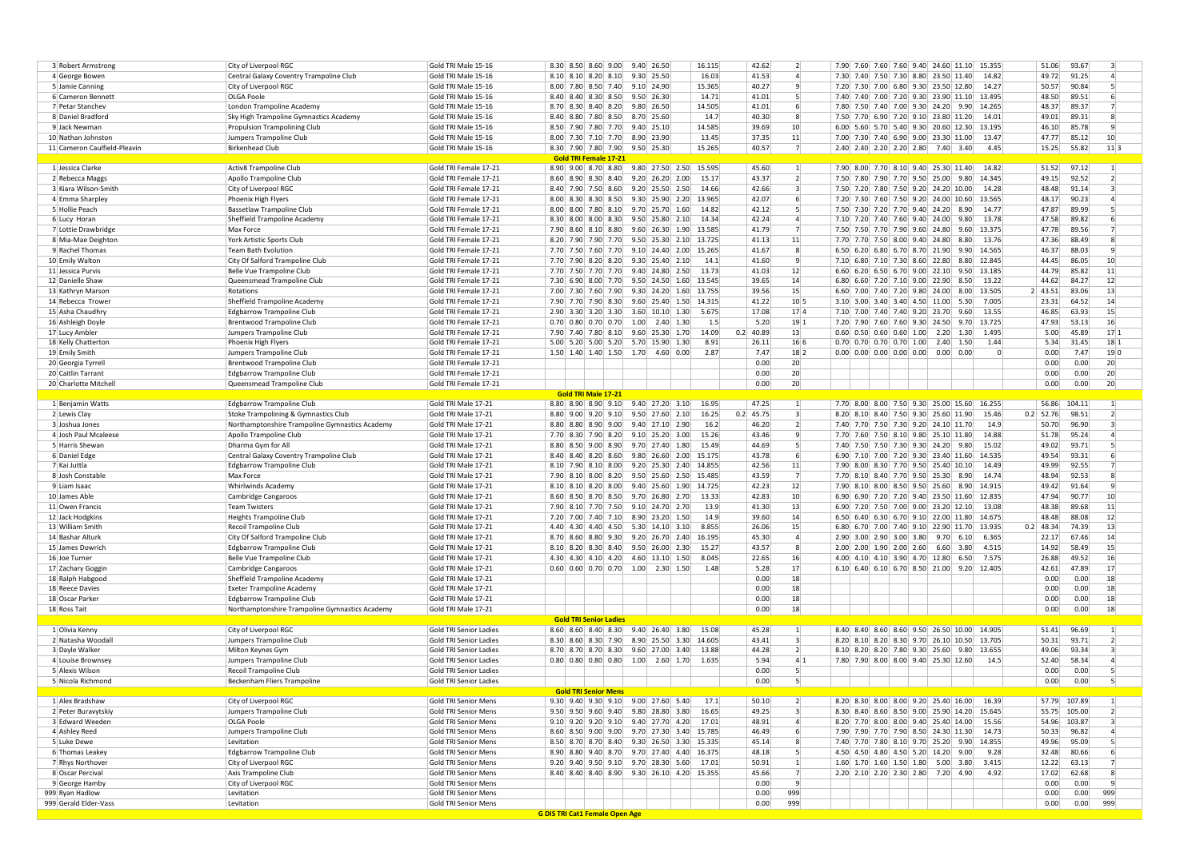| | | | | | | | | | | | | | | | | | | | | | | | | | | |
|---|---|---|---|---|---|---|---|---|---|---|---|---|---|---|---|---|---|---|---|---|---|---|---|---|---|---|
| 3 | Robert Armstrong | City of Liverpool RGC | Gold TRI Male 15-16 | 8.30 | 8.50 | 8.60 | 9.00 | 9.40 | 26.50 | | 16.115 | | 42.62 | 2 | 7.90 | 7.60 | 7.60 | 7.60 | 9.40 | 24.60 | 11.10 | 15.355 | | 51.06 | 93.67 | 3 |
| 4 | George Bowen | Central Galaxy Coventry Trampoline Club | Gold TRI Male 15-16 | 8.10 | 8.10 | 8.20 | 8.10 | 9.30 | 25.50 | | 16.03 | | 41.53 | 4 | 7.30 | 7.40 | 7.50 | 7.30 | 8.80 | 23.50 | 11.40 | 14.82 | | 49.72 | 91.25 | 4 |
| 5 | Jamie Canning | City of Liverpool RGC | Gold TRI Male 15-16 | 8.00 | 7.80 | 8.50 | 7.40 | 9.10 | 24.90 | | 15.365 | | 40.27 | 9 | 7.20 | 7.30 | 7.00 | 6.80 | 9.30 | 23.50 | 12.80 | 14.27 | | 50.57 | 90.84 | 5 |
| 6 | Cameron Bennett | OLGA Poole | Gold TRI Male 15-16 | 8.40 | 8.40 | 8.30 | 8.50 | 9.50 | 26.30 | | 14.71 | | 41.01 | 5 | 7.40 | 7.40 | 7.00 | 7.20 | 9.30 | 23.90 | 11.10 | 13.495 | | 48.50 | 89.51 | 6 |
| 7 | Petar Stanchev | London Trampoline Academy | Gold TRI Male 15-16 | 8.70 | 8.30 | 8.40 | 8.20 | 9.80 | 26.50 | | 14.505 | | 41.01 | 6 | 7.80 | 7.50 | 7.40 | 7.00 | 9.30 | 24.20 | 9.90 | 14.265 | | 48.37 | 89.37 | 7 |
| 8 | Daniel Bradford | Sky High Trampoline Gymnastics Academy | Gold TRI Male 15-16 | 8.40 | 8.80 | 7.80 | 8.50 | 8.70 | 25.60 | | 14.7 | | 40.30 | 8 | 7.50 | 7.70 | 6.90 | 7.20 | 9.10 | 23.80 | 11.20 | 14.01 | | 49.01 | 89.31 | 8 |
| 9 | Jack Newman | Propulsion Trampolining Club | Gold TRI Male 15-16 | 8.50 | 7.90 | 7.80 | 7.70 | 9.40 | 25.10 | | 14.585 | | 39.69 | 10 | 6.00 | 5.60 | 5.70 | 5.40 | 9.30 | 20.60 | 12.30 | 13.195 | | 46.10 | 85.78 | 9 |
| 10 | Nathan Johnston | Jumpers Trampoline Club | Gold TRI Male 15-16 | 8.00 | 7.30 | 7.10 | 7.70 | 8.90 | 23.90 | | 13.45 | | 37.35 | 11 | 7.00 | 7.30 | 7.40 | 6.90 | 9.00 | 23.30 | 11.00 | 13.47 | | 47.77 | 85.12 | 10 |
| 11 | Cameron Caulfield-Pleavin | Birkenhead Club | Gold TRI Male 15-16 | 8.30 | 7.90 | 7.80 | 7.90 | 9.50 | 25.30 | | 15.265 | | 40.57 | 7 | 2.40 | 2.40 | 2.20 | 2.20 | 2.80 | 7.40 | 3.40 | 4.45 | | 15.25 | 55.82 | 11 3 |
| | | | | **Gold TRI Female 17-21** | | | | | | | | | | | | | | | | | | | | | | |
| 1 | Jessica Clarke | ActivB Trampoline Club | Gold TRI Female 17-21 | 8.90 | 9.00 | 8.70 | 8.80 | 9.80 | 27.50 | 2.50 | 15.595 | | 45.60 | 1 | 7.90 | 8.00 | 7.70 | 8.10 | 9.40 | 25.30 | 11.40 | 14.82 | | 51.52 | 97.12 | 1 |
| 2 | Rebecca Maggs | Apollo Trampoline Club | Gold TRI Female 17-21 | 8.60 | 8.90 | 8.30 | 8.40 | 9.20 | 26.20 | 2.00 | 15.17 | | 43.37 | 2 | 7.50 | 7.80 | 7.90 | 7.70 | 9.50 | 25.00 | 9.80 | 14.345 | | 49.15 | 92.52 | 2 |
| 3 | Kiara Wilson-Smith | City of Liverpool RGC | Gold TRI Female 17-21 | 8.40 | 7.90 | 7.50 | 8.60 | 9.20 | 25.50 | 2.50 | 14.66 | | 42.66 | 3 | 7.50 | 7.20 | 7.80 | 7.50 | 9.20 | 24.20 | 10.00 | 14.28 | | 48.48 | 91.14 | 3 |
| 4 | Emma Sharpley | Phoenix High Flyers | Gold TRI Female 17-21 | 8.80 | 8.30 | 8.30 | 8.50 | 9.30 | 25.90 | 2.20 | 13.965 | | 42.07 | 6 | 7.20 | 7.30 | 7.60 | 7.50 | 9.20 | 24.00 | 10.60 | 13.565 | | 48.17 | 90.23 | 4 |
| 5 | Hollie Peach | Bassetlaw Trampoline Club | Gold TRI Female 17-21 | 8.00 | 8.00 | 7.80 | 8.10 | 9.70 | 25.70 | 1.60 | 14.82 | | 42.12 | 5 | 7.50 | 7.30 | 7.20 | 7.70 | 9.40 | 24.20 | 8.90 | 14.77 | | 47.87 | 89.99 | 5 |
| 6 | Lucy Horan | Sheffield Trampoline Academy | Gold TRI Female 17-21 | 8.30 | 8.00 | 8.00 | 8.30 | 9.50 | 25.80 | 2.10 | 14.34 | | 42.24 | 4 | 7.10 | 7.20 | 7.40 | 7.60 | 9.40 | 24.00 | 9.80 | 13.78 | | 47.58 | 89.82 | 6 |
| 7 | Lottie Drawbridge | Max Force | Gold TRI Female 17-21 | 7.90 | 8.60 | 8.10 | 8.80 | 9.60 | 26.30 | 1.90 | 13.585 | | 41.79 | 7 | 7.50 | 7.50 | 7.70 | 7.90 | 9.60 | 24.80 | 9.60 | 13.375 | | 47.78 | 89.56 | 7 |
| 8 | Mia-Mae Deighton | York Artistic Sports Club | Gold TRI Female 17-21 | 8.20 | 7.90 | 7.90 | 7.70 | 9.50 | 25.30 | 2.10 | 13.725 | | 41.13 | 11 | 7.70 | 7.70 | 7.50 | 8.00 | 9.40 | 24.80 | 8.80 | 13.76 | | 47.36 | 88.49 | 8 |
| 9 | Rachel Thomas | Team Bath Evolution | Gold TRI Female 17-21 | 7.70 | 7.50 | 7.60 | 7.70 | 9.10 | 24.40 | 2.00 | 15.265 | | 41.67 | 8 | 6.50 | 6.20 | 6.80 | 6.70 | 8.70 | 21.90 | 9.90 | 14.565 | | 46.37 | 88.03 | 9 |
| 10 | Emily Walton | City Of Salford Trampoline Club | Gold TRI Female 17-21 | 7.70 | 7.90 | 8.20 | 8.20 | 9.30 | 25.40 | 2.10 | 14.1 | | 41.60 | 9 | 7.10 | 6.80 | 7.10 | 7.30 | 8.60 | 22.80 | 8.80 | 12.845 | | 44.45 | 86.05 | 10 |
| 11 | Jessica Purvis | Belle Vue Trampoline Club | Gold TRI Female 17-21 | 7.70 | 7.50 | 7.70 | 7.70 | 9.40 | 24.70 | 2.50 | 13.73 | | 41.03 | 12 | 6.60 | 6.20 | 6.50 | 6.70 | 9.00 | 22.10 | 9.50 | 13.185 | | 44.79 | 85.82 | 11 |
| 12 | Danielle Shaw | Queensmead Trampoline Club | Gold TRI Female 17-21 | 7.30 | 6.90 | 8.00 | 7.70 | 9.50 | 24.50 | 1.60 | 13.545 | | 39.65 | 14 | 6.80 | 6.60 | 7.20 | 7.10 | 9.00 | 22.90 | 8.50 | 13.22 | | 44.62 | 84.27 | 12 |
| 13 | Kathryn Marson | Rotations | Gold TRI Female 17-21 | 7.00 | 7.30 | 7.60 | 7.90 | 9.30 | 24.20 | 1.60 | 13.755 | | 39.56 | 15 | 6.60 | 7.00 | 7.40 | 7.20 | 9.80 | 24.00 | 8.00 | 13.505 | 2 | 43.51 | 83.06 | 13 |
| 14 | Rebecca Trower | Sheffield Trampoline Academy | Gold TRI Female 17-21 | 7.90 | 7.70 | 7.90 | 8.30 | 9.60 | 25.40 | 1.50 | 14.315 | | 41.22 | 10 5 | 3.10 | 3.00 | 3.40 | 3.40 | 4.50 | 11.00 | 5.30 | 7.005 | | 23.31 | 64.52 | 14 |
| 15 | Asha Chaudhry | Edgbarrow Trampoline Club | Gold TRI Female 17-21 | 2.90 | 3.30 | 3.20 | 3.30 | 3.60 | 10.10 | 1.30 | 5.675 | | 17.08 | 17 4 | 7.10 | 7.00 | 7.40 | 7.40 | 9.20 | 23.70 | 9.60 | 13.55 | | 46.85 | 63.93 | 15 |
| 16 | Ashleigh Doyle | Brentwood Trampoline Club | Gold TRI Female 17-21 | 0.70 | 0.80 | 0.70 | 0.70 | 1.00 | 2.40 | 1.30 | 1.5 | | 5.20 | 19 1 | 7.20 | 7.90 | 7.60 | 7.60 | 9.30 | 24.50 | 9.70 | 13.725 | | 47.93 | 53.13 | 16 |
| 17 | Lucy Ambler | Jumpers Trampoline Club | Gold TRI Female 17-21 | 7.90 | 7.40 | 7.80 | 8.10 | 9.60 | 25.30 | 1.70 | 14.09 | 0.2 | 40.89 | 13 | 0.60 | 0.50 | 0.60 | 0.60 | 1.00 | 2.20 | 1.30 | 1.495 | | 5.00 | 45.89 | 17 1 |
| 18 | Kelly Chatterton | Phoenix High Flyers | Gold TRI Female 17-21 | 5.00 | 5.20 | 5.00 | 5.20 | 5.70 | 15.90 | 1.30 | 8.91 | | 26.11 | 16 6 | 0.70 | 0.70 | 0.70 | 0.70 | 1.00 | 2.40 | 1.50 | 1.44 | | 5.34 | 31.45 | 18 1 |
| 19 | Emily Smith | Jumpers Trampoline Club | Gold TRI Female 17-21 | 1.50 | 1.40 | 1.40 | 1.50 | 1.70 | 4.60 | 0.00 | 2.87 | | 7.47 | 18 2 | 0.00 | 0.00 | 0.00 | 0.00 | 0.00 | 0.00 | 0.00 | 0 | | 0.00 | 7.47 | 19 0 |
| 20 | Georgia Tyrrell | Brentwood Trampoline Club | Gold TRI Female 17-21 | | | | | | | | | | 0.00 | 20 | | | | | | | | | | 0.00 | 0.00 | 20 |
| 20 | Caitlin Tarrant | Edgbarrow Trampoline Club | Gold TRI Female 17-21 | | | | | | | | | | 0.00 | 20 | | | | | | | | | | 0.00 | 0.00 | 20 |
| 20 | Charlotte Mitchell | Queensmead Trampoline Club | Gold TRI Female 17-21 | | | | | | | | | | 0.00 | 20 | | | | | | | | | | 0.00 | 0.00 | 20 |
| | | | | **Gold TRI Male 17-21** | | | | | | | | | | | | | | | | | | | | | | |
| 1 | Benjamin Watts | Edgbarrow Trampoline Club | Gold TRI Male 17-21 | 8.80 | 8.90 | 8.90 | 9.10 | 9.40 | 27.20 | 3.10 | 16.95 | | 47.25 | 1 | 7.70 | 8.00 | 8.00 | 7.50 | 9.30 | 25.00 | 15.60 | 16.255 | | 56.86 | 104.11 | 1 |
| 2 | Lewis Clay | Stoke Trampolining & Gymnastics Club | Gold TRI Male 17-21 | 8.80 | 9.00 | 9.20 | 9.10 | 9.50 | 27.60 | 2.10 | 16.25 | 0.2 | 45.75 | 3 | 8.20 | 8.10 | 8.40 | 7.50 | 9.30 | 25.60 | 11.90 | 15.46 | 0.2 | 52.76 | 98.51 | 2 |
| 3 | Joshua Jones | Northamptonshire Trampoline Gymnastics Academy | Gold TRI Male 17-21 | 8.80 | 8.80 | 8.90 | 9.00 | 9.40 | 27.10 | 2.90 | 16.2 | | 46.20 | 2 | 7.40 | 7.70 | 7.50 | 7.30 | 9.20 | 24.10 | 11.70 | 14.9 | | 50.70 | 96.90 | 3 |
| 4 | Josh Paul Mcaleese | Apollo Trampoline Club | Gold TRI Male 17-21 | 7.70 | 8.30 | 7.90 | 8.20 | 9.10 | 25.20 | 3.00 | 15.26 | | 43.46 | 9 | 7.70 | 7.60 | 7.50 | 8.10 | 9.80 | 25.10 | 11.80 | 14.88 | | 51.78 | 95.24 | 4 |
| 5 | Harris Shewan | Dharma Gym for All | Gold TRI Male 17-21 | 8.80 | 8.50 | 9.00 | 8.90 | 9.70 | 27.40 | 1.80 | 15.49 | | 44.69 | 5 | 7.40 | 7.50 | 7.50 | 7.30 | 9.30 | 24.20 | 9.80 | 15.02 | | 49.02 | 93.71 | 5 |
| 6 | Daniel Edge | Central Galaxy Coventry Trampoline Club | Gold TRI Male 17-21 | 8.40 | 8.40 | 8.20 | 8.60 | 9.80 | 26.60 | 2.00 | 15.175 | | 43.78 | 6 | 6.90 | 7.10 | 7.00 | 7.20 | 9.30 | 23.40 | 11.60 | 14.535 | | 49.54 | 93.31 | 6 |
| 7 | Kai Juttla | Edgbarrow Trampoline Club | Gold TRI Male 17-21 | 8.10 | 7.90 | 8.10 | 8.00 | 9.20 | 25.30 | 2.40 | 14.855 | | 42.56 | 11 | 7.90 | 8.00 | 8.30 | 7.70 | 9.50 | 25.40 | 10.10 | 14.49 | | 49.99 | 92.55 | 7 |
| 8 | Josh Constable | Max Force | Gold TRI Male 17-21 | 7.90 | 8.10 | 8.00 | 8.20 | 9.50 | 25.60 | 2.50 | 15.485 | | 43.59 | 7 | 7.70 | 8.10 | 8.40 | 7.70 | 9.50 | 25.30 | 8.90 | 14.74 | | 48.94 | 92.53 | 8 |
| 9 | Liam Isaac | Whirlwinds Academy | Gold TRI Male 17-21 | 8.10 | 8.10 | 8.20 | 8.00 | 9.40 | 25.60 | 1.90 | 14.725 | | 42.23 | 12 | 7.90 | 8.10 | 8.00 | 8.50 | 9.50 | 25.60 | 8.90 | 14.915 | | 49.42 | 91.64 | 9 |
| 10 | James Able | Cambridge Cangaroos | Gold TRI Male 17-21 | 8.60 | 8.50 | 8.70 | 8.50 | 9.70 | 26.80 | 2.70 | 13.33 | | 42.83 | 10 | 6.90 | 6.90 | 7.20 | 7.20 | 9.40 | 23.50 | 11.60 | 12.835 | | 47.94 | 90.77 | 10 |
| 11 | Owen Francis | Team Twisters | Gold TRI Male 17-21 | 7.90 | 8.10 | 7.70 | 7.50 | 9.10 | 24.70 | 2.70 | 13.9 | | 41.30 | 13 | 6.90 | 7.20 | 7.50 | 7.00 | 9.00 | 23.20 | 12.10 | 13.08 | | 48.38 | 89.68 | 11 |
| 12 | Jack Hodgkins | Heights Trampoline Club | Gold TRI Male 17-21 | 7.20 | 7.00 | 7.40 | 7.10 | 8.90 | 23.20 | 1.50 | 14.9 | | 39.60 | 14 | 6.50 | 6.40 | 6.30 | 6.70 | 9.10 | 22.00 | 11.80 | 14.675 | | 48.48 | 88.08 | 12 |
| 13 | William Smith | Recoil Trampoline Club | Gold TRI Male 17-21 | 4.40 | 4.30 | 4.40 | 4.50 | 5.30 | 14.10 | 3.10 | 8.855 | | 26.06 | 15 | 6.80 | 6.70 | 7.00 | 7.40 | 9.10 | 22.90 | 11.70 | 13.935 | 0.2 | 48.34 | 74.39 | 13 |
| 14 | Bashar Alturk | City Of Salford Trampoline Club | Gold TRI Male 17-21 | 8.70 | 8.60 | 8.80 | 9.30 | 9.20 | 26.70 | 2.40 | 16.195 | | 45.30 | 4 | 2.90 | 3.00 | 2.90 | 3.00 | 3.80 | 9.70 | 6.10 | 6.365 | | 22.17 | 67.46 | 14 |
| 15 | James Dowrich | Edgbarrow Trampoline Club | Gold TRI Male 17-21 | 8.10 | 8.20 | 8.30 | 8.40 | 9.50 | 26.00 | 2.30 | 15.27 | | 43.57 | 8 | 2.00 | 2.00 | 1.90 | 2.00 | 2.60 | 6.60 | 3.80 | 4.515 | | 14.92 | 58.49 | 15 |
| 16 | Joe Turner | Belle Vue Trampoline Club | Gold TRI Male 17-21 | 4.30 | 4.30 | 4.10 | 4.20 | 4.60 | 13.10 | 1.50 | 8.045 | | 22.65 | 16 | 4.00 | 4.10 | 4.10 | 3.90 | 4.70 | 12.80 | 6.50 | 7.575 | | 26.88 | 49.52 | 16 |
| 17 | Zachary Goggin | Cambridge Cangaroos | Gold TRI Male 17-21 | 0.60 | 0.60 | 0.70 | 0.70 | 1.00 | 2.30 | 1.50 | 1.48 | | 5.28 | 17 | 6.10 | 6.40 | 6.10 | 6.70 | 8.50 | 21.00 | 9.20 | 12.405 | | 42.61 | 47.89 | 17 |
| 18 | Ralph Habgood | Sheffield Trampoline Academy | Gold TRI Male 17-21 | | | | | | | | | | 0.00 | 18 | | | | | | | | | | 0.00 | 0.00 | 18 |
| 18 | Reece Davies | Exeter Trampoline Academy | Gold TRI Male 17-21 | | | | | | | | | | 0.00 | 18 | | | | | | | | | | 0.00 | 0.00 | 18 |
| 18 | Oscar Parker | Edgbarrow Trampoline Club | Gold TRI Male 17-21 | | | | | | | | | | 0.00 | 18 | | | | | | | | | | 0.00 | 0.00 | 18 |
| 18 | Ross Tait | Northamptonshire Trampoline Gymnastics Academy | Gold TRI Male 17-21 | | | | | | | | | | 0.00 | 18 | | | | | | | | | | 0.00 | 0.00 | 18 |
| | | | | **Gold TRI Senior Ladies** | | | | | | | | | | | | | | | | | | | | | | |
| 1 | Olivia Kenny | City of Liverpool RGC | Gold TRI Senior Ladies | 8.60 | 8.60 | 8.40 | 8.30 | 9.40 | 26.40 | 3.80 | 15.08 | | 45.28 | 1 | 8.40 | 8.40 | 8.60 | 8.60 | 9.50 | 26.50 | 10.00 | 14.905 | | 51.41 | 96.69 | 1 |
| 2 | Natasha Woodall | Jumpers Trampoline Club | Gold TRI Senior Ladies | 8.30 | 8.60 | 8.30 | 7.90 | 8.90 | 25.50 | 3.30 | 14.605 | | 43.41 | 3 | 8.20 | 8.10 | 8.20 | 8.30 | 9.70 | 26.10 | 10.50 | 13.705 | | 50.31 | 93.71 | 2 |
| 3 | Dayle Walker | Milton Keynes Gym | Gold TRI Senior Ladies | 8.70 | 8.70 | 8.70 | 8.30 | 9.60 | 27.00 | 3.40 | 13.88 | | 44.28 | 2 | 8.10 | 8.20 | 8.20 | 7.80 | 9.30 | 25.60 | 9.80 | 13.655 | | 49.06 | 93.34 | 3 |
| 4 | Louise Brownsey | Jumpers Trampoline Club | Gold TRI Senior Ladies | 0.80 | 0.80 | 0.80 | 0.80 | 1.00 | 2.60 | 1.70 | 1.635 | | 5.94 | 4 1 | 7.80 | 7.90 | 8.00 | 8.00 | 9.40 | 25.30 | 12.60 | 14.5 | | 52.40 | 58.34 | 4 |
| 5 | Alexis Wilson | Recoil Trampoline Club | Gold TRI Senior Ladies | | | | | | | | | | 0.00 | 5 | | | | | | | | | | 0.00 | 0.00 | 5 |
| 5 | Nicola Richmond | Beckenham Fliers Trampoline | Gold TRI Senior Ladies | | | | | | | | | | 0.00 | 5 | | | | | | | | | | 0.00 | 0.00 | 5 |
| | | | | **Gold TRI Senior Mens** | | | | | | | | | | | | | | | | | | | | | | |
| 1 | Alex Bradshaw | City of Liverpool RGC | Gold TRI Senior Mens | 9.30 | 9.40 | 9.30 | 9.10 | 9.00 | 27.60 | 5.40 | 17.1 | | 50.10 | 2 | 8.20 | 8.30 | 8.00 | 8.00 | 9.20 | 25.40 | 16.00 | 16.39 | | 57.79 | 107.89 | 1 |
| 2 | Peter Buravytskiy | Jumpers Trampoline Club | Gold TRI Senior Mens | 9.50 | 9.50 | 9.60 | 9.40 | 9.80 | 28.80 | 3.80 | 16.65 | | 49.25 | 3 | 8.30 | 8.40 | 8.60 | 8.50 | 9.00 | 25.90 | 14.20 | 15.645 | | 55.75 | 105.00 | 2 |
| 3 | Edward Weeden | OLGA Poole | Gold TRI Senior Mens | 9.10 | 9.20 | 9.20 | 9.10 | 9.40 | 27.70 | 4.20 | 17.01 | | 48.91 | 4 | 8.20 | 7.70 | 8.00 | 8.00 | 9.40 | 25.40 | 14.00 | 15.56 | | 54.96 | 103.87 | 3 |
| 4 | Ashley Reed | Jumpers Trampoline Club | Gold TRI Senior Mens | 8.60 | 8.50 | 9.00 | 9.00 | 9.70 | 27.30 | 3.40 | 15.785 | | 46.49 | 6 | 7.90 | 7.90 | 7.70 | 7.90 | 8.50 | 24.30 | 11.30 | 14.73 | | 50.33 | 96.82 | 4 |
| 5 | Luke Dewe | Levitation | Gold TRI Senior Mens | 8.50 | 8.70 | 8.70 | 8.40 | 9.30 | 26.50 | 3.30 | 15.335 | | 45.14 | 8 | 7.40 | 7.70 | 7.80 | 8.10 | 9.70 | 25.20 | 9.90 | 14.855 | | 49.96 | 95.09 | 5 |
| 6 | Thomas Leakey | Edgbarrow Trampoline Club | Gold TRI Senior Mens | 8.90 | 8.80 | 9.40 | 8.70 | 9.70 | 27.40 | 4.40 | 16.375 | | 48.18 | 5 | 4.50 | 4.50 | 4.80 | 4.50 | 5.20 | 14.20 | 9.00 | 9.28 | | 32.48 | 80.66 | 6 |
| 7 | Rhys Northover | City of Liverpool RGC | Gold TRI Senior Mens | 9.20 | 9.40 | 9.50 | 9.10 | 9.70 | 28.30 | 5.60 | 17.01 | | 50.91 | 1 | 1.60 | 1.70 | 1.60 | 1.50 | 1.80 | 5.00 | 3.80 | 3.415 | | 12.22 | 63.13 | 7 |
| 8 | Oscar Percival | Axis Trampoline Club | Gold TRI Senior Mens | 8.40 | 8.40 | 8.40 | 8.90 | 9.30 | 26.10 | 4.20 | 15.355 | | 45.66 | 7 | 2.20 | 2.10 | 2.20 | 2.30 | 2.80 | 7.20 | 4.90 | 4.92 | | 17.02 | 62.68 | 8 |
| 9 | George Hamby | City of Liverpool RGC | Gold TRI Senior Mens | | | | | | | | | | 0.00 | 9 | | | | | | | | | | 0.00 | 0.00 | 9 |
| 999 | Ryan Hadlow | Levitation | Gold TRI Senior Mens | | | | | | | | | | 0.00 | 999 | | | | | | | | | | 0.00 | 0.00 | 999 |
| 999 | Gerald Elder-Vass | Levitation | Gold TRI Senior Mens | | | | | | | | | | 0.00 | 999 | | | | | | | | | | 0.00 | 0.00 | 999 |
| | | | | **G DIS TRI Cat1 Female Open Age** | | | | | | | | | | | | | | | | | | | | | | |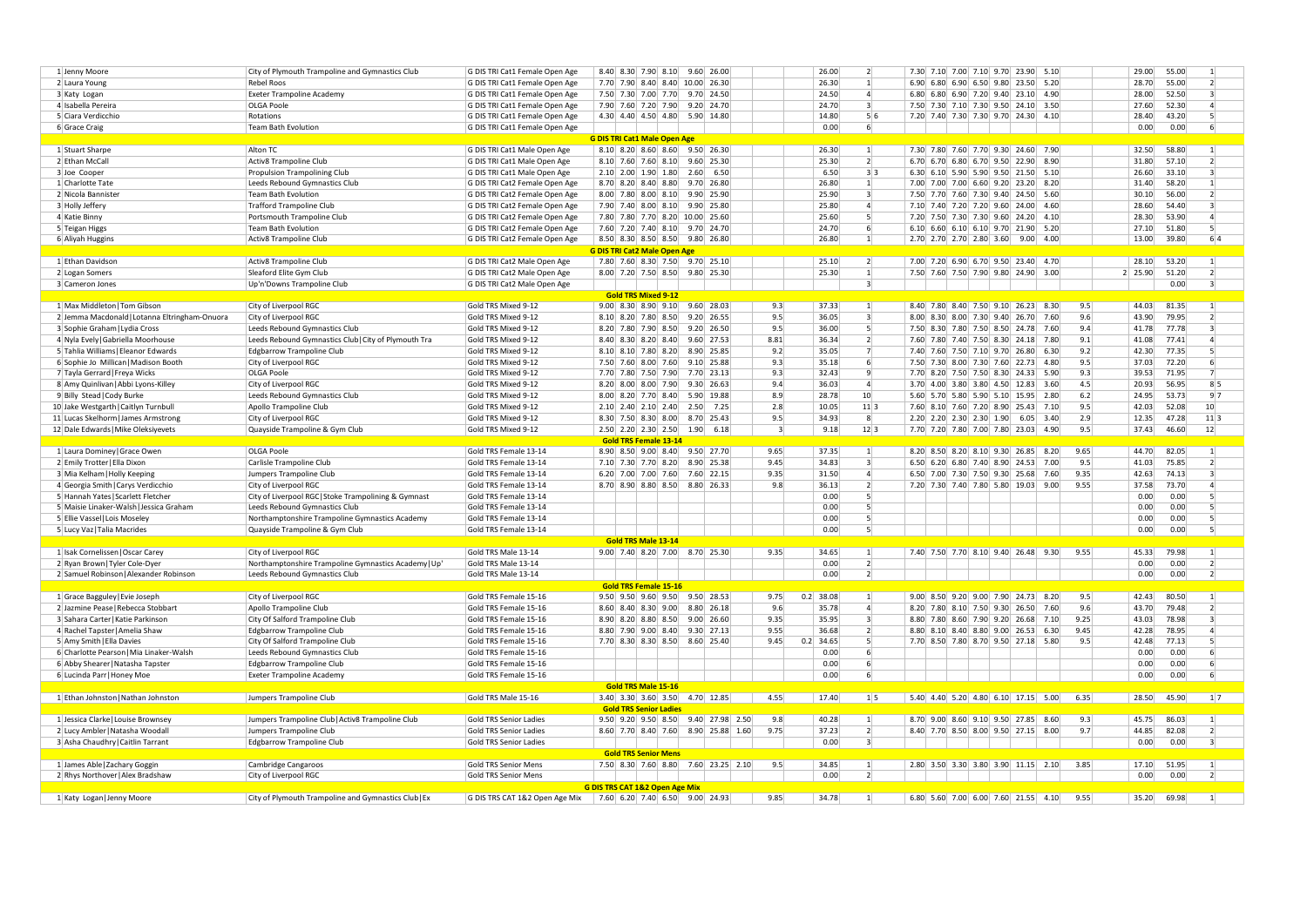| | | | | | | | | | | | | | | | | | | | | | | | | | | | | | |
|---|---|---|---|---|---|---|---|---|---|---|---|---|---|---|---|---|---|---|---|---|---|---|---|---|---|---|---|---|---|
| 1 | Jenny Moore | City of Plymouth Trampoline and Gymnastics Club | G DIS TRI Cat1 Female Open Age | 8.40 | 8.30 | 7.90 | 8.10 | | 9.60 | 26.00 | | | | 26.00 | 2 | | 7.30 | 7.10 | 7.00 | 7.10 | 9.70 | 23.90 | 5.10 | | | 29.00 | 55.00 | 1 | |
| 2 | Laura Young | Rebel Roos | G DIS TRI Cat1 Female Open Age | 7.70 | 7.90 | 8.40 | 8.40 | | 10.00 | 26.30 | | | | 26.30 | 1 | | 6.90 | 6.80 | 6.90 | 6.50 | 9.80 | 23.50 | 5.20 | | | 28.70 | 55.00 | 2 | |
| 3 | Katy Logan | Exeter Trampoline Academy | G DIS TRI Cat1 Female Open Age | 7.50 | 7.30 | 7.00 | 7.70 | | 9.70 | 24.50 | | | | 24.50 | 4 | | 6.80 | 6.80 | 6.90 | 7.20 | 9.40 | 23.10 | 4.90 | | | 28.00 | 52.50 | 3 | |
| 4 | Isabella Pereira | OLGA Poole | G DIS TRI Cat1 Female Open Age | 7.90 | 7.60 | 7.20 | 7.90 | | 9.20 | 24.70 | | | | 24.70 | 3 | | 7.50 | 7.30 | 7.10 | 7.30 | 9.50 | 24.10 | 3.50 | | | 27.60 | 52.30 | 4 | |
| 5 | Ciara Verdicchio | Rotations | G DIS TRI Cat1 Female Open Age | 4.30 | 4.40 | 4.50 | 4.80 | | 5.90 | 14.80 | | | | 14.80 | 5 | 6 | 7.20 | 7.40 | 7.30 | 7.30 | 9.70 | 24.30 | 4.10 | | | 28.40 | 43.20 | 5 | |
| 6 | Grace Craig | Team Bath Evolution | G DIS TRI Cat1 Female Open Age | | | | | | | | | | | 0.00 | 6 | | | | | | | | | | | 0.00 | 0.00 | 6 | |
| | **G DIS TRI Cat1 Male Open Age** | | | | | | | | | | | | | | | | | | | | | | | | | | | | |
| 1 | Stuart Sharpe | Alton TC | G DIS TRI Cat1 Male Open Age | 8.10 | 8.20 | 8.60 | 8.60 | | 9.50 | 26.30 | | | | 26.30 | 1 | | 7.30 | 7.80 | 7.60 | 7.70 | 9.30 | 24.60 | 7.90 | | | 32.50 | 58.80 | 1 | |
| 2 | Ethan McCall | Activ8 Trampoline Club | G DIS TRI Cat1 Male Open Age | 8.10 | 7.60 | 7.60 | 8.10 | | 9.60 | 25.30 | | | | 25.30 | 2 | | 6.70 | 6.70 | 6.80 | 6.70 | 9.50 | 22.90 | 8.90 | | | 31.80 | 57.10 | 2 | |
| 3 | Joe Cooper | Propulsion Trampolining Club | G DIS TRI Cat1 Male Open Age | 2.10 | 2.00 | 1.90 | 1.80 | | 2.60 | 6.50 | | | | 6.50 | 3 | 3 | 6.30 | 6.10 | 5.90 | 5.90 | 9.50 | 21.50 | 5.10 | | | 26.60 | 33.10 | 3 | |
| 1 | Charlotte Tate | Leeds Rebound Gymnastics Club | G DIS TRI Cat2 Female Open Age | 8.70 | 8.20 | 8.40 | 8.80 | | 9.70 | 26.80 | | | | 26.80 | 1 | | 7.00 | 7.00 | 7.00 | 6.60 | 9.20 | 23.20 | 8.20 | | | 31.40 | 58.20 | 1 | |
| 2 | Nicola Bannister | Team Bath Evolution | G DIS TRI Cat2 Female Open Age | 8.00 | 7.80 | 8.00 | 8.10 | | 9.90 | 25.90 | | | | 25.90 | 3 | | 7.50 | 7.70 | 7.60 | 7.30 | 9.40 | 24.50 | 5.60 | | | 30.10 | 56.00 | 2 | |
| 3 | Holly Jeffery | Trafford Trampoline Club | G DIS TRI Cat2 Female Open Age | 7.90 | 7.40 | 8.00 | 8.10 | | 9.90 | 25.80 | | | | 25.80 | 4 | | 7.10 | 7.40 | 7.20 | 7.20 | 9.60 | 24.00 | 4.60 | | | 28.60 | 54.40 | 3 | |
| 4 | Katie Binny | Portsmouth Trampoline Club | G DIS TRI Cat2 Female Open Age | 7.80 | 7.80 | 7.70 | 8.20 | | 10.00 | 25.60 | | | | 25.60 | 5 | | 7.20 | 7.50 | 7.30 | 7.30 | 9.60 | 24.20 | 4.10 | | | 28.30 | 53.90 | 4 | |
| 5 | Teigan Higgs | Team Bath Evolution | G DIS TRI Cat2 Female Open Age | 7.60 | 7.20 | 7.40 | 8.10 | | 9.70 | 24.70 | | | | 24.70 | 6 | | 6.10 | 6.60 | 6.10 | 6.10 | 9.70 | 21.90 | 5.20 | | | 27.10 | 51.80 | 5 | |
| 6 | Aliyah Huggins | Activ8 Trampoline Club | G DIS TRI Cat2 Female Open Age | 8.50 | 8.30 | 8.50 | 8.50 | | 9.80 | 26.80 | | | | 26.80 | 1 | | 2.70 | 2.70 | 2.70 | 2.80 | 3.60 | 9.00 | 4.00 | | | 13.00 | 39.80 | 6 | 4 |
| | **G DIS TRI Cat2 Male Open Age** | | | | | | | | | | | | | | | | | | | | | | | | | | | | |
| 1 | Ethan Davidson | Activ8 Trampoline Club | G DIS TRI Cat2 Male Open Age | 7.80 | 7.60 | 8.30 | 7.50 | | 9.70 | 25.10 | | | | 25.10 | 2 | | 7.00 | 7.20 | 6.90 | 6.70 | 9.50 | 23.40 | 4.70 | | | 28.10 | 53.20 | 1 | |
| 2 | Logan Somers | Sleaford Elite Gym Club | G DIS TRI Cat2 Male Open Age | 8.00 | 7.20 | 7.50 | 8.50 | | 9.80 | 25.30 | | | | 25.30 | 1 | | 7.50 | 7.60 | 7.50 | 7.90 | 9.80 | 24.90 | 3.00 | | 2 | 25.90 | 51.20 | 2 | |
| 3 | Cameron Jones | Up'n'Downs Trampoline Club | G DIS TRI Cat2 Male Open Age | | | | | | | | | | | | 3 | | | | | | | | | | | | 0.00 | 3 | |
| | **Gold TRS Mixed 9-12** | | | | | | | | | | | | | | | | | | | | | | | | | | | | |
| 1 | Max Middleton\|Tom Gibson | City of Liverpool RGC | Gold TRS Mixed 9-12 | 9.00 | 8.30 | 8.90 | 9.10 | | 9.60 | 28.03 | | 9.3 | | 37.33 | 1 | | 8.40 | 7.80 | 8.40 | 7.50 | 9.10 | 26.23 | 8.30 | 9.5 | | 44.03 | 81.35 | 1 | |
| 2 | Jemma Macdonald\|Lotanna Eltringham-Onuora | City of Liverpool RGC | Gold TRS Mixed 9-12 | 8.10 | 8.20 | 7.80 | 8.50 | | 9.20 | 26.55 | | 9.5 | | 36.05 | 3 | | 8.00 | 8.30 | 8.00 | 7.30 | 9.40 | 26.70 | 7.60 | 9.6 | | 43.90 | 79.95 | 2 | |
| 3 | Sophie Graham\|Lydia Cross | Leeds Rebound Gymnastics Club | Gold TRS Mixed 9-12 | 8.20 | 7.80 | 7.90 | 8.50 | | 9.20 | 26.50 | | 9.5 | | 36.00 | 5 | | 7.50 | 8.30 | 7.80 | 7.50 | 8.50 | 24.78 | 7.60 | 9.4 | | 41.78 | 77.78 | 3 | |
| 4 | Nyla Evely\|Gabriella Moorhouse | Leeds Rebound Gymnastics Club\|City of Plymouth Tra | Gold TRS Mixed 9-12 | 8.40 | 8.30 | 8.20 | 8.40 | | 9.60 | 27.53 | | 8.81 | | 36.34 | 2 | | 7.60 | 7.80 | 7.40 | 7.50 | 8.30 | 24.18 | 7.80 | 9.1 | | 41.08 | 77.41 | 4 | |
| 5 | Tahlia Williams\|Eleanor Edwards | Edgbarrow Trampoline Club | Gold TRS Mixed 9-12 | 8.10 | 8.10 | 7.80 | 8.20 | | 8.90 | 25.85 | | 9.2 | | 35.05 | 7 | | 7.40 | 7.60 | 7.50 | 7.10 | 9.70 | 26.80 | 6.30 | 9.2 | | 42.30 | 77.35 | 5 | |
| 6 | Sophie Jo Millican\|Madison Booth | City of Liverpool RGC | Gold TRS Mixed 9-12 | 7.50 | 7.60 | 8.00 | 7.60 | | 9.10 | 25.88 | | 9.3 | | 35.18 | 6 | | 7.50 | 7.30 | 8.00 | 7.30 | 7.60 | 22.73 | 4.80 | 9.5 | | 37.03 | 72.20 | 6 | |
| 7 | Tayla Gerrard\|Freya Wicks | OLGA Poole | Gold TRS Mixed 9-12 | 7.70 | 7.80 | 7.50 | 7.90 | | 7.70 | 23.13 | | 9.3 | | 32.43 | 9 | | 7.70 | 8.20 | 7.50 | 7.50 | 8.30 | 24.33 | 5.90 | 9.3 | | 39.53 | 71.95 | 7 | |
| 8 | Amy Quinlivan\|Abbi Lyons-Killey | City of Liverpool RGC | Gold TRS Mixed 9-12 | 8.20 | 8.00 | 8.00 | 7.90 | | 9.30 | 26.63 | | 9.4 | | 36.03 | 4 | | 3.70 | 4.00 | 3.80 | 3.80 | 4.50 | 12.83 | 3.60 | 4.5 | | 20.93 | 56.95 | 8 | 5 |
| 9 | Billy Stead\|Cody Burke | Leeds Rebound Gymnastics Club | Gold TRS Mixed 9-12 | 8.00 | 8.20 | 7.70 | 8.40 | | 5.90 | 19.88 | | 8.9 | | 28.78 | 10 | | 5.60 | 5.70 | 5.80 | 5.90 | 5.10 | 15.95 | 2.80 | 6.2 | | 24.95 | 53.73 | 9 | 7 |
| 10 | Jake Westgarth\|Caitlyn Turnbull | Apollo Trampoline Club | Gold TRS Mixed 9-12 | 2.10 | 2.40 | 2.10 | 2.40 | | 2.50 | 7.25 | | 2.8 | | 10.05 | 11 | 3 | 7.60 | 8.10 | 7.60 | 7.20 | 8.90 | 25.43 | 7.10 | 9.5 | | 42.03 | 52.08 | 10 | |
| 11 | Lucas Skelhorn\|James Armstrong | City of Liverpool RGC | Gold TRS Mixed 9-12 | 8.30 | 7.50 | 8.30 | 8.00 | | 8.70 | 25.43 | | 9.5 | | 34.93 | 8 | | 2.20 | 2.20 | 2.30 | 2.30 | 1.90 | 6.05 | 3.40 | 2.9 | | 12.35 | 47.28 | 11 | 3 |
| 12 | Dale Edwards\|Mike Oleksiyevets | Quayside Trampoline & Gym Club | Gold TRS Mixed 9-12 | 2.50 | 2.20 | 2.30 | 2.50 | | 1.90 | 6.18 | | 3 | | 9.18 | 12 | 3 | 7.70 | 7.20 | 7.80 | 7.00 | 7.80 | 23.03 | 4.90 | 9.5 | | 37.43 | 46.60 | 12 | |
| | **Gold TRS Female 13-14** | | | | | | | | | | | | | | | | | | | | | | | | | | | | |
| 1 | Laura Dominey\|Grace Owen | OLGA Poole | Gold TRS Female 13-14 | 8.90 | 8.50 | 9.00 | 8.40 | | 9.50 | 27.70 | | 9.65 | | 37.35 | 1 | | 8.20 | 8.50 | 8.20 | 8.10 | 9.30 | 26.85 | 8.20 | 9.65 | | 44.70 | 82.05 | 1 | |
| 2 | Emily Trotter\|Ella Dixon | Carlisle Trampoline Club | Gold TRS Female 13-14 | 7.10 | 7.30 | 7.70 | 8.20 | | 8.90 | 25.38 | | 9.45 | | 34.83 | 3 | | 6.50 | 6.20 | 6.80 | 7.40 | 8.90 | 24.53 | 7.00 | 9.5 | | 41.03 | 75.85 | 2 | |
| 3 | Mia Kelham\|Holly Keeping | Jumpers Trampoline Club | Gold TRS Female 13-14 | 6.20 | 7.00 | 7.00 | 7.60 | | 7.60 | 22.15 | | 9.35 | | 31.50 | 4 | | 6.50 | 7.00 | 7.30 | 7.50 | 9.30 | 25.68 | 7.60 | 9.35 | | 42.63 | 74.13 | 3 | |
| 4 | Georgia Smith\|Carys Verdicchio | City of Liverpool RGC | Gold TRS Female 13-14 | 8.70 | 8.90 | 8.80 | 8.50 | | 8.80 | 26.33 | | 9.8 | | 36.13 | 2 | | 7.20 | 7.30 | 7.40 | 7.80 | 5.80 | 19.03 | 9.00 | 9.55 | | 37.58 | 73.70 | 4 | |
| 5 | Hannah Yates\|Scarlett Fletcher | City of Liverpool RGC\|Stoke Trampolining & Gymnast | Gold TRS Female 13-14 | | | | | | | | | | | 0.00 | 5 | | | | | | | | | | | 0.00 | 0.00 | 5 | |
| 5 | Maisie Linaker-Walsh\|Jessica Graham | Leeds Rebound Gymnastics Club | Gold TRS Female 13-14 | | | | | | | | | | | 0.00 | 5 | | | | | | | | | | | 0.00 | 0.00 | 5 | |
| 5 | Ellie Vassel\|Lois Moseley | Northamptonshire Trampoline Gymnastics Academy | Gold TRS Female 13-14 | | | | | | | | | | | 0.00 | 5 | | | | | | | | | | | 0.00 | 0.00 | 5 | |
| 5 | Lucy Vaz\|Talia Macrides | Quayside Trampoline & Gym Club | Gold TRS Female 13-14 | | | | | | | | | | | 0.00 | 5 | | | | | | | | | | | 0.00 | 0.00 | 5 | |
| | **Gold TRS Male 13-14** | | | | | | | | | | | | | | | | | | | | | | | | | | | | |
| 1 | Isak Cornelissen\|Oscar Carey | City of Liverpool RGC | Gold TRS Male 13-14 | 9.00 | 7.40 | 8.20 | 7.00 | | 8.70 | 25.30 | | 9.35 | | 34.65 | 1 | | 7.40 | 7.50 | 7.70 | 8.10 | 9.40 | 26.48 | 9.30 | 9.55 | | 45.33 | 79.98 | 1 | |
| 2 | Ryan Brown\|Tyler Cole-Dyer | Northamptonshire Trampoline Gymnastics Academy\|Up' | Gold TRS Male 13-14 | | | | | | | | | | | 0.00 | 2 | | | | | | | | | | | 0.00 | 0.00 | 2 | |
| 2 | Samuel Robinson\|Alexander Robinson | Leeds Rebound Gymnastics Club | Gold TRS Male 13-14 | | | | | | | | | | | 0.00 | 2 | | | | | | | | | | | 0.00 | 0.00 | 2 | |
| | **Gold TRS Female 15-16** | | | | | | | | | | | | | | | | | | | | | | | | | | | | |
| 1 | Grace Bagguley\|Evie Joseph | City of Liverpool RGC | Gold TRS Female 15-16 | 9.50 | 9.50 | 9.60 | 9.50 | | 9.50 | 28.53 | | 9.75 | 0.2 | 38.08 | 1 | | 9.00 | 8.50 | 9.20 | 9.00 | 7.90 | 24.73 | 8.20 | 9.5 | | 42.43 | 80.50 | 1 | |
| 2 | Jazmine Pease\|Rebecca Stobbart | Apollo Trampoline Club | Gold TRS Female 15-16 | 8.60 | 8.40 | 8.30 | 9.00 | | 8.80 | 26.18 | | 9.6 | | 35.78 | 4 | | 8.20 | 7.80 | 8.10 | 7.50 | 9.30 | 26.50 | 7.60 | 9.6 | | 43.70 | 79.48 | 2 | |
| 3 | Sahara Carter\|Katie Parkinson | City Of Salford Trampoline Club | Gold TRS Female 15-16 | 8.50 | 8.20 | 8.80 | 8.50 | | 9.00 | 26.60 | | 9.35 | | 35.95 | 3 | | 8.80 | 7.80 | 8.60 | 7.90 | 9.20 | 26.68 | 7.10 | 9.25 | | 43.03 | 78.98 | 3 | |
| 4 | Rachel Tapster\|Amelia Shaw | Edgbarrow Trampoline Club | Gold TRS Female 15-16 | 8.80 | 7.90 | 9.00 | 8.40 | | 9.30 | 27.13 | | 9.55 | | 36.68 | 2 | | 8.80 | 8.10 | 8.40 | 8.80 | 9.00 | 26.53 | 6.30 | 9.45 | | 42.28 | 78.95 | 4 | |
| 5 | Amy Smith\|Ella Davies | City Of Salford Trampoline Club | Gold TRS Female 15-16 | 7.70 | 8.30 | 8.30 | 8.50 | | 8.60 | 25.40 | | 9.45 | 0.2 | 34.65 | 5 | | 7.70 | 8.50 | 7.80 | 8.70 | 9.50 | 27.18 | 5.80 | 9.5 | | 42.48 | 77.13 | 5 | |
| 6 | Charlotte Pearson\|Mia Linaker-Walsh | Leeds Rebound Gymnastics Club | Gold TRS Female 15-16 | | | | | | | | | | | 0.00 | 6 | | | | | | | | | | | 0.00 | 0.00 | 6 | |
| 6 | Abby Shearer\|Natasha Tapster | Edgbarrow Trampoline Club | Gold TRS Female 15-16 | | | | | | | | | | | 0.00 | 6 | | | | | | | | | | | 0.00 | 0.00 | 6 | |
| 6 | Lucinda Parr\|Honey Moe | Exeter Trampoline Academy | Gold TRS Female 15-16 | | | | | | | | | | | 0.00 | 6 | | | | | | | | | | | 0.00 | 0.00 | 6 | |
| | **Gold TRS Male 15-16** | | | | | | | | | | | | | | | | | | | | | | | | | | | | |
| 1 | Ethan Johnston\|Nathan Johnston | Jumpers Trampoline Club | Gold TRS Male 15-16 | 3.40 | 3.30 | 3.60 | 3.50 | | 4.70 | 12.85 | | 4.55 | | 17.40 | 1 | 5 | 5.40 | 4.40 | 5.20 | 4.80 | 6.10 | 17.15 | 5.00 | 6.35 | | 28.50 | 45.90 | 1 | 7 |
| | **Gold TRS Senior Ladies** | | | | | | | | | | | | | | | | | | | | | | | | | | | | |
| 1 | Jessica Clarke\|Louise Brownsey | Jumpers Trampoline Club\|Activ8 Trampoline Club | Gold TRS Senior Ladies | 9.50 | 9.20 | 9.50 | 8.50 | | 9.40 | 27.98 | 2.50 | 9.8 | | 40.28 | 1 | | 8.70 | 9.00 | 8.60 | 9.10 | 9.50 | 27.85 | 8.60 | 9.3 | | 45.75 | 86.03 | 1 | |
| 2 | Lucy Ambler\|Natasha Woodall | Jumpers Trampoline Club | Gold TRS Senior Ladies | 8.60 | 7.70 | 8.40 | 7.60 | | 8.90 | 25.88 | 1.60 | 9.75 | | 37.23 | 2 | | 8.40 | 7.70 | 8.50 | 8.00 | 9.50 | 27.15 | 8.00 | 9.7 | | 44.85 | 82.08 | 2 | |
| 3 | Asha Chaudhry\|Caitlin Tarrant | Edgbarrow Trampoline Club | Gold TRS Senior Ladies | | | | | | | | | | | 0.00 | 3 | | | | | | | | | | | 0.00 | 0.00 | 3 | |
| | **Gold TRS Senior Mens** | | | | | | | | | | | | | | | | | | | | | | | | | | | | |
| 1 | James Able\|Zachary Goggin | Cambridge Cangaroos | Gold TRS Senior Mens | 7.50 | 8.30 | 7.60 | 8.80 | | 7.60 | 23.25 | 2.10 | 9.5 | | 34.85 | 1 | | 2.80 | 3.50 | 3.30 | 3.80 | 3.90 | 11.15 | 2.10 | 3.85 | | 17.10 | 51.95 | 1 | |
| 2 | Rhys Northover\|Alex Bradshaw | City of Liverpool RGC | Gold TRS Senior Mens | | | | | | | | | | | 0.00 | 2 | | | | | | | | | | | 0.00 | 0.00 | 2 | |
| | **G DIS TRS CAT 1&2 Open Age Mix** | | | | | | | | | | | | | | | | | | | | | | | | | | | | |
| 1 | Katy Logan\|Jenny Moore | City of Plymouth Trampoline and Gymnastics Club\|Ex | G DIS TRS CAT 1&2 Open Age Mix | 7.60 | 6.20 | 7.40 | 6.50 | | 9.00 | 24.93 | | 9.85 | | 34.78 | 1 | | 6.80 | 5.60 | 7.00 | 6.00 | 7.60 | 21.55 | 4.10 | 9.55 | | 35.20 | 69.98 | 1 | |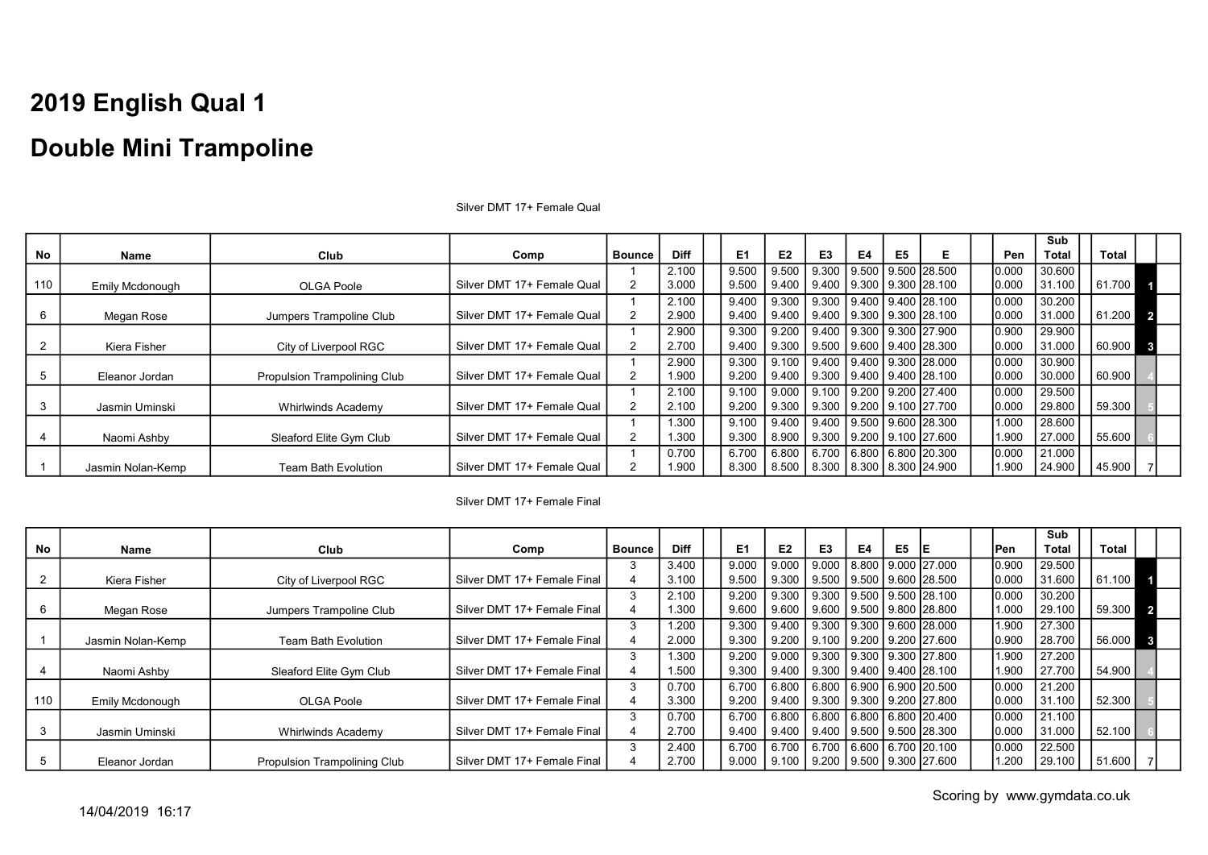# 2019 English Qual 1

# Double Mini Trampoline

Silver DMT 17+ Female Qual

| No | Name | Club | Comp | Bounce | Diff | | E1 | E2 | E3 | E4 | E5 | E | | Pen | Sub Total | | Total | | |
|---|---|---|---|---|---|---|---|---|---|---|---|---|---|---|---|---|---|---|---|
| | | | | 1 | 2.100 | | 9.500 | 9.500 | 9.300 | 9.500 | 9.500 | 28.500 | | 0.000 | 30.600 | | | | |
| 110 | Emily Mcdonough | OLGA Poole | Silver DMT 17+ Female Qual | 2 | 3.000 | | 9.500 | 9.400 | 9.400 | 9.300 | 9.300 | 28.100 | | 0.000 | 31.100 | | 61.700 | 1 | |
| | | | | 1 | 2.100 | | 9.400 | 9.300 | 9.300 | 9.400 | 9.400 | 28.100 | | 0.000 | 30.200 | | | | |
| 6 | Megan Rose | Jumpers Trampoline Club | Silver DMT 17+ Female Qual | 2 | 2.900 | | 9.400 | 9.400 | 9.400 | 9.300 | 9.300 | 28.100 | | 0.000 | 31.000 | | 61.200 | 2 | |
| | | | | 1 | 2.900 | | 9.300 | 9.200 | 9.400 | 9.300 | 9.300 | 27.900 | | 0.900 | 29.900 | | | | |
| 2 | Kiera Fisher | City of Liverpool RGC | Silver DMT 17+ Female Qual | 2 | 2.700 | | 9.400 | 9.300 | 9.500 | 9.600 | 9.400 | 28.300 | | 0.000 | 31.000 | | 60.900 | 3 | |
| | | | | 1 | 2.900 | | 9.300 | 9.100 | 9.400 | 9.400 | 9.300 | 28.000 | | 0.000 | 30.900 | | | | |
| 5 | Eleanor Jordan | Propulsion Trampolining Club | Silver DMT 17+ Female Qual | 2 | 1.900 | | 9.200 | 9.400 | 9.300 | 9.400 | 9.400 | 28.100 | | 0.000 | 30.000 | | 60.900 | 4 | |
| | | | | 1 | 2.100 | | 9.100 | 9.000 | 9.100 | 9.200 | 9.200 | 27.400 | | 0.000 | 29.500 | | | | |
| 3 | Jasmin Uminski | Whirlwinds Academy | Silver DMT 17+ Female Qual | 2 | 2.100 | | 9.200 | 9.300 | 9.300 | 9.200 | 9.100 | 27.700 | | 0.000 | 29.800 | | 59.300 | 5 | |
| | | | | 1 | 1.300 | | 9.100 | 9.400 | 9.400 | 9.500 | 9.600 | 28.300 | | 1.000 | 28.600 | | | | |
| 4 | Naomi Ashby | Sleaford Elite Gym Club | Silver DMT 17+ Female Qual | 2 | 1.300 | | 9.300 | 8.900 | 9.300 | 9.200 | 9.100 | 27.600 | | 1.900 | 27.000 | | 55.600 | 6 | |
| | | | | 1 | 0.700 | | 6.700 | 6.800 | 6.700 | 6.800 | 6.800 | 20.300 | | 0.000 | 21.000 | | | | |
| 1 | Jasmin Nolan-Kemp | Team Bath Evolution | Silver DMT 17+ Female Qual | 2 | 1.900 | | 8.300 | 8.500 | 8.300 | 8.300 | 8.300 | 24.900 | | 1.900 | 24.900 | | 45.900 | 7 | |

Silver DMT 17+ Female Final

| No | Name | Club | Comp | Bounce | Diff | | E1 | E2 | E3 | E4 | E5 | E | | Pen | Sub Total | | Total | | |
|---|---|---|---|---|---|---|---|---|---|---|---|---|---|---|---|---|---|---|---|
| | | | | 3 | 3.400 | | 9.000 | 9.000 | 9.000 | 8.800 | 9.000 | 27.000 | | 0.900 | 29.500 | | | | |
| 2 | Kiera Fisher | City of Liverpool RGC | Silver DMT 17+ Female Final | 4 | 3.100 | | 9.500 | 9.300 | 9.500 | 9.500 | 9.600 | 28.500 | | 0.000 | 31.600 | | 61.100 | 1 | |
| | | | | 3 | 2.100 | | 9.200 | 9.300 | 9.300 | 9.500 | 9.500 | 28.100 | | 0.000 | 30.200 | | | | |
| 6 | Megan Rose | Jumpers Trampoline Club | Silver DMT 17+ Female Final | 4 | 1.300 | | 9.600 | 9.600 | 9.600 | 9.500 | 9.800 | 28.800 | | 1.000 | 29.100 | | 59.300 | 2 | |
| | | | | 3 | 1.200 | | 9.300 | 9.400 | 9.300 | 9.300 | 9.600 | 28.000 | | 1.900 | 27.300 | | | | |
| 1 | Jasmin Nolan-Kemp | Team Bath Evolution | Silver DMT 17+ Female Final | 4 | 2.000 | | 9.300 | 9.200 | 9.100 | 9.200 | 9.200 | 27.600 | | 0.900 | 28.700 | | 56.000 | 3 | |
| | | | | 3 | 1.300 | | 9.200 | 9.000 | 9.300 | 9.300 | 9.300 | 27.800 | | 1.900 | 27.200 | | | | |
| 4 | Naomi Ashby | Sleaford Elite Gym Club | Silver DMT 17+ Female Final | 4 | 1.500 | | 9.300 | 9.400 | 9.300 | 9.400 | 9.400 | 28.100 | | 1.900 | 27.700 | | 54.900 | 4 | |
| | | | | 3 | 0.700 | | 6.700 | 6.800 | 6.800 | 6.900 | 6.900 | 20.500 | | 0.000 | 21.200 | | | | |
| 110 | Emily Mcdonough | OLGA Poole | Silver DMT 17+ Female Final | 4 | 3.300 | | 9.200 | 9.400 | 9.300 | 9.300 | 9.200 | 27.800 | | 0.000 | 31.100 | | 52.300 | 5 | |
| | | | | 3 | 0.700 | | 6.700 | 6.800 | 6.800 | 6.800 | 6.800 | 20.400 | | 0.000 | 21.100 | | | | |
| 3 | Jasmin Uminski | Whirlwinds Academy | Silver DMT 17+ Female Final | 4 | 2.700 | | 9.400 | 9.400 | 9.400 | 9.500 | 9.500 | 28.300 | | 0.000 | 31.000 | | 52.100 | 6 | |
| | | | | 3 | 2.400 | | 6.700 | 6.700 | 6.700 | 6.600 | 6.700 | 20.100 | | 0.000 | 22.500 | | | | |
| 5 | Eleanor Jordan | Propulsion Trampolining Club | Silver DMT 17+ Female Final | 4 | 2.700 | | 9.000 | 9.100 | 9.200 | 9.500 | 9.300 | 27.600 | | 1.200 | 29.100 | | 51.600 | 7 | |

Scoring by www.gymdata.co.uk

14/04/2019 16:17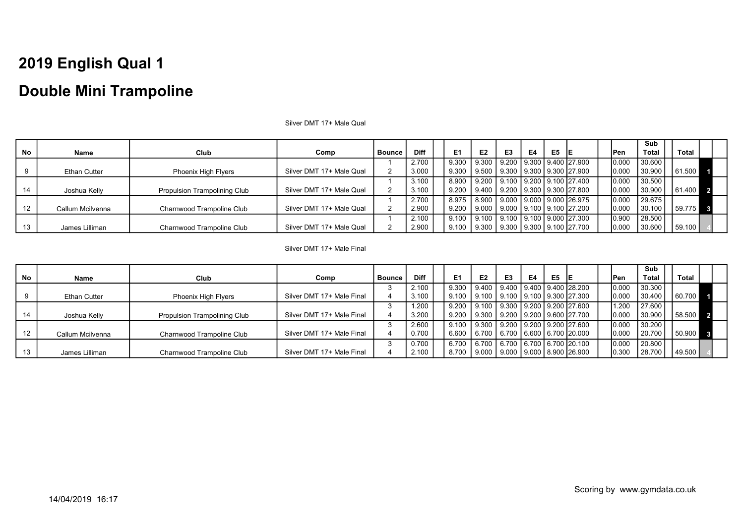# 2019 English Qual 1

# Double Mini Trampoline

Silver DMT 17+ Male Qual

| No | Name | Club | Comp | Bounce | Diff | E1 | E2 | E3 | E4 | E5 | E | Pen | Sub Total | Total | |
|---|---|---|---|---|---|---|---|---|---|---|---|---|---|---|---|
| | | | | 1 | 2.700 | 9.300 | 9.300 | 9.200 | 9.300 | 9.400 | 27.900 | 0.000 | 30.600 | | |
| 9 | Ethan Cutter | Phoenix High Flyers | Silver DMT 17+ Male Qual | 2 | 3.000 | 9.300 | 9.500 | 9.300 | 9.300 | 9.300 | 27.900 | 0.000 | 30.900 | 61.500 | 1 |
| | | | | 1 | 3.100 | 8.900 | 9.200 | 9.100 | 9.200 | 9.100 | 27.400 | 0.000 | 30.500 | | |
| 14 | Joshua Kelly | Propulsion Trampolining Club | Silver DMT 17+ Male Qual | 2 | 3.100 | 9.200 | 9.400 | 9.200 | 9.300 | 9.300 | 27.800 | 0.000 | 30.900 | 61.400 | 2 |
| | | | | 1 | 2.700 | 8.975 | 8.900 | 9.000 | 9.000 | 9.000 | 26.975 | 0.000 | 29.675 | | |
| 12 | Callum Mcilvenna | Charnwood Trampoline Club | Silver DMT 17+ Male Qual | 2 | 2.900 | 9.200 | 9.000 | 9.000 | 9.100 | 9.100 | 27.200 | 0.000 | 30.100 | 59.775 | 3 |
| | | | | 1 | 2.100 | 9.100 | 9.100 | 9.100 | 9.100 | 9.000 | 27.300 | 0.900 | 28.500 | | |
| 13 | James Lilliman | Charnwood Trampoline Club | Silver DMT 17+ Male Qual | 2 | 2.900 | 9.100 | 9.300 | 9.300 | 9.300 | 9.100 | 27.700 | 0.000 | 30.600 | 59.100 | 4 |

Silver DMT 17+ Male Final

| No | Name | Club | Comp | Bounce | Diff | E1 | E2 | E3 | E4 | E5 | E | Pen | Sub Total | Total | |
|---|---|---|---|---|---|---|---|---|---|---|---|---|---|---|---|
| | | | | 3 | 2.100 | 9.300 | 9.400 | 9.400 | 9.400 | 9.400 | 28.200 | 0.000 | 30.300 | | |
| 9 | Ethan Cutter | Phoenix High Flyers | Silver DMT 17+ Male Final | 4 | 3.100 | 9.100 | 9.100 | 9.100 | 9.100 | 9.300 | 27.300 | 0.000 | 30.400 | 60.700 | 1 |
| | | | | 3 | 1.200 | 9.200 | 9.100 | 9.300 | 9.200 | 9.200 | 27.600 | 1.200 | 27.600 | | |
| 14 | Joshua Kelly | Propulsion Trampolining Club | Silver DMT 17+ Male Final | 4 | 3.200 | 9.200 | 9.300 | 9.200 | 9.200 | 9.600 | 27.700 | 0.000 | 30.900 | 58.500 | 2 |
| | | | | 3 | 2.600 | 9.100 | 9.300 | 9.200 | 9.200 | 9.200 | 27.600 | 0.000 | 30.200 | | |
| 12 | Callum Mcilvenna | Charnwood Trampoline Club | Silver DMT 17+ Male Final | 4 | 0.700 | 6.600 | 6.700 | 6.700 | 6.600 | 6.700 | 20.000 | 0.000 | 20.700 | 50.900 | 3 |
| | | | | 3 | 0.700 | 6.700 | 6.700 | 6.700 | 6.700 | 6.700 | 20.100 | 0.000 | 20.800 | | |
| 13 | James Lilliman | Charnwood Trampoline Club | Silver DMT 17+ Male Final | 4 | 2.100 | 8.700 | 9.000 | 9.000 | 9.000 | 8.900 | 26.900 | 0.300 | 28.700 | 49.500 | 4 |

Scoring by www.gymdata.co.uk

14/04/2019 16:17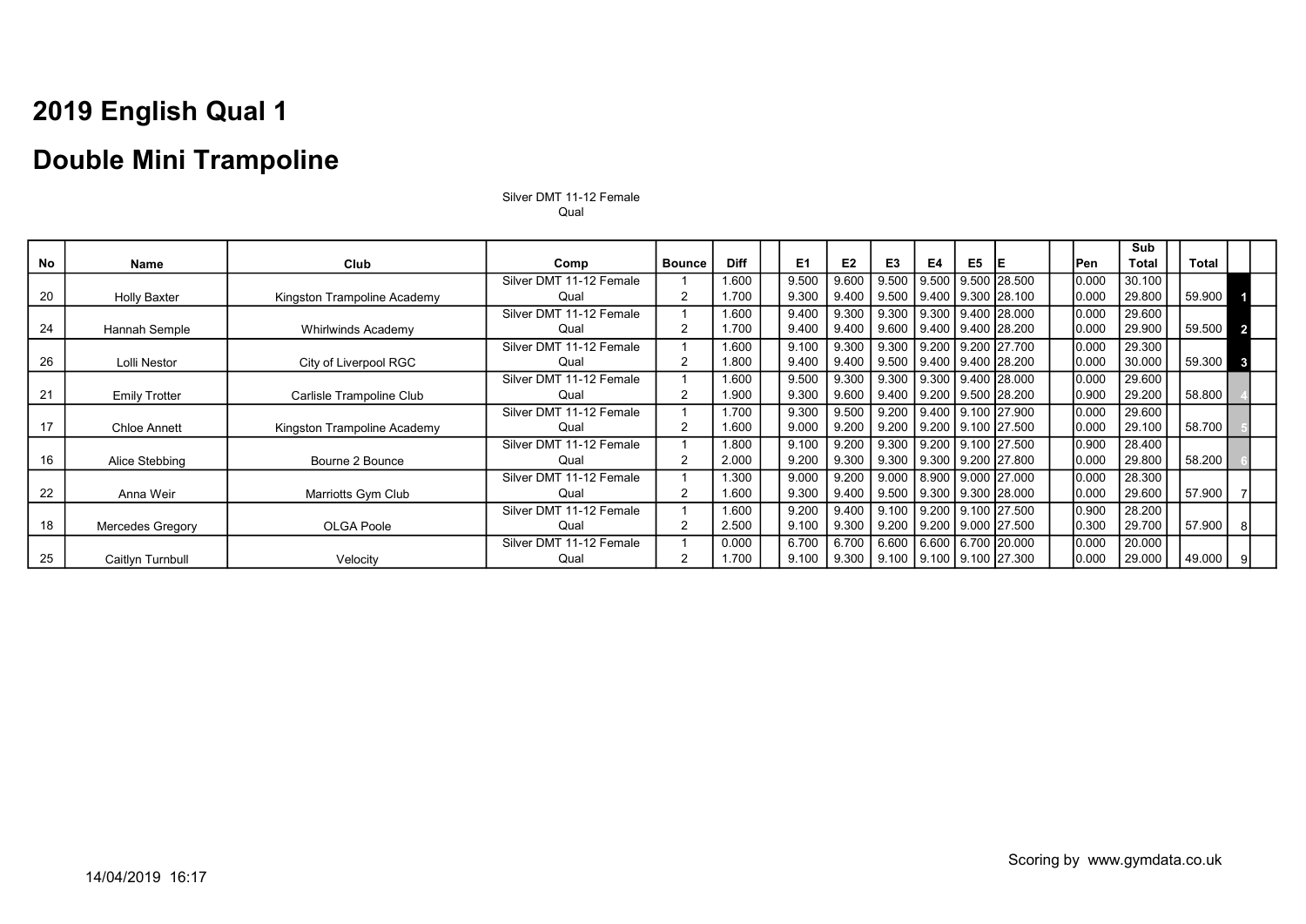# 2019 English Qual 1

# Double Mini Trampoline

Silver DMT 11-12 Female
Qual

| No | Name | Club | Comp | Bounce | Diff | | E1 | E2 | E3 | E4 | E5 | E | | Pen | Sub Total | | Total | | |
|---|---|---|---|---|---|---|---|---|---|---|---|---|---|---|---|---|---|---|---|
| | | | Silver DMT 11-12 Female | 1 | 1.600 | | 9.500 | 9.600 | 9.500 | 9.500 | 9.500 | 28.500 | | 0.000 | 30.100 | | | | |
| 20 | Holly Baxter | Kingston Trampoline Academy | Qual | 2 | 1.700 | | 9.300 | 9.400 | 9.500 | 9.400 | 9.300 | 28.100 | | 0.000 | 29.800 | | 59.900 | 1 | |
| | | | Silver DMT 11-12 Female | 1 | 1.600 | | 9.400 | 9.300 | 9.300 | 9.300 | 9.400 | 28.000 | | 0.000 | 29.600 | | | | |
| 24 | Hannah Semple | Whirlwinds Academy | Qual | 2 | 1.700 | | 9.400 | 9.400 | 9.600 | 9.400 | 9.400 | 28.200 | | 0.000 | 29.900 | | 59.500 | 2 | |
| | | | Silver DMT 11-12 Female | 1 | 1.600 | | 9.100 | 9.300 | 9.300 | 9.200 | 9.200 | 27.700 | | 0.000 | 29.300 | | | | |
| 26 | Lolli Nestor | City of Liverpool RGC | Qual | 2 | 1.800 | | 9.400 | 9.400 | 9.500 | 9.400 | 9.400 | 28.200 | | 0.000 | 30.000 | | 59.300 | 3 | |
| | | | Silver DMT 11-12 Female | 1 | 1.600 | | 9.500 | 9.300 | 9.300 | 9.300 | 9.400 | 28.000 | | 0.000 | 29.600 | | | | |
| 21 | Emily Trotter | Carlisle Trampoline Club | Qual | 2 | 1.900 | | 9.300 | 9.600 | 9.400 | 9.200 | 9.500 | 28.200 | | 0.900 | 29.200 | | 58.800 | 4 | |
| | | | Silver DMT 11-12 Female | 1 | 1.700 | | 9.300 | 9.500 | 9.200 | 9.400 | 9.100 | 27.900 | | 0.000 | 29.600 | | | | |
| 17 | Chloe Annett | Kingston Trampoline Academy | Qual | 2 | 1.600 | | 9.000 | 9.200 | 9.200 | 9.200 | 9.100 | 27.500 | | 0.000 | 29.100 | | 58.700 | 5 | |
| | | | Silver DMT 11-12 Female | 1 | 1.800 | | 9.100 | 9.200 | 9.300 | 9.200 | 9.100 | 27.500 | | 0.900 | 28.400 | | | | |
| 16 | Alice Stebbing | Bourne 2 Bounce | Qual | 2 | 2.000 | | 9.200 | 9.300 | 9.300 | 9.300 | 9.200 | 27.800 | | 0.000 | 29.800 | | 58.200 | 6 | |
| | | | Silver DMT 11-12 Female | 1 | 1.300 | | 9.000 | 9.200 | 9.000 | 8.900 | 9.000 | 27.000 | | 0.000 | 28.300 | | | | |
| 22 | Anna Weir | Marriotts Gym Club | Qual | 2 | 1.600 | | 9.300 | 9.400 | 9.500 | 9.300 | 9.300 | 28.000 | | 0.000 | 29.600 | | 57.900 | 7 | |
| | | | Silver DMT 11-12 Female | 1 | 1.600 | | 9.200 | 9.400 | 9.100 | 9.200 | 9.100 | 27.500 | | 0.900 | 28.200 | | | | |
| 18 | Mercedes Gregory | OLGA Poole | Qual | 2 | 2.500 | | 9.100 | 9.300 | 9.200 | 9.200 | 9.000 | 27.500 | | 0.300 | 29.700 | | 57.900 | 8 | |
| | | | Silver DMT 11-12 Female | 1 | 0.000 | | 6.700 | 6.700 | 6.600 | 6.600 | 6.700 | 20.000 | | 0.000 | 20.000 | | | | |
| 25 | Caitlyn Turnbull | Velocity | Qual | 2 | 1.700 | | 9.100 | 9.300 | 9.100 | 9.100 | 9.100 | 27.300 | | 0.000 | 29.000 | | 49.000 | 9 | |

Scoring by www.gymdata.co.uk

14/04/2019 16:17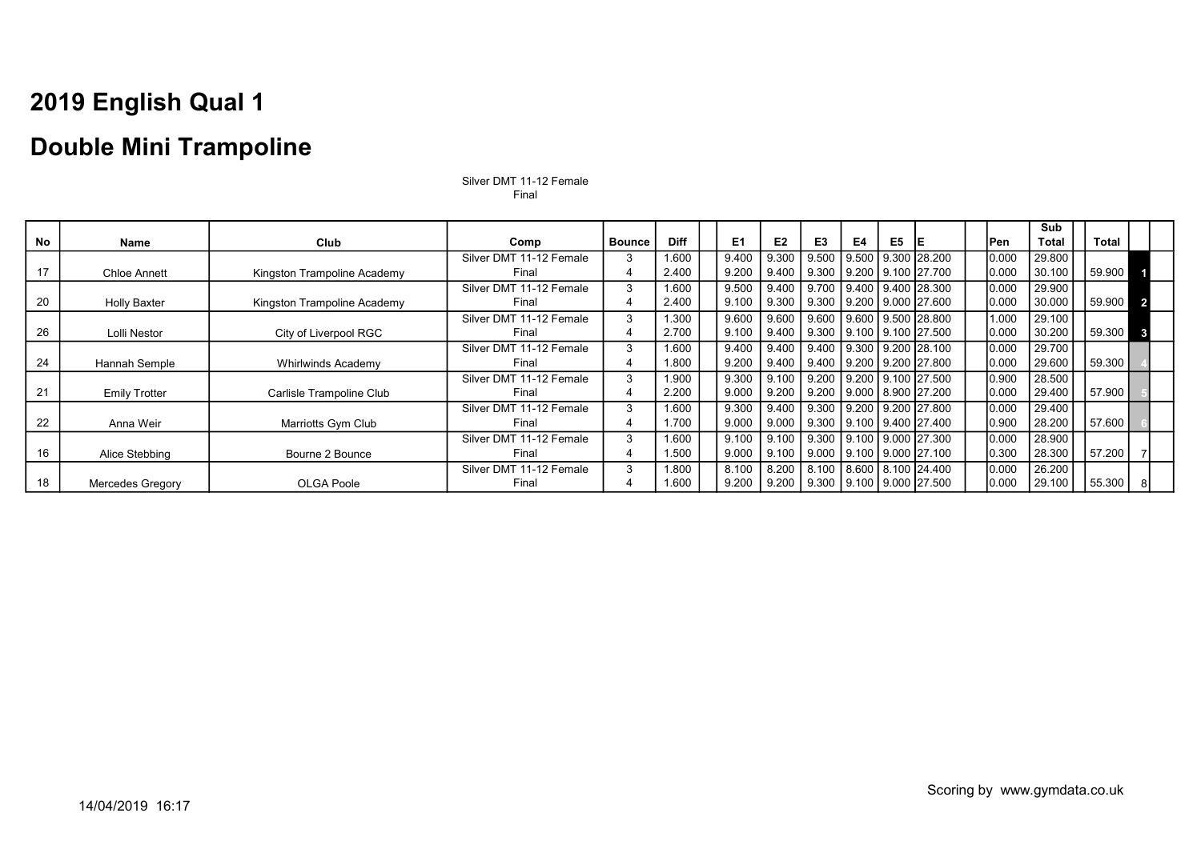# 2019 English Qual 1

# Double Mini Trampoline

Silver DMT 11-12 Female
Final

| No | Name | Club | Comp | Bounce | Diff | E1 | E2 | E3 | E4 | E5 | E | Pen | Sub Total | Total | |
|---|---|---|---|---|---|---|---|---|---|---|---|---|---|---|---|
| 17 | Chloe Annett | Kingston Trampoline Academy | Silver DMT 11-12 Female | 3 | 1.600 | 9.400 | 9.300 | 9.500 | 9.500 | 9.300 | 28.200 | 0.000 | 29.800 | | |
| | | | Final | 4 | 2.400 | 9.200 | 9.400 | 9.300 | 9.200 | 9.100 | 27.700 | 0.000 | 30.100 | 59.900 | 1 |
| 20 | Holly Baxter | Kingston Trampoline Academy | Silver DMT 11-12 Female | 3 | 1.600 | 9.500 | 9.400 | 9.700 | 9.400 | 9.400 | 28.300 | 0.000 | 29.900 | | |
| | | | Final | 4 | 2.400 | 9.100 | 9.300 | 9.300 | 9.200 | 9.000 | 27.600 | 0.000 | 30.000 | 59.900 | 2 |
| 26 | Lolli Nestor | City of Liverpool RGC | Silver DMT 11-12 Female | 3 | 1.300 | 9.600 | 9.600 | 9.600 | 9.600 | 9.500 | 28.800 | 1.000 | 29.100 | | |
| | | | Final | 4 | 2.700 | 9.100 | 9.400 | 9.300 | 9.100 | 9.100 | 27.500 | 0.000 | 30.200 | 59.300 | 3 |
| 24 | Hannah Semple | Whirlwinds Academy | Silver DMT 11-12 Female | 3 | 1.600 | 9.400 | 9.400 | 9.400 | 9.300 | 9.200 | 28.100 | 0.000 | 29.700 | | |
| | | | Final | 4 | 1.800 | 9.200 | 9.400 | 9.400 | 9.200 | 9.200 | 27.800 | 0.000 | 29.600 | 59.300 | 4 |
| 21 | Emily Trotter | Carlisle Trampoline Club | Silver DMT 11-12 Female | 3 | 1.900 | 9.300 | 9.100 | 9.200 | 9.200 | 9.100 | 27.500 | 0.900 | 28.500 | | |
| | | | Final | 4 | 2.200 | 9.000 | 9.200 | 9.200 | 9.000 | 8.900 | 27.200 | 0.000 | 29.400 | 57.900 | 5 |
| 22 | Anna Weir | Marriotts Gym Club | Silver DMT 11-12 Female | 3 | 1.600 | 9.300 | 9.400 | 9.300 | 9.200 | 9.200 | 27.800 | 0.000 | 29.400 | | |
| | | | Final | 4 | 1.700 | 9.000 | 9.000 | 9.300 | 9.100 | 9.400 | 27.400 | 0.900 | 28.200 | 57.600 | 6 |
| 16 | Alice Stebbing | Bourne 2 Bounce | Silver DMT 11-12 Female | 3 | 1.600 | 9.100 | 9.100 | 9.300 | 9.100 | 9.000 | 27.300 | 0.000 | 28.900 | | |
| | | | Final | 4 | 1.500 | 9.000 | 9.100 | 9.000 | 9.100 | 9.000 | 27.100 | 0.300 | 28.300 | 57.200 | 7 |
| 18 | Mercedes Gregory | OLGA Poole | Silver DMT 11-12 Female | 3 | 1.800 | 8.100 | 8.200 | 8.100 | 8.600 | 8.100 | 24.400 | 0.000 | 26.200 | | |
| | | | Final | 4 | 1.600 | 9.200 | 9.200 | 9.300 | 9.100 | 9.000 | 27.500 | 0.000 | 29.100 | 55.300 | 8 |

Scoring by www.gymdata.co.uk

14/04/2019 16:17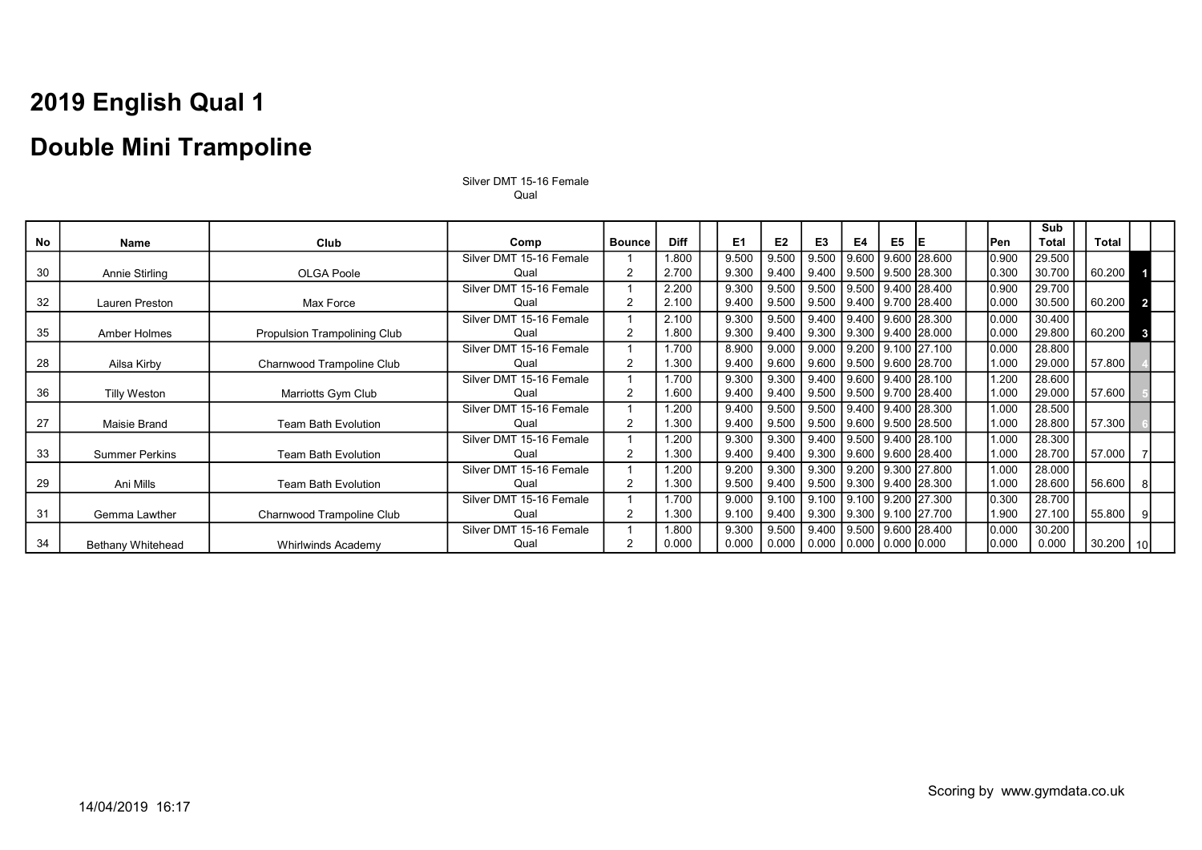# 2019 English Qual 1

# Double Mini Trampoline

Silver DMT 15-16 Female
Qual

| No | Name | Club | Comp | Bounce | Diff | E1 | E2 | E3 | E4 | E5 | E | Pen | Sub Total | Total | |
|---|---|---|---|---|---|---|---|---|---|---|---|---|---|---|---|
| | | | Silver DMT 15-16 Female | 1 | 1.800 | 9.500 | 9.500 | 9.500 | 9.600 | 9.600 | 28.600 | 0.900 | 29.500 | | |
| 30 | Annie Stirling | OLGA Poole | Qual | 2 | 2.700 | 9.300 | 9.400 | 9.400 | 9.500 | 9.500 | 28.300 | 0.300 | 30.700 | 60.200 | 1 |
| | | | Silver DMT 15-16 Female | 1 | 2.200 | 9.300 | 9.500 | 9.500 | 9.500 | 9.400 | 28.400 | 0.900 | 29.700 | | |
| 32 | Lauren Preston | Max Force | Qual | 2 | 2.100 | 9.400 | 9.500 | 9.500 | 9.400 | 9.700 | 28.400 | 0.000 | 30.500 | 60.200 | 2 |
| | | | Silver DMT 15-16 Female | 1 | 2.100 | 9.300 | 9.500 | 9.400 | 9.400 | 9.600 | 28.300 | 0.000 | 30.400 | | |
| 35 | Amber Holmes | Propulsion Trampolining Club | Qual | 2 | 1.800 | 9.300 | 9.400 | 9.300 | 9.300 | 9.400 | 28.000 | 0.000 | 29.800 | 60.200 | 3 |
| | | | Silver DMT 15-16 Female | 1 | 1.700 | 8.900 | 9.000 | 9.000 | 9.200 | 9.100 | 27.100 | 0.000 | 28.800 | | |
| 28 | Ailsa Kirby | Charnwood Trampoline Club | Qual | 2 | 1.300 | 9.400 | 9.600 | 9.600 | 9.500 | 9.600 | 28.700 | 1.000 | 29.000 | 57.800 | 4 |
| | | | Silver DMT 15-16 Female | 1 | 1.700 | 9.300 | 9.300 | 9.400 | 9.600 | 9.400 | 28.100 | 1.200 | 28.600 | | |
| 36 | Tilly Weston | Marriotts Gym Club | Qual | 2 | 1.600 | 9.400 | 9.400 | 9.500 | 9.500 | 9.700 | 28.400 | 1.000 | 29.000 | 57.600 | 5 |
| | | | Silver DMT 15-16 Female | 1 | 1.200 | 9.400 | 9.500 | 9.500 | 9.400 | 9.400 | 28.300 | 1.000 | 28.500 | | |
| 27 | Maisie Brand | Team Bath Evolution | Qual | 2 | 1.300 | 9.400 | 9.500 | 9.500 | 9.600 | 9.500 | 28.500 | 1.000 | 28.800 | 57.300 | 6 |
| | | | Silver DMT 15-16 Female | 1 | 1.200 | 9.300 | 9.300 | 9.400 | 9.500 | 9.400 | 28.100 | 1.000 | 28.300 | | |
| 33 | Summer Perkins | Team Bath Evolution | Qual | 2 | 1.300 | 9.400 | 9.400 | 9.300 | 9.600 | 9.600 | 28.400 | 1.000 | 28.700 | 57.000 | 7 |
| | | | Silver DMT 15-16 Female | 1 | 1.200 | 9.200 | 9.300 | 9.300 | 9.200 | 9.300 | 27.800 | 1.000 | 28.000 | | |
| 29 | Ani Mills | Team Bath Evolution | Qual | 2 | 1.300 | 9.500 | 9.400 | 9.500 | 9.300 | 9.400 | 28.300 | 1.000 | 28.600 | 56.600 | 8 |
| | | | Silver DMT 15-16 Female | 1 | 1.700 | 9.000 | 9.100 | 9.100 | 9.100 | 9.200 | 27.300 | 0.300 | 28.700 | | |
| 31 | Gemma Lawther | Charnwood Trampoline Club | Qual | 2 | 1.300 | 9.100 | 9.400 | 9.300 | 9.300 | 9.100 | 27.700 | 1.900 | 27.100 | 55.800 | 9 |
| | | | Silver DMT 15-16 Female | 1 | 1.800 | 9.300 | 9.500 | 9.400 | 9.500 | 9.600 | 28.400 | 0.000 | 30.200 | | |
| 34 | Bethany Whitehead | Whirlwinds Academy | Qual | 2 | 0.000 | 0.000 | 0.000 | 0.000 | 0.000 | 0.000 | 0.000 | 0.000 | 0.000 | 30.200 | 10 |

Scoring by www.gymdata.co.uk

14/04/2019 16:17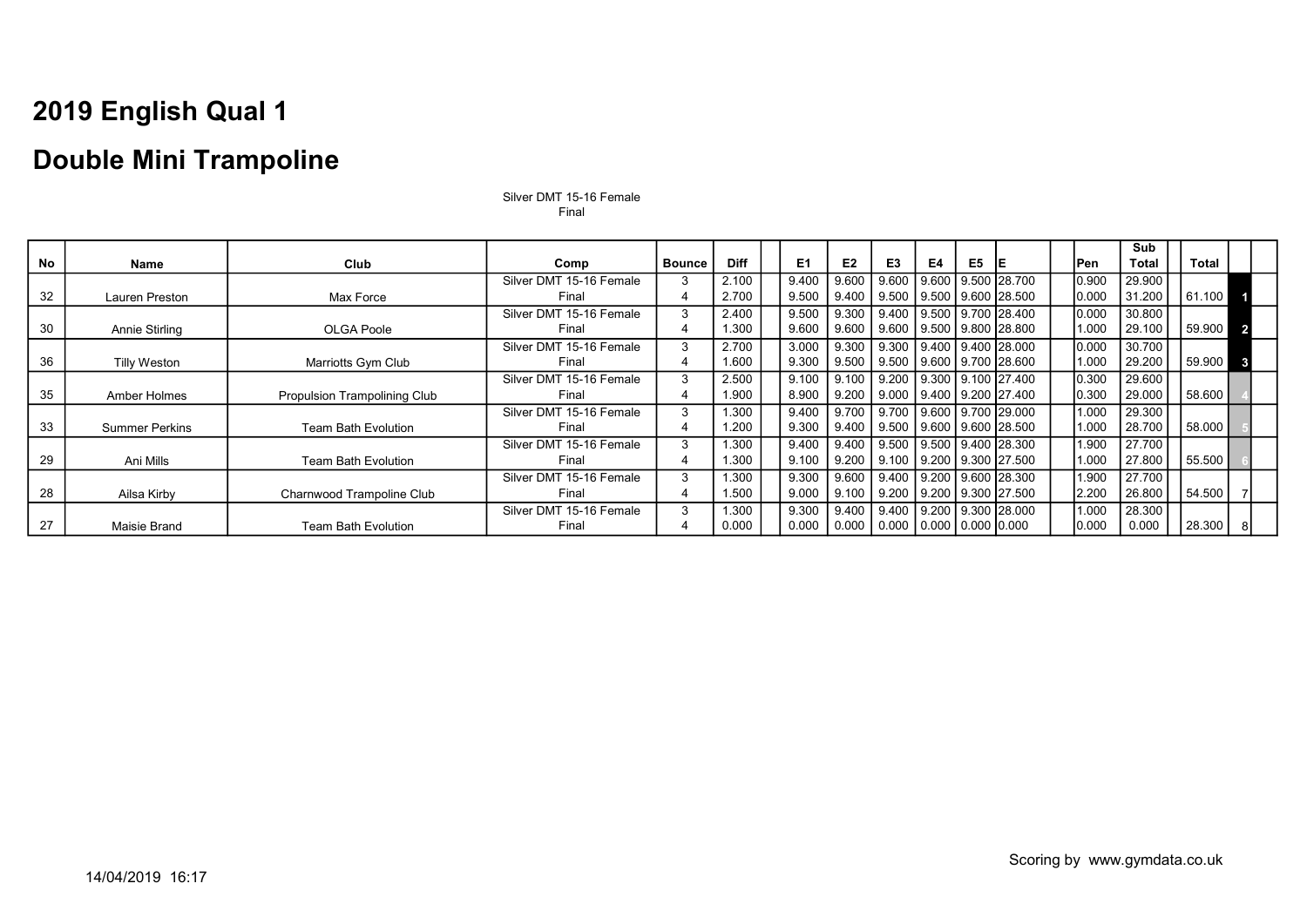# 2019 English Qual 1

# Double Mini Trampoline

Silver DMT 15-16 Female
Final

| No | Name | Club | Comp | Bounce | Diff | E1 | E2 | E3 | E4 | E5 | E | Pen | Sub Total | Total | |
|---|---|---|---|---|---|---|---|---|---|---|---|---|---|---|---|
| 32 | Lauren Preston | Max Force | Silver DMT 15-16 Female | 3 | 2.100 | 9.400 | 9.600 | 9.600 | 9.600 | 9.500 | 28.700 | 0.900 | 29.900 | | |
| | | | Final | 4 | 2.700 | 9.500 | 9.400 | 9.500 | 9.500 | 9.600 | 28.500 | 0.000 | 31.200 | 61.100 | 1 |
| 30 | Annie Stirling | OLGA Poole | Silver DMT 15-16 Female | 3 | 2.400 | 9.500 | 9.300 | 9.400 | 9.500 | 9.700 | 28.400 | 0.000 | 30.800 | | |
| | | | Final | 4 | 1.300 | 9.600 | 9.600 | 9.600 | 9.500 | 9.800 | 28.800 | 1.000 | 29.100 | 59.900 | 2 |
| 36 | Tilly Weston | Marriotts Gym Club | Silver DMT 15-16 Female | 3 | 2.700 | 3.000 | 9.300 | 9.300 | 9.400 | 9.400 | 28.000 | 0.000 | 30.700 | | |
| | | | Final | 4 | 1.600 | 9.300 | 9.500 | 9.500 | 9.600 | 9.700 | 28.600 | 1.000 | 29.200 | 59.900 | 3 |
| 35 | Amber Holmes | Propulsion Trampolining Club | Silver DMT 15-16 Female | 3 | 2.500 | 9.100 | 9.100 | 9.200 | 9.300 | 9.100 | 27.400 | 0.300 | 29.600 | | |
| | | | Final | 4 | 1.900 | 8.900 | 9.200 | 9.000 | 9.400 | 9.200 | 27.400 | 0.300 | 29.000 | 58.600 | 4 |
| 33 | Summer Perkins | Team Bath Evolution | Silver DMT 15-16 Female | 3 | 1.300 | 9.400 | 9.700 | 9.700 | 9.600 | 9.700 | 29.000 | 1.000 | 29.300 | | |
| | | | Final | 4 | 1.200 | 9.300 | 9.400 | 9.500 | 9.600 | 9.600 | 28.500 | 1.000 | 28.700 | 58.000 | 5 |
| 29 | Ani Mills | Team Bath Evolution | Silver DMT 15-16 Female | 3 | 1.300 | 9.400 | 9.400 | 9.500 | 9.500 | 9.400 | 28.300 | 1.900 | 27.700 | | |
| | | | Final | 4 | 1.300 | 9.100 | 9.200 | 9.100 | 9.200 | 9.300 | 27.500 | 1.000 | 27.800 | 55.500 | 6 |
| 28 | Ailsa Kirby | Charnwood Trampoline Club | Silver DMT 15-16 Female | 3 | 1.300 | 9.300 | 9.600 | 9.400 | 9.200 | 9.600 | 28.300 | 1.900 | 27.700 | | |
| | | | Final | 4 | 1.500 | 9.000 | 9.100 | 9.200 | 9.200 | 9.300 | 27.500 | 2.200 | 26.800 | 54.500 | 7 |
| 27 | Maisie Brand | Team Bath Evolution | Silver DMT 15-16 Female | 3 | 1.300 | 9.300 | 9.400 | 9.400 | 9.200 | 9.300 | 28.000 | 1.000 | 28.300 | | |
| | | | Final | 4 | 0.000 | 0.000 | 0.000 | 0.000 | 0.000 | 0.000 | 0.000 | 0.000 | 0.000 | 28.300 | 8 |

Scoring by www.gymdata.co.uk

14/04/2019 16:17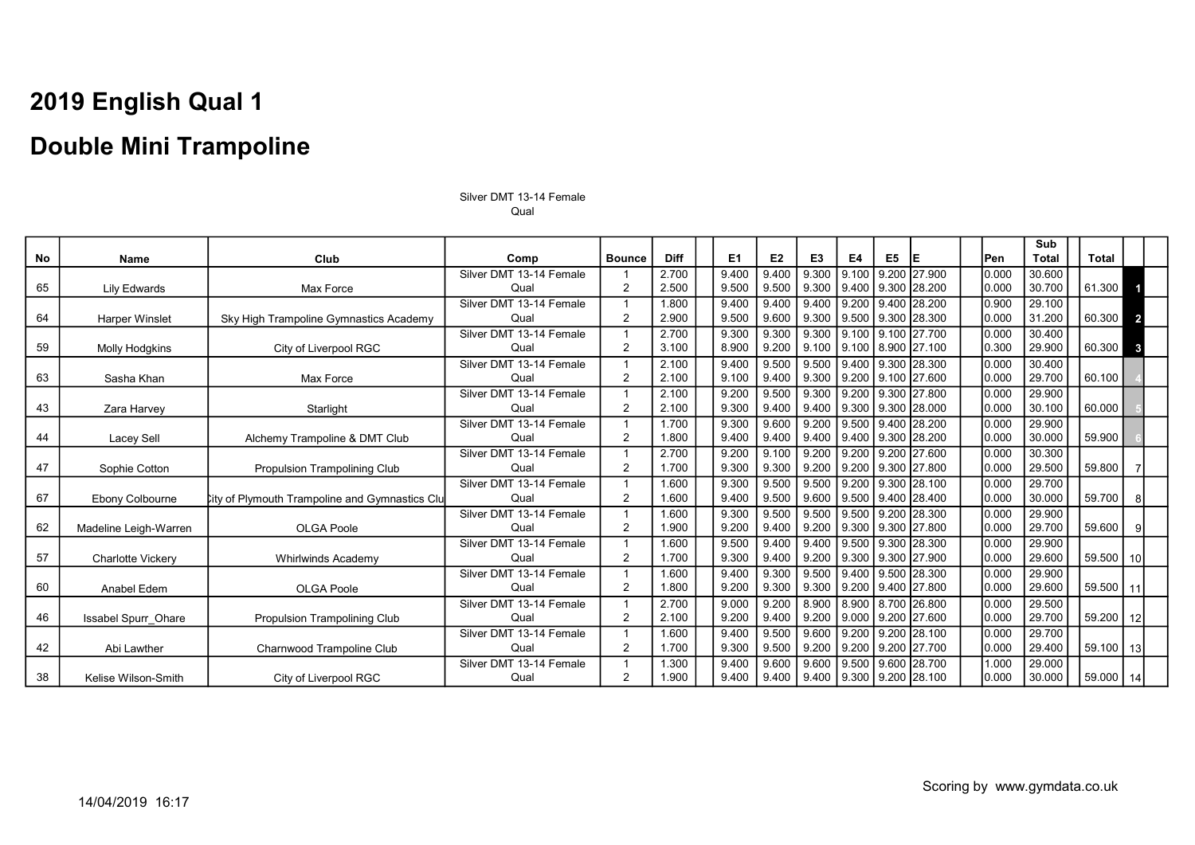# 2019 English Qual 1

# Double Mini Trampoline

Silver DMT 13-14 Female
Qual

| No | Name | Club | Comp | Bounce | Diff | E1 | E2 | E3 | E4 | E5 | E | Pen | Sub Total | Total | |
|---|---|---|---|---|---|---|---|---|---|---|---|---|---|---|---|
| 65 | Lily Edwards | Max Force | Silver DMT 13-14 Female Qual | 1 | 2.700 | 9.400 | 9.400 | 9.300 | 9.100 | 9.200 | 27.900 | 0.000 | 30.600 | | |
| | | | | 2 | 2.500 | 9.500 | 9.500 | 9.300 | 9.400 | 9.300 | 28.200 | 0.000 | 30.700 | 61.300 | 1 |
| 64 | Harper Winslet | Sky High Trampoline Gymnastics Academy | Silver DMT 13-14 Female Qual | 1 | 1.800 | 9.400 | 9.400 | 9.400 | 9.200 | 9.400 | 28.200 | 0.900 | 29.100 | | |
| | | | | 2 | 2.900 | 9.500 | 9.600 | 9.300 | 9.500 | 9.300 | 28.300 | 0.000 | 31.200 | 60.300 | 2 |
| 59 | Molly Hodgkins | City of Liverpool RGC | Silver DMT 13-14 Female Qual | 1 | 2.700 | 9.300 | 9.300 | 9.300 | 9.100 | 9.100 | 27.700 | 0.000 | 30.400 | | |
| | | | | 2 | 3.100 | 8.900 | 9.200 | 9.100 | 9.100 | 8.900 | 27.100 | 0.300 | 29.900 | 60.300 | 3 |
| 63 | Sasha Khan | Max Force | Silver DMT 13-14 Female Qual | 1 | 2.100 | 9.400 | 9.500 | 9.500 | 9.400 | 9.300 | 28.300 | 0.000 | 30.400 | | |
| | | | | 2 | 2.100 | 9.100 | 9.400 | 9.300 | 9.200 | 9.100 | 27.600 | 0.000 | 29.700 | 60.100 | 4 |
| 43 | Zara Harvey | Starlight | Silver DMT 13-14 Female Qual | 1 | 2.100 | 9.200 | 9.500 | 9.300 | 9.200 | 9.300 | 27.800 | 0.000 | 29.900 | | |
| | | | | 2 | 2.100 | 9.300 | 9.400 | 9.400 | 9.300 | 9.300 | 28.000 | 0.000 | 30.100 | 60.000 | 5 |
| 44 | Lacey Sell | Alchemy Trampoline & DMT Club | Silver DMT 13-14 Female Qual | 1 | 1.700 | 9.300 | 9.600 | 9.200 | 9.500 | 9.400 | 28.200 | 0.000 | 29.900 | | |
| | | | | 2 | 1.800 | 9.400 | 9.400 | 9.400 | 9.400 | 9.300 | 28.200 | 0.000 | 30.000 | 59.900 | 6 |
| 47 | Sophie Cotton | Propulsion Trampolining Club | Silver DMT 13-14 Female Qual | 1 | 2.700 | 9.200 | 9.100 | 9.200 | 9.200 | 9.200 | 27.600 | 0.000 | 30.300 | | |
| | | | | 2 | 1.700 | 9.300 | 9.300 | 9.200 | 9.200 | 9.300 | 27.800 | 0.000 | 29.500 | 59.800 | 7 |
| 67 | Ebony Colbourne | City of Plymouth Trampoline and Gymnastics Clu | Silver DMT 13-14 Female Qual | 1 | 1.600 | 9.300 | 9.500 | 9.500 | 9.200 | 9.300 | 28.100 | 0.000 | 29.700 | | |
| | | | | 2 | 1.600 | 9.400 | 9.500 | 9.600 | 9.500 | 9.400 | 28.400 | 0.000 | 30.000 | 59.700 | 8 |
| 62 | Madeline Leigh-Warren | OLGA Poole | Silver DMT 13-14 Female Qual | 1 | 1.600 | 9.300 | 9.500 | 9.500 | 9.500 | 9.200 | 28.300 | 0.000 | 29.900 | | |
| | | | | 2 | 1.900 | 9.200 | 9.400 | 9.200 | 9.300 | 9.300 | 27.800 | 0.000 | 29.700 | 59.600 | 9 |
| 57 | Charlotte Vickery | Whirlwinds Academy | Silver DMT 13-14 Female Qual | 1 | 1.600 | 9.500 | 9.400 | 9.400 | 9.500 | 9.300 | 28.300 | 0.000 | 29.900 | | |
| | | | | 2 | 1.700 | 9.300 | 9.400 | 9.200 | 9.300 | 9.300 | 27.900 | 0.000 | 29.600 | 59.500 | 10 |
| 60 | Anabel Edem | OLGA Poole | Silver DMT 13-14 Female Qual | 1 | 1.600 | 9.400 | 9.300 | 9.500 | 9.400 | 9.500 | 28.300 | 0.000 | 29.900 | | |
| | | | | 2 | 1.800 | 9.200 | 9.300 | 9.300 | 9.200 | 9.400 | 27.800 | 0.000 | 29.600 | 59.500 | 11 |
| 46 | Issabel Spurr_Ohare | Propulsion Trampolining Club | Silver DMT 13-14 Female Qual | 1 | 2.700 | 9.000 | 9.200 | 8.900 | 8.900 | 8.700 | 26.800 | 0.000 | 29.500 | | |
| | | | | 2 | 2.100 | 9.200 | 9.400 | 9.200 | 9.000 | 9.200 | 27.600 | 0.000 | 29.700 | 59.200 | 12 |
| 42 | Abi Lawther | Charnwood Trampoline Club | Silver DMT 13-14 Female Qual | 1 | 1.600 | 9.400 | 9.500 | 9.600 | 9.200 | 9.200 | 28.100 | 0.000 | 29.700 | | |
| | | | | 2 | 1.700 | 9.300 | 9.500 | 9.200 | 9.200 | 9.200 | 27.700 | 0.000 | 29.400 | 59.100 | 13 |
| 38 | Kelise Wilson-Smith | City of Liverpool RGC | Silver DMT 13-14 Female Qual | 1 | 1.300 | 9.400 | 9.600 | 9.600 | 9.500 | 9.600 | 28.700 | 1.000 | 29.000 | | |
| | | | | 2 | 1.900 | 9.400 | 9.400 | 9.400 | 9.300 | 9.200 | 28.100 | 0.000 | 30.000 | 59.000 | 14 |

Scoring by www.gymdata.co.uk

14/04/2019 16:17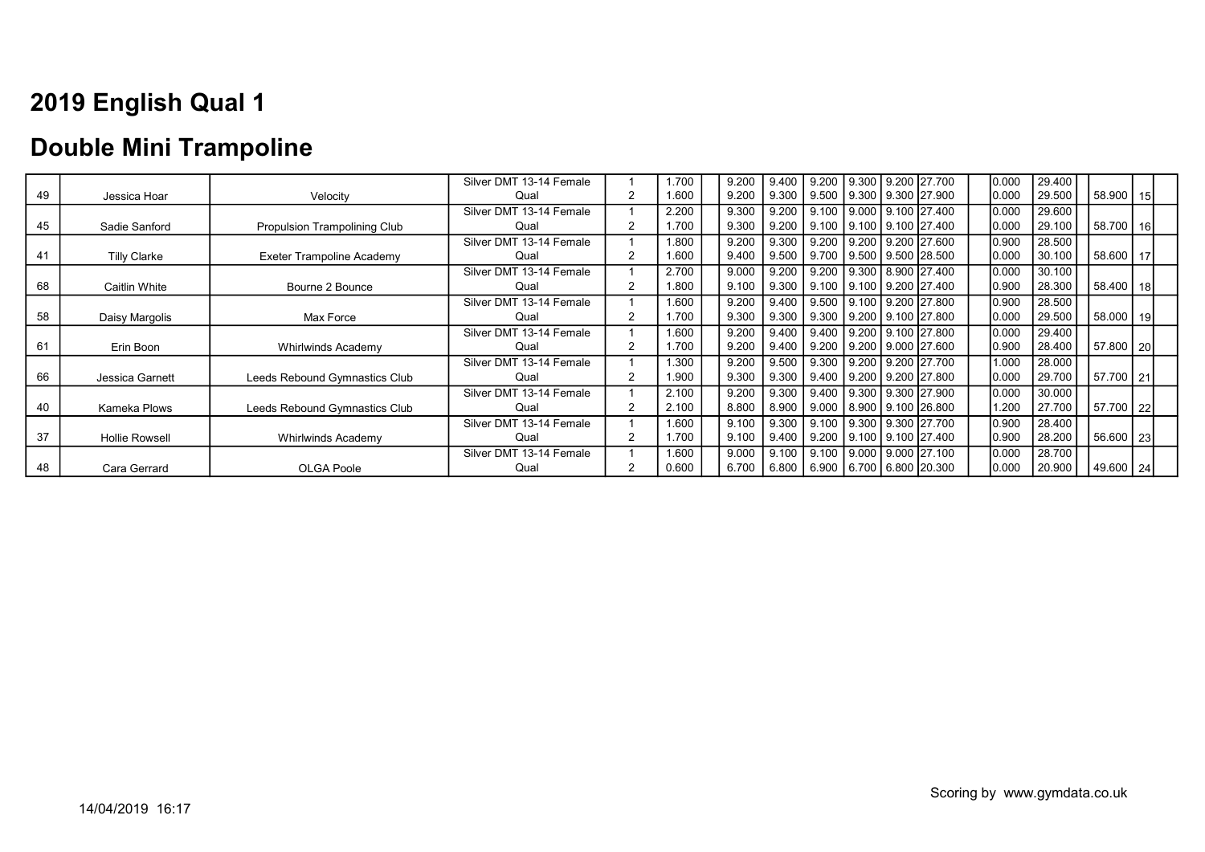# 2019 English Qual 1

## Double Mini Trampoline

| No. | Name | Club | Category | Pass | Tariff | | E1 | E2 | E3 | E4 | E5 | Execution | | Penalty | Pass Total | | Total | Rank | |
|---|---|---|---|---|---|---|---|---|---|---|---|---|---|---|---|---|---|---|---|
| 49 | Jessica Hoar | Velocity | Silver DMT 13-14 Female Qual | 1 | 1.700 | | 9.200 | 9.400 | 9.200 | 9.300 | 9.200 | 27.700 | | 0.000 | 29.400 | | | | |
| | | | | 2 | 1.600 | | 9.200 | 9.300 | 9.500 | 9.300 | 9.300 | 27.900 | | 0.000 | 29.500 | | 58.900 | 15 | |
| 45 | Sadie Sanford | Propulsion Trampolining Club | Silver DMT 13-14 Female Qual | 1 | 2.200 | | 9.300 | 9.200 | 9.100 | 9.000 | 9.100 | 27.400 | | 0.000 | 29.600 | | | | |
| | | | | 2 | 1.700 | | 9.300 | 9.200 | 9.100 | 9.100 | 9.100 | 27.400 | | 0.000 | 29.100 | | 58.700 | 16 | |
| 41 | Tilly Clarke | Exeter Trampoline Academy | Silver DMT 13-14 Female Qual | 1 | 1.800 | | 9.200 | 9.300 | 9.200 | 9.200 | 9.200 | 27.600 | | 0.900 | 28.500 | | | | |
| | | | | 2 | 1.600 | | 9.400 | 9.500 | 9.700 | 9.500 | 9.500 | 28.500 | | 0.000 | 30.100 | | 58.600 | 17 | |
| 68 | Caitlin White | Bourne 2 Bounce | Silver DMT 13-14 Female Qual | 1 | 2.700 | | 9.000 | 9.200 | 9.200 | 9.300 | 8.900 | 27.400 | | 0.000 | 30.100 | | | | |
| | | | | 2 | 1.800 | | 9.100 | 9.300 | 9.100 | 9.100 | 9.200 | 27.400 | | 0.900 | 28.300 | | 58.400 | 18 | |
| 58 | Daisy Margolis | Max Force | Silver DMT 13-14 Female Qual | 1 | 1.600 | | 9.200 | 9.400 | 9.500 | 9.100 | 9.200 | 27.800 | | 0.900 | 28.500 | | | | |
| | | | | 2 | 1.700 | | 9.300 | 9.300 | 9.300 | 9.200 | 9.100 | 27.800 | | 0.000 | 29.500 | | 58.000 | 19 | |
| 61 | Erin Boon | Whirlwinds Academy | Silver DMT 13-14 Female Qual | 1 | 1.600 | | 9.200 | 9.400 | 9.400 | 9.200 | 9.100 | 27.800 | | 0.000 | 29.400 | | | | |
| | | | | 2 | 1.700 | | 9.200 | 9.400 | 9.200 | 9.200 | 9.000 | 27.600 | | 0.900 | 28.400 | | 57.800 | 20 | |
| 66 | Jessica Garnett | Leeds Rebound Gymnastics Club | Silver DMT 13-14 Female Qual | 1 | 1.300 | | 9.200 | 9.500 | 9.300 | 9.200 | 9.200 | 27.700 | | 1.000 | 28.000 | | | | |
| | | | | 2 | 1.900 | | 9.300 | 9.300 | 9.400 | 9.200 | 9.200 | 27.800 | | 0.000 | 29.700 | | 57.700 | 21 | |
| 40 | Kameka Plows | Leeds Rebound Gymnastics Club | Silver DMT 13-14 Female Qual | 1 | 2.100 | | 9.200 | 9.300 | 9.400 | 9.300 | 9.300 | 27.900 | | 0.000 | 30.000 | | | | |
| | | | | 2 | 2.100 | | 8.800 | 8.900 | 9.000 | 8.900 | 9.100 | 26.800 | | 1.200 | 27.700 | | 57.700 | 22 | |
| 37 | Hollie Rowsell | Whirlwinds Academy | Silver DMT 13-14 Female Qual | 1 | 1.600 | | 9.100 | 9.300 | 9.100 | 9.300 | 9.300 | 27.700 | | 0.900 | 28.400 | | | | |
| | | | | 2 | 1.700 | | 9.100 | 9.400 | 9.200 | 9.100 | 9.100 | 27.400 | | 0.900 | 28.200 | | 56.600 | 23 | |
| 48 | Cara Gerrard | OLGA Poole | Silver DMT 13-14 Female Qual | 1 | 1.600 | | 9.000 | 9.100 | 9.100 | 9.000 | 9.000 | 27.100 | | 0.000 | 28.700 | | | | |
| | | | | 2 | 0.600 | | 6.700 | 6.800 | 6.900 | 6.700 | 6.800 | 20.300 | | 0.000 | 20.900 | | 49.600 | 24 | |

Scoring by www.gymdata.co.uk

14/04/2019 16:17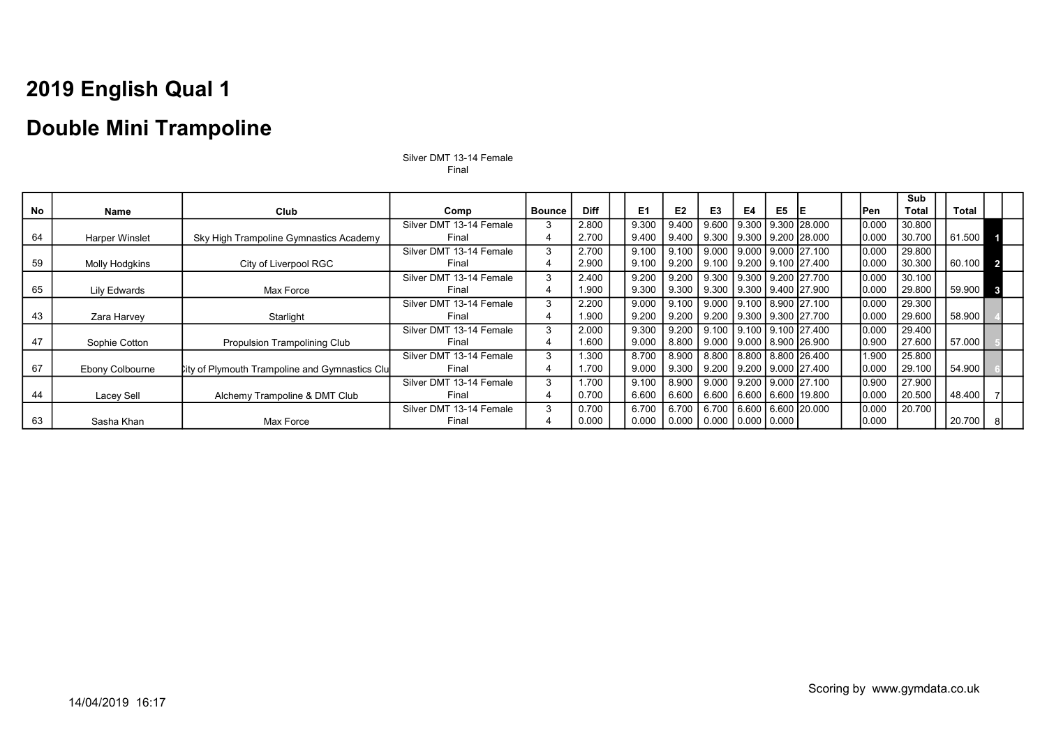# 2019 English Qual 1

# Double Mini Trampoline

Silver DMT 13-14 Female
Final

| No | Name | Club | Comp | Bounce | Diff | | E1 | E2 | E3 | E4 | E5 | E | | Pen | Sub Total | | Total | | |
|---|---|---|---|---|---|---|---|---|---|---|---|---|---|---|---|---|---|---|---|
| | | | Silver DMT 13-14 Female | 3 | 2.800 | | 9.300 | 9.400 | 9.600 | 9.300 | 9.300 | 28.000 | | 0.000 | 30.800 | | | | |
| 64 | Harper Winslet | Sky High Trampoline Gymnastics Academy | Final | 4 | 2.700 | | 9.400 | 9.400 | 9.300 | 9.300 | 9.200 | 28.000 | | 0.000 | 30.700 | | 61.500 | 1 | |
| | | | Silver DMT 13-14 Female | 3 | 2.700 | | 9.100 | 9.100 | 9.000 | 9.000 | 9.000 | 27.100 | | 0.000 | 29.800 | | | | |
| 59 | Molly Hodgkins | City of Liverpool RGC | Final | 4 | 2.900 | | 9.100 | 9.200 | 9.100 | 9.200 | 9.100 | 27.400 | | 0.000 | 30.300 | | 60.100 | 2 | |
| | | | Silver DMT 13-14 Female | 3 | 2.400 | | 9.200 | 9.200 | 9.300 | 9.300 | 9.200 | 27.700 | | 0.000 | 30.100 | | | | |
| 65 | Lily Edwards | Max Force | Final | 4 | 1.900 | | 9.300 | 9.300 | 9.300 | 9.300 | 9.400 | 27.900 | | 0.000 | 29.800 | | 59.900 | 3 | |
| | | | Silver DMT 13-14 Female | 3 | 2.200 | | 9.000 | 9.100 | 9.000 | 9.100 | 8.900 | 27.100 | | 0.000 | 29.300 | | | | |
| 43 | Zara Harvey | Starlight | Final | 4 | 1.900 | | 9.200 | 9.200 | 9.200 | 9.300 | 9.300 | 27.700 | | 0.000 | 29.600 | | 58.900 | 4 | |
| | | | Silver DMT 13-14 Female | 3 | 2.000 | | 9.300 | 9.200 | 9.100 | 9.100 | 9.100 | 27.400 | | 0.000 | 29.400 | | | | |
| 47 | Sophie Cotton | Propulsion Trampolining Club | Final | 4 | 1.600 | | 9.000 | 8.800 | 9.000 | 9.000 | 8.900 | 26.900 | | 0.900 | 27.600 | | 57.000 | 5 | |
| | | | Silver DMT 13-14 Female | 3 | 1.300 | | 8.700 | 8.900 | 8.800 | 8.800 | 8.800 | 26.400 | | 1.900 | 25.800 | | | | |
| 67 | Ebony Colbourne | City of Plymouth Trampoline and Gymnastics Clu | Final | 4 | 1.700 | | 9.000 | 9.300 | 9.200 | 9.200 | 9.000 | 27.400 | | 0.000 | 29.100 | | 54.900 | 6 | |
| | | | Silver DMT 13-14 Female | 3 | 1.700 | | 9.100 | 8.900 | 9.000 | 9.200 | 9.000 | 27.100 | | 0.900 | 27.900 | | | | |
| 44 | Lacey Sell | Alchemy Trampoline & DMT Club | Final | 4 | 0.700 | | 6.600 | 6.600 | 6.600 | 6.600 | 6.600 | 19.800 | | 0.000 | 20.500 | | 48.400 | 7 | |
| | | | Silver DMT 13-14 Female | 3 | 0.700 | | 6.700 | 6.700 | 6.700 | 6.600 | 6.600 | 20.000 | | 0.000 | 20.700 | | | | |
| 63 | Sasha Khan | Max Force | Final | 4 | 0.000 | | 0.000 | 0.000 | 0.000 | 0.000 | 0.000 | | | 0.000 | | | 20.700 | 8 | |

Scoring by www.gymdata.co.uk

14/04/2019 16:17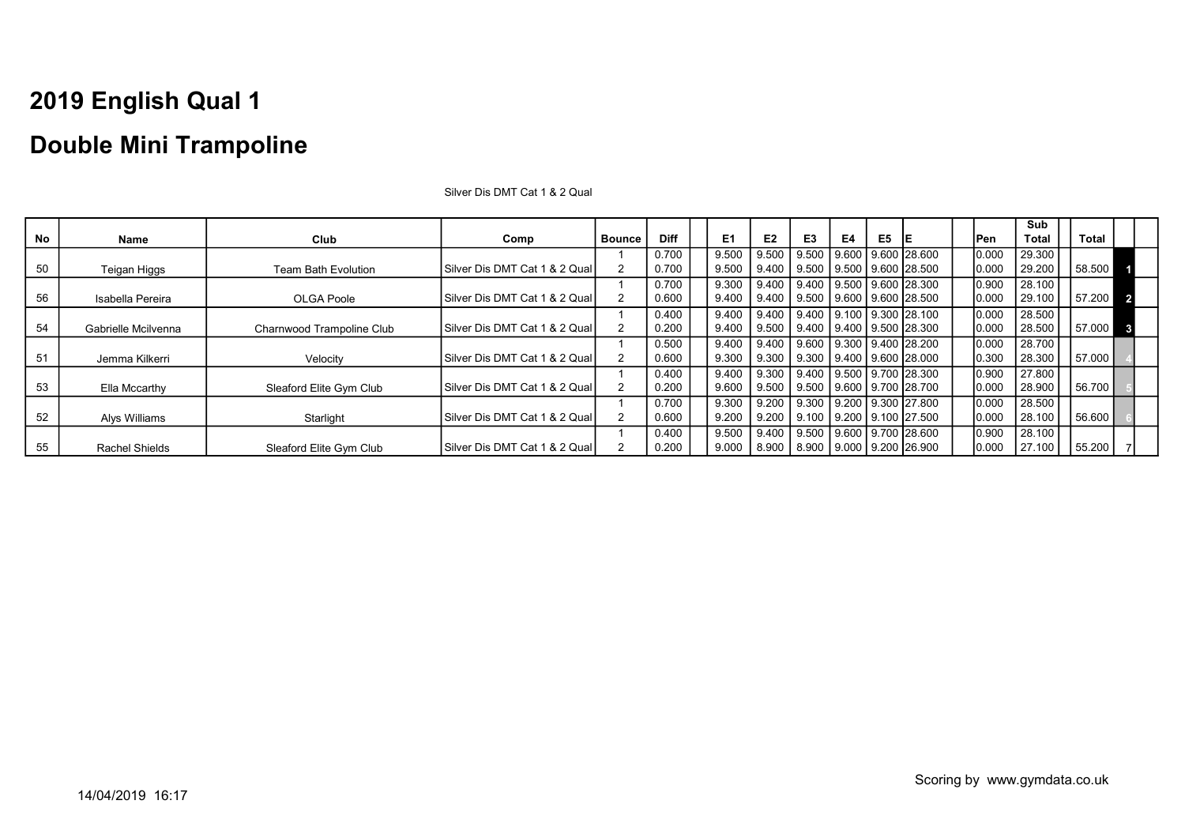# 2019 English Qual 1

# Double Mini Trampoline

Silver Dis DMT Cat 1 & 2 Qual

| No | Name | Club | Comp | Bounce | Diff | E1 | E2 | E3 | E4 | E5 | E | Pen | Sub Total | Total | |
|---|---|---|---|---|---|---|---|---|---|---|---|---|---|---|---|
| 50 | Teigan Higgs | Team Bath Evolution | Silver Dis DMT Cat 1 & 2 Qual | 1 | 0.700 | 9.500 | 9.500 | 9.500 | 9.600 | 9.600 | 28.600 | 0.000 | 29.300 | | |
| | | | | 2 | 0.700 | 9.500 | 9.400 | 9.500 | 9.500 | 9.600 | 28.500 | 0.000 | 29.200 | 58.500 | 1 |
| 56 | Isabella Pereira | OLGA Poole | Silver Dis DMT Cat 1 & 2 Qual | 1 | 0.700 | 9.300 | 9.400 | 9.400 | 9.500 | 9.600 | 28.300 | 0.900 | 28.100 | | |
| | | | | 2 | 0.600 | 9.400 | 9.400 | 9.500 | 9.600 | 9.600 | 28.500 | 0.000 | 29.100 | 57.200 | 2 |
| 54 | Gabrielle Mcilvenna | Charnwood Trampoline Club | Silver Dis DMT Cat 1 & 2 Qual | 1 | 0.400 | 9.400 | 9.400 | 9.400 | 9.100 | 9.300 | 28.100 | 0.000 | 28.500 | | |
| | | | | 2 | 0.200 | 9.400 | 9.500 | 9.400 | 9.400 | 9.500 | 28.300 | 0.000 | 28.500 | 57.000 | 3 |
| 51 | Jemma Kilkerri | Velocity | Silver Dis DMT Cat 1 & 2 Qual | 1 | 0.500 | 9.400 | 9.400 | 9.600 | 9.300 | 9.400 | 28.200 | 0.000 | 28.700 | | |
| | | | | 2 | 0.600 | 9.300 | 9.300 | 9.300 | 9.400 | 9.600 | 28.000 | 0.300 | 28.300 | 57.000 | 4 |
| 53 | Ella Mccarthy | Sleaford Elite Gym Club | Silver Dis DMT Cat 1 & 2 Qual | 1 | 0.400 | 9.400 | 9.300 | 9.400 | 9.500 | 9.700 | 28.300 | 0.900 | 27.800 | | |
| | | | | 2 | 0.200 | 9.600 | 9.500 | 9.500 | 9.600 | 9.700 | 28.700 | 0.000 | 28.900 | 56.700 | 5 |
| 52 | Alys Williams | Starlight | Silver Dis DMT Cat 1 & 2 Qual | 1 | 0.700 | 9.300 | 9.200 | 9.300 | 9.200 | 9.300 | 27.800 | 0.000 | 28.500 | | |
| | | | | 2 | 0.600 | 9.200 | 9.200 | 9.100 | 9.200 | 9.100 | 27.500 | 0.000 | 28.100 | 56.600 | 6 |
| 55 | Rachel Shields | Sleaford Elite Gym Club | Silver Dis DMT Cat 1 & 2 Qual | 1 | 0.400 | 9.500 | 9.400 | 9.500 | 9.600 | 9.700 | 28.600 | 0.900 | 28.100 | | |
| | | | | 2 | 0.200 | 9.000 | 8.900 | 8.900 | 9.000 | 9.200 | 26.900 | 0.000 | 27.100 | 55.200 | 7 |

Scoring by www.gymdata.co.uk

14/04/2019 16:17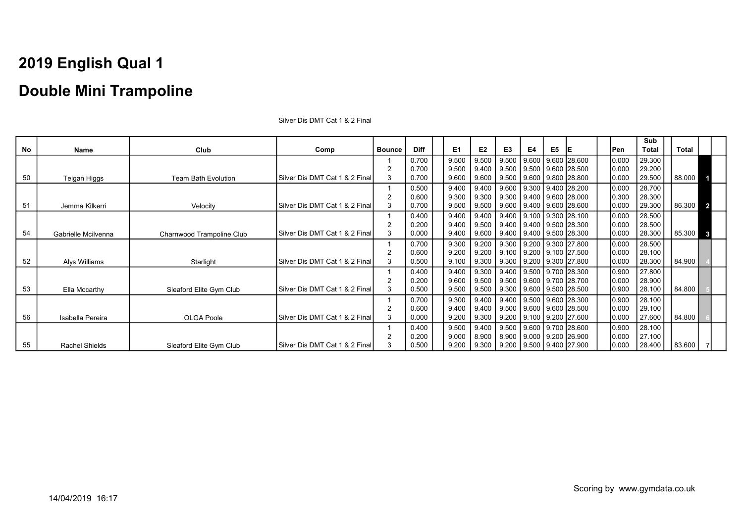# 2019 English Qual 1

# Double Mini Trampoline

Silver Dis DMT Cat 1 & 2 Final

| No | Name | Club | Comp | Bounce | Diff | | E1 | E2 | E3 | E4 | E5 | E | | Pen | Sub Total | | Total | | |
|---|---|---|---|---|---|---|---|---|---|---|---|---|---|---|---|---|---|---|---|
| | | | | 1 | 0.700 | | 9.500 | 9.500 | 9.500 | 9.600 | 9.600 | 28.600 | | 0.000 | 29.300 | | | | |
| | | | | 2 | 0.700 | | 9.500 | 9.400 | 9.500 | 9.500 | 9.600 | 28.500 | | 0.000 | 29.200 | | | | |
| 50 | Teigan Higgs | Team Bath Evolution | Silver Dis DMT Cat 1 & 2 Final | 3 | 0.700 | | 9.600 | 9.600 | 9.500 | 9.600 | 9.800 | 28.800 | | 0.000 | 29.500 | | 88.000 | 1 | |
| | | | | 1 | 0.500 | | 9.400 | 9.400 | 9.600 | 9.300 | 9.400 | 28.200 | | 0.000 | 28.700 | | | | |
| | | | | 2 | 0.600 | | 9.300 | 9.300 | 9.300 | 9.400 | 9.600 | 28.000 | | 0.300 | 28.300 | | | | |
| 51 | Jemma Kilkerri | Velocity | Silver Dis DMT Cat 1 & 2 Final | 3 | 0.700 | | 9.500 | 9.500 | 9.600 | 9.400 | 9.600 | 28.600 | | 0.000 | 29.300 | | 86.300 | 2 | |
| | | | | 1 | 0.400 | | 9.400 | 9.400 | 9.400 | 9.100 | 9.300 | 28.100 | | 0.000 | 28.500 | | | | |
| | | | | 2 | 0.200 | | 9.400 | 9.500 | 9.400 | 9.400 | 9.500 | 28.300 | | 0.000 | 28.500 | | | | |
| 54 | Gabrielle Mcilvenna | Charnwood Trampoline Club | Silver Dis DMT Cat 1 & 2 Final | 3 | 0.000 | | 9.400 | 9.600 | 9.400 | 9.400 | 9.500 | 28.300 | | 0.000 | 28.300 | | 85.300 | 3 | |
| | | | | 1 | 0.700 | | 9.300 | 9.200 | 9.300 | 9.200 | 9.300 | 27.800 | | 0.000 | 28.500 | | | | |
| | | | | 2 | 0.600 | | 9.200 | 9.200 | 9.100 | 9.200 | 9.100 | 27.500 | | 0.000 | 28.100 | | | | |
| 52 | Alys Williams | Starlight | Silver Dis DMT Cat 1 & 2 Final | 3 | 0.500 | | 9.100 | 9.300 | 9.300 | 9.200 | 9.300 | 27.800 | | 0.000 | 28.300 | | 84.900 | 4 | |
| | | | | 1 | 0.400 | | 9.400 | 9.300 | 9.400 | 9.500 | 9.700 | 28.300 | | 0.900 | 27.800 | | | | |
| | | | | 2 | 0.200 | | 9.600 | 9.500 | 9.500 | 9.600 | 9.700 | 28.700 | | 0.000 | 28.900 | | | | |
| 53 | Ella Mccarthy | Sleaford Elite Gym Club | Silver Dis DMT Cat 1 & 2 Final | 3 | 0.500 | | 9.500 | 9.500 | 9.300 | 9.600 | 9.500 | 28.500 | | 0.900 | 28.100 | | 84.800 | 5 | |
| | | | | 1 | 0.700 | | 9.300 | 9.400 | 9.400 | 9.500 | 9.600 | 28.300 | | 0.900 | 28.100 | | | | |
| | | | | 2 | 0.600 | | 9.400 | 9.400 | 9.500 | 9.600 | 9.600 | 28.500 | | 0.000 | 29.100 | | | | |
| 56 | Isabella Pereira | OLGA Poole | Silver Dis DMT Cat 1 & 2 Final | 3 | 0.000 | | 9.200 | 9.300 | 9.200 | 9.100 | 9.200 | 27.600 | | 0.000 | 27.600 | | 84.800 | 6 | |
| | | | | 1 | 0.400 | | 9.500 | 9.400 | 9.500 | 9.600 | 9.700 | 28.600 | | 0.900 | 28.100 | | | | |
| | | | | 2 | 0.200 | | 9.000 | 8.900 | 8.900 | 9.000 | 9.200 | 26.900 | | 0.000 | 27.100 | | | | |
| 55 | Rachel Shields | Sleaford Elite Gym Club | Silver Dis DMT Cat 1 & 2 Final | 3 | 0.500 | | 9.200 | 9.300 | 9.200 | 9.500 | 9.400 | 27.900 | | 0.000 | 28.400 | | 83.600 | 7 | |

Scoring by www.gymdata.co.uk

14/04/2019 16:17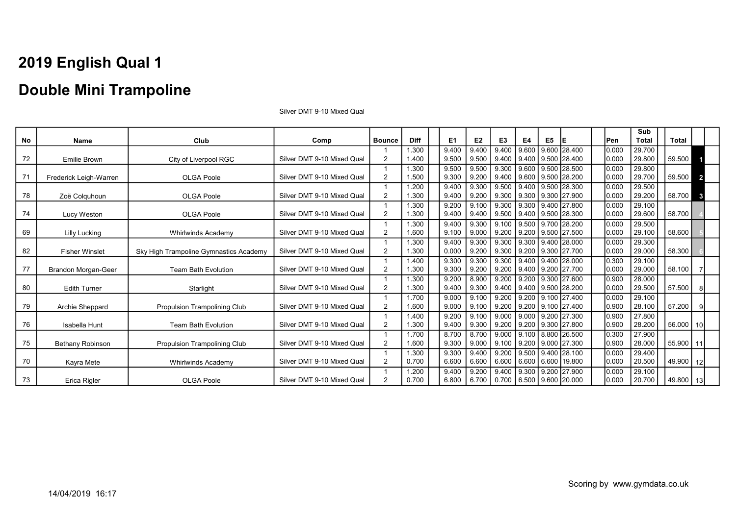# 2019 English Qual 1

# Double Mini Trampoline

Silver DMT 9-10 Mixed Qual

| No | Name | Club | Comp | Bounce | Diff | | E1 | E2 | E3 | E4 | E5 | E | | Pen | Sub Total | | Total | | |
|---|---|---|---|---|---|---|---|---|---|---|---|---|---|---|---|---|---|---|---|
| | | | | 1 | 1.300 | | 9.400 | 9.400 | 9.400 | 9.600 | 9.600 | 28.400 | | 0.000 | 29.700 | | | | |
| 72 | Emilie Brown | City of Liverpool RGC | Silver DMT 9-10 Mixed Qual | 2 | 1.400 | | 9.500 | 9.500 | 9.400 | 9.400 | 9.500 | 28.400 | | 0.000 | 29.800 | | 59.500 | 1 | |
| | | | | 1 | 1.300 | | 9.500 | 9.500 | 9.300 | 9.600 | 9.500 | 28.500 | | 0.000 | 29.800 | | | | |
| 71 | Frederick Leigh-Warren | OLGA Poole | Silver DMT 9-10 Mixed Qual | 2 | 1.500 | | 9.300 | 9.200 | 9.400 | 9.600 | 9.500 | 28.200 | | 0.000 | 29.700 | | 59.500 | 2 | |
| | | | | 1 | 1.200 | | 9.400 | 9.300 | 9.500 | 9.400 | 9.500 | 28.300 | | 0.000 | 29.500 | | | | |
| 78 | Zoë Colquhoun | OLGA Poole | Silver DMT 9-10 Mixed Qual | 2 | 1.300 | | 9.400 | 9.200 | 9.300 | 9.300 | 9.300 | 27.900 | | 0.000 | 29.200 | | 58.700 | 3 | |
| | | | | 1 | 1.300 | | 9.200 | 9.100 | 9.300 | 9.300 | 9.400 | 27.800 | | 0.000 | 29.100 | | | | |
| 74 | Lucy Weston | OLGA Poole | Silver DMT 9-10 Mixed Qual | 2 | 1.300 | | 9.400 | 9.400 | 9.500 | 9.400 | 9.500 | 28.300 | | 0.000 | 29.600 | | 58.700 | 4 | |
| | | | | 1 | 1.300 | | 9.400 | 9.300 | 9.100 | 9.500 | 9.700 | 28.200 | | 0.000 | 29.500 | | | | |
| 69 | Lilly Lucking | Whirlwinds Academy | Silver DMT 9-10 Mixed Qual | 2 | 1.600 | | 9.100 | 9.000 | 9.200 | 9.200 | 9.500 | 27.500 | | 0.000 | 29.100 | | 58.600 | 5 | |
| | | | | 1 | 1.300 | | 9.400 | 9.300 | 9.300 | 9.300 | 9.400 | 28.000 | | 0.000 | 29.300 | | | | |
| 82 | Fisher Winslet | Sky High Trampoline Gymnastics Academy | Silver DMT 9-10 Mixed Qual | 2 | 1.300 | | 0.000 | 9.200 | 9.300 | 9.200 | 9.300 | 27.700 | | 0.000 | 29.000 | | 58.300 | 6 | |
| | | | | 1 | 1.400 | | 9.300 | 9.300 | 9.300 | 9.400 | 9.400 | 28.000 | | 0.300 | 29.100 | | | | |
| 77 | Brandon Morgan-Geer | Team Bath Evolution | Silver DMT 9-10 Mixed Qual | 2 | 1.300 | | 9.300 | 9.200 | 9.200 | 9.400 | 9.200 | 27.700 | | 0.000 | 29.000 | | 58.100 | 7 | |
| | | | | 1 | 1.300 | | 9.200 | 8.900 | 9.200 | 9.200 | 9.300 | 27.600 | | 0.900 | 28.000 | | | | |
| 80 | Edith Turner | Starlight | Silver DMT 9-10 Mixed Qual | 2 | 1.300 | | 9.400 | 9.300 | 9.400 | 9.400 | 9.500 | 28.200 | | 0.000 | 29.500 | | 57.500 | 8 | |
| | | | | 1 | 1.700 | | 9.000 | 9.100 | 9.200 | 9.200 | 9.100 | 27.400 | | 0.000 | 29.100 | | | | |
| 79 | Archie Sheppard | Propulsion Trampolining Club | Silver DMT 9-10 Mixed Qual | 2 | 1.600 | | 9.000 | 9.100 | 9.200 | 9.200 | 9.100 | 27.400 | | 0.900 | 28.100 | | 57.200 | 9 | |
| | | | | 1 | 1.400 | | 9.200 | 9.100 | 9.000 | 9.000 | 9.200 | 27.300 | | 0.900 | 27.800 | | | | |
| 76 | Isabella Hunt | Team Bath Evolution | Silver DMT 9-10 Mixed Qual | 2 | 1.300 | | 9.400 | 9.300 | 9.200 | 9.200 | 9.300 | 27.800 | | 0.900 | 28.200 | | 56.000 | 10 | |
| | | | | 1 | 1.700 | | 8.700 | 8.700 | 9.000 | 9.100 | 8.800 | 26.500 | | 0.300 | 27.900 | | | | |
| 75 | Bethany Robinson | Propulsion Trampolining Club | Silver DMT 9-10 Mixed Qual | 2 | 1.600 | | 9.300 | 9.000 | 9.100 | 9.200 | 9.000 | 27.300 | | 0.900 | 28.000 | | 55.900 | 11 | |
| | | | | 1 | 1.300 | | 9.300 | 9.400 | 9.200 | 9.500 | 9.400 | 28.100 | | 0.000 | 29.400 | | | | |
| 70 | Kayra Mete | Whirlwinds Academy | Silver DMT 9-10 Mixed Qual | 2 | 0.700 | | 6.600 | 6.600 | 6.600 | 6.600 | 6.600 | 19.800 | | 0.000 | 20.500 | | 49.900 | 12 | |
| | | | | 1 | 1.200 | | 9.400 | 9.200 | 9.400 | 9.300 | 9.200 | 27.900 | | 0.000 | 29.100 | | | | |
| 73 | Erica Rigler | OLGA Poole | Silver DMT 9-10 Mixed Qual | 2 | 0.700 | | 6.800 | 6.700 | 0.700 | 6.500 | 9.600 | 20.000 | | 0.000 | 20.700 | | 49.800 | 13 | |

Scoring by www.gymdata.co.uk

14/04/2019 16:17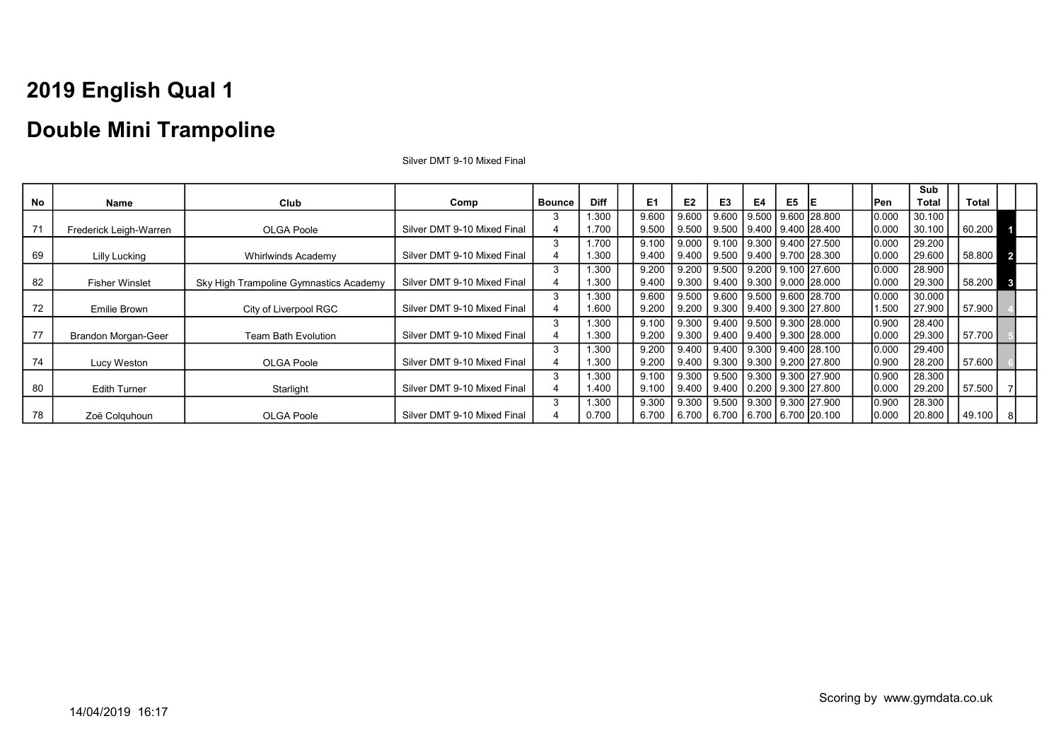# 2019 English Qual 1

# Double Mini Trampoline

Silver DMT 9-10 Mixed Final

| No | Name | Club | Comp | Bounce | Diff | | E1 | E2 | E3 | E4 | E5 | E | | Pen | Sub Total | | Total | | |
|---|---|---|---|---|---|---|---|---|---|---|---|---|---|---|---|---|---|---|---|
| | | | | 3 | 1.300 | | 9.600 | 9.600 | 9.600 | 9.500 | 9.600 | 28.800 | | 0.000 | 30.100 | | | | |
| 71 | Frederick Leigh-Warren | OLGA Poole | Silver DMT 9-10 Mixed Final | 4 | 1.700 | | 9.500 | 9.500 | 9.500 | 9.400 | 9.400 | 28.400 | | 0.000 | 30.100 | | 60.200 | 1 | |
| | | | | 3 | 1.700 | | 9.100 | 9.000 | 9.100 | 9.300 | 9.400 | 27.500 | | 0.000 | 29.200 | | | | |
| 69 | Lilly Lucking | Whirlwinds Academy | Silver DMT 9-10 Mixed Final | 4 | 1.300 | | 9.400 | 9.400 | 9.500 | 9.400 | 9.700 | 28.300 | | 0.000 | 29.600 | | 58.800 | 2 | |
| | | | | 3 | 1.300 | | 9.200 | 9.200 | 9.500 | 9.200 | 9.100 | 27.600 | | 0.000 | 28.900 | | | | |
| 82 | Fisher Winslet | Sky High Trampoline Gymnastics Academy | Silver DMT 9-10 Mixed Final | 4 | 1.300 | | 9.400 | 9.300 | 9.400 | 9.300 | 9.000 | 28.000 | | 0.000 | 29.300 | | 58.200 | 3 | |
| | | | | 3 | 1.300 | | 9.600 | 9.500 | 9.600 | 9.500 | 9.600 | 28.700 | | 0.000 | 30.000 | | | | |
| 72 | Emilie Brown | City of Liverpool RGC | Silver DMT 9-10 Mixed Final | 4 | 1.600 | | 9.200 | 9.200 | 9.300 | 9.400 | 9.300 | 27.800 | | 1.500 | 27.900 | | 57.900 | 4 | |
| | | | | 3 | 1.300 | | 9.100 | 9.300 | 9.400 | 9.500 | 9.300 | 28.000 | | 0.900 | 28.400 | | | | |
| 77 | Brandon Morgan-Geer | Team Bath Evolution | Silver DMT 9-10 Mixed Final | 4 | 1.300 | | 9.200 | 9.300 | 9.400 | 9.400 | 9.300 | 28.000 | | 0.000 | 29.300 | | 57.700 | 5 | |
| | | | | 3 | 1.300 | | 9.200 | 9.400 | 9.400 | 9.300 | 9.400 | 28.100 | | 0.000 | 29.400 | | | | |
| 74 | Lucy Weston | OLGA Poole | Silver DMT 9-10 Mixed Final | 4 | 1.300 | | 9.200 | 9.400 | 9.300 | 9.300 | 9.200 | 27.800 | | 0.900 | 28.200 | | 57.600 | 6 | |
| | | | | 3 | 1.300 | | 9.100 | 9.300 | 9.500 | 9.300 | 9.300 | 27.900 | | 0.900 | 28.300 | | | | |
| 80 | Edith Turner | Starlight | Silver DMT 9-10 Mixed Final | 4 | 1.400 | | 9.100 | 9.400 | 9.400 | 0.200 | 9.300 | 27.800 | | 0.000 | 29.200 | | 57.500 | 7 | |
| | | | | 3 | 1.300 | | 9.300 | 9.300 | 9.500 | 9.300 | 9.300 | 27.900 | | 0.900 | 28.300 | | | | |
| 78 | Zoë Colquhoun | OLGA Poole | Silver DMT 9-10 Mixed Final | 4 | 0.700 | | 6.700 | 6.700 | 6.700 | 6.700 | 6.700 | 20.100 | | 0.000 | 20.800 | | 49.100 | 8 | |

Scoring by www.gymdata.co.uk

14/04/2019 16:17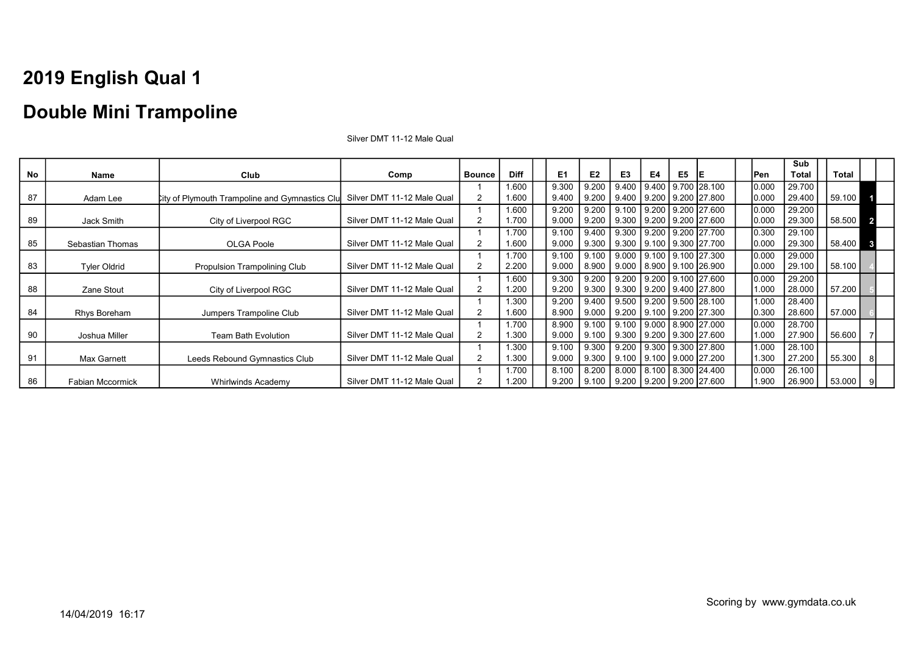# 2019 English Qual 1

# Double Mini Trampoline

Silver DMT 11-12 Male Qual

| No | Name | Club | Comp | Bounce | Diff | E1 | E2 | E3 | E4 | E5 | E | Pen | Sub Total | Total | |
|---|---|---|---|---|---|---|---|---|---|---|---|---|---|---|---|
| | | | | 1 | 1.600 | 9.300 | 9.200 | 9.400 | 9.400 | 9.700 | 28.100 | 0.000 | 29.700 | | |
| 87 | Adam Lee | City of Plymouth Trampoline and Gymnastics Clu | Silver DMT 11-12 Male Qual | 2 | 1.600 | 9.400 | 9.200 | 9.400 | 9.200 | 9.200 | 27.800 | 0.000 | 29.400 | 59.100 | 1 |
| | | | | 1 | 1.600 | 9.200 | 9.200 | 9.100 | 9.200 | 9.200 | 27.600 | 0.000 | 29.200 | | |
| 89 | Jack Smith | City of Liverpool RGC | Silver DMT 11-12 Male Qual | 2 | 1.700 | 9.000 | 9.200 | 9.300 | 9.200 | 9.200 | 27.600 | 0.000 | 29.300 | 58.500 | 2 |
| | | | | 1 | 1.700 | 9.100 | 9.400 | 9.300 | 9.200 | 9.200 | 27.700 | 0.300 | 29.100 | | |
| 85 | Sebastian Thomas | OLGA Poole | Silver DMT 11-12 Male Qual | 2 | 1.600 | 9.000 | 9.300 | 9.300 | 9.100 | 9.300 | 27.700 | 0.000 | 29.300 | 58.400 | 3 |
| | | | | 1 | 1.700 | 9.100 | 9.100 | 9.000 | 9.100 | 9.100 | 27.300 | 0.000 | 29.000 | | |
| 83 | Tyler Oldrid | Propulsion Trampolining Club | Silver DMT 11-12 Male Qual | 2 | 2.200 | 9.000 | 8.900 | 9.000 | 8.900 | 9.100 | 26.900 | 0.000 | 29.100 | 58.100 | 4 |
| | | | | 1 | 1.600 | 9.300 | 9.200 | 9.200 | 9.200 | 9.100 | 27.600 | 0.000 | 29.200 | | |
| 88 | Zane Stout | City of Liverpool RGC | Silver DMT 11-12 Male Qual | 2 | 1.200 | 9.200 | 9.300 | 9.300 | 9.200 | 9.400 | 27.800 | 1.000 | 28.000 | 57.200 | 5 |
| | | | | 1 | 1.300 | 9.200 | 9.400 | 9.500 | 9.200 | 9.500 | 28.100 | 1.000 | 28.400 | | |
| 84 | Rhys Boreham | Jumpers Trampoline Club | Silver DMT 11-12 Male Qual | 2 | 1.600 | 8.900 | 9.000 | 9.200 | 9.100 | 9.200 | 27.300 | 0.300 | 28.600 | 57.000 | 6 |
| | | | | 1 | 1.700 | 8.900 | 9.100 | 9.100 | 9.000 | 8.900 | 27.000 | 0.000 | 28.700 | | |
| 90 | Joshua Miller | Team Bath Evolution | Silver DMT 11-12 Male Qual | 2 | 1.300 | 9.000 | 9.100 | 9.300 | 9.200 | 9.300 | 27.600 | 1.000 | 27.900 | 56.600 | 7 |
| | | | | 1 | 1.300 | 9.100 | 9.300 | 9.200 | 9.300 | 9.300 | 27.800 | 1.000 | 28.100 | | |
| 91 | Max Garnett | Leeds Rebound Gymnastics Club | Silver DMT 11-12 Male Qual | 2 | 1.300 | 9.000 | 9.300 | 9.100 | 9.100 | 9.000 | 27.200 | 1.300 | 27.200 | 55.300 | 8 |
| | | | | 1 | 1.700 | 8.100 | 8.200 | 8.000 | 8.100 | 8.300 | 24.400 | 0.000 | 26.100 | | |
| 86 | Fabian Mccormick | Whirlwinds Academy | Silver DMT 11-12 Male Qual | 2 | 1.200 | 9.200 | 9.100 | 9.200 | 9.200 | 9.200 | 27.600 | 1.900 | 26.900 | 53.000 | 9 |

Scoring by www.gymdata.co.uk

14/04/2019 16:17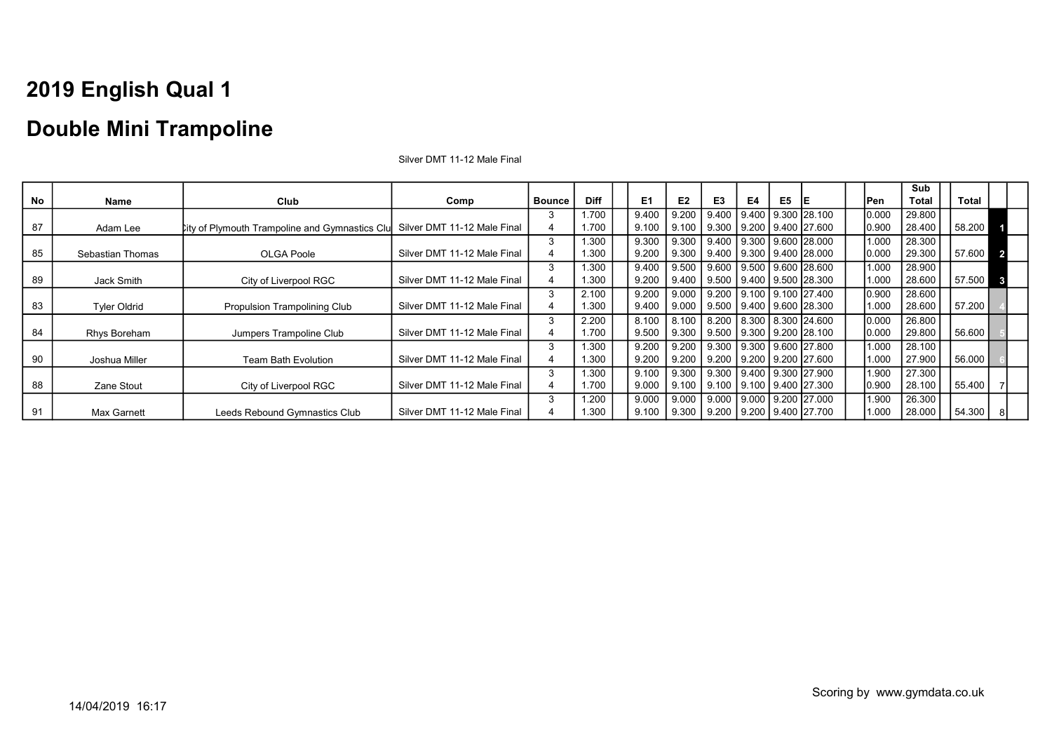# 2019 English Qual 1

# Double Mini Trampoline

Silver DMT 11-12 Male Final

| No | Name | Club | Comp | Bounce | Diff | | E1 | E2 | E3 | E4 | E5 | E | | Pen | Sub Total | | Total | |
|---|---|---|---|---|---|---|---|---|---|---|---|---|---|---|---|---|---|---|
| | | | | 3 | 1.700 | | 9.400 | 9.200 | 9.400 | 9.400 | 9.300 | 28.100 | | 0.000 | 29.800 | | | |
| 87 | Adam Lee | City of Plymouth Trampoline and Gymnastics Clu | Silver DMT 11-12 Male Final | 4 | 1.700 | | 9.100 | 9.100 | 9.300 | 9.200 | 9.400 | 27.600 | | 0.900 | 28.400 | | 58.200 | 1 |
| | | | | 3 | 1.300 | | 9.300 | 9.300 | 9.400 | 9.300 | 9.600 | 28.000 | | 1.000 | 28.300 | | | |
| 85 | Sebastian Thomas | OLGA Poole | Silver DMT 11-12 Male Final | 4 | 1.300 | | 9.200 | 9.300 | 9.400 | 9.300 | 9.400 | 28.000 | | 0.000 | 29.300 | | 57.600 | 2 |
| | | | | 3 | 1.300 | | 9.400 | 9.500 | 9.600 | 9.500 | 9.600 | 28.600 | | 1.000 | 28.900 | | | |
| 89 | Jack Smith | City of Liverpool RGC | Silver DMT 11-12 Male Final | 4 | 1.300 | | 9.200 | 9.400 | 9.500 | 9.400 | 9.500 | 28.300 | | 1.000 | 28.600 | | 57.500 | 3 |
| | | | | 3 | 2.100 | | 9.200 | 9.000 | 9.200 | 9.100 | 9.100 | 27.400 | | 0.900 | 28.600 | | | |
| 83 | Tyler Oldrid | Propulsion Trampolining Club | Silver DMT 11-12 Male Final | 4 | 1.300 | | 9.400 | 9.000 | 9.500 | 9.400 | 9.600 | 28.300 | | 1.000 | 28.600 | | 57.200 | 4 |
| | | | | 3 | 2.200 | | 8.100 | 8.100 | 8.200 | 8.300 | 8.300 | 24.600 | | 0.000 | 26.800 | | | |
| 84 | Rhys Boreham | Jumpers Trampoline Club | Silver DMT 11-12 Male Final | 4 | 1.700 | | 9.500 | 9.300 | 9.500 | 9.300 | 9.200 | 28.100 | | 0.000 | 29.800 | | 56.600 | 5 |
| | | | | 3 | 1.300 | | 9.200 | 9.200 | 9.300 | 9.300 | 9.600 | 27.800 | | 1.000 | 28.100 | | | |
| 90 | Joshua Miller | Team Bath Evolution | Silver DMT 11-12 Male Final | 4 | 1.300 | | 9.200 | 9.200 | 9.200 | 9.200 | 9.200 | 27.600 | | 1.000 | 27.900 | | 56.000 | 6 |
| | | | | 3 | 1.300 | | 9.100 | 9.300 | 9.300 | 9.400 | 9.300 | 27.900 | | 1.900 | 27.300 | | | |
| 88 | Zane Stout | City of Liverpool RGC | Silver DMT 11-12 Male Final | 4 | 1.700 | | 9.000 | 9.100 | 9.100 | 9.100 | 9.400 | 27.300 | | 0.900 | 28.100 | | 55.400 | 7 |
| | | | | 3 | 1.200 | | 9.000 | 9.000 | 9.000 | 9.000 | 9.200 | 27.000 | | 1.900 | 26.300 | | | |
| 91 | Max Garnett | Leeds Rebound Gymnastics Club | Silver DMT 11-12 Male Final | 4 | 1.300 | | 9.100 | 9.300 | 9.200 | 9.200 | 9.400 | 27.700 | | 1.000 | 28.000 | | 54.300 | 8 |

Scoring by www.gymdata.co.uk

14/04/2019 16:17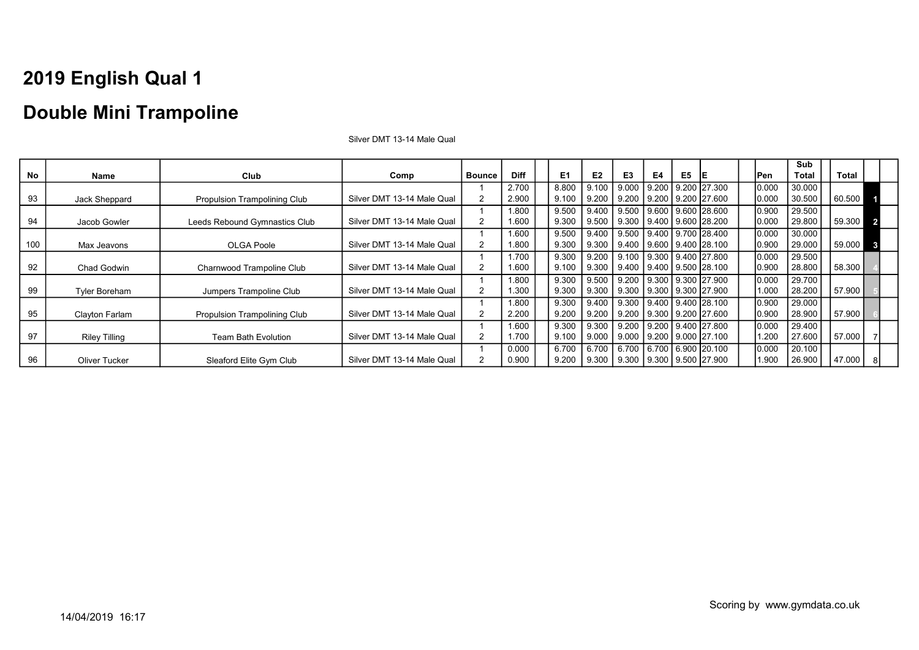# 2019 English Qual 1

# Double Mini Trampoline

Silver DMT 13-14 Male Qual

| No | Name | Club | Comp | Bounce | Diff | | E1 | E2 | E3 | E4 | E5 | E | | Pen | Sub Total | | Total | | |
|---|---|---|---|---|---|---|---|---|---|---|---|---|---|---|---|---|---|---|---|
| | | | | 1 | 2.700 | | 8.800 | 9.100 | 9.000 | 9.200 | 9.200 | 27.300 | | 0.000 | 30.000 | | | | |
| 93 | Jack Sheppard | Propulsion Trampolining Club | Silver DMT 13-14 Male Qual | 2 | 2.900 | | 9.100 | 9.200 | 9.200 | 9.200 | 9.200 | 27.600 | | 0.000 | 30.500 | | 60.500 | 1 | |
| | | | | 1 | 1.800 | | 9.500 | 9.400 | 9.500 | 9.600 | 9.600 | 28.600 | | 0.900 | 29.500 | | | | |
| 94 | Jacob Gowler | Leeds Rebound Gymnastics Club | Silver DMT 13-14 Male Qual | 2 | 1.600 | | 9.300 | 9.500 | 9.300 | 9.400 | 9.600 | 28.200 | | 0.000 | 29.800 | | 59.300 | 2 | |
| | | | | 1 | 1.600 | | 9.500 | 9.400 | 9.500 | 9.400 | 9.700 | 28.400 | | 0.000 | 30.000 | | | | |
| 100 | Max Jeavons | OLGA Poole | Silver DMT 13-14 Male Qual | 2 | 1.800 | | 9.300 | 9.300 | 9.400 | 9.600 | 9.400 | 28.100 | | 0.900 | 29.000 | | 59.000 | 3 | |
| | | | | 1 | 1.700 | | 9.300 | 9.200 | 9.100 | 9.300 | 9.400 | 27.800 | | 0.000 | 29.500 | | | | |
| 92 | Chad Godwin | Charnwood Trampoline Club | Silver DMT 13-14 Male Qual | 2 | 1.600 | | 9.100 | 9.300 | 9.400 | 9.400 | 9.500 | 28.100 | | 0.900 | 28.800 | | 58.300 | 4 | |
| | | | | 1 | 1.800 | | 9.300 | 9.500 | 9.200 | 9.300 | 9.300 | 27.900 | | 0.000 | 29.700 | | | | |
| 99 | Tyler Boreham | Jumpers Trampoline Club | Silver DMT 13-14 Male Qual | 2 | 1.300 | | 9.300 | 9.300 | 9.300 | 9.300 | 9.300 | 27.900 | | 1.000 | 28.200 | | 57.900 | 5 | |
| | | | | 1 | 1.800 | | 9.300 | 9.400 | 9.300 | 9.400 | 9.400 | 28.100 | | 0.900 | 29.000 | | | | |
| 95 | Clayton Farlam | Propulsion Trampolining Club | Silver DMT 13-14 Male Qual | 2 | 2.200 | | 9.200 | 9.200 | 9.200 | 9.300 | 9.200 | 27.600 | | 0.900 | 28.900 | | 57.900 | 6 | |
| | | | | 1 | 1.600 | | 9.300 | 9.300 | 9.200 | 9.200 | 9.400 | 27.800 | | 0.000 | 29.400 | | | | |
| 97 | Riley Tilling | Team Bath Evolution | Silver DMT 13-14 Male Qual | 2 | 1.700 | | 9.100 | 9.000 | 9.000 | 9.200 | 9.000 | 27.100 | | 1.200 | 27.600 | | 57.000 | 7 | |
| | | | | 1 | 0.000 | | 6.700 | 6.700 | 6.700 | 6.700 | 6.900 | 20.100 | | 0.000 | 20.100 | | | | |
| 96 | Oliver Tucker | Sleaford Elite Gym Club | Silver DMT 13-14 Male Qual | 2 | 0.900 | | 9.200 | 9.300 | 9.300 | 9.300 | 9.500 | 27.900 | | 1.900 | 26.900 | | 47.000 | 8 | |

Scoring by www.gymdata.co.uk

14/04/2019 16:17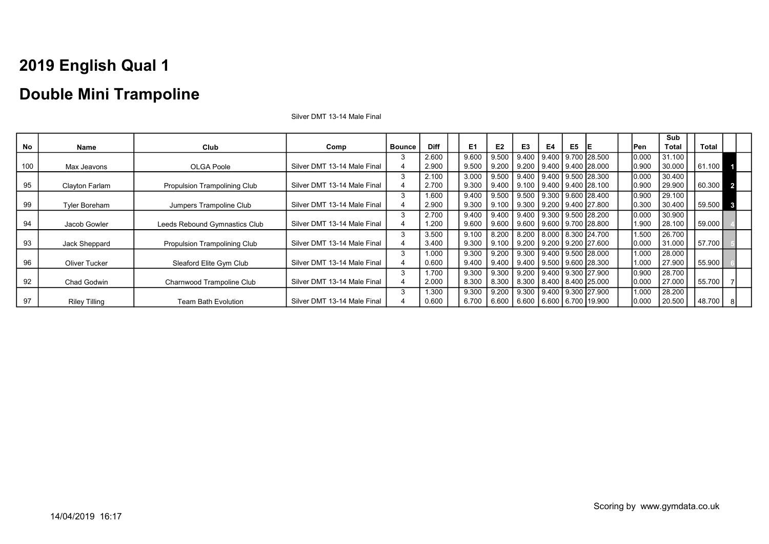# 2019 English Qual 1

# Double Mini Trampoline

Silver DMT 13-14 Male Final

| No | Name | Club | Comp | Bounce | Diff | | E1 | E2 | E3 | E4 | E5 | E | | Pen | Sub Total | | Total | |
|---|---|---|---|---|---|---|---|---|---|---|---|---|---|---|---|---|---|---|
| | | | | 3 | 2.600 | | 9.600 | 9.500 | 9.400 | 9.400 | 9.700 | 28.500 | | 0.000 | 31.100 | | | |
| 100 | Max Jeavons | OLGA Poole | Silver DMT 13-14 Male Final | 4 | 2.900 | | 9.500 | 9.200 | 9.200 | 9.400 | 9.400 | 28.000 | | 0.900 | 30.000 | | 61.100 | 1 |
| | | | | 3 | 2.100 | | 3.000 | 9.500 | 9.400 | 9.400 | 9.500 | 28.300 | | 0.000 | 30.400 | | | |
| 95 | Clayton Farlam | Propulsion Trampolining Club | Silver DMT 13-14 Male Final | 4 | 2.700 | | 9.300 | 9.400 | 9.100 | 9.400 | 9.400 | 28.100 | | 0.900 | 29.900 | | 60.300 | 2 |
| | | | | 3 | 1.600 | | 9.400 | 9.500 | 9.500 | 9.300 | 9.600 | 28.400 | | 0.900 | 29.100 | | | |
| 99 | Tyler Boreham | Jumpers Trampoline Club | Silver DMT 13-14 Male Final | 4 | 2.900 | | 9.300 | 9.100 | 9.300 | 9.200 | 9.400 | 27.800 | | 0.300 | 30.400 | | 59.500 | 3 |
| | | | | 3 | 2.700 | | 9.400 | 9.400 | 9.400 | 9.300 | 9.500 | 28.200 | | 0.000 | 30.900 | | | |
| 94 | Jacob Gowler | Leeds Rebound Gymnastics Club | Silver DMT 13-14 Male Final | 4 | 1.200 | | 9.600 | 9.600 | 9.600 | 9.600 | 9.700 | 28.800 | | 1.900 | 28.100 | | 59.000 | 4 |
| | | | | 3 | 3.500 | | 9.100 | 8.200 | 8.200 | 8.000 | 8.300 | 24.700 | | 1.500 | 26.700 | | | |
| 93 | Jack Sheppard | Propulsion Trampolining Club | Silver DMT 13-14 Male Final | 4 | 3.400 | | 9.300 | 9.100 | 9.200 | 9.200 | 9.200 | 27.600 | | 0.000 | 31.000 | | 57.700 | 5 |
| | | | | 3 | 1.000 | | 9.300 | 9.200 | 9.300 | 9.400 | 9.500 | 28.000 | | 1.000 | 28.000 | | | |
| 96 | Oliver Tucker | Sleaford Elite Gym Club | Silver DMT 13-14 Male Final | 4 | 0.600 | | 9.400 | 9.400 | 9.400 | 9.500 | 9.600 | 28.300 | | 1.000 | 27.900 | | 55.900 | 6 |
| | | | | 3 | 1.700 | | 9.300 | 9.300 | 9.200 | 9.400 | 9.300 | 27.900 | | 0.900 | 28.700 | | | |
| 92 | Chad Godwin | Charnwood Trampoline Club | Silver DMT 13-14 Male Final | 4 | 2.000 | | 8.300 | 8.300 | 8.300 | 8.400 | 8.400 | 25.000 | | 0.000 | 27.000 | | 55.700 | 7 |
| | | | | 3 | 1.300 | | 9.300 | 9.200 | 9.300 | 9.400 | 9.300 | 27.900 | | 1.000 | 28.200 | | | |
| 97 | Riley Tilling | Team Bath Evolution | Silver DMT 13-14 Male Final | 4 | 0.600 | | 6.700 | 6.600 | 6.600 | 6.600 | 6.700 | 19.900 | | 0.000 | 20.500 | | 48.700 | 8 |

14/04/2019 16:17

Scoring by www.gymdata.co.uk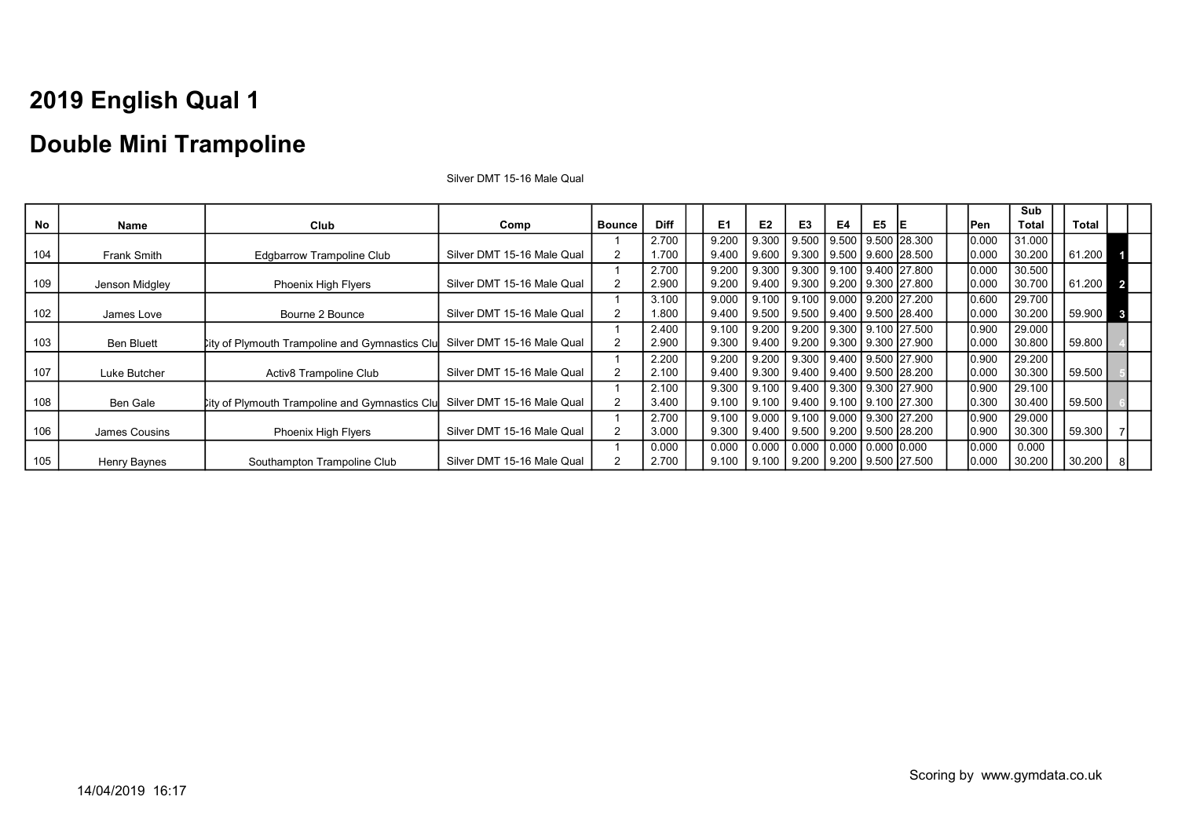# 2019 English Qual 1

# Double Mini Trampoline

Silver DMT 15-16 Male Qual

| No | Name | Club | Comp | Bounce | Diff | | E1 | E2 | E3 | E4 | E5 | E | | Pen | Sub Total | | Total | |
|---|---|---|---|---|---|---|---|---|---|---|---|---|---|---|---|---|---|---|
| | | | | 1 | 2.700 | | 9.200 | 9.300 | 9.500 | 9.500 | 9.500 | 28.300 | | 0.000 | 31.000 | | | |
| 104 | Frank Smith | Edgbarrow Trampoline Club | Silver DMT 15-16 Male Qual | 2 | 1.700 | | 9.400 | 9.600 | 9.300 | 9.500 | 9.600 | 28.500 | | 0.000 | 30.200 | | 61.200 | 1 |
| | | | | 1 | 2.700 | | 9.200 | 9.300 | 9.300 | 9.100 | 9.400 | 27.800 | | 0.000 | 30.500 | | | |
| 109 | Jenson Midgley | Phoenix High Flyers | Silver DMT 15-16 Male Qual | 2 | 2.900 | | 9.200 | 9.400 | 9.300 | 9.200 | 9.300 | 27.800 | | 0.000 | 30.700 | | 61.200 | 2 |
| | | | | 1 | 3.100 | | 9.000 | 9.100 | 9.100 | 9.000 | 9.200 | 27.200 | | 0.600 | 29.700 | | | |
| 102 | James Love | Bourne 2 Bounce | Silver DMT 15-16 Male Qual | 2 | 1.800 | | 9.400 | 9.500 | 9.500 | 9.400 | 9.500 | 28.400 | | 0.000 | 30.200 | | 59.900 | 3 |
| | | | | 1 | 2.400 | | 9.100 | 9.200 | 9.200 | 9.300 | 9.100 | 27.500 | | 0.900 | 29.000 | | | |
| 103 | Ben Bluett | City of Plymouth Trampoline and Gymnastics Clu | Silver DMT 15-16 Male Qual | 2 | 2.900 | | 9.300 | 9.400 | 9.200 | 9.300 | 9.300 | 27.900 | | 0.000 | 30.800 | | 59.800 | 4 |
| | | | | 1 | 2.200 | | 9.200 | 9.200 | 9.300 | 9.400 | 9.500 | 27.900 | | 0.900 | 29.200 | | | |
| 107 | Luke Butcher | Activ8 Trampoline Club | Silver DMT 15-16 Male Qual | 2 | 2.100 | | 9.400 | 9.300 | 9.400 | 9.400 | 9.500 | 28.200 | | 0.000 | 30.300 | | 59.500 | 5 |
| | | | | 1 | 2.100 | | 9.300 | 9.100 | 9.400 | 9.300 | 9.300 | 27.900 | | 0.900 | 29.100 | | | |
| 108 | Ben Gale | City of Plymouth Trampoline and Gymnastics Clu | Silver DMT 15-16 Male Qual | 2 | 3.400 | | 9.100 | 9.100 | 9.400 | 9.100 | 9.100 | 27.300 | | 0.300 | 30.400 | | 59.500 | 6 |
| | | | | 1 | 2.700 | | 9.100 | 9.000 | 9.100 | 9.000 | 9.300 | 27.200 | | 0.900 | 29.000 | | | |
| 106 | James Cousins | Phoenix High Flyers | Silver DMT 15-16 Male Qual | 2 | 3.000 | | 9.300 | 9.400 | 9.500 | 9.200 | 9.500 | 28.200 | | 0.900 | 30.300 | | 59.300 | 7 |
| | | | | 1 | 0.000 | | 0.000 | 0.000 | 0.000 | 0.000 | 0.000 | 0.000 | | 0.000 | 0.000 | | | |
| 105 | Henry Baynes | Southampton Trampoline Club | Silver DMT 15-16 Male Qual | 2 | 2.700 | | 9.100 | 9.100 | 9.200 | 9.200 | 9.500 | 27.500 | | 0.000 | 30.200 | | 30.200 | 8 |

Scoring by www.gymdata.co.uk

14/04/2019 16:17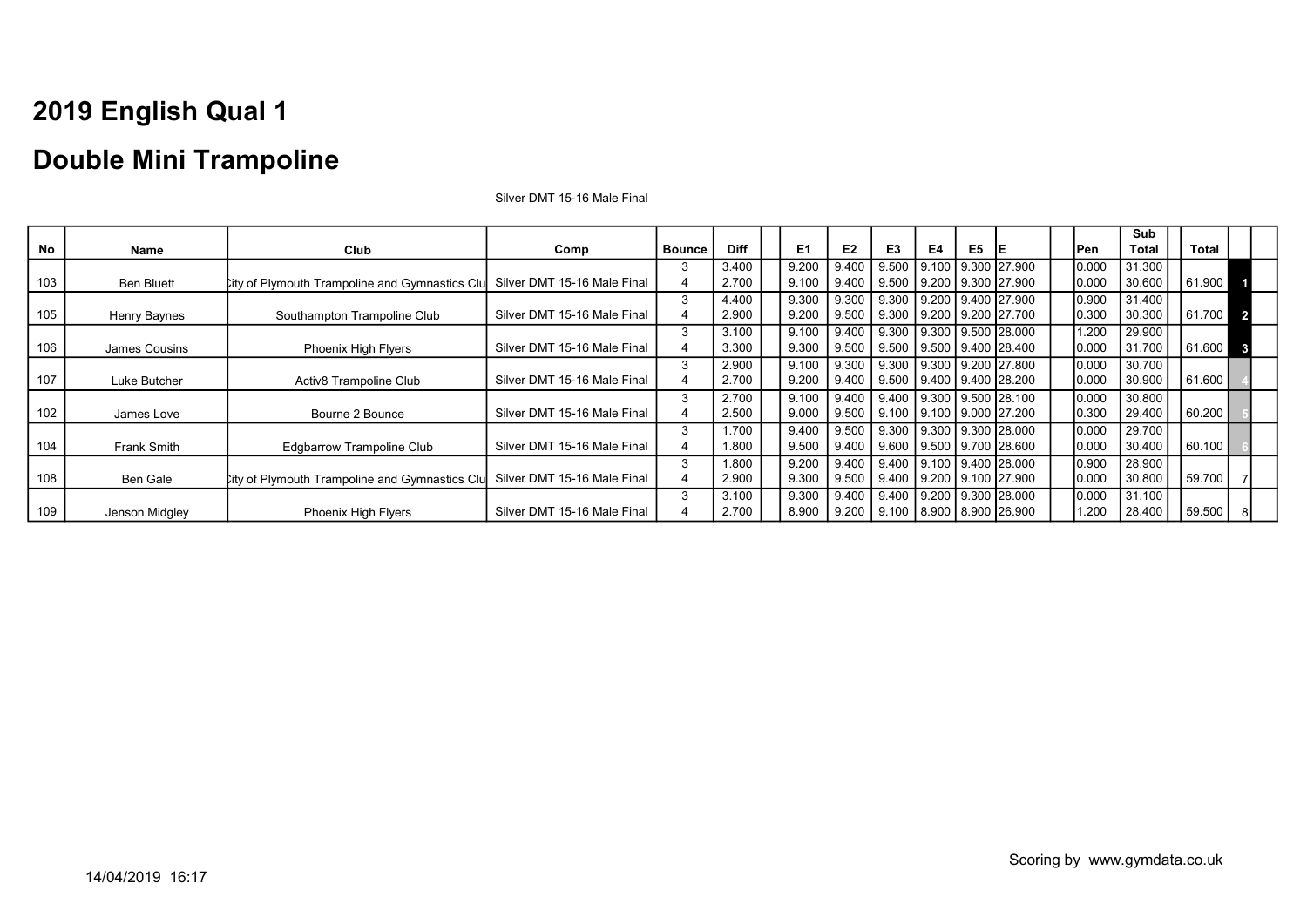# 2019 English Qual 1

# Double Mini Trampoline

Silver DMT 15-16 Male Final

| No | Name | Club | Comp | Bounce | Diff | | E1 | E2 | E3 | E4 | E5 | E | | Pen | Sub Total | | Total | |
|---|---|---|---|---|---|---|---|---|---|---|---|---|---|---|---|---|---|---|
| 103 | Ben Bluett | City of Plymouth Trampoline and Gymnastics Clu | Silver DMT 15-16 Male Final | 3 | 3.400 | | 9.200 | 9.400 | 9.500 | 9.100 | 9.300 | 27.900 | | 0.000 | 31.300 | | | |
| | | | | 4 | 2.700 | | 9.100 | 9.400 | 9.500 | 9.200 | 9.300 | 27.900 | | 0.000 | 30.600 | | 61.900 | 1 |
| 105 | Henry Baynes | Southampton Trampoline Club | Silver DMT 15-16 Male Final | 3 | 4.400 | | 9.300 | 9.300 | 9.300 | 9.200 | 9.400 | 27.900 | | 0.900 | 31.400 | | | |
| | | | | 4 | 2.900 | | 9.200 | 9.500 | 9.300 | 9.200 | 9.200 | 27.700 | | 0.300 | 30.300 | | 61.700 | 2 |
| 106 | James Cousins | Phoenix High Flyers | Silver DMT 15-16 Male Final | 3 | 3.100 | | 9.100 | 9.400 | 9.300 | 9.300 | 9.500 | 28.000 | | 1.200 | 29.900 | | | |
| | | | | 4 | 3.300 | | 9.300 | 9.500 | 9.500 | 9.500 | 9.400 | 28.400 | | 0.000 | 31.700 | | 61.600 | 3 |
| 107 | Luke Butcher | Activ8 Trampoline Club | Silver DMT 15-16 Male Final | 3 | 2.900 | | 9.100 | 9.300 | 9.300 | 9.300 | 9.200 | 27.800 | | 0.000 | 30.700 | | | |
| | | | | 4 | 2.700 | | 9.200 | 9.400 | 9.500 | 9.400 | 9.400 | 28.200 | | 0.000 | 30.900 | | 61.600 | 4 |
| 102 | James Love | Bourne 2 Bounce | Silver DMT 15-16 Male Final | 3 | 2.700 | | 9.100 | 9.400 | 9.400 | 9.300 | 9.500 | 28.100 | | 0.000 | 30.800 | | | |
| | | | | 4 | 2.500 | | 9.000 | 9.500 | 9.100 | 9.100 | 9.000 | 27.200 | | 0.300 | 29.400 | | 60.200 | 5 |
| 104 | Frank Smith | Edgbarrow Trampoline Club | Silver DMT 15-16 Male Final | 3 | 1.700 | | 9.400 | 9.500 | 9.300 | 9.300 | 9.300 | 28.000 | | 0.000 | 29.700 | | | |
| | | | | 4 | 1.800 | | 9.500 | 9.400 | 9.600 | 9.500 | 9.700 | 28.600 | | 0.000 | 30.400 | | 60.100 | 6 |
| 108 | Ben Gale | City of Plymouth Trampoline and Gymnastics Clu | Silver DMT 15-16 Male Final | 3 | 1.800 | | 9.200 | 9.400 | 9.400 | 9.100 | 9.400 | 28.000 | | 0.900 | 28.900 | | | |
| | | | | 4 | 2.900 | | 9.300 | 9.500 | 9.400 | 9.200 | 9.100 | 27.900 | | 0.000 | 30.800 | | 59.700 | 7 |
| 109 | Jenson Midgley | Phoenix High Flyers | Silver DMT 15-16 Male Final | 3 | 3.100 | | 9.300 | 9.400 | 9.400 | 9.200 | 9.300 | 28.000 | | 0.000 | 31.100 | | | |
| | | | | 4 | 2.700 | | 8.900 | 9.200 | 9.100 | 8.900 | 8.900 | 26.900 | | 1.200 | 28.400 | | 59.500 | 8 |

Scoring by www.gymdata.co.uk

14/04/2019 16:17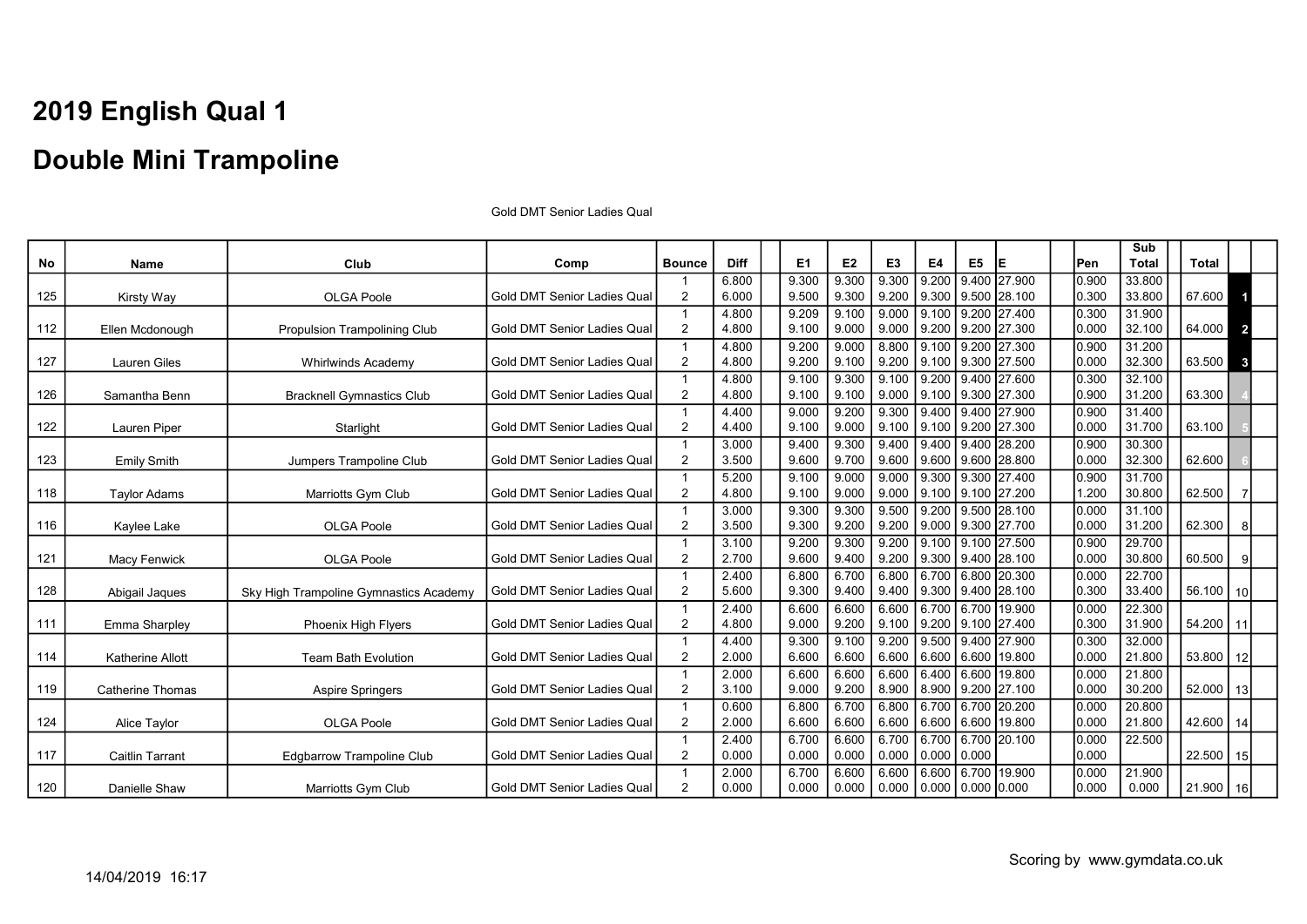# 2019 English Qual 1

# Double Mini Trampoline

Gold DMT Senior Ladies Qual

| No | Name | Club | Comp | Bounce | Diff | E1 | E2 | E3 | E4 | E5 | E | Pen | Sub Total | Total | |
|---|---|---|---|---|---|---|---|---|---|---|---|---|---|---|---|
| 125 | Kirsty Way | OLGA Poole | Gold DMT Senior Ladies Qual | 1 | 6.800 | 9.300 | 9.300 | 9.300 | 9.200 | 9.400 | 27.900 | 0.900 | 33.800 | 67.600 | 1 |
| | | | | 2 | 6.000 | 9.500 | 9.300 | 9.200 | 9.300 | 9.500 | 28.100 | 0.300 | 33.800 | | |
| 112 | Ellen Mcdonough | Propulsion Trampolining Club | Gold DMT Senior Ladies Qual | 1 | 4.800 | 9.209 | 9.100 | 9.000 | 9.100 | 9.200 | 27.400 | 0.300 | 31.900 | 64.000 | 2 |
| | | | | 2 | 4.800 | 9.100 | 9.000 | 9.000 | 9.200 | 9.200 | 27.300 | 0.000 | 32.100 | | |
| 127 | Lauren Giles | Whirlwinds Academy | Gold DMT Senior Ladies Qual | 1 | 4.800 | 9.200 | 9.000 | 8.800 | 9.100 | 9.200 | 27.300 | 0.900 | 31.200 | 63.500 | 3 |
| | | | | 2 | 4.800 | 9.200 | 9.100 | 9.200 | 9.100 | 9.300 | 27.500 | 0.000 | 32.300 | | |
| 126 | Samantha Benn | Bracknell Gymnastics Club | Gold DMT Senior Ladies Qual | 1 | 4.800 | 9.100 | 9.300 | 9.100 | 9.200 | 9.400 | 27.600 | 0.300 | 32.100 | 63.300 | 4 |
| | | | | 2 | 4.800 | 9.100 | 9.100 | 9.000 | 9.100 | 9.300 | 27.300 | 0.900 | 31.200 | | |
| 122 | Lauren Piper | Starlight | Gold DMT Senior Ladies Qual | 1 | 4.400 | 9.000 | 9.200 | 9.300 | 9.400 | 9.400 | 27.900 | 0.900 | 31.400 | 63.100 | 5 |
| | | | | 2 | 4.400 | 9.100 | 9.000 | 9.100 | 9.100 | 9.200 | 27.300 | 0.000 | 31.700 | | |
| 123 | Emily Smith | Jumpers Trampoline Club | Gold DMT Senior Ladies Qual | 1 | 3.000 | 9.400 | 9.300 | 9.400 | 9.400 | 9.400 | 28.200 | 0.900 | 30.300 | 62.600 | 6 |
| | | | | 2 | 3.500 | 9.600 | 9.700 | 9.600 | 9.600 | 9.600 | 28.800 | 0.000 | 32.300 | | |
| 118 | Taylor Adams | Marriotts Gym Club | Gold DMT Senior Ladies Qual | 1 | 5.200 | 9.100 | 9.000 | 9.000 | 9.300 | 9.300 | 27.400 | 0.900 | 31.700 | 62.500 | 7 |
| | | | | 2 | 4.800 | 9.100 | 9.000 | 9.000 | 9.100 | 9.100 | 27.200 | 1.200 | 30.800 | | |
| 116 | Kaylee Lake | OLGA Poole | Gold DMT Senior Ladies Qual | 1 | 3.000 | 9.300 | 9.300 | 9.500 | 9.200 | 9.500 | 28.100 | 0.000 | 31.100 | 62.300 | 8 |
| | | | | 2 | 3.500 | 9.300 | 9.200 | 9.200 | 9.000 | 9.300 | 27.700 | 0.000 | 31.200 | | |
| 121 | Macy Fenwick | OLGA Poole | Gold DMT Senior Ladies Qual | 1 | 3.100 | 9.200 | 9.300 | 9.200 | 9.100 | 9.100 | 27.500 | 0.900 | 29.700 | 60.500 | 9 |
| | | | | 2 | 2.700 | 9.600 | 9.400 | 9.200 | 9.300 | 9.400 | 28.100 | 0.000 | 30.800 | | |
| 128 | Abigail Jaques | Sky High Trampoline Gymnastics Academy | Gold DMT Senior Ladies Qual | 1 | 2.400 | 6.800 | 6.700 | 6.800 | 6.700 | 6.800 | 20.300 | 0.000 | 22.700 | 56.100 | 10 |
| | | | | 2 | 5.600 | 9.300 | 9.400 | 9.400 | 9.300 | 9.400 | 28.100 | 0.300 | 33.400 | | |
| 111 | Emma Sharpley | Phoenix High Flyers | Gold DMT Senior Ladies Qual | 1 | 2.400 | 6.600 | 6.600 | 6.600 | 6.700 | 6.700 | 19.900 | 0.000 | 22.300 | 54.200 | 11 |
| | | | | 2 | 4.800 | 9.000 | 9.200 | 9.100 | 9.200 | 9.100 | 27.400 | 0.300 | 31.900 | | |
| 114 | Katherine Allott | Team Bath Evolution | Gold DMT Senior Ladies Qual | 1 | 4.400 | 9.300 | 9.100 | 9.200 | 9.500 | 9.400 | 27.900 | 0.300 | 32.000 | 53.800 | 12 |
| | | | | 2 | 2.000 | 6.600 | 6.600 | 6.600 | 6.600 | 6.600 | 19.800 | 0.000 | 21.800 | | |
| 119 | Catherine Thomas | Aspire Springers | Gold DMT Senior Ladies Qual | 1 | 2.000 | 6.600 | 6.600 | 6.600 | 6.400 | 6.600 | 19.800 | 0.000 | 21.800 | 52.000 | 13 |
| | | | | 2 | 3.100 | 9.000 | 9.200 | 8.900 | 8.900 | 9.200 | 27.100 | 0.000 | 30.200 | | |
| 124 | Alice Taylor | OLGA Poole | Gold DMT Senior Ladies Qual | 1 | 0.600 | 6.800 | 6.700 | 6.800 | 6.700 | 6.700 | 20.200 | 0.000 | 20.800 | 42.600 | 14 |
| | | | | 2 | 2.000 | 6.600 | 6.600 | 6.600 | 6.600 | 6.600 | 19.800 | 0.000 | 21.800 | | |
| 117 | Caitlin Tarrant | Edgbarrow Trampoline Club | Gold DMT Senior Ladies Qual | 1 | 2.400 | 6.700 | 6.600 | 6.700 | 6.700 | 6.700 | 20.100 | 0.000 | 22.500 | 22.500 | 15 |
| | | | | 2 | 0.000 | 0.000 | 0.000 | 0.000 | 0.000 | 0.000 | | 0.000 | | | |
| 120 | Danielle Shaw | Marriotts Gym Club | Gold DMT Senior Ladies Qual | 1 | 2.000 | 6.700 | 6.600 | 6.600 | 6.600 | 6.700 | 19.900 | 0.000 | 21.900 | 21.900 | 16 |
| | | | | 2 | 0.000 | 0.000 | 0.000 | 0.000 | 0.000 | 0.000 | 0.000 | 0.000 | 0.000 | | |

Scoring by www.gymdata.co.uk

14/04/2019 16:17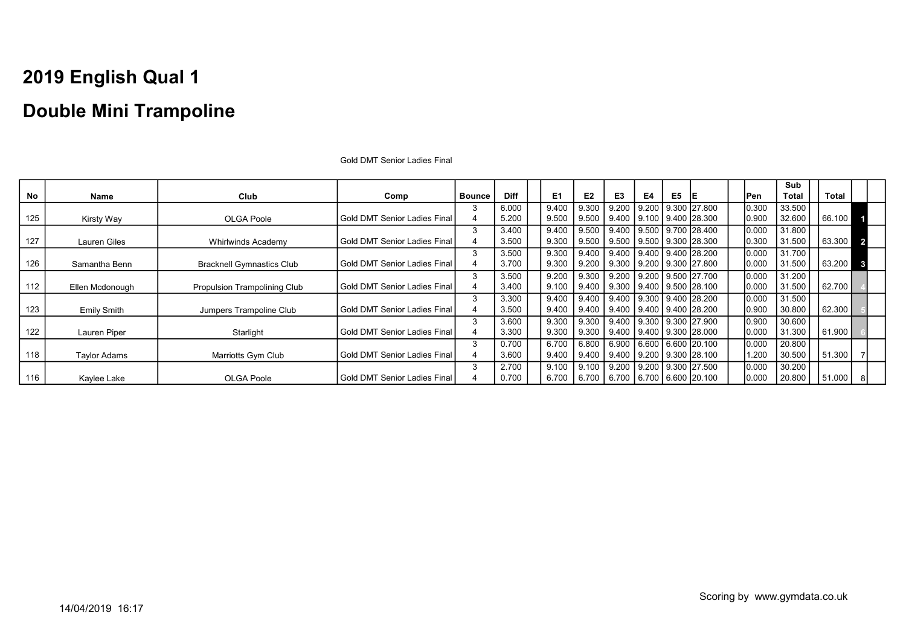# 2019 English Qual 1

# Double Mini Trampoline

Gold DMT Senior Ladies Final

| No | Name | Club | Comp | Bounce | Diff | E1 | E2 | E3 | E4 | E5 | E | Pen | Sub Total | Total | |
|---|---|---|---|---|---|---|---|---|---|---|---|---|---|---|---|
| | | | | 3 | 6.000 | 9.400 | 9.300 | 9.200 | 9.200 | 9.300 | 27.800 | 0.300 | 33.500 | | |
| 125 | Kirsty Way | OLGA Poole | Gold DMT Senior Ladies Final | 4 | 5.200 | 9.500 | 9.500 | 9.400 | 9.100 | 9.400 | 28.300 | 0.900 | 32.600 | 66.100 | 1 |
| | | | | 3 | 3.400 | 9.400 | 9.500 | 9.400 | 9.500 | 9.700 | 28.400 | 0.000 | 31.800 | | |
| 127 | Lauren Giles | Whirlwinds Academy | Gold DMT Senior Ladies Final | 4 | 3.500 | 9.300 | 9.500 | 9.500 | 9.500 | 9.300 | 28.300 | 0.300 | 31.500 | 63.300 | 2 |
| | | | | 3 | 3.500 | 9.300 | 9.400 | 9.400 | 9.400 | 9.400 | 28.200 | 0.000 | 31.700 | | |
| 126 | Samantha Benn | Bracknell Gymnastics Club | Gold DMT Senior Ladies Final | 4 | 3.700 | 9.300 | 9.200 | 9.300 | 9.200 | 9.300 | 27.800 | 0.000 | 31.500 | 63.200 | 3 |
| | | | | 3 | 3.500 | 9.200 | 9.300 | 9.200 | 9.200 | 9.500 | 27.700 | 0.000 | 31.200 | | |
| 112 | Ellen Mcdonough | Propulsion Trampolining Club | Gold DMT Senior Ladies Final | 4 | 3.400 | 9.100 | 9.400 | 9.300 | 9.400 | 9.500 | 28.100 | 0.000 | 31.500 | 62.700 | 4 |
| | | | | 3 | 3.300 | 9.400 | 9.400 | 9.400 | 9.300 | 9.400 | 28.200 | 0.000 | 31.500 | | |
| 123 | Emily Smith | Jumpers Trampoline Club | Gold DMT Senior Ladies Final | 4 | 3.500 | 9.400 | 9.400 | 9.400 | 9.400 | 9.400 | 28.200 | 0.900 | 30.800 | 62.300 | 5 |
| | | | | 3 | 3.600 | 9.300 | 9.300 | 9.400 | 9.300 | 9.300 | 27.900 | 0.900 | 30.600 | | |
| 122 | Lauren Piper | Starlight | Gold DMT Senior Ladies Final | 4 | 3.300 | 9.300 | 9.300 | 9.400 | 9.400 | 9.300 | 28.000 | 0.000 | 31.300 | 61.900 | 6 |
| | | | | 3 | 0.700 | 6.700 | 6.800 | 6.900 | 6.600 | 6.600 | 20.100 | 0.000 | 20.800 | | |
| 118 | Taylor Adams | Marriotts Gym Club | Gold DMT Senior Ladies Final | 4 | 3.600 | 9.400 | 9.400 | 9.400 | 9.200 | 9.300 | 28.100 | 1.200 | 30.500 | 51.300 | 7 |
| | | | | 3 | 2.700 | 9.100 | 9.100 | 9.200 | 9.200 | 9.300 | 27.500 | 0.000 | 30.200 | | |
| 116 | Kaylee Lake | OLGA Poole | Gold DMT Senior Ladies Final | 4 | 0.700 | 6.700 | 6.700 | 6.700 | 6.700 | 6.600 | 20.100 | 0.000 | 20.800 | 51.000 | 8 |

14/04/2019 16:17

Scoring by www.gymdata.co.uk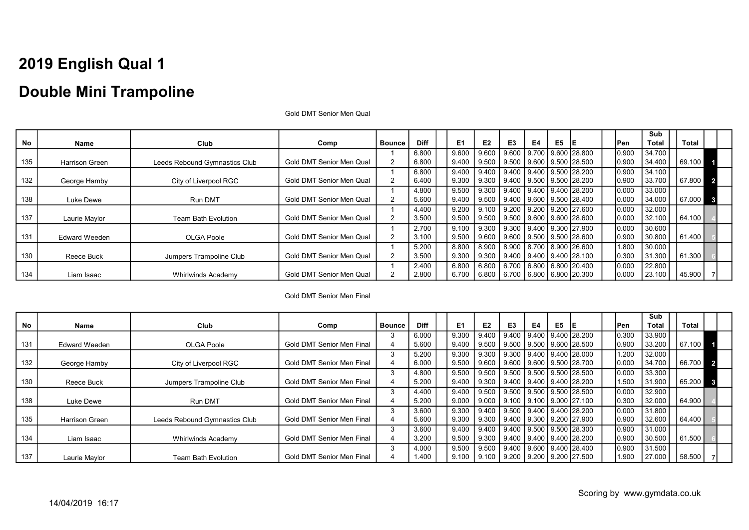# 2019 English Qual 1

# Double Mini Trampoline

Gold DMT Senior Men Qual

| No | Name | Club | Comp | Bounce | Diff | E1 | E2 | E3 | E4 | E5 | E | Pen | Sub Total | Total | |
|---|---|---|---|---|---|---|---|---|---|---|---|---|---|---|---|
| | | | | 1 | 6.800 | 9.600 | 9.600 | 9.600 | 9.700 | 9.600 | 28.800 | 0.900 | 34.700 | | |
| 135 | Harrison Green | Leeds Rebound Gymnastics Club | Gold DMT Senior Men Qual | 2 | 6.800 | 9.400 | 9.500 | 9.500 | 9.600 | 9.500 | 28.500 | 0.900 | 34.400 | 69.100 | 1 |
| | | | | 1 | 6.800 | 9.400 | 9.400 | 9.400 | 9.400 | 9.500 | 28.200 | 0.900 | 34.100 | | |
| 132 | George Hamby | City of Liverpool RGC | Gold DMT Senior Men Qual | 2 | 6.400 | 9.300 | 9.300 | 9.400 | 9.500 | 9.500 | 28.200 | 0.900 | 33.700 | 67.800 | 2 |
| | | | | 1 | 4.800 | 9.500 | 9.300 | 9.400 | 9.400 | 9.400 | 28.200 | 0.000 | 33.000 | | |
| 138 | Luke Dewe | Run DMT | Gold DMT Senior Men Qual | 2 | 5.600 | 9.400 | 9.500 | 9.400 | 9.600 | 9.500 | 28.400 | 0.000 | 34.000 | 67.000 | 3 |
| | | | | 1 | 4.400 | 9.200 | 9.100 | 9.200 | 9.200 | 9.200 | 27.600 | 0.000 | 32.000 | | |
| 137 | Laurie Maylor | Team Bath Evolution | Gold DMT Senior Men Qual | 2 | 3.500 | 9.500 | 9.500 | 9.500 | 9.600 | 9.600 | 28.600 | 0.000 | 32.100 | 64.100 | 4 |
| | | | | 1 | 2.700 | 9.100 | 9.300 | 9.300 | 9.400 | 9.300 | 27.900 | 0.000 | 30.600 | | |
| 131 | Edward Weeden | OLGA Poole | Gold DMT Senior Men Qual | 2 | 3.100 | 9.500 | 9.600 | 9.600 | 9.500 | 9.500 | 28.600 | 0.900 | 30.800 | 61.400 | 5 |
| | | | | 1 | 5.200 | 8.800 | 8.900 | 8.900 | 8.700 | 8.900 | 26.600 | 1.800 | 30.000 | | |
| 130 | Reece Buck | Jumpers Trampoline Club | Gold DMT Senior Men Qual | 2 | 3.500 | 9.300 | 9.300 | 9.400 | 9.400 | 9.400 | 28.100 | 0.300 | 31.300 | 61.300 | 6 |
| | | | | 1 | 2.400 | 6.800 | 6.800 | 6.700 | 6.800 | 6.800 | 20.400 | 0.000 | 22.800 | | |
| 134 | Liam Isaac | Whirlwinds Academy | Gold DMT Senior Men Qual | 2 | 2.800 | 6.700 | 6.800 | 6.700 | 6.800 | 6.800 | 20.300 | 0.000 | 23.100 | 45.900 | 7 |

Gold DMT Senior Men Final

| No | Name | Club | Comp | Bounce | Diff | E1 | E2 | E3 | E4 | E5 | E | Pen | Sub Total | Total | |
|---|---|---|---|---|---|---|---|---|---|---|---|---|---|---|---|
| | | | | 3 | 6.000 | 9.300 | 9.400 | 9.400 | 9.400 | 9.400 | 28.200 | 0.300 | 33.900 | | |
| 131 | Edward Weeden | OLGA Poole | Gold DMT Senior Men Final | 4 | 5.600 | 9.400 | 9.500 | 9.500 | 9.500 | 9.600 | 28.500 | 0.900 | 33.200 | 67.100 | 1 |
| | | | | 3 | 5.200 | 9.300 | 9.300 | 9.300 | 9.400 | 9.400 | 28.000 | 1.200 | 32.000 | | |
| 132 | George Hamby | City of Liverpool RGC | Gold DMT Senior Men Final | 4 | 6.000 | 9.500 | 9.600 | 9.600 | 9.600 | 9.500 | 28.700 | 0.000 | 34.700 | 66.700 | 2 |
| | | | | 3 | 4.800 | 9.500 | 9.500 | 9.500 | 9.500 | 9.500 | 28.500 | 0.000 | 33.300 | | |
| 130 | Reece Buck | Jumpers Trampoline Club | Gold DMT Senior Men Final | 4 | 5.200 | 9.400 | 9.300 | 9.400 | 9.400 | 9.400 | 28.200 | 1.500 | 31.900 | 65.200 | 3 |
| | | | | 3 | 4.400 | 9.400 | 9.500 | 9.500 | 9.500 | 9.500 | 28.500 | 0.000 | 32.900 | | |
| 138 | Luke Dewe | Run DMT | Gold DMT Senior Men Final | 4 | 5.200 | 9.000 | 9.000 | 9.100 | 9.100 | 9.000 | 27.100 | 0.300 | 32.000 | 64.900 | 4 |
| | | | | 3 | 3.600 | 9.300 | 9.400 | 9.500 | 9.400 | 9.400 | 28.200 | 0.000 | 31.800 | | |
| 135 | Harrison Green | Leeds Rebound Gymnastics Club | Gold DMT Senior Men Final | 4 | 5.600 | 9.300 | 9.300 | 9.400 | 9.300 | 9.200 | 27.900 | 0.900 | 32.600 | 64.400 | 5 |
| | | | | 3 | 3.600 | 9.400 | 9.400 | 9.400 | 9.500 | 9.500 | 28.300 | 0.900 | 31.000 | | |
| 134 | Liam Isaac | Whirlwinds Academy | Gold DMT Senior Men Final | 4 | 3.200 | 9.500 | 9.300 | 9.400 | 9.400 | 9.400 | 28.200 | 0.900 | 30.500 | 61.500 | 6 |
| | | | | 3 | 4.000 | 9.500 | 9.500 | 9.400 | 9.600 | 9.400 | 28.400 | 0.900 | 31.500 | | |
| 137 | Laurie Maylor | Team Bath Evolution | Gold DMT Senior Men Final | 4 | 1.400 | 9.100 | 9.100 | 9.200 | 9.200 | 9.200 | 27.500 | 1.900 | 27.000 | 58.500 | 7 |

Scoring by www.gymdata.co.uk

14/04/2019 16:17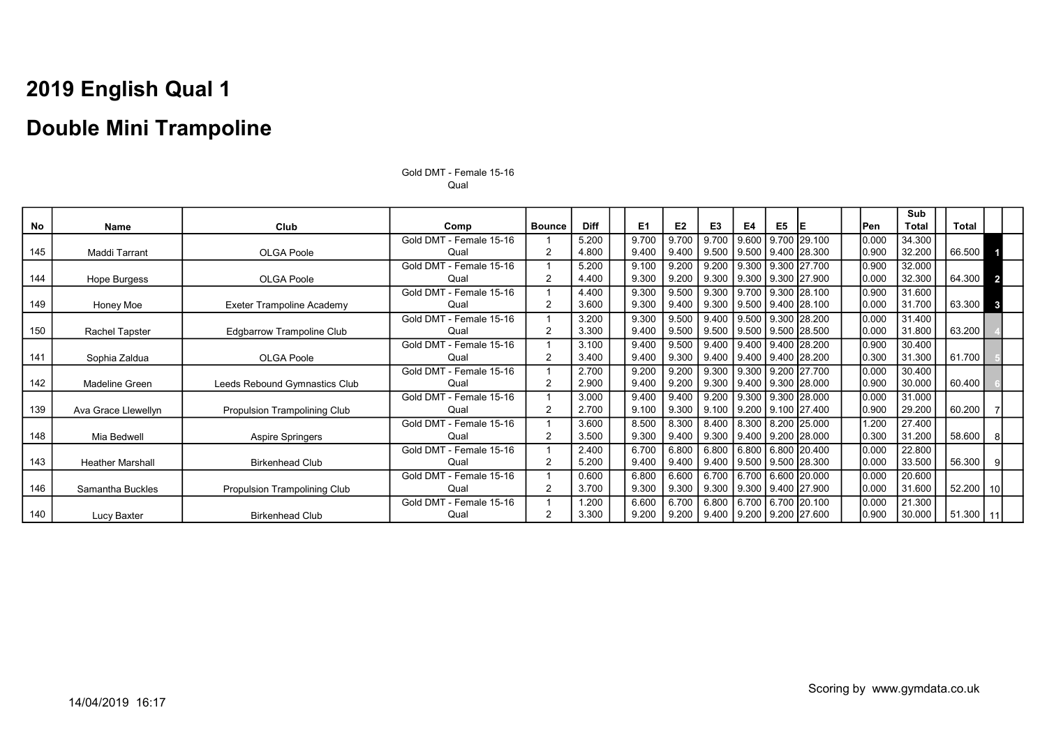# 2019 English Qual 1

# Double Mini Trampoline

Gold DMT - Female 15-16
Qual

| No | Name | Club | Comp | Bounce | Diff | | E1 | E2 | E3 | E4 | E5 | E | | Pen | Sub Total | Total | |
|---|---|---|---|---|---|---|---|---|---|---|---|---|---|---|---|---|---|
| | | | Gold DMT - Female 15-16 | 1 | 5.200 | | 9.700 | 9.700 | 9.700 | 9.600 | 9.700 | 29.100 | | 0.000 | 34.300 | | |
| 145 | Maddi Tarrant | OLGA Poole | Qual | 2 | 4.800 | | 9.400 | 9.400 | 9.500 | 9.500 | 9.400 | 28.300 | | 0.900 | 32.200 | 66.500 | 1 |
| | | | Gold DMT - Female 15-16 | 1 | 5.200 | | 9.100 | 9.200 | 9.200 | 9.300 | 9.300 | 27.700 | | 0.900 | 32.000 | | |
| 144 | Hope Burgess | OLGA Poole | Qual | 2 | 4.400 | | 9.300 | 9.200 | 9.300 | 9.300 | 9.300 | 27.900 | | 0.000 | 32.300 | 64.300 | 2 |
| | | | Gold DMT - Female 15-16 | 1 | 4.400 | | 9.300 | 9.500 | 9.300 | 9.700 | 9.300 | 28.100 | | 0.900 | 31.600 | | |
| 149 | Honey Moe | Exeter Trampoline Academy | Qual | 2 | 3.600 | | 9.300 | 9.400 | 9.300 | 9.500 | 9.400 | 28.100 | | 0.000 | 31.700 | 63.300 | 3 |
| | | | Gold DMT - Female 15-16 | 1 | 3.200 | | 9.300 | 9.500 | 9.400 | 9.500 | 9.300 | 28.200 | | 0.000 | 31.400 | | |
| 150 | Rachel Tapster | Edgbarrow Trampoline Club | Qual | 2 | 3.300 | | 9.400 | 9.500 | 9.500 | 9.500 | 9.500 | 28.500 | | 0.000 | 31.800 | 63.200 | 4 |
| | | | Gold DMT - Female 15-16 | 1 | 3.100 | | 9.400 | 9.500 | 9.400 | 9.400 | 9.400 | 28.200 | | 0.900 | 30.400 | | |
| 141 | Sophia Zaldua | OLGA Poole | Qual | 2 | 3.400 | | 9.400 | 9.300 | 9.400 | 9.400 | 9.400 | 28.200 | | 0.300 | 31.300 | 61.700 | 5 |
| | | | Gold DMT - Female 15-16 | 1 | 2.700 | | 9.200 | 9.200 | 9.300 | 9.300 | 9.200 | 27.700 | | 0.000 | 30.400 | | |
| 142 | Madeline Green | Leeds Rebound Gymnastics Club | Qual | 2 | 2.900 | | 9.400 | 9.200 | 9.300 | 9.400 | 9.300 | 28.000 | | 0.900 | 30.000 | 60.400 | 6 |
| | | | Gold DMT - Female 15-16 | 1 | 3.000 | | 9.400 | 9.400 | 9.200 | 9.300 | 9.300 | 28.000 | | 0.000 | 31.000 | | |
| 139 | Ava Grace Llewellyn | Propulsion Trampolining Club | Qual | 2 | 2.700 | | 9.100 | 9.300 | 9.100 | 9.200 | 9.100 | 27.400 | | 0.900 | 29.200 | 60.200 | 7 |
| | | | Gold DMT - Female 15-16 | 1 | 3.600 | | 8.500 | 8.300 | 8.400 | 8.300 | 8.200 | 25.000 | | 1.200 | 27.400 | | |
| 148 | Mia Bedwell | Aspire Springers | Qual | 2 | 3.500 | | 9.300 | 9.400 | 9.300 | 9.400 | 9.200 | 28.000 | | 0.300 | 31.200 | 58.600 | 8 |
| | | | Gold DMT - Female 15-16 | 1 | 2.400 | | 6.700 | 6.800 | 6.800 | 6.800 | 6.800 | 20.400 | | 0.000 | 22.800 | | |
| 143 | Heather Marshall | Birkenhead Club | Qual | 2 | 5.200 | | 9.400 | 9.400 | 9.400 | 9.500 | 9.500 | 28.300 | | 0.000 | 33.500 | 56.300 | 9 |
| | | | Gold DMT - Female 15-16 | 1 | 0.600 | | 6.800 | 6.600 | 6.700 | 6.700 | 6.600 | 20.000 | | 0.000 | 20.600 | | |
| 146 | Samantha Buckles | Propulsion Trampolining Club | Qual | 2 | 3.700 | | 9.300 | 9.300 | 9.300 | 9.300 | 9.400 | 27.900 | | 0.000 | 31.600 | 52.200 | 10 |
| | | | Gold DMT - Female 15-16 | 1 | 1.200 | | 6.600 | 6.700 | 6.800 | 6.700 | 6.700 | 20.100 | | 0.000 | 21.300 | | |
| 140 | Lucy Baxter | Birkenhead Club | Qual | 2 | 3.300 | | 9.200 | 9.200 | 9.400 | 9.200 | 9.200 | 27.600 | | 0.900 | 30.000 | 51.300 | 11 |

Scoring by www.gymdata.co.uk

14/04/2019 16:17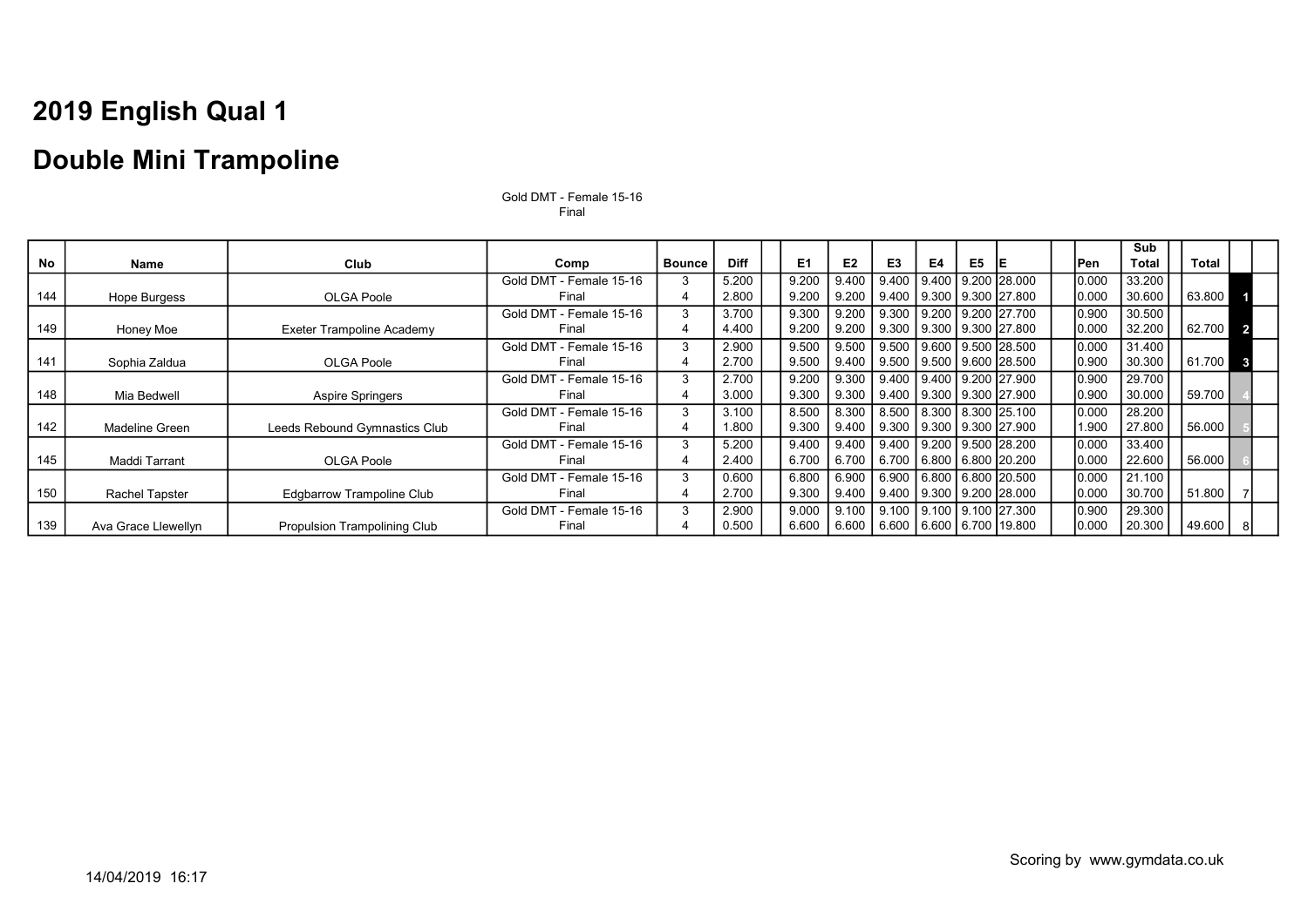# 2019 English Qual 1

# Double Mini Trampoline

Gold DMT - Female 15-16
Final

| No | Name | Club | Comp | Bounce | Diff | E1 | E2 | E3 | E4 | E5 | E | Pen | Sub Total | Total | |
|---|---|---|---|---|---|---|---|---|---|---|---|---|---|---|---|
| 144 | Hope Burgess | OLGA Poole | Gold DMT - Female 15-16 | 3 | 5.200 | 9.200 | 9.400 | 9.400 | 9.400 | 9.200 | 28.000 | 0.000 | 33.200 | | |
| | | | Final | 4 | 2.800 | 9.200 | 9.200 | 9.400 | 9.300 | 9.300 | 27.800 | 0.000 | 30.600 | 63.800 | 1 |
| 149 | Honey Moe | Exeter Trampoline Academy | Gold DMT - Female 15-16 | 3 | 3.700 | 9.300 | 9.200 | 9.300 | 9.200 | 9.200 | 27.700 | 0.900 | 30.500 | | |
| | | | Final | 4 | 4.400 | 9.200 | 9.200 | 9.300 | 9.300 | 9.300 | 27.800 | 0.000 | 32.200 | 62.700 | 2 |
| 141 | Sophia Zaldua | OLGA Poole | Gold DMT - Female 15-16 | 3 | 2.900 | 9.500 | 9.500 | 9.500 | 9.600 | 9.500 | 28.500 | 0.000 | 31.400 | | |
| | | | Final | 4 | 2.700 | 9.500 | 9.400 | 9.500 | 9.500 | 9.600 | 28.500 | 0.900 | 30.300 | 61.700 | 3 |
| 148 | Mia Bedwell | Aspire Springers | Gold DMT - Female 15-16 | 3 | 2.700 | 9.200 | 9.300 | 9.400 | 9.400 | 9.200 | 27.900 | 0.900 | 29.700 | | |
| | | | Final | 4 | 3.000 | 9.300 | 9.300 | 9.400 | 9.300 | 9.300 | 27.900 | 0.900 | 30.000 | 59.700 | 4 |
| 142 | Madeline Green | Leeds Rebound Gymnastics Club | Gold DMT - Female 15-16 | 3 | 3.100 | 8.500 | 8.300 | 8.500 | 8.300 | 8.300 | 25.100 | 0.000 | 28.200 | | |
| | | | Final | 4 | 1.800 | 9.300 | 9.400 | 9.300 | 9.300 | 9.300 | 27.900 | 1.900 | 27.800 | 56.000 | 5 |
| 145 | Maddi Tarrant | OLGA Poole | Gold DMT - Female 15-16 | 3 | 5.200 | 9.400 | 9.400 | 9.400 | 9.200 | 9.500 | 28.200 | 0.000 | 33.400 | | |
| | | | Final | 4 | 2.400 | 6.700 | 6.700 | 6.700 | 6.800 | 6.800 | 20.200 | 0.000 | 22.600 | 56.000 | 6 |
| 150 | Rachel Tapster | Edgbarrow Trampoline Club | Gold DMT - Female 15-16 | 3 | 0.600 | 6.800 | 6.900 | 6.900 | 6.800 | 6.800 | 20.500 | 0.000 | 21.100 | | |
| | | | Final | 4 | 2.700 | 9.300 | 9.400 | 9.400 | 9.300 | 9.200 | 28.000 | 0.000 | 30.700 | 51.800 | 7 |
| 139 | Ava Grace Llewellyn | Propulsion Trampolining Club | Gold DMT - Female 15-16 | 3 | 2.900 | 9.000 | 9.100 | 9.100 | 9.100 | 9.100 | 27.300 | 0.900 | 29.300 | | |
| | | | Final | 4 | 0.500 | 6.600 | 6.600 | 6.600 | 6.600 | 6.700 | 19.800 | 0.000 | 20.300 | 49.600 | 8 |

Scoring by www.gymdata.co.uk

14/04/2019 16:17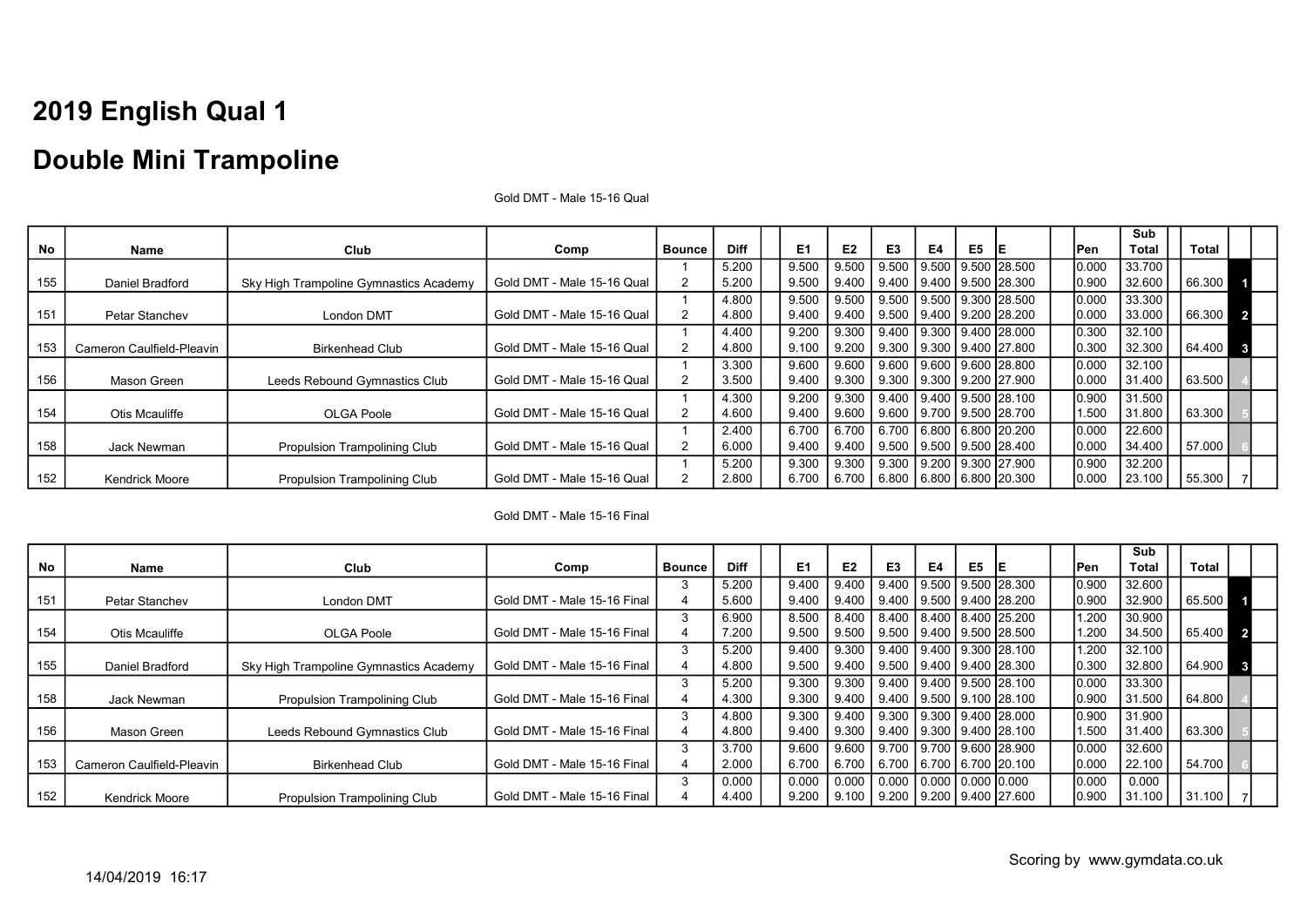# 2019 English Qual 1

# Double Mini Trampoline

Gold DMT - Male 15-16 Qual

| No | Name | Club | Comp | Bounce | Diff | | E1 | E2 | E3 | E4 | E5 | E | | Pen | Sub Total | | Total | |
|---|---|---|---|---|---|---|---|---|---|---|---|---|---|---|---|---|---|---|
| | | | | 1 | 5.200 | | 9.500 | 9.500 | 9.500 | 9.500 | 9.500 | 28.500 | | 0.000 | 33.700 | | | |
| 155 | Daniel Bradford | Sky High Trampoline Gymnastics Academy | Gold DMT - Male 15-16 Qual | 2 | 5.200 | | 9.500 | 9.400 | 9.400 | 9.400 | 9.500 | 28.300 | | 0.900 | 32.600 | | 66.300 | 1 |
| | | | | 1 | 4.800 | | 9.500 | 9.500 | 9.500 | 9.500 | 9.300 | 28.500 | | 0.000 | 33.300 | | | |
| 151 | Petar Stanchev | London DMT | Gold DMT - Male 15-16 Qual | 2 | 4.800 | | 9.400 | 9.400 | 9.500 | 9.400 | 9.200 | 28.200 | | 0.000 | 33.000 | | 66.300 | 2 |
| | | | | 1 | 4.400 | | 9.200 | 9.300 | 9.400 | 9.300 | 9.400 | 28.000 | | 0.300 | 32.100 | | | |
| 153 | Cameron Caulfield-Pleavin | Birkenhead Club | Gold DMT - Male 15-16 Qual | 2 | 4.800 | | 9.100 | 9.200 | 9.300 | 9.300 | 9.400 | 27.800 | | 0.300 | 32.300 | | 64.400 | 3 |
| | | | | 1 | 3.300 | | 9.600 | 9.600 | 9.600 | 9.600 | 9.600 | 28.800 | | 0.000 | 32.100 | | | |
| 156 | Mason Green | Leeds Rebound Gymnastics Club | Gold DMT - Male 15-16 Qual | 2 | 3.500 | | 9.400 | 9.300 | 9.300 | 9.300 | 9.200 | 27.900 | | 0.000 | 31.400 | | 63.500 | 4 |
| | | | | 1 | 4.300 | | 9.200 | 9.300 | 9.400 | 9.400 | 9.500 | 28.100 | | 0.900 | 31.500 | | | |
| 154 | Otis Mcauliffe | OLGA Poole | Gold DMT - Male 15-16 Qual | 2 | 4.600 | | 9.400 | 9.600 | 9.600 | 9.700 | 9.500 | 28.700 | | 1.500 | 31.800 | | 63.300 | 5 |
| | | | | 1 | 2.400 | | 6.700 | 6.700 | 6.700 | 6.800 | 6.800 | 20.200 | | 0.000 | 22.600 | | | |
| 158 | Jack Newman | Propulsion Trampolining Club | Gold DMT - Male 15-16 Qual | 2 | 6.000 | | 9.400 | 9.400 | 9.500 | 9.500 | 9.500 | 28.400 | | 0.000 | 34.400 | | 57.000 | 6 |
| | | | | 1 | 5.200 | | 9.300 | 9.300 | 9.300 | 9.200 | 9.300 | 27.900 | | 0.900 | 32.200 | | | |
| 152 | Kendrick Moore | Propulsion Trampolining Club | Gold DMT - Male 15-16 Qual | 2 | 2.800 | | 6.700 | 6.700 | 6.800 | 6.800 | 6.800 | 20.300 | | 0.000 | 23.100 | | 55.300 | 7 |

Gold DMT - Male 15-16 Final

| No | Name | Club | Comp | Bounce | Diff | | E1 | E2 | E3 | E4 | E5 | E | | Pen | Sub Total | | Total | |
|---|---|---|---|---|---|---|---|---|---|---|---|---|---|---|---|---|---|---|
| | | | | 3 | 5.200 | | 9.400 | 9.400 | 9.400 | 9.500 | 9.500 | 28.300 | | 0.900 | 32.600 | | | |
| 151 | Petar Stanchev | London DMT | Gold DMT - Male 15-16 Final | 4 | 5.600 | | 9.400 | 9.400 | 9.400 | 9.500 | 9.400 | 28.200 | | 0.900 | 32.900 | | 65.500 | 1 |
| | | | | 3 | 6.900 | | 8.500 | 8.400 | 8.400 | 8.400 | 8.400 | 25.200 | | 1.200 | 30.900 | | | |
| 154 | Otis Mcauliffe | OLGA Poole | Gold DMT - Male 15-16 Final | 4 | 7.200 | | 9.500 | 9.500 | 9.500 | 9.400 | 9.500 | 28.500 | | 1.200 | 34.500 | | 65.400 | 2 |
| | | | | 3 | 5.200 | | 9.400 | 9.300 | 9.400 | 9.400 | 9.300 | 28.100 | | 1.200 | 32.100 | | | |
| 155 | Daniel Bradford | Sky High Trampoline Gymnastics Academy | Gold DMT - Male 15-16 Final | 4 | 4.800 | | 9.500 | 9.400 | 9.500 | 9.400 | 9.400 | 28.300 | | 0.300 | 32.800 | | 64.900 | 3 |
| | | | | 3 | 5.200 | | 9.300 | 9.300 | 9.400 | 9.400 | 9.500 | 28.100 | | 0.000 | 33.300 | | | |
| 158 | Jack Newman | Propulsion Trampolining Club | Gold DMT - Male 15-16 Final | 4 | 4.300 | | 9.300 | 9.400 | 9.400 | 9.500 | 9.100 | 28.100 | | 0.900 | 31.500 | | 64.800 | 4 |
| | | | | 3 | 4.800 | | 9.300 | 9.400 | 9.300 | 9.300 | 9.400 | 28.000 | | 0.900 | 31.900 | | | |
| 156 | Mason Green | Leeds Rebound Gymnastics Club | Gold DMT - Male 15-16 Final | 4 | 4.800 | | 9.400 | 9.300 | 9.400 | 9.300 | 9.400 | 28.100 | | 1.500 | 31.400 | | 63.300 | 5 |
| | | | | 3 | 3.700 | | 9.600 | 9.600 | 9.700 | 9.700 | 9.600 | 28.900 | | 0.000 | 32.600 | | | |
| 153 | Cameron Caulfield-Pleavin | Birkenhead Club | Gold DMT - Male 15-16 Final | 4 | 2.000 | | 6.700 | 6.700 | 6.700 | 6.700 | 6.700 | 20.100 | | 0.000 | 22.100 | | 54.700 | 6 |
| | | | | 3 | 0.000 | | 0.000 | 0.000 | 0.000 | 0.000 | 0.000 | 0.000 | | 0.000 | 0.000 | | | |
| 152 | Kendrick Moore | Propulsion Trampolining Club | Gold DMT - Male 15-16 Final | 4 | 4.400 | | 9.200 | 9.100 | 9.200 | 9.200 | 9.400 | 27.600 | | 0.900 | 31.100 | | 31.100 | 7 |

Scoring by www.gymdata.co.uk

14/04/2019 16:17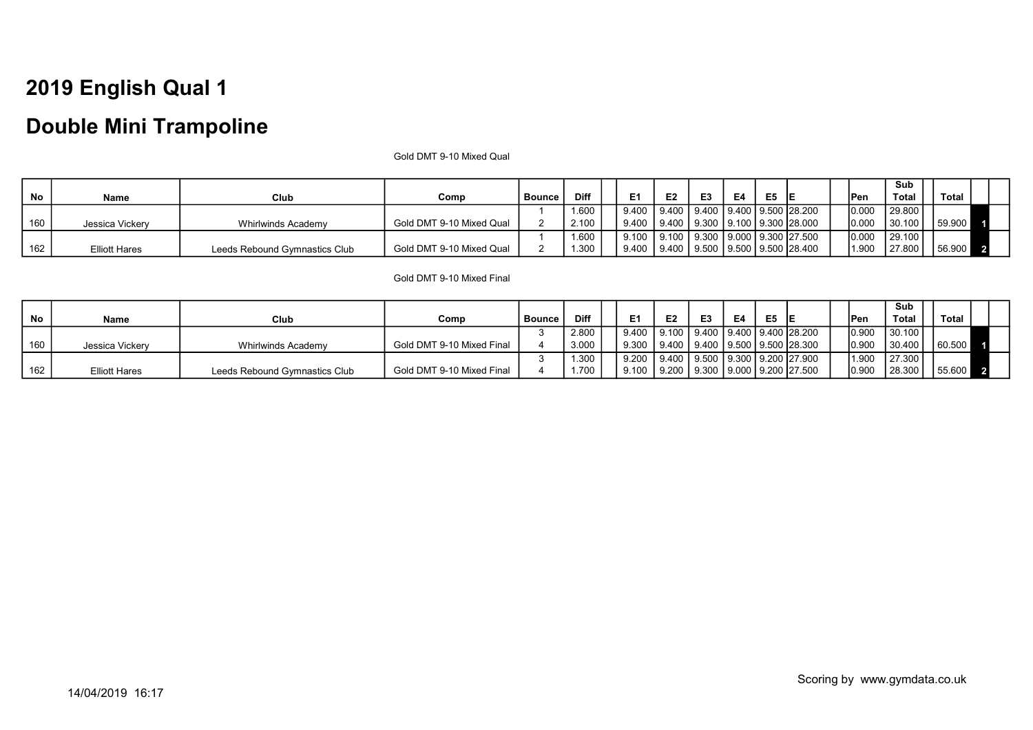# 2019 English Qual 1

# Double Mini Trampoline

Gold DMT 9-10 Mixed Qual

| No | Name | Club | Comp | Bounce | Diff | E1 | E2 | E3 | E4 | E5 | E | Pen | Sub Total | Total | |
|---|---|---|---|---|---|---|---|---|---|---|---|---|---|---|---|
| | | | | 1 | 1.600 | 9.400 | 9.400 | 9.400 | 9.400 | 9.500 | 28.200 | 0.000 | 29.800 | | |
| 160 | Jessica Vickery | Whirlwinds Academy | Gold DMT 9-10 Mixed Qual | 2 | 2.100 | 9.400 | 9.400 | 9.300 | 9.100 | 9.300 | 28.000 | 0.000 | 30.100 | 59.900 | 1 |
| | | | | 1 | 1.600 | 9.100 | 9.100 | 9.300 | 9.000 | 9.300 | 27.500 | 0.000 | 29.100 | | |
| 162 | Elliott Hares | Leeds Rebound Gymnastics Club | Gold DMT 9-10 Mixed Qual | 2 | 1.300 | 9.400 | 9.400 | 9.500 | 9.500 | 9.500 | 28.400 | 1.900 | 27.800 | 56.900 | 2 |

Gold DMT 9-10 Mixed Final

| No | Name | Club | Comp | Bounce | Diff | E1 | E2 | E3 | E4 | E5 | E | Pen | Sub Total | Total | |
|---|---|---|---|---|---|---|---|---|---|---|---|---|---|---|---|
| | | | | 3 | 2.800 | 9.400 | 9.100 | 9.400 | 9.400 | 9.400 | 28.200 | 0.900 | 30.100 | | |
| 160 | Jessica Vickery | Whirlwinds Academy | Gold DMT 9-10 Mixed Final | 4 | 3.000 | 9.300 | 9.400 | 9.400 | 9.500 | 9.500 | 28.300 | 0.900 | 30.400 | 60.500 | 1 |
| | | | | 3 | 1.300 | 9.200 | 9.400 | 9.500 | 9.300 | 9.200 | 27.900 | 1.900 | 27.300 | | |
| 162 | Elliott Hares | Leeds Rebound Gymnastics Club | Gold DMT 9-10 Mixed Final | 4 | 1.700 | 9.100 | 9.200 | 9.300 | 9.000 | 9.200 | 27.500 | 0.900 | 28.300 | 55.600 | 2 |

Scoring by www.gymdata.co.uk

14/04/2019 16:17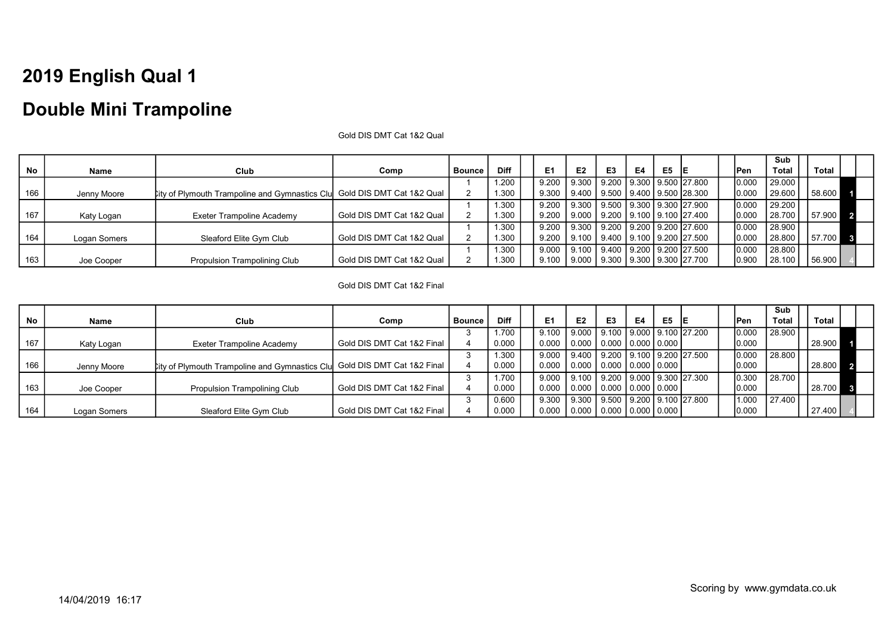# 2019 English Qual 1

# Double Mini Trampoline

Gold DIS DMT Cat 1&2 Qual

| No | Name | Club | Comp | Bounce | Diff | | E1 | E2 | E3 | E4 | E5 | E | | Pen | Sub Total | | Total | |
|---|---|---|---|---|---|---|---|---|---|---|---|---|---|---|---|---|---|---|
| | | | | 1 | 1.200 | | 9.200 | 9.300 | 9.200 | 9.300 | 9.500 | 27.800 | | 0.000 | 29.000 | | | |
| 166 | Jenny Moore | City of Plymouth Trampoline and Gymnastics Clu | Gold DIS DMT Cat 1&2 Qual | 2 | 1.300 | | 9.300 | 9.400 | 9.500 | 9.400 | 9.500 | 28.300 | | 0.000 | 29.600 | | 58.600 | 1 |
| | | | | 1 | 1.300 | | 9.200 | 9.300 | 9.500 | 9.300 | 9.300 | 27.900 | | 0.000 | 29.200 | | | |
| 167 | Katy Logan | Exeter Trampoline Academy | Gold DIS DMT Cat 1&2 Qual | 2 | 1.300 | | 9.200 | 9.000 | 9.200 | 9.100 | 9.100 | 27.400 | | 0.000 | 28.700 | | 57.900 | 2 |
| | | | | 1 | 1.300 | | 9.200 | 9.300 | 9.200 | 9.200 | 9.200 | 27.600 | | 0.000 | 28.900 | | | |
| 164 | Logan Somers | Sleaford Elite Gym Club | Gold DIS DMT Cat 1&2 Qual | 2 | 1.300 | | 9.200 | 9.100 | 9.400 | 9.100 | 9.200 | 27.500 | | 0.000 | 28.800 | | 57.700 | 3 |
| | | | | 1 | 1.300 | | 9.000 | 9.100 | 9.400 | 9.200 | 9.200 | 27.500 | | 0.000 | 28.800 | | | |
| 163 | Joe Cooper | Propulsion Trampolining Club | Gold DIS DMT Cat 1&2 Qual | 2 | 1.300 | | 9.100 | 9.000 | 9.300 | 9.300 | 9.300 | 27.700 | | 0.900 | 28.100 | | 56.900 | 4 |

Gold DIS DMT Cat 1&2 Final

| No | Name | Club | Comp | Bounce | Diff | | E1 | E2 | E3 | E4 | E5 | E | | Pen | Sub Total | | Total | |
|---|---|---|---|---|---|---|---|---|---|---|---|---|---|---|---|---|---|---|
| | | | | 3 | 1.700 | | 9.100 | 9.000 | 9.100 | 9.000 | 9.100 | 27.200 | | 0.000 | 28.900 | | | |
| 167 | Katy Logan | Exeter Trampoline Academy | Gold DIS DMT Cat 1&2 Final | 4 | 0.000 | | 0.000 | 0.000 | 0.000 | 0.000 | 0.000 | | | 0.000 | | | 28.900 | 1 |
| | | | | 3 | 1.300 | | 9.000 | 9.400 | 9.200 | 9.100 | 9.200 | 27.500 | | 0.000 | 28.800 | | | |
| 166 | Jenny Moore | City of Plymouth Trampoline and Gymnastics Clu | Gold DIS DMT Cat 1&2 Final | 4 | 0.000 | | 0.000 | 0.000 | 0.000 | 0.000 | 0.000 | | | 0.000 | | | 28.800 | 2 |
| | | | | 3 | 1.700 | | 9.000 | 9.100 | 9.200 | 9.000 | 9.300 | 27.300 | | 0.300 | 28.700 | | | |
| 163 | Joe Cooper | Propulsion Trampolining Club | Gold DIS DMT Cat 1&2 Final | 4 | 0.000 | | 0.000 | 0.000 | 0.000 | 0.000 | 0.000 | | | 0.000 | | | 28.700 | 3 |
| | | | | 3 | 0.600 | | 9.300 | 9.300 | 9.500 | 9.200 | 9.100 | 27.800 | | 1.000 | 27.400 | | | |
| 164 | Logan Somers | Sleaford Elite Gym Club | Gold DIS DMT Cat 1&2 Final | 4 | 0.000 | | 0.000 | 0.000 | 0.000 | 0.000 | 0.000 | | | 0.000 | | | 27.400 | 4 |

Scoring by www.gymdata.co.uk

14/04/2019 16:17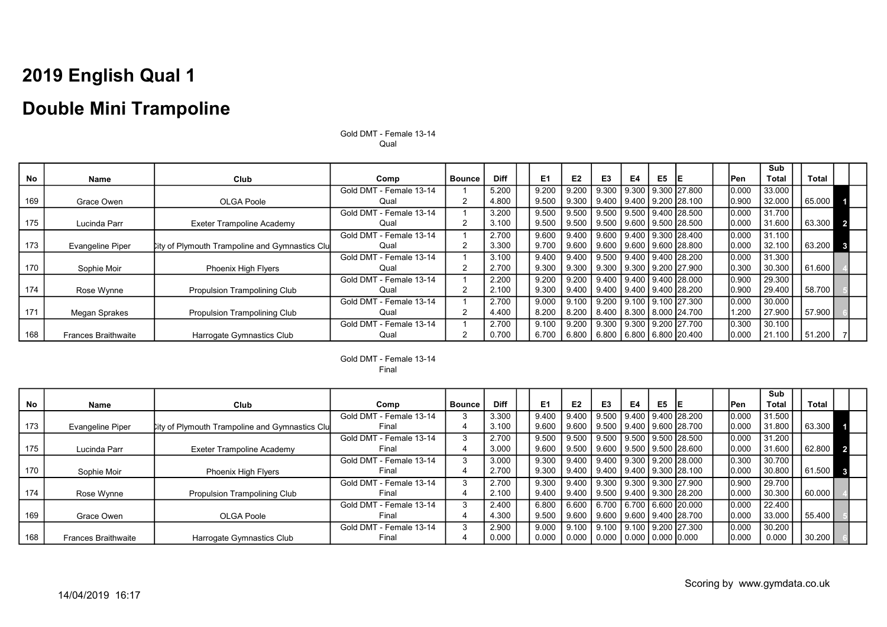# 2019 English Qual 1

# Double Mini Trampoline

Gold DMT - Female 13-14
Qual

| No | Name | Club | Comp | Bounce | Diff | E1 | E2 | E3 | E4 | E5 | E | Pen | Sub Total | Total | |
|---|---|---|---|---|---|---|---|---|---|---|---|---|---|---|---|
| 169 | Grace Owen | OLGA Poole | Gold DMT - Female 13-14 | 1 | 5.200 | 9.200 | 9.200 | 9.300 | 9.300 | 9.300 | 27.800 | 0.000 | 33.000 | | |
| | | | Qual | 2 | 4.800 | 9.500 | 9.300 | 9.400 | 9.400 | 9.200 | 28.100 | 0.900 | 32.000 | 65.000 | 1 |
| 175 | Lucinda Parr | Exeter Trampoline Academy | Gold DMT - Female 13-14 | 1 | 3.200 | 9.500 | 9.500 | 9.500 | 9.500 | 9.400 | 28.500 | 0.000 | 31.700 | | |
| | | | Qual | 2 | 3.100 | 9.500 | 9.500 | 9.500 | 9.600 | 9.500 | 28.500 | 0.000 | 31.600 | 63.300 | 2 |
| 173 | Evangeline Piper | City of Plymouth Trampoline and Gymnastics Clu | Gold DMT - Female 13-14 | 1 | 2.700 | 9.600 | 9.400 | 9.600 | 9.400 | 9.300 | 28.400 | 0.000 | 31.100 | | |
| | | | Qual | 2 | 3.300 | 9.700 | 9.600 | 9.600 | 9.600 | 9.600 | 28.800 | 0.000 | 32.100 | 63.200 | 3 |
| 170 | Sophie Moir | Phoenix High Flyers | Gold DMT - Female 13-14 | 1 | 3.100 | 9.400 | 9.400 | 9.500 | 9.400 | 9.400 | 28.200 | 0.000 | 31.300 | | |
| | | | Qual | 2 | 2.700 | 9.300 | 9.300 | 9.300 | 9.300 | 9.200 | 27.900 | 0.300 | 30.300 | 61.600 | 4 |
| 174 | Rose Wynne | Propulsion Trampolining Club | Gold DMT - Female 13-14 | 1 | 2.200 | 9.200 | 9.200 | 9.400 | 9.400 | 9.400 | 28.000 | 0.900 | 29.300 | | |
| | | | Qual | 2 | 2.100 | 9.300 | 9.400 | 9.400 | 9.400 | 9.400 | 28.200 | 0.900 | 29.400 | 58.700 | 5 |
| 171 | Megan Sprakes | Propulsion Trampolining Club | Gold DMT - Female 13-14 | 1 | 2.700 | 9.000 | 9.100 | 9.200 | 9.100 | 9.100 | 27.300 | 0.000 | 30.000 | | |
| | | | Qual | 2 | 4.400 | 8.200 | 8.200 | 8.400 | 8.300 | 8.000 | 24.700 | 1.200 | 27.900 | 57.900 | 6 |
| 168 | Frances Braithwaite | Harrogate Gymnastics Club | Gold DMT - Female 13-14 | 1 | 2.700 | 9.100 | 9.200 | 9.300 | 9.300 | 9.200 | 27.700 | 0.300 | 30.100 | | |
| | | | Qual | 2 | 0.700 | 6.700 | 6.800 | 6.800 | 6.800 | 6.800 | 20.400 | 0.000 | 21.100 | 51.200 | 7 |

Gold DMT - Female 13-14
Final

| No | Name | Club | Comp | Bounce | Diff | E1 | E2 | E3 | E4 | E5 | E | Pen | Sub Total | Total | |
|---|---|---|---|---|---|---|---|---|---|---|---|---|---|---|---|
| 173 | Evangeline Piper | City of Plymouth Trampoline and Gymnastics Clu | Gold DMT - Female 13-14 | 3 | 3.300 | 9.400 | 9.400 | 9.500 | 9.400 | 9.400 | 28.200 | 0.000 | 31.500 | | |
| | | | Final | 4 | 3.100 | 9.600 | 9.600 | 9.500 | 9.400 | 9.600 | 28.700 | 0.000 | 31.800 | 63.300 | 1 |
| 175 | Lucinda Parr | Exeter Trampoline Academy | Gold DMT - Female 13-14 | 3 | 2.700 | 9.500 | 9.500 | 9.500 | 9.500 | 9.500 | 28.500 | 0.000 | 31.200 | | |
| | | | Final | 4 | 3.000 | 9.600 | 9.500 | 9.600 | 9.500 | 9.500 | 28.600 | 0.000 | 31.600 | 62.800 | 2 |
| 170 | Sophie Moir | Phoenix High Flyers | Gold DMT - Female 13-14 | 3 | 3.000 | 9.300 | 9.400 | 9.400 | 9.300 | 9.200 | 28.000 | 0.300 | 30.700 | | |
| | | | Final | 4 | 2.700 | 9.300 | 9.400 | 9.400 | 9.400 | 9.300 | 28.100 | 0.000 | 30.800 | 61.500 | 3 |
| 174 | Rose Wynne | Propulsion Trampolining Club | Gold DMT - Female 13-14 | 3 | 2.700 | 9.300 | 9.400 | 9.300 | 9.300 | 9.300 | 27.900 | 0.900 | 29.700 | | |
| | | | Final | 4 | 2.100 | 9.400 | 9.400 | 9.500 | 9.400 | 9.300 | 28.200 | 0.000 | 30.300 | 60.000 | 4 |
| 169 | Grace Owen | OLGA Poole | Gold DMT - Female 13-14 | 3 | 2.400 | 6.800 | 6.600 | 6.700 | 6.700 | 6.600 | 20.000 | 0.000 | 22.400 | | |
| | | | Final | 4 | 4.300 | 9.500 | 9.600 | 9.600 | 9.600 | 9.400 | 28.700 | 0.000 | 33.000 | 55.400 | 5 |
| 168 | Frances Braithwaite | Harrogate Gymnastics Club | Gold DMT - Female 13-14 | 3 | 2.900 | 9.000 | 9.100 | 9.100 | 9.100 | 9.200 | 27.300 | 0.000 | 30.200 | | |
| | | | Final | 4 | 0.000 | 0.000 | 0.000 | 0.000 | 0.000 | 0.000 | 0.000 | 0.000 | 0.000 | 30.200 | 6 |

Scoring by www.gymdata.co.uk

14/04/2019 16:17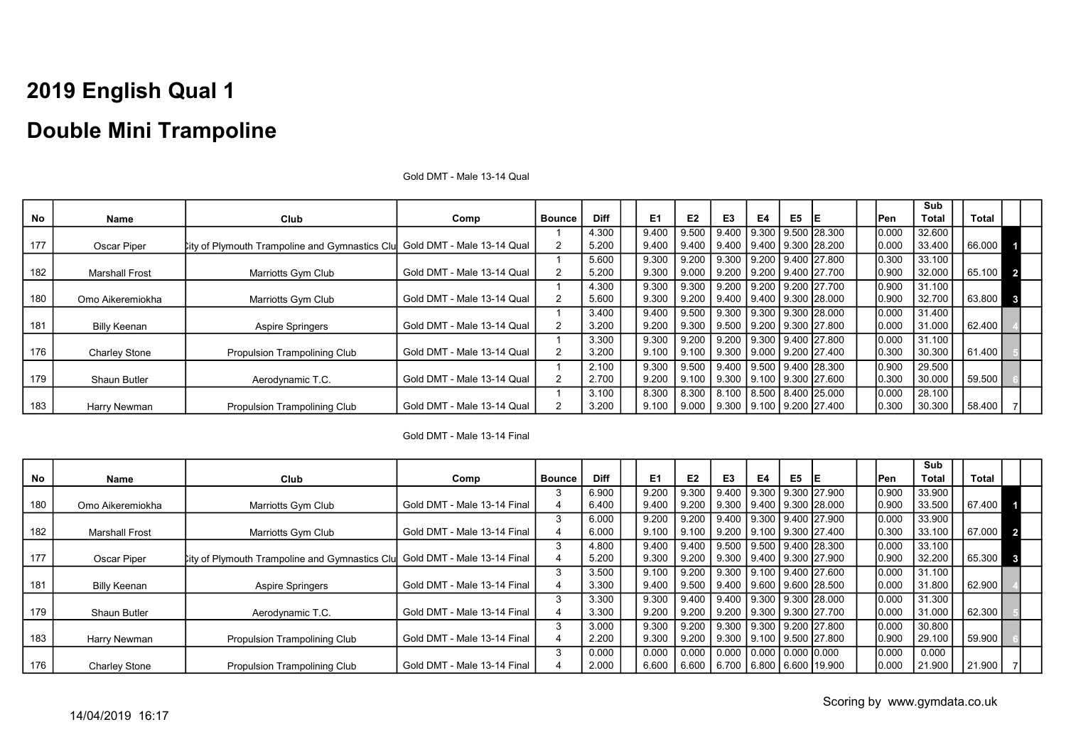# 2019 English Qual 1

# Double Mini Trampoline

Gold DMT - Male 13-14 Qual

| No | Name | Club | Comp | Bounce | Diff | E1 | E2 | E3 | E4 | E5 | E | Pen | Sub Total | Total | |
|---|---|---|---|---|---|---|---|---|---|---|---|---|---|---|---|
| | | | | 1 | 4.300 | 9.400 | 9.500 | 9.400 | 9.300 | 9.500 | 28.300 | 0.000 | 32.600 | | |
| 177 | Oscar Piper | City of Plymouth Trampoline and Gymnastics Clu | Gold DMT - Male 13-14 Qual | 2 | 5.200 | 9.400 | 9.400 | 9.400 | 9.400 | 9.300 | 28.200 | 0.000 | 33.400 | 66.000 | 1 |
| | | | | 1 | 5.600 | 9.300 | 9.200 | 9.300 | 9.200 | 9.400 | 27.800 | 0.300 | 33.100 | | |
| 182 | Marshall Frost | Marriotts Gym Club | Gold DMT - Male 13-14 Qual | 2 | 5.200 | 9.300 | 9.000 | 9.200 | 9.200 | 9.400 | 27.700 | 0.900 | 32.000 | 65.100 | 2 |
| | | | | 1 | 4.300 | 9.300 | 9.300 | 9.200 | 9.200 | 9.200 | 27.700 | 0.900 | 31.100 | | |
| 180 | Omo Aikeremiokha | Marriotts Gym Club | Gold DMT - Male 13-14 Qual | 2 | 5.600 | 9.300 | 9.200 | 9.400 | 9.400 | 9.300 | 28.000 | 0.900 | 32.700 | 63.800 | 3 |
| | | | | 1 | 3.400 | 9.400 | 9.500 | 9.300 | 9.300 | 9.300 | 28.000 | 0.000 | 31.400 | | |
| 181 | Billy Keenan | Aspire Springers | Gold DMT - Male 13-14 Qual | 2 | 3.200 | 9.200 | 9.300 | 9.500 | 9.200 | 9.300 | 27.800 | 0.000 | 31.000 | 62.400 | 4 |
| | | | | 1 | 3.300 | 9.300 | 9.200 | 9.200 | 9.300 | 9.400 | 27.800 | 0.000 | 31.100 | | |
| 176 | Charley Stone | Propulsion Trampolining Club | Gold DMT - Male 13-14 Qual | 2 | 3.200 | 9.100 | 9.100 | 9.300 | 9.000 | 9.200 | 27.400 | 0.300 | 30.300 | 61.400 | 5 |
| | | | | 1 | 2.100 | 9.300 | 9.500 | 9.400 | 9.500 | 9.400 | 28.300 | 0.900 | 29.500 | | |
| 179 | Shaun Butler | Aerodynamic T.C. | Gold DMT - Male 13-14 Qual | 2 | 2.700 | 9.200 | 9.100 | 9.300 | 9.100 | 9.300 | 27.600 | 0.300 | 30.000 | 59.500 | 6 |
| | | | | 1 | 3.100 | 8.300 | 8.300 | 8.100 | 8.500 | 8.400 | 25.000 | 0.000 | 28.100 | | |
| 183 | Harry Newman | Propulsion Trampolining Club | Gold DMT - Male 13-14 Qual | 2 | 3.200 | 9.100 | 9.000 | 9.300 | 9.100 | 9.200 | 27.400 | 0.300 | 30.300 | 58.400 | 7 |

Gold DMT - Male 13-14 Final

| No | Name | Club | Comp | Bounce | Diff | E1 | E2 | E3 | E4 | E5 | E | Pen | Sub Total | Total | |
|---|---|---|---|---|---|---|---|---|---|---|---|---|---|---|---|
| | | | | 3 | 6.900 | 9.200 | 9.300 | 9.400 | 9.300 | 9.300 | 27.900 | 0.900 | 33.900 | | |
| 180 | Omo Aikeremiokha | Marriotts Gym Club | Gold DMT - Male 13-14 Final | 4 | 6.400 | 9.400 | 9.200 | 9.300 | 9.400 | 9.300 | 28.000 | 0.900 | 33.500 | 67.400 | 1 |
| | | | | 3 | 6.000 | 9.200 | 9.200 | 9.400 | 9.300 | 9.400 | 27.900 | 0.000 | 33.900 | | |
| 182 | Marshall Frost | Marriotts Gym Club | Gold DMT - Male 13-14 Final | 4 | 6.000 | 9.100 | 9.100 | 9.200 | 9.100 | 9.300 | 27.400 | 0.300 | 33.100 | 67.000 | 2 |
| | | | | 3 | 4.800 | 9.400 | 9.400 | 9.500 | 9.500 | 9.400 | 28.300 | 0.000 | 33.100 | | |
| 177 | Oscar Piper | City of Plymouth Trampoline and Gymnastics Clu | Gold DMT - Male 13-14 Final | 4 | 5.200 | 9.300 | 9.200 | 9.300 | 9.400 | 9.300 | 27.900 | 0.900 | 32.200 | 65.300 | 3 |
| | | | | 3 | 3.500 | 9.100 | 9.200 | 9.300 | 9.100 | 9.400 | 27.600 | 0.000 | 31.100 | | |
| 181 | Billy Keenan | Aspire Springers | Gold DMT - Male 13-14 Final | 4 | 3.300 | 9.400 | 9.500 | 9.400 | 9.600 | 9.600 | 28.500 | 0.000 | 31.800 | 62.900 | 4 |
| | | | | 3 | 3.300 | 9.300 | 9.400 | 9.400 | 9.300 | 9.300 | 28.000 | 0.000 | 31.300 | | |
| 179 | Shaun Butler | Aerodynamic T.C. | Gold DMT - Male 13-14 Final | 4 | 3.300 | 9.200 | 9.200 | 9.200 | 9.300 | 9.300 | 27.700 | 0.000 | 31.000 | 62.300 | 5 |
| | | | | 3 | 3.000 | 9.300 | 9.200 | 9.300 | 9.300 | 9.200 | 27.800 | 0.000 | 30.800 | | |
| 183 | Harry Newman | Propulsion Trampolining Club | Gold DMT - Male 13-14 Final | 4 | 2.200 | 9.300 | 9.200 | 9.300 | 9.100 | 9.500 | 27.800 | 0.900 | 29.100 | 59.900 | 6 |
| | | | | 3 | 0.000 | 0.000 | 0.000 | 0.000 | 0.000 | 0.000 | 0.000 | 0.000 | 0.000 | | |
| 176 | Charley Stone | Propulsion Trampolining Club | Gold DMT - Male 13-14 Final | 4 | 2.000 | 6.600 | 6.600 | 6.700 | 6.800 | 6.600 | 19.900 | 0.000 | 21.900 | 21.900 | 7 |

Scoring by www.gymdata.co.uk

14/04/2019 16:17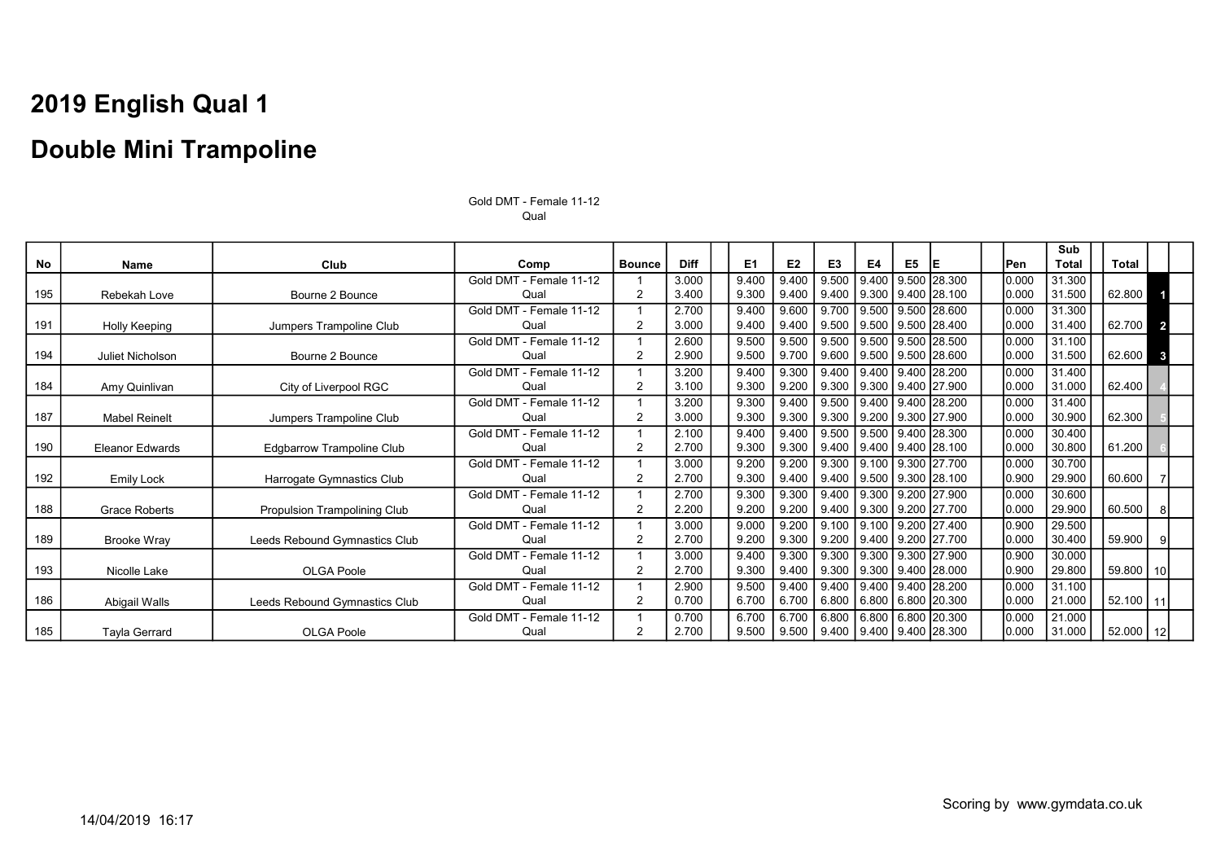# 2019 English Qual 1

# Double Mini Trampoline

Gold DMT - Female 11-12
Qual

| No | Name | Club | Comp | Bounce | Diff | | E1 | E2 | E3 | E4 | E5 | E | | Pen | Sub Total | | Total | |
|---|---|---|---|---|---|---|---|---|---|---|---|---|---|---|---|---|---|---|
| | | | Gold DMT - Female 11-12 | 1 | 3.000 | | 9.400 | 9.400 | 9.500 | 9.400 | 9.500 | 28.300 | | 0.000 | 31.300 | | | |
| 195 | Rebekah Love | Bourne 2 Bounce | Qual | 2 | 3.400 | | 9.300 | 9.400 | 9.400 | 9.300 | 9.400 | 28.100 | | 0.000 | 31.500 | | 62.800 | 1 |
| | | | Gold DMT - Female 11-12 | 1 | 2.700 | | 9.400 | 9.600 | 9.700 | 9.500 | 9.500 | 28.600 | | 0.000 | 31.300 | | | |
| 191 | Holly Keeping | Jumpers Trampoline Club | Qual | 2 | 3.000 | | 9.400 | 9.400 | 9.500 | 9.500 | 9.500 | 28.400 | | 0.000 | 31.400 | | 62.700 | 2 |
| | | | Gold DMT - Female 11-12 | 1 | 2.600 | | 9.500 | 9.500 | 9.500 | 9.500 | 9.500 | 28.500 | | 0.000 | 31.100 | | | |
| 194 | Juliet Nicholson | Bourne 2 Bounce | Qual | 2 | 2.900 | | 9.500 | 9.700 | 9.600 | 9.500 | 9.500 | 28.600 | | 0.000 | 31.500 | | 62.600 | 3 |
| | | | Gold DMT - Female 11-12 | 1 | 3.200 | | 9.400 | 9.300 | 9.400 | 9.400 | 9.400 | 28.200 | | 0.000 | 31.400 | | | |
| 184 | Amy Quinlivan | City of Liverpool RGC | Qual | 2 | 3.100 | | 9.300 | 9.200 | 9.300 | 9.300 | 9.400 | 27.900 | | 0.000 | 31.000 | | 62.400 | 4 |
| | | | Gold DMT - Female 11-12 | 1 | 3.200 | | 9.300 | 9.400 | 9.500 | 9.400 | 9.400 | 28.200 | | 0.000 | 31.400 | | | |
| 187 | Mabel Reinelt | Jumpers Trampoline Club | Qual | 2 | 3.000 | | 9.300 | 9.300 | 9.300 | 9.200 | 9.300 | 27.900 | | 0.000 | 30.900 | | 62.300 | 5 |
| | | | Gold DMT - Female 11-12 | 1 | 2.100 | | 9.400 | 9.400 | 9.500 | 9.500 | 9.400 | 28.300 | | 0.000 | 30.400 | | | |
| 190 | Eleanor Edwards | Edgbarrow Trampoline Club | Qual | 2 | 2.700 | | 9.300 | 9.300 | 9.400 | 9.400 | 9.400 | 28.100 | | 0.000 | 30.800 | | 61.200 | 6 |
| | | | Gold DMT - Female 11-12 | 1 | 3.000 | | 9.200 | 9.200 | 9.300 | 9.100 | 9.300 | 27.700 | | 0.000 | 30.700 | | | |
| 192 | Emily Lock | Harrogate Gymnastics Club | Qual | 2 | 2.700 | | 9.300 | 9.400 | 9.400 | 9.500 | 9.300 | 28.100 | | 0.900 | 29.900 | | 60.600 | 7 |
| | | | Gold DMT - Female 11-12 | 1 | 2.700 | | 9.300 | 9.300 | 9.400 | 9.300 | 9.200 | 27.900 | | 0.000 | 30.600 | | | |
| 188 | Grace Roberts | Propulsion Trampolining Club | Qual | 2 | 2.200 | | 9.200 | 9.200 | 9.400 | 9.300 | 9.200 | 27.700 | | 0.000 | 29.900 | | 60.500 | 8 |
| | | | Gold DMT - Female 11-12 | 1 | 3.000 | | 9.000 | 9.200 | 9.100 | 9.100 | 9.200 | 27.400 | | 0.900 | 29.500 | | | |
| 189 | Brooke Wray | Leeds Rebound Gymnastics Club | Qual | 2 | 2.700 | | 9.200 | 9.300 | 9.200 | 9.400 | 9.200 | 27.700 | | 0.000 | 30.400 | | 59.900 | 9 |
| | | | Gold DMT - Female 11-12 | 1 | 3.000 | | 9.400 | 9.300 | 9.300 | 9.300 | 9.300 | 27.900 | | 0.900 | 30.000 | | | |
| 193 | Nicolle Lake | OLGA Poole | Qual | 2 | 2.700 | | 9.300 | 9.400 | 9.300 | 9.300 | 9.400 | 28.000 | | 0.900 | 29.800 | | 59.800 | 10 |
| | | | Gold DMT - Female 11-12 | 1 | 2.900 | | 9.500 | 9.400 | 9.400 | 9.400 | 9.400 | 28.200 | | 0.000 | 31.100 | | | |
| 186 | Abigail Walls | Leeds Rebound Gymnastics Club | Qual | 2 | 0.700 | | 6.700 | 6.700 | 6.800 | 6.800 | 6.800 | 20.300 | | 0.000 | 21.000 | | 52.100 | 11 |
| | | | Gold DMT - Female 11-12 | 1 | 0.700 | | 6.700 | 6.700 | 6.800 | 6.800 | 6.800 | 20.300 | | 0.000 | 21.000 | | | |
| 185 | Tayla Gerrard | OLGA Poole | Qual | 2 | 2.700 | | 9.500 | 9.500 | 9.400 | 9.400 | 9.400 | 28.300 | | 0.000 | 31.000 | | 52.000 | 12 |

14/04/2019 16:17

Scoring by www.gymdata.co.uk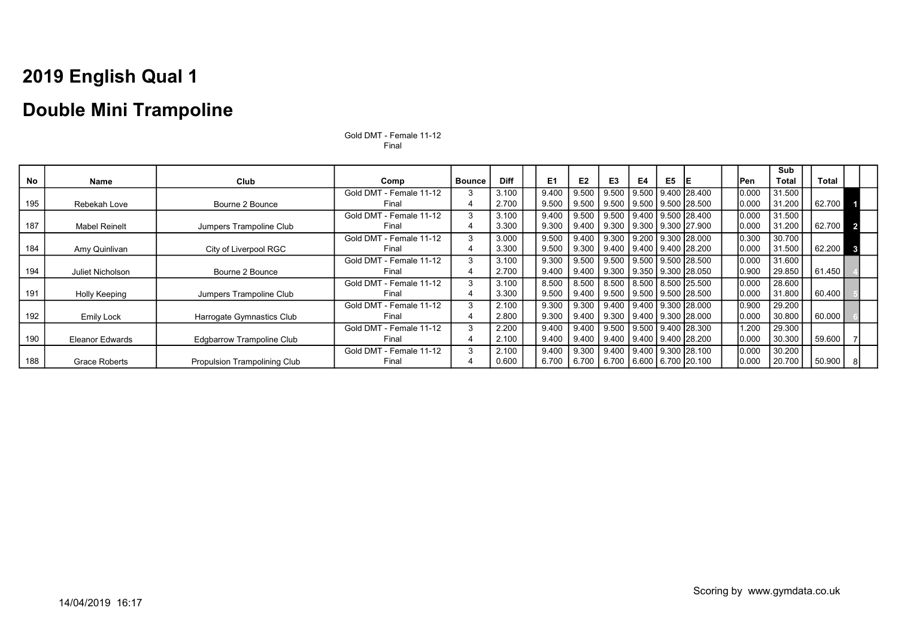# 2019 English Qual 1

# Double Mini Trampoline

Gold DMT - Female 11-12
Final

| No | Name | Club | Comp | Bounce | Diff | E1 | E2 | E3 | E4 | E5 | E | Pen | Sub Total | Total | |
|---|---|---|---|---|---|---|---|---|---|---|---|---|---|---|---|
| 195 | Rebekah Love | Bourne 2 Bounce | Gold DMT - Female 11-12 | 3 | 3.100 | 9.400 | 9.500 | 9.500 | 9.500 | 9.400 | 28.400 | 0.000 | 31.500 | 62.700 | 1 |
| | | | Final | 4 | 2.700 | 9.500 | 9.500 | 9.500 | 9.500 | 9.500 | 28.500 | 0.000 | 31.200 | | |
| 187 | Mabel Reinelt | Jumpers Trampoline Club | Gold DMT - Female 11-12 | 3 | 3.100 | 9.400 | 9.500 | 9.500 | 9.400 | 9.500 | 28.400 | 0.000 | 31.500 | 62.700 | 2 |
| | | | Final | 4 | 3.300 | 9.300 | 9.400 | 9.300 | 9.300 | 9.300 | 27.900 | 0.000 | 31.200 | | |
| 184 | Amy Quinlivan | City of Liverpool RGC | Gold DMT - Female 11-12 | 3 | 3.000 | 9.500 | 9.400 | 9.300 | 9.200 | 9.300 | 28.000 | 0.300 | 30.700 | 62.200 | 3 |
| | | | Final | 4 | 3.300 | 9.500 | 9.300 | 9.400 | 9.400 | 9.400 | 28.200 | 0.000 | 31.500 | | |
| 194 | Juliet Nicholson | Bourne 2 Bounce | Gold DMT - Female 11-12 | 3 | 3.100 | 9.300 | 9.500 | 9.500 | 9.500 | 9.500 | 28.500 | 0.000 | 31.600 | 61.450 | 4 |
| | | | Final | 4 | 2.700 | 9.400 | 9.400 | 9.300 | 9.350 | 9.300 | 28.050 | 0.900 | 29.850 | | |
| 191 | Holly Keeping | Jumpers Trampoline Club | Gold DMT - Female 11-12 | 3 | 3.100 | 8.500 | 8.500 | 8.500 | 8.500 | 8.500 | 25.500 | 0.000 | 28.600 | 60.400 | 5 |
| | | | Final | 4 | 3.300 | 9.500 | 9.400 | 9.500 | 9.500 | 9.500 | 28.500 | 0.000 | 31.800 | | |
| 192 | Emily Lock | Harrogate Gymnastics Club | Gold DMT - Female 11-12 | 3 | 2.100 | 9.300 | 9.300 | 9.400 | 9.400 | 9.300 | 28.000 | 0.900 | 29.200 | 60.000 | 6 |
| | | | Final | 4 | 2.800 | 9.300 | 9.400 | 9.300 | 9.400 | 9.300 | 28.000 | 0.000 | 30.800 | | |
| 190 | Eleanor Edwards | Edgbarrow Trampoline Club | Gold DMT - Female 11-12 | 3 | 2.200 | 9.400 | 9.400 | 9.500 | 9.500 | 9.400 | 28.300 | 1.200 | 29.300 | 59.600 | 7 |
| | | | Final | 4 | 2.100 | 9.400 | 9.400 | 9.400 | 9.400 | 9.400 | 28.200 | 0.000 | 30.300 | | |
| 188 | Grace Roberts | Propulsion Trampolining Club | Gold DMT - Female 11-12 | 3 | 2.100 | 9.400 | 9.300 | 9.400 | 9.400 | 9.300 | 28.100 | 0.000 | 30.200 | 50.900 | 8 |
| | | | Final | 4 | 0.600 | 6.700 | 6.700 | 6.700 | 6.600 | 6.700 | 20.100 | 0.000 | 20.700 | | |

Scoring by www.gymdata.co.uk

14/04/2019 16:17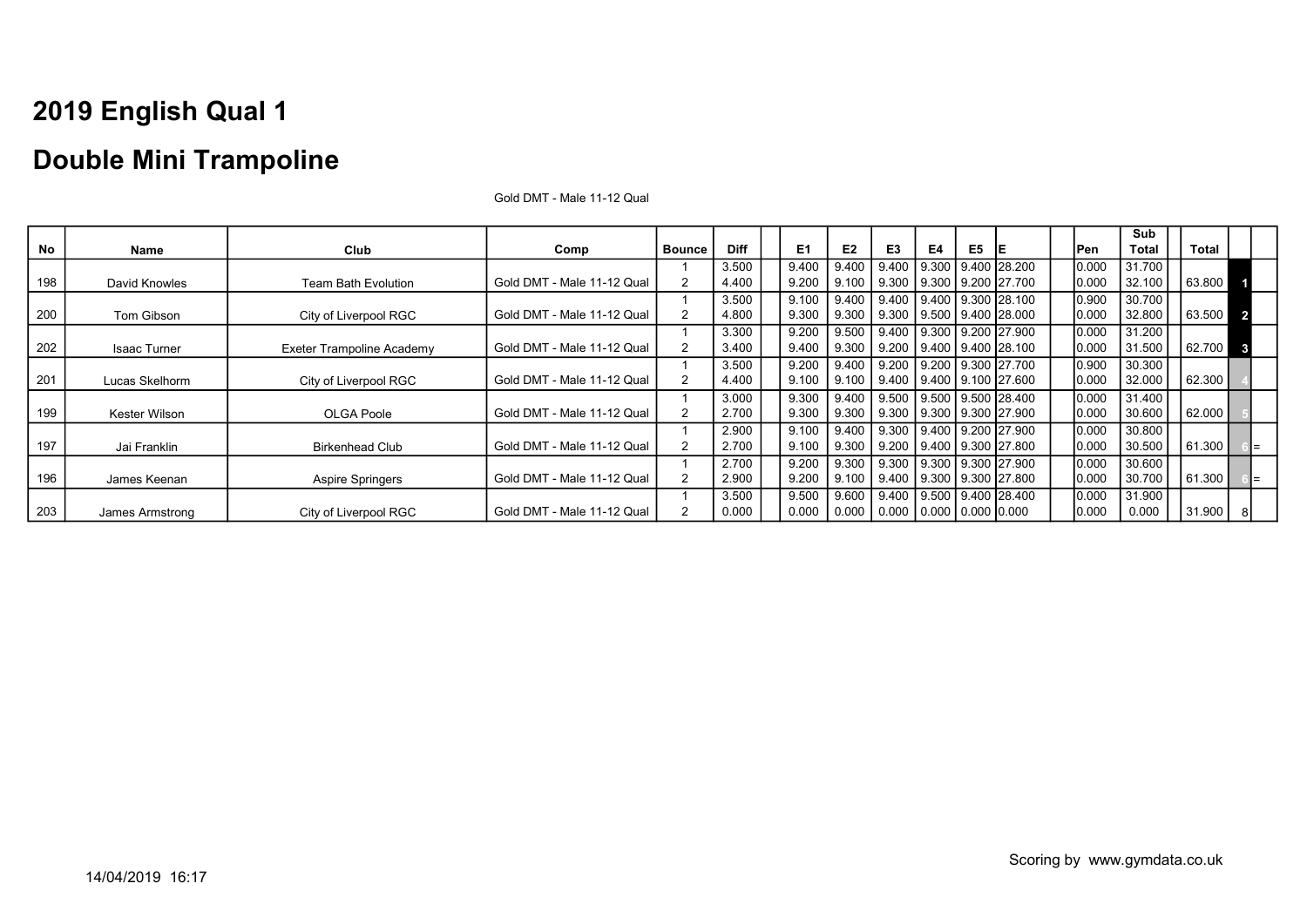# 2019 English Qual 1

## Double Mini Trampoline

Gold DMT - Male 11-12 Qual

| No | Name | Club | Comp | Bounce | Diff | | E1 | E2 | E3 | E4 | E5 | E | | Pen | Sub Total | | Total | | |
|---|---|---|---|---|---|---|---|---|---|---|---|---|---|---|---|---|---|---|---|
| | | | | 1 | 3.500 | | 9.400 | 9.400 | 9.400 | 9.300 | 9.400 | 28.200 | | 0.000 | 31.700 | | | | |
| 198 | David Knowles | Team Bath Evolution | Gold DMT - Male 11-12 Qual | 2 | 4.400 | | 9.200 | 9.100 | 9.300 | 9.300 | 9.200 | 27.700 | | 0.000 | 32.100 | | 63.800 | 1 | |
| | | | | 1 | 3.500 | | 9.100 | 9.400 | 9.400 | 9.400 | 9.300 | 28.100 | | 0.900 | 30.700 | | | | |
| 200 | Tom Gibson | City of Liverpool RGC | Gold DMT - Male 11-12 Qual | 2 | 4.800 | | 9.300 | 9.300 | 9.300 | 9.500 | 9.400 | 28.000 | | 0.000 | 32.800 | | 63.500 | 2 | |
| | | | | 1 | 3.300 | | 9.200 | 9.500 | 9.400 | 9.300 | 9.200 | 27.900 | | 0.000 | 31.200 | | | | |
| 202 | Isaac Turner | Exeter Trampoline Academy | Gold DMT - Male 11-12 Qual | 2 | 3.400 | | 9.400 | 9.300 | 9.200 | 9.400 | 9.400 | 28.100 | | 0.000 | 31.500 | | 62.700 | 3 | |
| | | | | 1 | 3.500 | | 9.200 | 9.400 | 9.200 | 9.200 | 9.300 | 27.700 | | 0.900 | 30.300 | | | | |
| 201 | Lucas Skelhorm | City of Liverpool RGC | Gold DMT - Male 11-12 Qual | 2 | 4.400 | | 9.100 | 9.100 | 9.400 | 9.400 | 9.100 | 27.600 | | 0.000 | 32.000 | | 62.300 | 4 | |
| | | | | 1 | 3.000 | | 9.300 | 9.400 | 9.500 | 9.500 | 9.500 | 28.400 | | 0.000 | 31.400 | | | | |
| 199 | Kester Wilson | OLGA Poole | Gold DMT - Male 11-12 Qual | 2 | 2.700 | | 9.300 | 9.300 | 9.300 | 9.300 | 9.300 | 27.900 | | 0.000 | 30.600 | | 62.000 | 5 | |
| | | | | 1 | 2.900 | | 9.100 | 9.400 | 9.300 | 9.400 | 9.200 | 27.900 | | 0.000 | 30.800 | | | | |
| 197 | Jai Franklin | Birkenhead Club | Gold DMT - Male 11-12 Qual | 2 | 2.700 | | 9.100 | 9.300 | 9.200 | 9.400 | 9.300 | 27.800 | | 0.000 | 30.500 | | 61.300 | 6 | = |
| | | | | 1 | 2.700 | | 9.200 | 9.300 | 9.300 | 9.300 | 9.300 | 27.900 | | 0.000 | 30.600 | | | | |
| 196 | James Keenan | Aspire Springers | Gold DMT - Male 11-12 Qual | 2 | 2.900 | | 9.200 | 9.100 | 9.400 | 9.300 | 9.300 | 27.800 | | 0.000 | 30.700 | | 61.300 | 6 | = |
| | | | | 1 | 3.500 | | 9.500 | 9.600 | 9.400 | 9.500 | 9.400 | 28.400 | | 0.000 | 31.900 | | | | |
| 203 | James Armstrong | City of Liverpool RGC | Gold DMT - Male 11-12 Qual | 2 | 0.000 | | 0.000 | 0.000 | 0.000 | 0.000 | 0.000 | 0.000 | | 0.000 | 0.000 | | 31.900 | 8 | |

Scoring by www.gymdata.co.uk

14/04/2019 16:17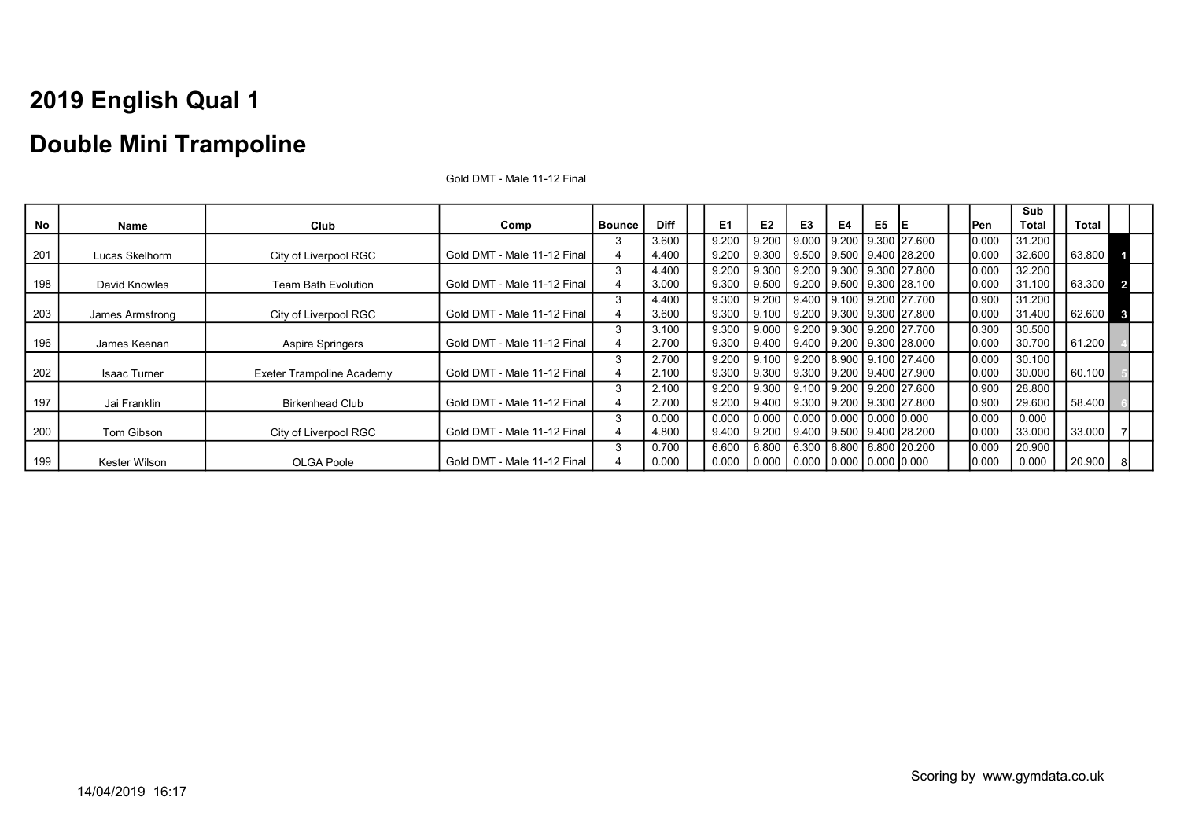# 2019 English Qual 1

# Double Mini Trampoline

Gold DMT - Male 11-12 Final

| No | Name | Club | Comp | Bounce | Diff | | E1 | E2 | E3 | E4 | E5 | E | | Pen | Sub Total | Total | |
|---|---|---|---|---|---|---|---|---|---|---|---|---|---|---|---|---|---|
| | | | | 3 | 3.600 | | 9.200 | 9.200 | 9.000 | 9.200 | 9.300 | 27.600 | | 0.000 | 31.200 | | |
| 201 | Lucas Skelhorm | City of Liverpool RGC | Gold DMT - Male 11-12 Final | 4 | 4.400 | | 9.200 | 9.300 | 9.500 | 9.500 | 9.400 | 28.200 | | 0.000 | 32.600 | 63.800 | 1 |
| | | | | 3 | 4.400 | | 9.200 | 9.300 | 9.200 | 9.300 | 9.300 | 27.800 | | 0.000 | 32.200 | | |
| 198 | David Knowles | Team Bath Evolution | Gold DMT - Male 11-12 Final | 4 | 3.000 | | 9.300 | 9.500 | 9.200 | 9.500 | 9.300 | 28.100 | | 0.000 | 31.100 | 63.300 | 2 |
| | | | | 3 | 4.400 | | 9.300 | 9.200 | 9.400 | 9.100 | 9.200 | 27.700 | | 0.900 | 31.200 | | |
| 203 | James Armstrong | City of Liverpool RGC | Gold DMT - Male 11-12 Final | 4 | 3.600 | | 9.300 | 9.100 | 9.200 | 9.300 | 9.300 | 27.800 | | 0.000 | 31.400 | 62.600 | 3 |
| | | | | 3 | 3.100 | | 9.300 | 9.000 | 9.200 | 9.300 | 9.200 | 27.700 | | 0.300 | 30.500 | | |
| 196 | James Keenan | Aspire Springers | Gold DMT - Male 11-12 Final | 4 | 2.700 | | 9.300 | 9.400 | 9.400 | 9.200 | 9.300 | 28.000 | | 0.000 | 30.700 | 61.200 | 4 |
| | | | | 3 | 2.700 | | 9.200 | 9.100 | 9.200 | 8.900 | 9.100 | 27.400 | | 0.000 | 30.100 | | |
| 202 | Isaac Turner | Exeter Trampoline Academy | Gold DMT - Male 11-12 Final | 4 | 2.100 | | 9.300 | 9.300 | 9.300 | 9.200 | 9.400 | 27.900 | | 0.000 | 30.000 | 60.100 | 5 |
| | | | | 3 | 2.100 | | 9.200 | 9.300 | 9.100 | 9.200 | 9.200 | 27.600 | | 0.900 | 28.800 | | |
| 197 | Jai Franklin | Birkenhead Club | Gold DMT - Male 11-12 Final | 4 | 2.700 | | 9.200 | 9.400 | 9.300 | 9.200 | 9.300 | 27.800 | | 0.900 | 29.600 | 58.400 | 6 |
| | | | | 3 | 0.000 | | 0.000 | 0.000 | 0.000 | 0.000 | 0.000 | 0.000 | | 0.000 | 0.000 | | |
| 200 | Tom Gibson | City of Liverpool RGC | Gold DMT - Male 11-12 Final | 4 | 4.800 | | 9.400 | 9.200 | 9.400 | 9.500 | 9.400 | 28.200 | | 0.000 | 33.000 | 33.000 | 7 |
| | | | | 3 | 0.700 | | 6.600 | 6.800 | 6.300 | 6.800 | 6.800 | 20.200 | | 0.000 | 20.900 | | |
| 199 | Kester Wilson | OLGA Poole | Gold DMT - Male 11-12 Final | 4 | 0.000 | | 0.000 | 0.000 | 0.000 | 0.000 | 0.000 | 0.000 | | 0.000 | 0.000 | 20.900 | 8 |

Scoring by www.gymdata.co.uk

14/04/2019 16:17